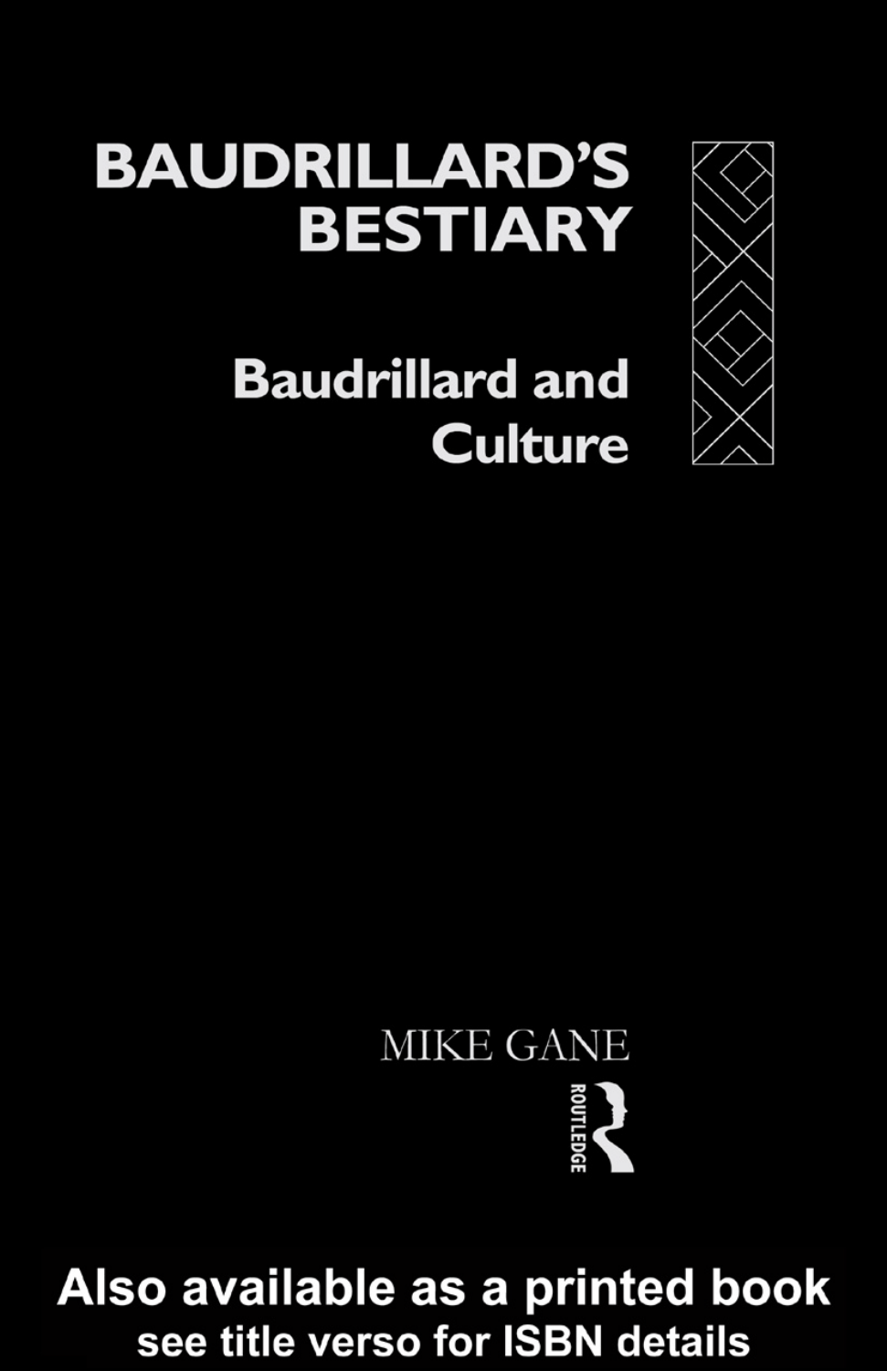# BAUDRILLARD'S BESTIARY

## Baudrillard and Culture

MIKE GANE

ROUTLEDGE

Also available as a printed book
see title verso for ISBN details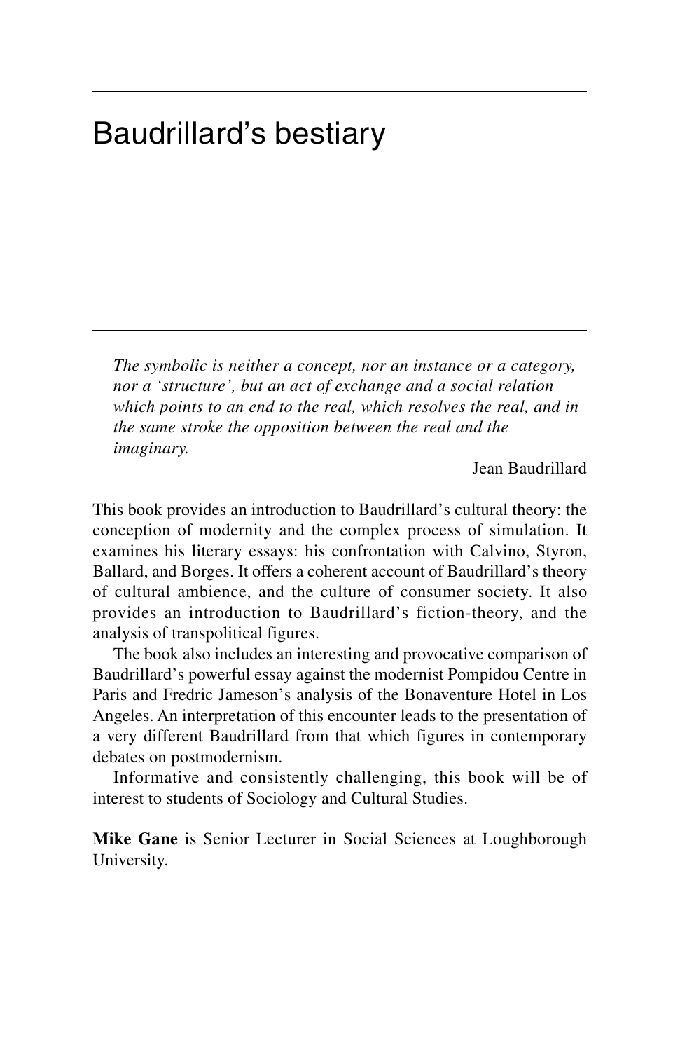# Baudrillard's bestiary

> *The symbolic is neither a concept, nor an instance or a category, nor a 'structure', but an act of exchange and a social relation which points to an end to the real, which resolves the real, and in the same stroke the opposition between the real and the imaginary.*
>
> Jean Baudrillard

This book provides an introduction to Baudrillard's cultural theory: the conception of modernity and the complex process of simulation. It examines his literary essays: his confrontation with Calvino, Styron, Ballard, and Borges. It offers a coherent account of Baudrillard's theory of cultural ambience, and the culture of consumer society. It also provides an introduction to Baudrillard's fiction-theory, and the analysis of transpolitical figures.

The book also includes an interesting and provocative comparison of Baudrillard's powerful essay against the modernist Pompidou Centre in Paris and Fredric Jameson's analysis of the Bonaventure Hotel in Los Angeles. An interpretation of this encounter leads to the presentation of a very different Baudrillard from that which figures in contemporary debates on postmodernism.

Informative and consistently challenging, this book will be of interest to students of Sociology and Cultural Studies.

**Mike Gane** is Senior Lecturer in Social Sciences at Loughborough University.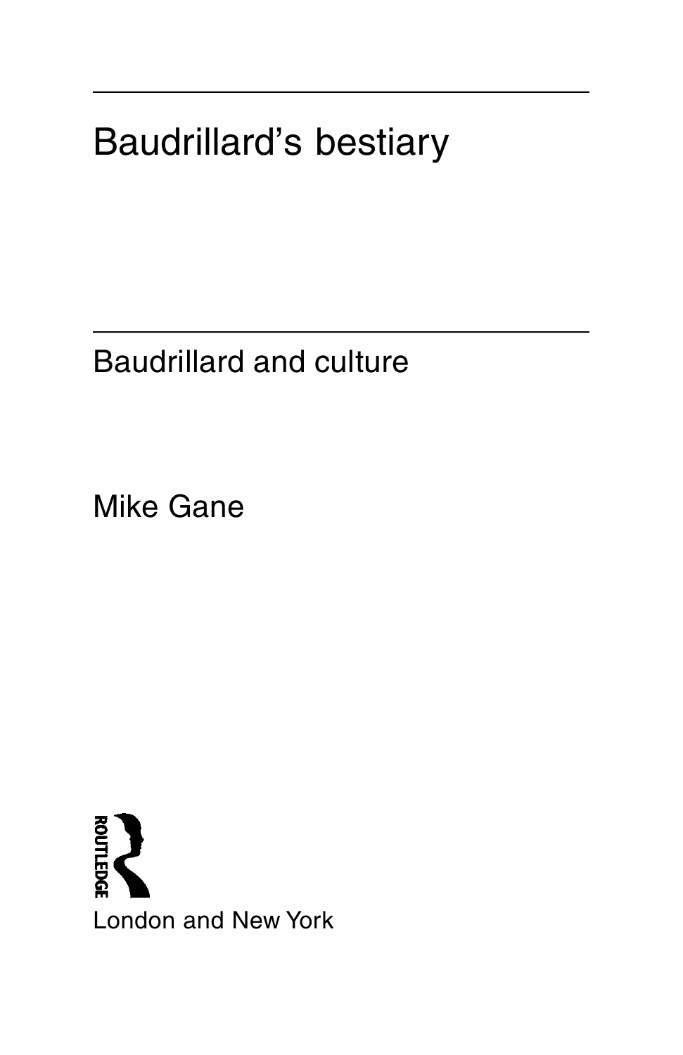# Baudrillard's bestiary

## Baudrillard and culture

Mike Gane

ROUTLEDGE

London and New York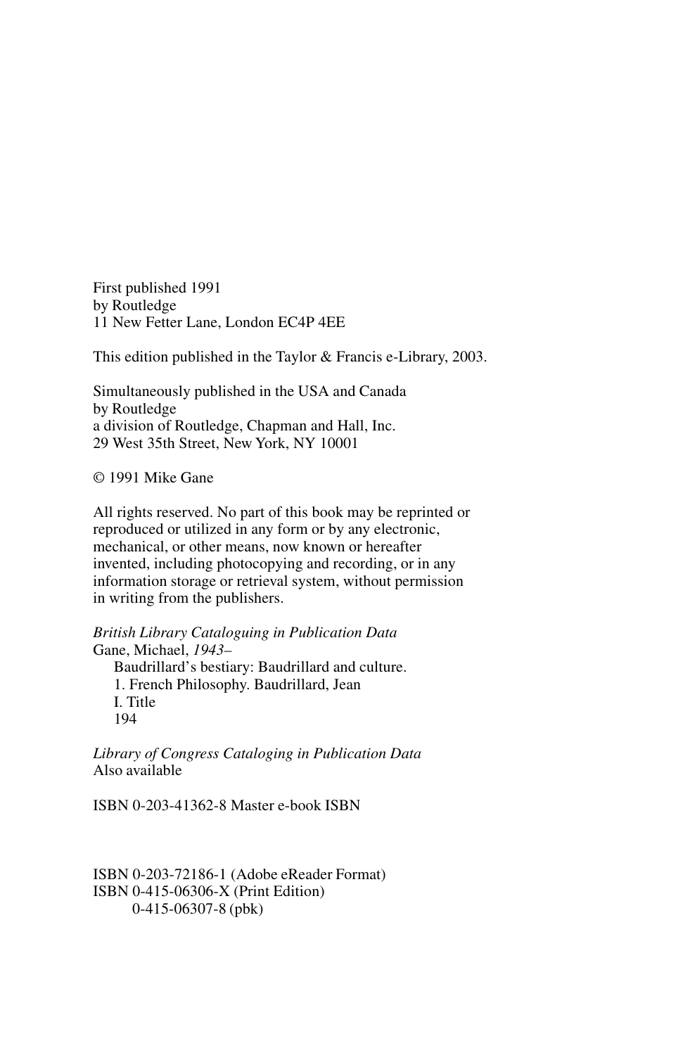First published 1991  
by Routledge  
11 New Fetter Lane, London EC4P 4EE

This edition published in the Taylor & Francis e-Library, 2003.

Simultaneously published in the USA and Canada  
by Routledge  
a division of Routledge, Chapman and Hall, Inc.  
29 West 35th Street, New York, NY 10001

© 1991 Mike Gane

All rights reserved. No part of this book may be reprinted or reproduced or utilized in any form or by any electronic, mechanical, or other means, now known or hereafter invented, including photocopying and recording, or in any information storage or retrieval system, without permission in writing from the publishers.

*British Library Cataloguing in Publication Data*  
Gane, Michael, *1943–*  
Baudrillard's bestiary: Baudrillard and culture.  
1. French Philosophy. Baudrillard, Jean  
I. Title  
194

*Library of Congress Cataloging in Publication Data*  
Also available

ISBN 0-203-41362-8 Master e-book ISBN

ISBN 0-203-72186-1 (Adobe eReader Format)  
ISBN 0-415-06306-X (Print Edition)  
0-415-06307-8 (pbk)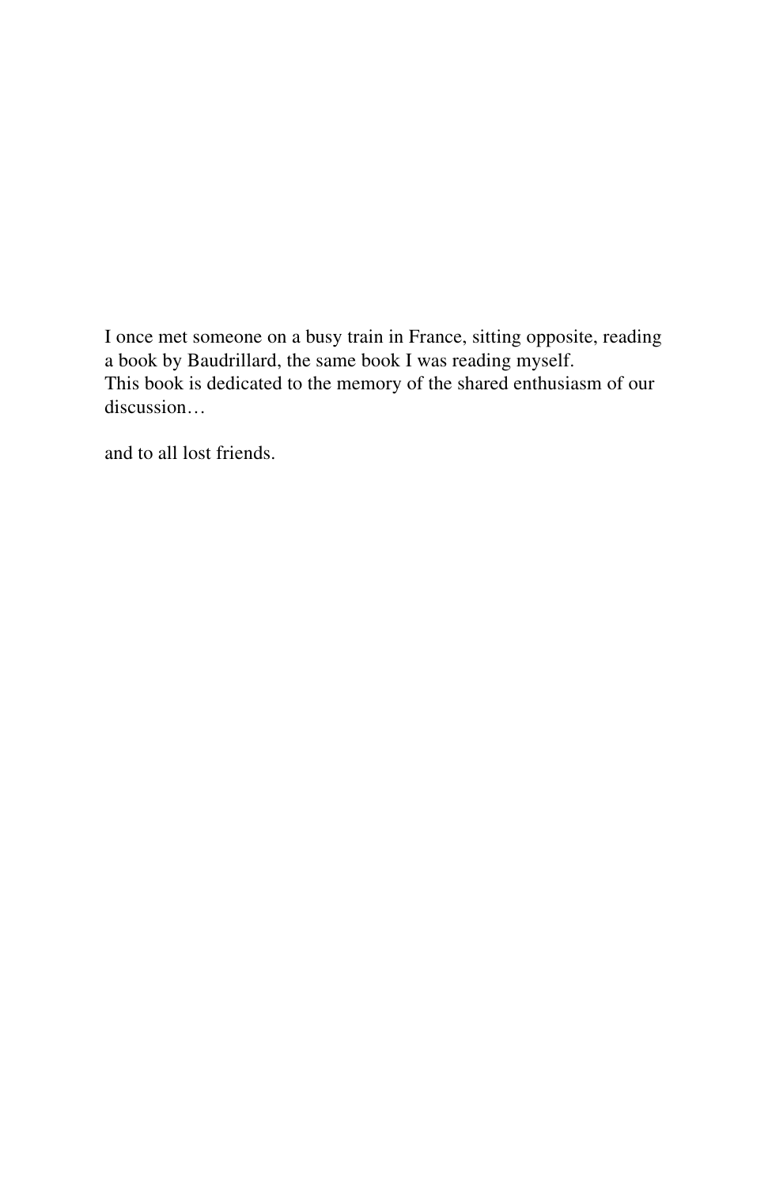I once met someone on a busy train in France, sitting opposite, reading a book by Baudrillard, the same book I was reading myself.
This book is dedicated to the memory of the shared enthusiasm of our discussion…

and to all lost friends.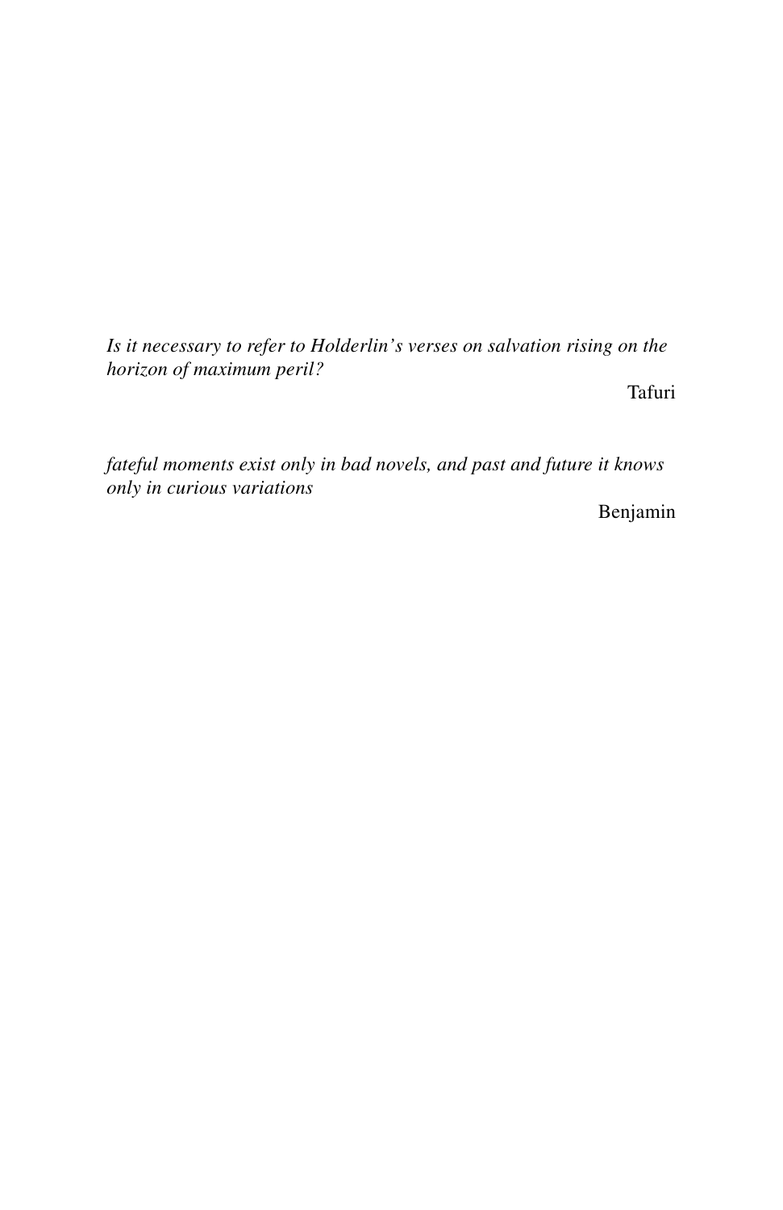*Is it necessary to refer to Holderlin's verses on salvation rising on the horizon of maximum peril?*

Tafuri

*fateful moments exist only in bad novels, and past and future it knows only in curious variations*

Benjamin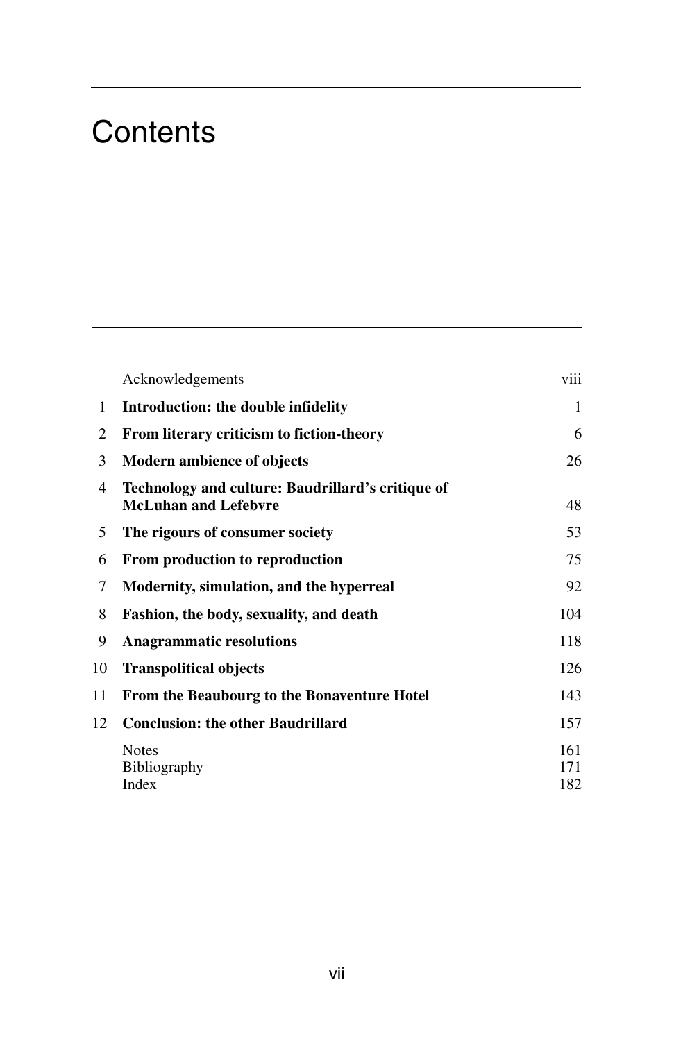# Contents

| | | |
|---|---|---|
| | Acknowledgements | viii |
| 1 | **Introduction: the double infidelity** | 1 |
| 2 | **From literary criticism to fiction-theory** | 6 |
| 3 | **Modern ambience of objects** | 26 |
| 4 | **Technology and culture: Baudrillard's critique of McLuhan and Lefebvre** | 48 |
| 5 | **The rigours of consumer society** | 53 |
| 6 | **From production to reproduction** | 75 |
| 7 | **Modernity, simulation, and the hyperreal** | 92 |
| 8 | **Fashion, the body, sexuality, and death** | 104 |
| 9 | **Anagrammatic resolutions** | 118 |
| 10 | **Transpolitical objects** | 126 |
| 11 | **From the Beaubourg to the Bonaventure Hotel** | 143 |
| 12 | **Conclusion: the other Baudrillard** | 157 |
| | Notes | 161 |
| | Bibliography | 171 |
| | Index | 182 |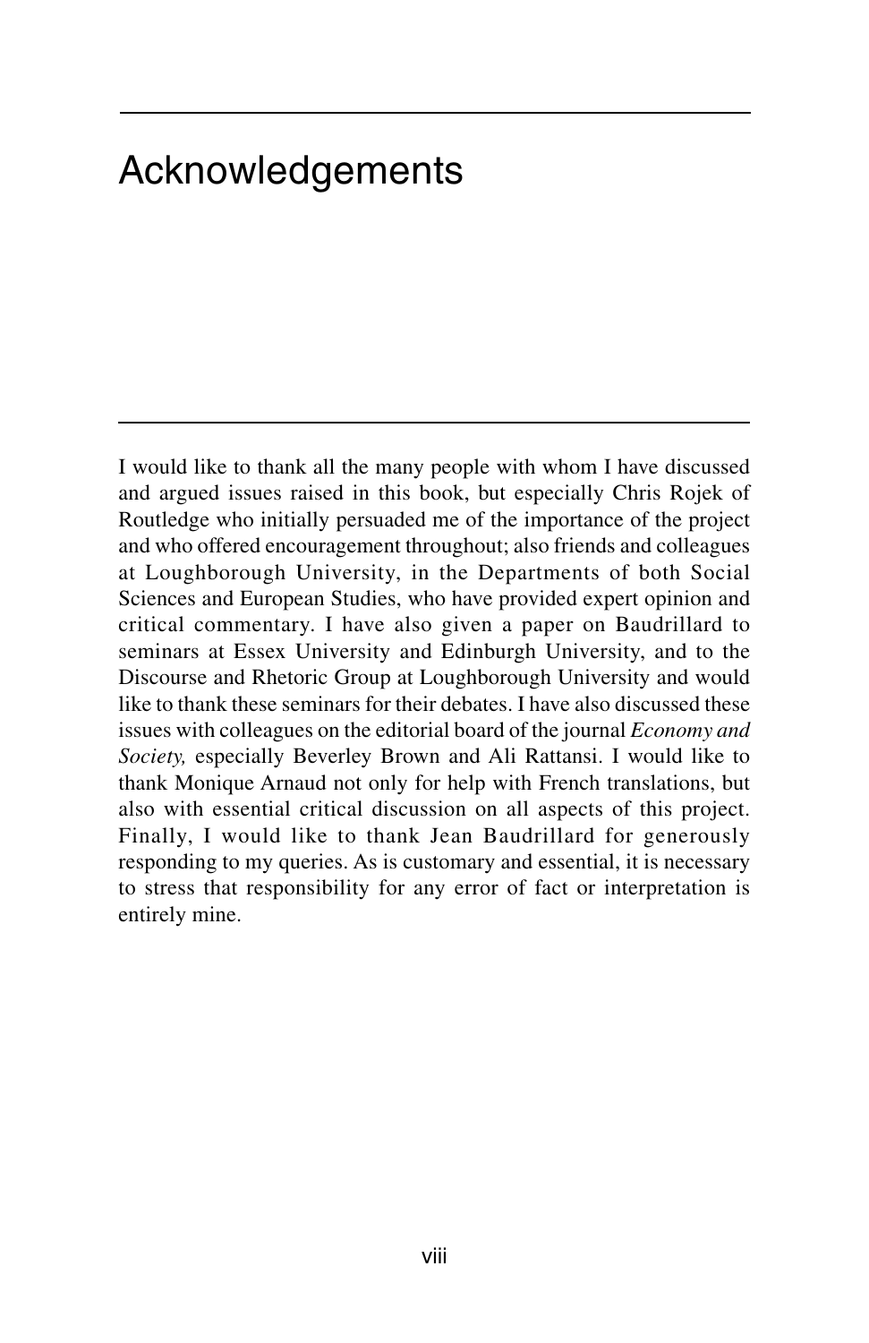# Acknowledgements

I would like to thank all the many people with whom I have discussed and argued issues raised in this book, but especially Chris Rojek of Routledge who initially persuaded me of the importance of the project and who offered encouragement throughout; also friends and colleagues at Loughborough University, in the Departments of both Social Sciences and European Studies, who have provided expert opinion and critical commentary. I have also given a paper on Baudrillard to seminars at Essex University and Edinburgh University, and to the Discourse and Rhetoric Group at Loughborough University and would like to thank these seminars for their debates. I have also discussed these issues with colleagues on the editorial board of the journal *Economy and Society,* especially Beverley Brown and Ali Rattansi. I would like to thank Monique Arnaud not only for help with French translations, but also with essential critical discussion on all aspects of this project. Finally, I would like to thank Jean Baudrillard for generously responding to my queries. As is customary and essential, it is necessary to stress that responsibility for any error of fact or interpretation is entirely mine.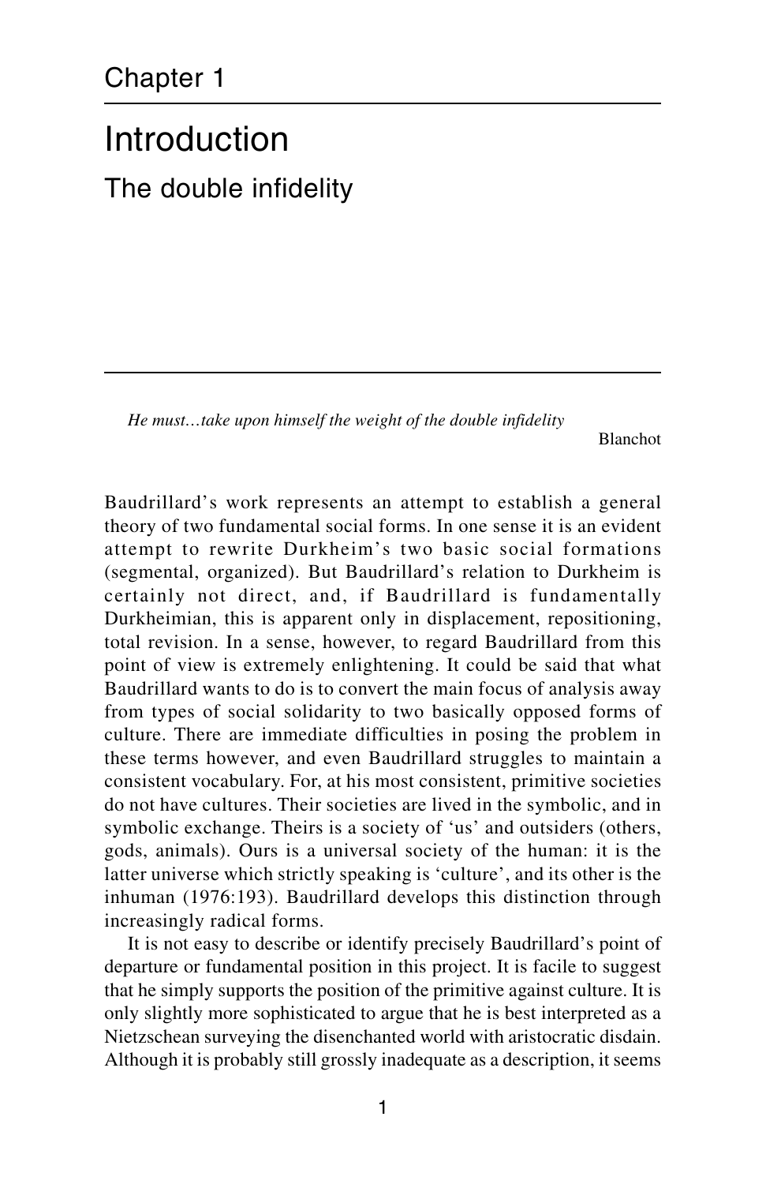# Chapter 1

## Introduction

### The double infidelity

*He must…take upon himself the weight of the double infidelity*

Blanchot

Baudrillard's work represents an attempt to establish a general theory of two fundamental social forms. In one sense it is an evident attempt to rewrite Durkheim's two basic social formations (segmental, organized). But Baudrillard's relation to Durkheim is certainly not direct, and, if Baudrillard is fundamentally Durkheimian, this is apparent only in displacement, repositioning, total revision. In a sense, however, to regard Baudrillard from this point of view is extremely enlightening. It could be said that what Baudrillard wants to do is to convert the main focus of analysis away from types of social solidarity to two basically opposed forms of culture. There are immediate difficulties in posing the problem in these terms however, and even Baudrillard struggles to maintain a consistent vocabulary. For, at his most consistent, primitive societies do not have cultures. Their societies are lived in the symbolic, and in symbolic exchange. Theirs is a society of 'us' and outsiders (others, gods, animals). Ours is a universal society of the human: it is the latter universe which strictly speaking is 'culture', and its other is the inhuman (1976:193). Baudrillard develops this distinction through increasingly radical forms.

It is not easy to describe or identify precisely Baudrillard's point of departure or fundamental position in this project. It is facile to suggest that he simply supports the position of the primitive against culture. It is only slightly more sophisticated to argue that he is best interpreted as a Nietzschean surveying the disenchanted world with aristocratic disdain. Although it is probably still grossly inadequate as a description, it seems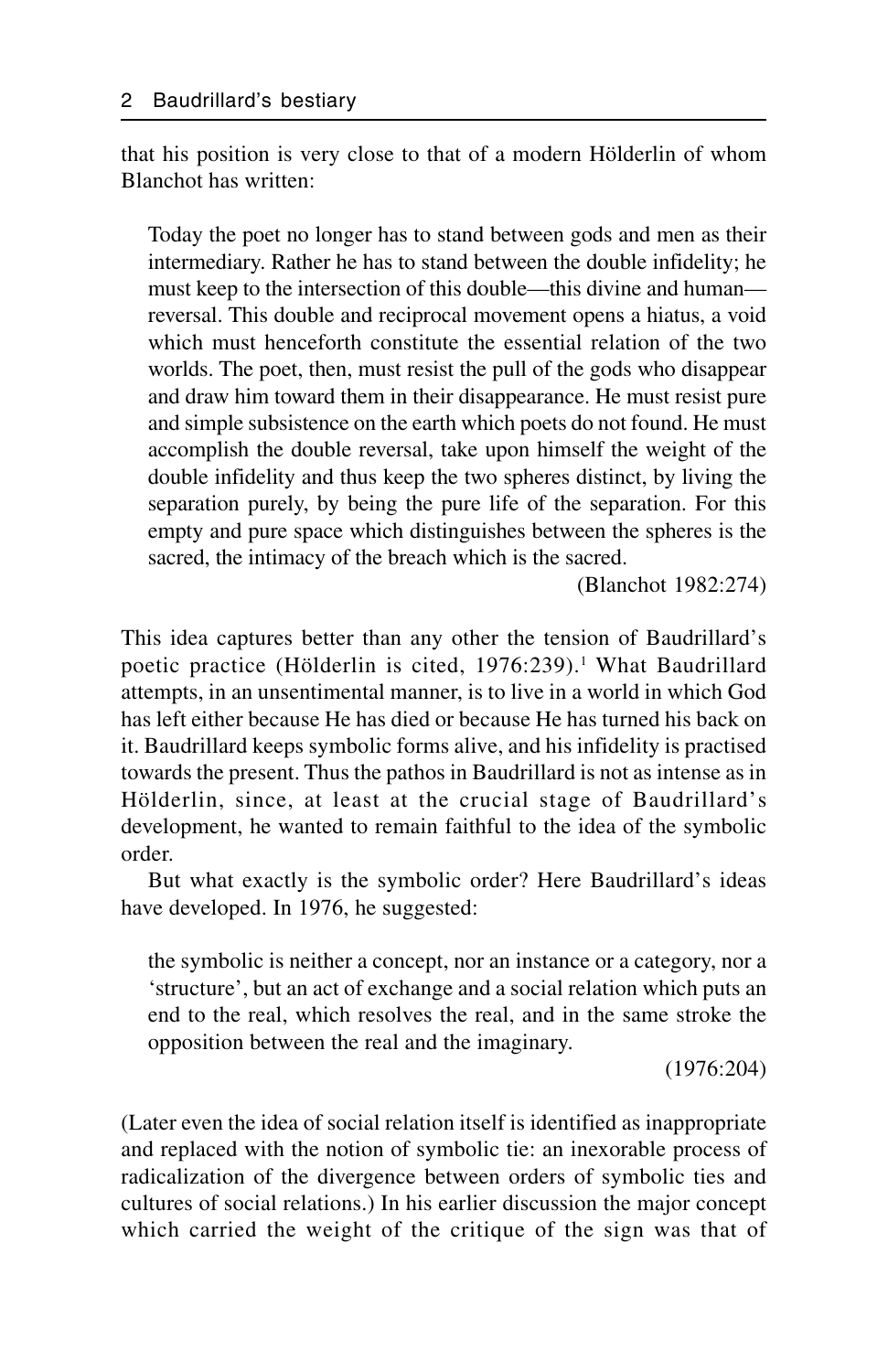that his position is very close to that of a modern Hölderlin of whom Blanchot has written:

> Today the poet no longer has to stand between gods and men as their intermediary. Rather he has to stand between the double infidelity; he must keep to the intersection of this double—this divine and human—reversal. This double and reciprocal movement opens a hiatus, a void which must henceforth constitute the essential relation of the two worlds. The poet, then, must resist the pull of the gods who disappear and draw him toward them in their disappearance. He must resist pure and simple subsistence on the earth which poets do not found. He must accomplish the double reversal, take upon himself the weight of the double infidelity and thus keep the two spheres distinct, by living the separation purely, by being the pure life of the separation. For this empty and pure space which distinguishes between the spheres is the sacred, the intimacy of the breach which is the sacred.
>
> (Blanchot 1982:274)

This idea captures better than any other the tension of Baudrillard's poetic practice (Hölderlin is cited, 1976:239).[1] What Baudrillard attempts, in an unsentimental manner, is to live in a world in which God has left either because He has died or because He has turned his back on it. Baudrillard keeps symbolic forms alive, and his infidelity is practised towards the present. Thus the pathos in Baudrillard is not as intense as in Hölderlin, since, at least at the crucial stage of Baudrillard's development, he wanted to remain faithful to the idea of the symbolic order.

But what exactly is the symbolic order? Here Baudrillard's ideas have developed. In 1976, he suggested:

> the symbolic is neither a concept, nor an instance or a category, nor a 'structure', but an act of exchange and a social relation which puts an end to the real, which resolves the real, and in the same stroke the opposition between the real and the imaginary.
>
> (1976:204)

(Later even the idea of social relation itself is identified as inappropriate and replaced with the notion of symbolic tie: an inexorable process of radicalization of the divergence between orders of symbolic ties and cultures of social relations.) In his earlier discussion the major concept which carried the weight of the critique of the sign was that of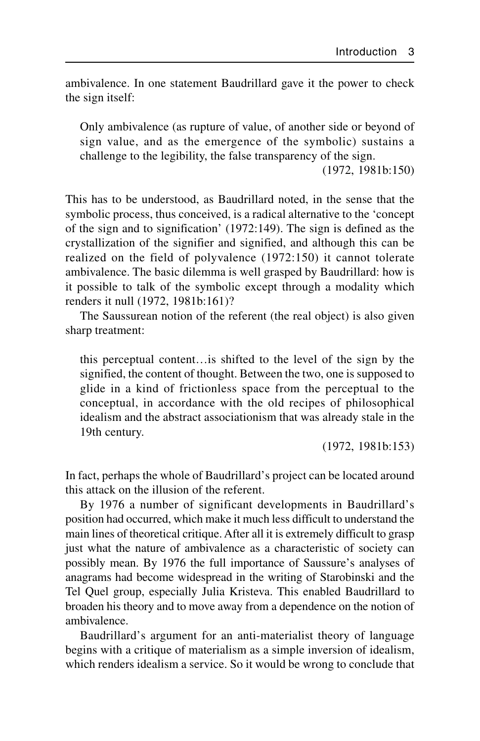ambivalence. In one statement Baudrillard gave it the power to check the sign itself:

> Only ambivalence (as rupture of value, of another side or beyond of sign value, and as the emergence of the symbolic) sustains a challenge to the legibility, the false transparency of the sign.
>
> (1972, 1981b:150)

This has to be understood, as Baudrillard noted, in the sense that the symbolic process, thus conceived, is a radical alternative to the 'concept of the sign and to signification' (1972:149). The sign is defined as the crystallization of the signifier and signified, and although this can be realized on the field of polyvalence (1972:150) it cannot tolerate ambivalence. The basic dilemma is well grasped by Baudrillard: how is it possible to talk of the symbolic except through a modality which renders it null (1972, 1981b:161)?

The Saussurean notion of the referent (the real object) is also given sharp treatment:

> this perceptual content…is shifted to the level of the sign by the signified, the content of thought. Between the two, one is supposed to glide in a kind of frictionless space from the perceptual to the conceptual, in accordance with the old recipes of philosophical idealism and the abstract associationism that was already stale in the 19th century.
>
> (1972, 1981b:153)

In fact, perhaps the whole of Baudrillard's project can be located around this attack on the illusion of the referent.

By 1976 a number of significant developments in Baudrillard's position had occurred, which make it much less difficult to understand the main lines of theoretical critique. After all it is extremely difficult to grasp just what the nature of ambivalence as a characteristic of society can possibly mean. By 1976 the full importance of Saussure's analyses of anagrams had become widespread in the writing of Starobinski and the Tel Quel group, especially Julia Kristeva. This enabled Baudrillard to broaden his theory and to move away from a dependence on the notion of ambivalence.

Baudrillard's argument for an anti-materialist theory of language begins with a critique of materialism as a simple inversion of idealism, which renders idealism a service. So it would be wrong to conclude that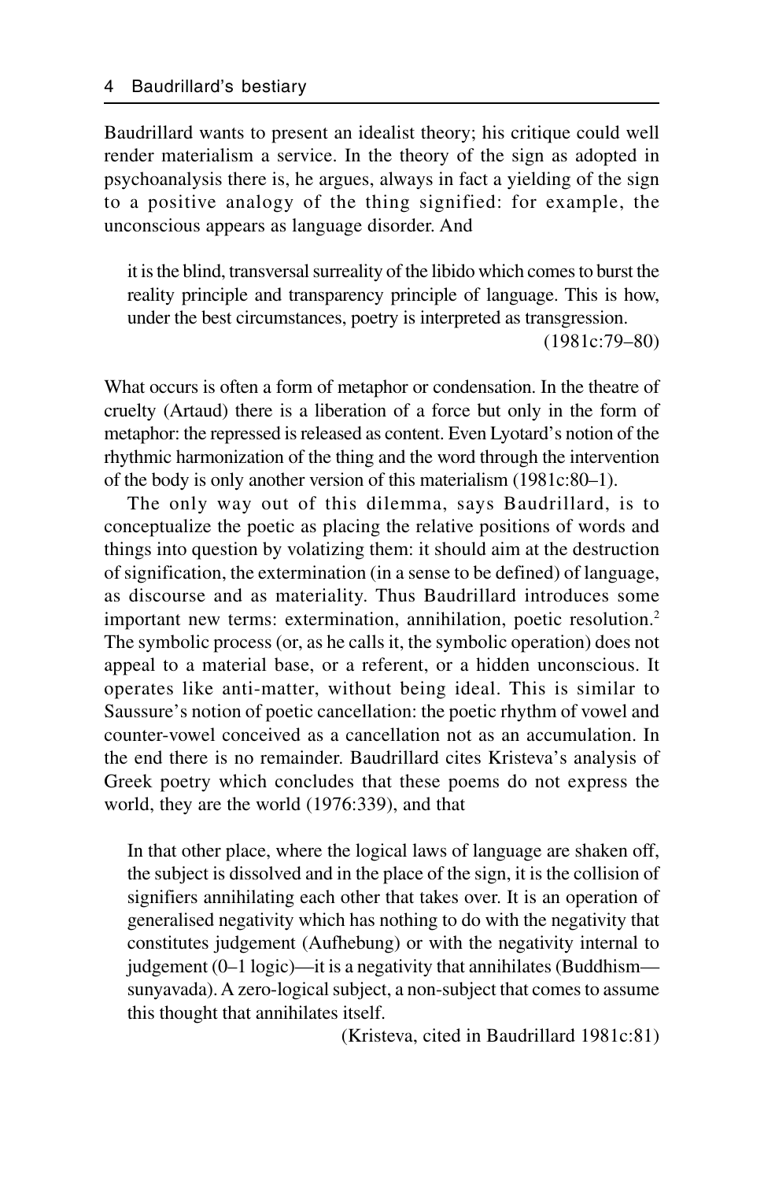Baudrillard wants to present an idealist theory; his critique could well render materialism a service. In the theory of the sign as adopted in psychoanalysis there is, he argues, always in fact a yielding of the sign to a positive analogy of the thing signified: for example, the unconscious appears as language disorder. And

> it is the blind, transversal surreality of the libido which comes to burst the reality principle and transparency principle of language. This is how, under the best circumstances, poetry is interpreted as transgression.
>
> (1981c:79–80)

What occurs is often a form of metaphor or condensation. In the theatre of cruelty (Artaud) there is a liberation of a force but only in the form of metaphor: the repressed is released as content. Even Lyotard's notion of the rhythmic harmonization of the thing and the word through the intervention of the body is only another version of this materialism (1981c:80–1).

The only way out of this dilemma, says Baudrillard, is to conceptualize the poetic as placing the relative positions of words and things into question by volatizing them: it should aim at the destruction of signification, the extermination (in a sense to be defined) of language, as discourse and as materiality. Thus Baudrillard introduces some important new terms: extermination, annihilation, poetic resolution.[2] The symbolic process (or, as he calls it, the symbolic operation) does not appeal to a material base, or a referent, or a hidden unconscious. It operates like anti-matter, without being ideal. This is similar to Saussure's notion of poetic cancellation: the poetic rhythm of vowel and counter-vowel conceived as a cancellation not as an accumulation. In the end there is no remainder. Baudrillard cites Kristeva's analysis of Greek poetry which concludes that these poems do not express the world, they are the world (1976:339), and that

> In that other place, where the logical laws of language are shaken off, the subject is dissolved and in the place of the sign, it is the collision of signifiers annihilating each other that takes over. It is an operation of generalised negativity which has nothing to do with the negativity that constitutes judgement (Aufhebung) or with the negativity internal to judgement (0–1 logic)—it is a negativity that annihilates (Buddhism—sunyavada). A zero-logical subject, a non-subject that comes to assume this thought that annihilates itself.
>
> (Kristeva, cited in Baudrillard 1981c:81)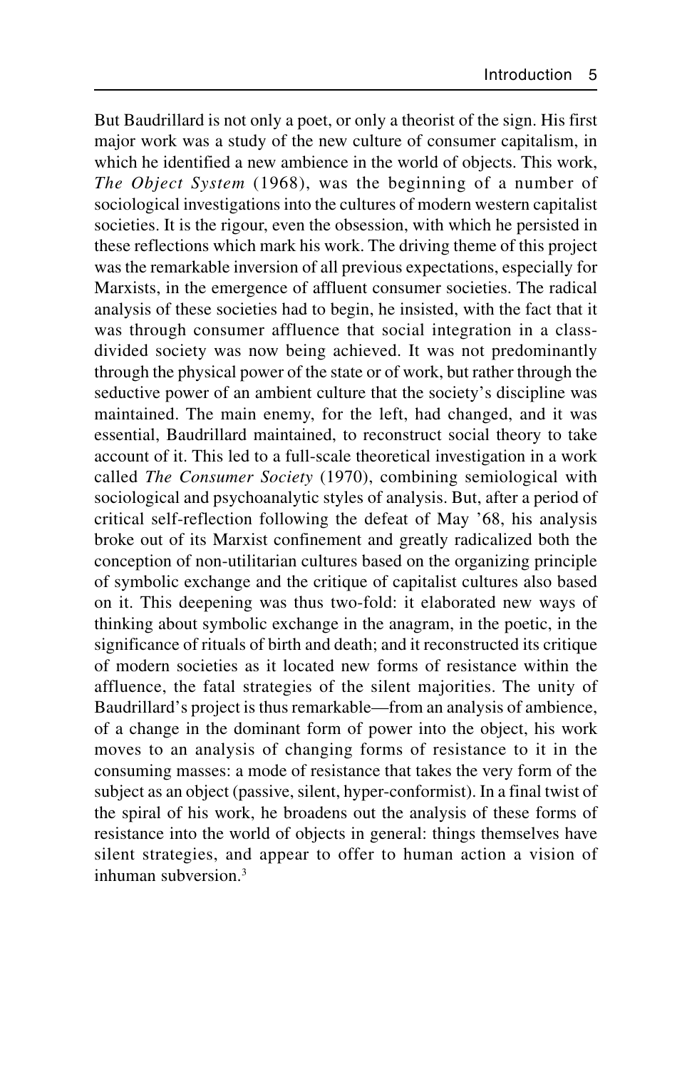But Baudrillard is not only a poet, or only a theorist of the sign. His first major work was a study of the new culture of consumer capitalism, in which he identified a new ambience in the world of objects. This work, *The Object System* (1968), was the beginning of a number of sociological investigations into the cultures of modern western capitalist societies. It is the rigour, even the obsession, with which he persisted in these reflections which mark his work. The driving theme of this project was the remarkable inversion of all previous expectations, especially for Marxists, in the emergence of affluent consumer societies. The radical analysis of these societies had to begin, he insisted, with the fact that it was through consumer affluence that social integration in a class-divided society was now being achieved. It was not predominantly through the physical power of the state or of work, but rather through the seductive power of an ambient culture that the society's discipline was maintained. The main enemy, for the left, had changed, and it was essential, Baudrillard maintained, to reconstruct social theory to take account of it. This led to a full-scale theoretical investigation in a work called *The Consumer Society* (1970), combining semiological with sociological and psychoanalytic styles of analysis. But, after a period of critical self-reflection following the defeat of May '68, his analysis broke out of its Marxist confinement and greatly radicalized both the conception of non-utilitarian cultures based on the organizing principle of symbolic exchange and the critique of capitalist cultures also based on it. This deepening was thus two-fold: it elaborated new ways of thinking about symbolic exchange in the anagram, in the poetic, in the significance of rituals of birth and death; and it reconstructed its critique of modern societies as it located new forms of resistance within the affluence, the fatal strategies of the silent majorities. The unity of Baudrillard's project is thus remarkable—from an analysis of ambience, of a change in the dominant form of power into the object, his work moves to an analysis of changing forms of resistance to it in the consuming masses: a mode of resistance that takes the very form of the subject as an object (passive, silent, hyper-conformist). In a final twist of the spiral of his work, he broadens out the analysis of these forms of resistance into the world of objects in general: things themselves have silent strategies, and appear to offer to human action a vision of inhuman subversion.[3]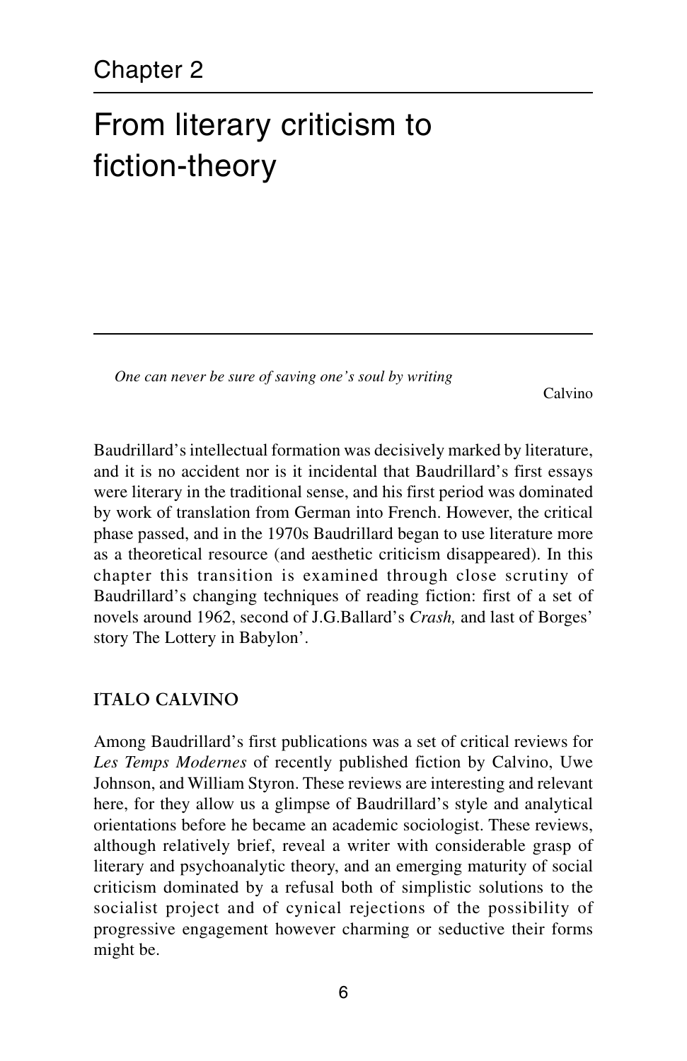# Chapter 2

# From literary criticism to fiction-theory

*One can never be sure of saving one's soul by writing*

Calvino

Baudrillard's intellectual formation was decisively marked by literature, and it is no accident nor is it incidental that Baudrillard's first essays were literary in the traditional sense, and his first period was dominated by work of translation from German into French. However, the critical phase passed, and in the 1970s Baudrillard began to use literature more as a theoretical resource (and aesthetic criticism disappeared). In this chapter this transition is examined through close scrutiny of Baudrillard's changing techniques of reading fiction: first of a set of novels around 1962, second of J.G.Ballard's *Crash,* and last of Borges' story The Lottery in Babylon'.

## ITALO CALVINO

Among Baudrillard's first publications was a set of critical reviews for *Les Temps Modernes* of recently published fiction by Calvino, Uwe Johnson, and William Styron. These reviews are interesting and relevant here, for they allow us a glimpse of Baudrillard's style and analytical orientations before he became an academic sociologist. These reviews, although relatively brief, reveal a writer with considerable grasp of literary and psychoanalytic theory, and an emerging maturity of social criticism dominated by a refusal both of simplistic solutions to the socialist project and of cynical rejections of the possibility of progressive engagement however charming or seductive their forms might be.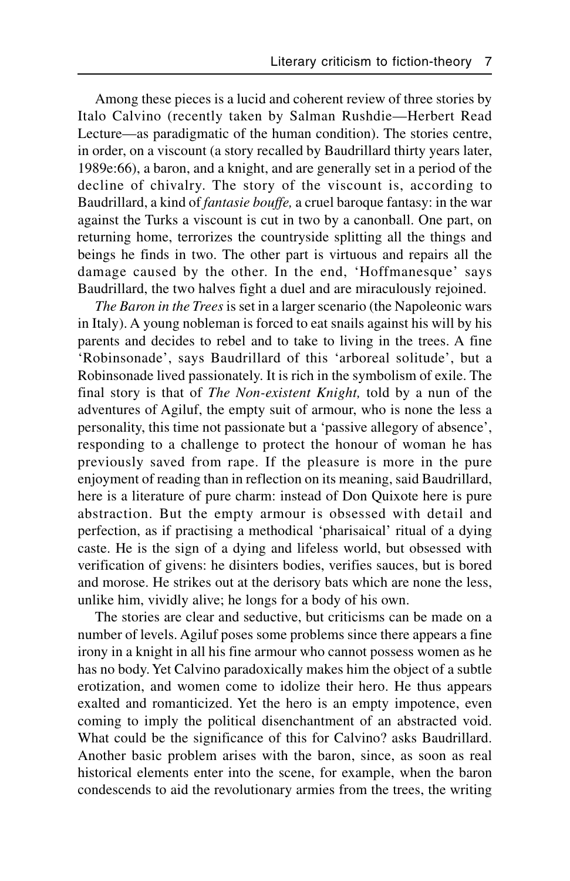Among these pieces is a lucid and coherent review of three stories by Italo Calvino (recently taken by Salman Rushdie—Herbert Read Lecture—as paradigmatic of the human condition). The stories centre, in order, on a viscount (a story recalled by Baudrillard thirty years later, 1989e:66), a baron, and a knight, and are generally set in a period of the decline of chivalry. The story of the viscount is, according to Baudrillard, a kind of *fantasie bouffe,* a cruel baroque fantasy: in the war against the Turks a viscount is cut in two by a canonball. One part, on returning home, terrorizes the countryside splitting all the things and beings he finds in two. The other part is virtuous and repairs all the damage caused by the other. In the end, 'Hoffmanesque' says Baudrillard, the two halves fight a duel and are miraculously rejoined.

*The Baron in the Trees* is set in a larger scenario (the Napoleonic wars in Italy). A young nobleman is forced to eat snails against his will by his parents and decides to rebel and to take to living in the trees. A fine 'Robinsonade', says Baudrillard of this 'arboreal solitude', but a Robinsonade lived passionately. It is rich in the symbolism of exile. The final story is that of *The Non-existent Knight,* told by a nun of the adventures of Agiluf, the empty suit of armour, who is none the less a personality, this time not passionate but a 'passive allegory of absence', responding to a challenge to protect the honour of woman he has previously saved from rape. If the pleasure is more in the pure enjoyment of reading than in reflection on its meaning, said Baudrillard, here is a literature of pure charm: instead of Don Quixote here is pure abstraction. But the empty armour is obsessed with detail and perfection, as if practising a methodical 'pharisaical' ritual of a dying caste. He is the sign of a dying and lifeless world, but obsessed with verification of givens: he disinters bodies, verifies sauces, but is bored and morose. He strikes out at the derisory bats which are none the less, unlike him, vividly alive; he longs for a body of his own.

The stories are clear and seductive, but criticisms can be made on a number of levels. Agiluf poses some problems since there appears a fine irony in a knight in all his fine armour who cannot possess women as he has no body. Yet Calvino paradoxically makes him the object of a subtle erotization, and women come to idolize their hero. He thus appears exalted and romanticized. Yet the hero is an empty impotence, even coming to imply the political disenchantment of an abstracted void. What could be the significance of this for Calvino? asks Baudrillard. Another basic problem arises with the baron, since, as soon as real historical elements enter into the scene, for example, when the baron condescends to aid the revolutionary armies from the trees, the writing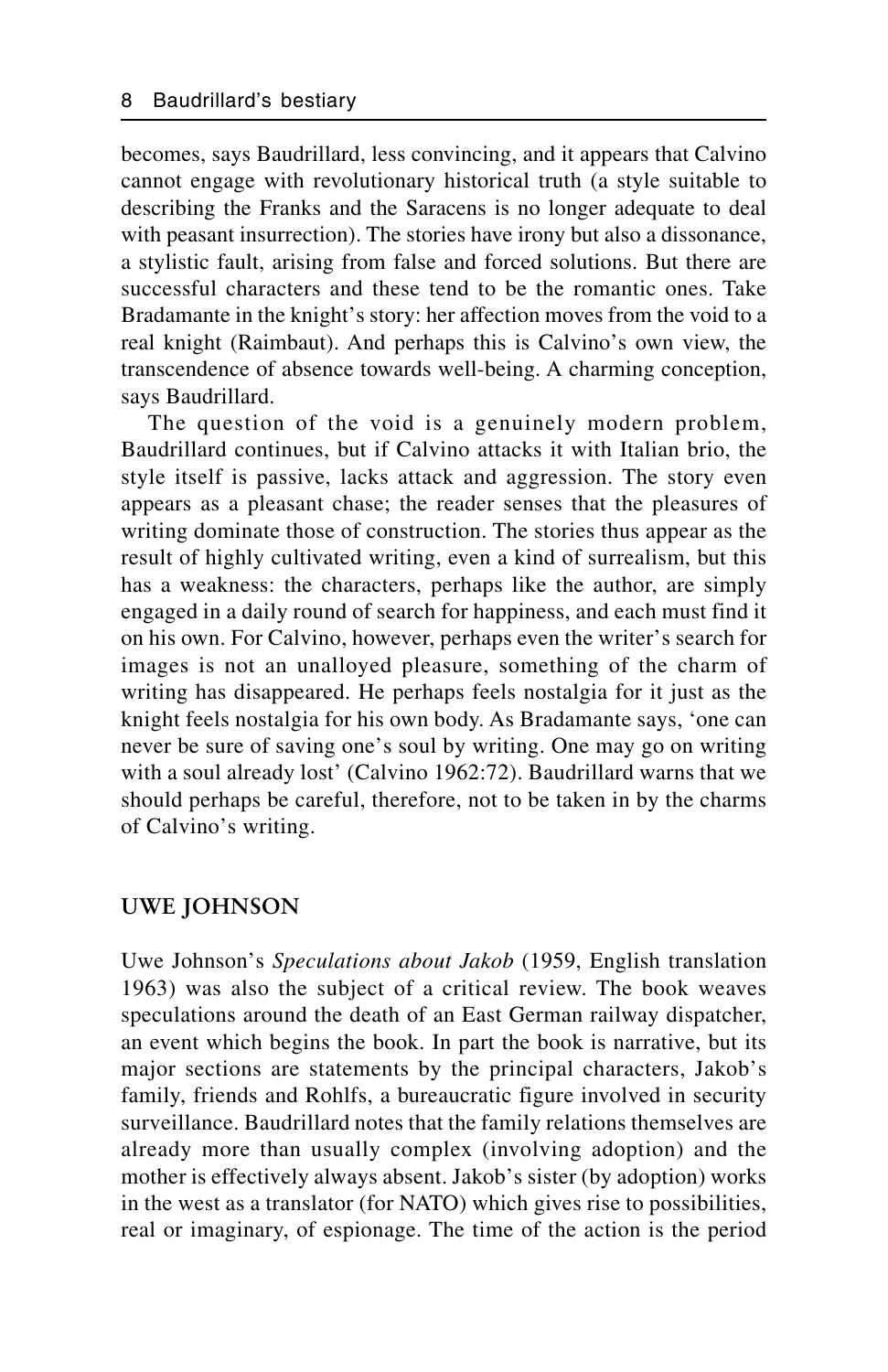becomes, says Baudrillard, less convincing, and it appears that Calvino cannot engage with revolutionary historical truth (a style suitable to describing the Franks and the Saracens is no longer adequate to deal with peasant insurrection). The stories have irony but also a dissonance, a stylistic fault, arising from false and forced solutions. But there are successful characters and these tend to be the romantic ones. Take Bradamante in the knight's story: her affection moves from the void to a real knight (Raimbaut). And perhaps this is Calvino's own view, the transcendence of absence towards well-being. A charming conception, says Baudrillard.

The question of the void is a genuinely modern problem, Baudrillard continues, but if Calvino attacks it with Italian brio, the style itself is passive, lacks attack and aggression. The story even appears as a pleasant chase; the reader senses that the pleasures of writing dominate those of construction. The stories thus appear as the result of highly cultivated writing, even a kind of surrealism, but this has a weakness: the characters, perhaps like the author, are simply engaged in a daily round of search for happiness, and each must find it on his own. For Calvino, however, perhaps even the writer's search for images is not an unalloyed pleasure, something of the charm of writing has disappeared. He perhaps feels nostalgia for it just as the knight feels nostalgia for his own body. As Bradamante says, 'one can never be sure of saving one's soul by writing. One may go on writing with a soul already lost' (Calvino 1962:72). Baudrillard warns that we should perhaps be careful, therefore, not to be taken in by the charms of Calvino's writing.

## UWE JOHNSON

Uwe Johnson's *Speculations about Jakob* (1959, English translation 1963) was also the subject of a critical review. The book weaves speculations around the death of an East German railway dispatcher, an event which begins the book. In part the book is narrative, but its major sections are statements by the principal characters, Jakob's family, friends and Rohlfs, a bureaucratic figure involved in security surveillance. Baudrillard notes that the family relations themselves are already more than usually complex (involving adoption) and the mother is effectively always absent. Jakob's sister (by adoption) works in the west as a translator (for NATO) which gives rise to possibilities, real or imaginary, of espionage. The time of the action is the period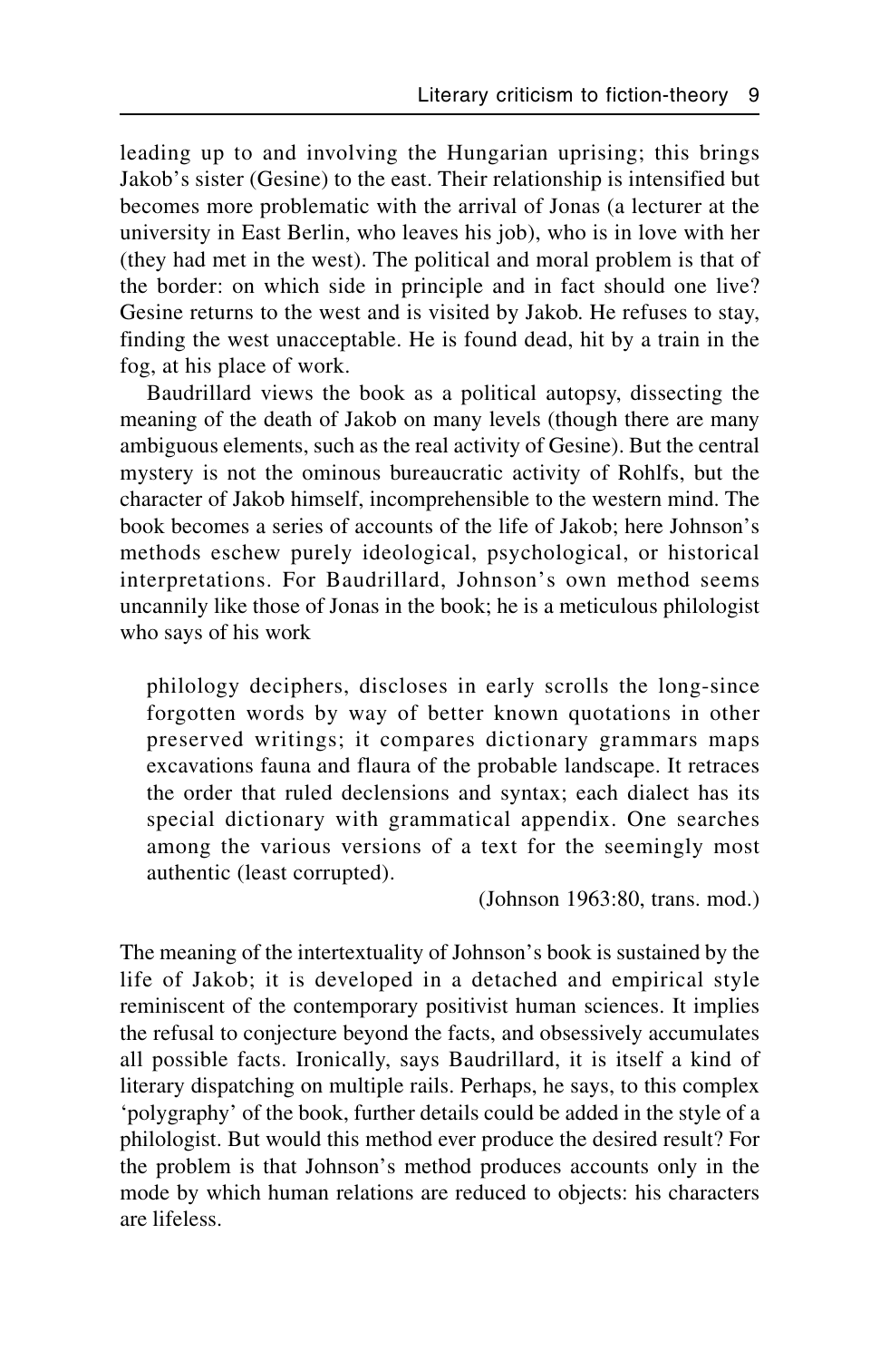leading up to and involving the Hungarian uprising; this brings Jakob's sister (Gesine) to the east. Their relationship is intensified but becomes more problematic with the arrival of Jonas (a lecturer at the university in East Berlin, who leaves his job), who is in love with her (they had met in the west). The political and moral problem is that of the border: on which side in principle and in fact should one live? Gesine returns to the west and is visited by Jakob. He refuses to stay, finding the west unacceptable. He is found dead, hit by a train in the fog, at his place of work.

Baudrillard views the book as a political autopsy, dissecting the meaning of the death of Jakob on many levels (though there are many ambiguous elements, such as the real activity of Gesine). But the central mystery is not the ominous bureaucratic activity of Rohlfs, but the character of Jakob himself, incomprehensible to the western mind. The book becomes a series of accounts of the life of Jakob; here Johnson's methods eschew purely ideological, psychological, or historical interpretations. For Baudrillard, Johnson's own method seems uncannily like those of Jonas in the book; he is a meticulous philologist who says of his work

> philology deciphers, discloses in early scrolls the long-since forgotten words by way of better known quotations in other preserved writings; it compares dictionary grammars maps excavations fauna and flaura of the probable landscape. It retraces the order that ruled declensions and syntax; each dialect has its special dictionary with grammatical appendix. One searches among the various versions of a text for the seemingly most authentic (least corrupted).
>
> (Johnson 1963:80, trans. mod.)

The meaning of the intertextuality of Johnson's book is sustained by the life of Jakob; it is developed in a detached and empirical style reminiscent of the contemporary positivist human sciences. It implies the refusal to conjecture beyond the facts, and obsessively accumulates all possible facts. Ironically, says Baudrillard, it is itself a kind of literary dispatching on multiple rails. Perhaps, he says, to this complex 'polygraphy' of the book, further details could be added in the style of a philologist. But would this method ever produce the desired result? For the problem is that Johnson's method produces accounts only in the mode by which human relations are reduced to objects: his characters are lifeless.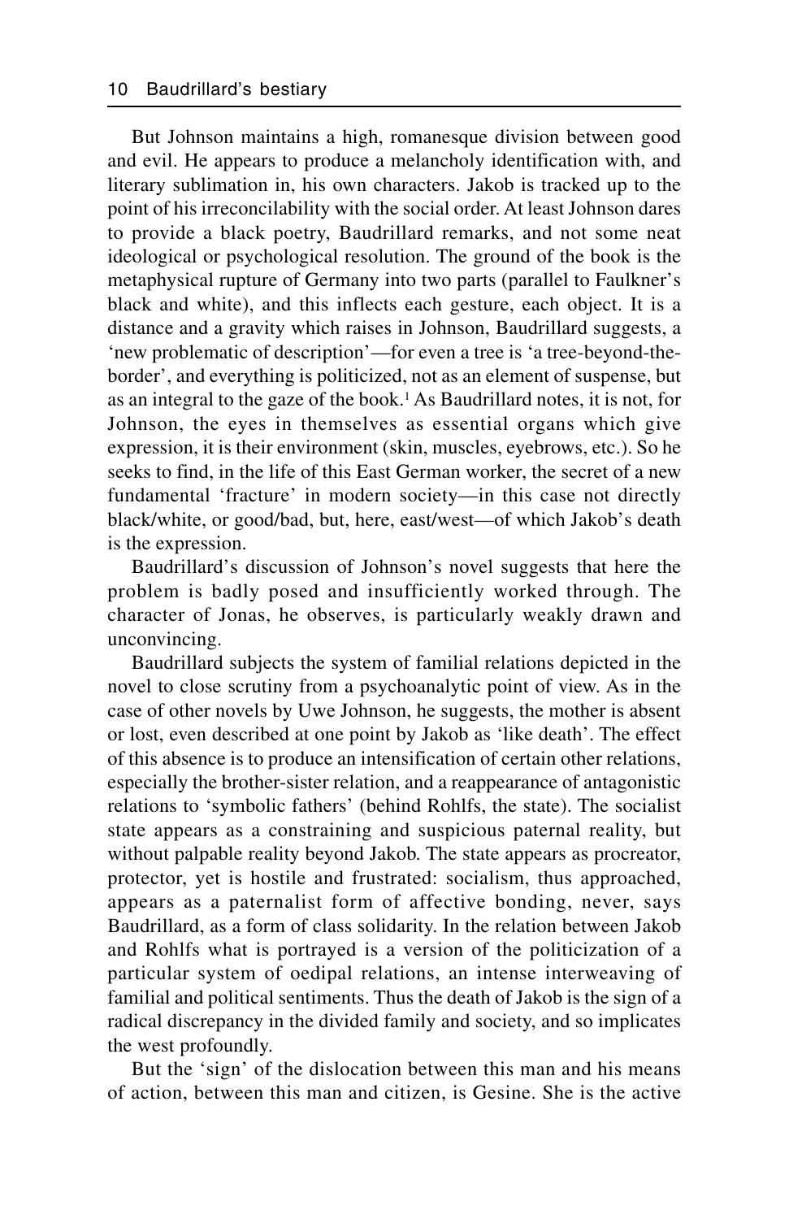But Johnson maintains a high, romanesque division between good and evil. He appears to produce a melancholy identification with, and literary sublimation in, his own characters. Jakob is tracked up to the point of his irreconcilability with the social order. At least Johnson dares to provide a black poetry, Baudrillard remarks, and not some neat ideological or psychological resolution. The ground of the book is the metaphysical rupture of Germany into two parts (parallel to Faulkner's black and white), and this inflects each gesture, each object. It is a distance and a gravity which raises in Johnson, Baudrillard suggests, a 'new problematic of description'—for even a tree is 'a tree-beyond-the-border', and everything is politicized, not as an element of suspense, but as an integral to the gaze of the book.[1] As Baudrillard notes, it is not, for Johnson, the eyes in themselves as essential organs which give expression, it is their environment (skin, muscles, eyebrows, etc.). So he seeks to find, in the life of this East German worker, the secret of a new fundamental 'fracture' in modern society—in this case not directly black/white, or good/bad, but, here, east/west—of which Jakob's death is the expression.

Baudrillard's discussion of Johnson's novel suggests that here the problem is badly posed and insufficiently worked through. The character of Jonas, he observes, is particularly weakly drawn and unconvincing.

Baudrillard subjects the system of familial relations depicted in the novel to close scrutiny from a psychoanalytic point of view. As in the case of other novels by Uwe Johnson, he suggests, the mother is absent or lost, even described at one point by Jakob as 'like death'. The effect of this absence is to produce an intensification of certain other relations, especially the brother-sister relation, and a reappearance of antagonistic relations to 'symbolic fathers' (behind Rohlfs, the state). The socialist state appears as a constraining and suspicious paternal reality, but without palpable reality beyond Jakob. The state appears as procreator, protector, yet is hostile and frustrated: socialism, thus approached, appears as a paternalist form of affective bonding, never, says Baudrillard, as a form of class solidarity. In the relation between Jakob and Rohlfs what is portrayed is a version of the politicization of a particular system of oedipal relations, an intense interweaving of familial and political sentiments. Thus the death of Jakob is the sign of a radical discrepancy in the divided family and society, and so implicates the west profoundly.

But the 'sign' of the dislocation between this man and his means of action, between this man and citizen, is Gesine. She is the active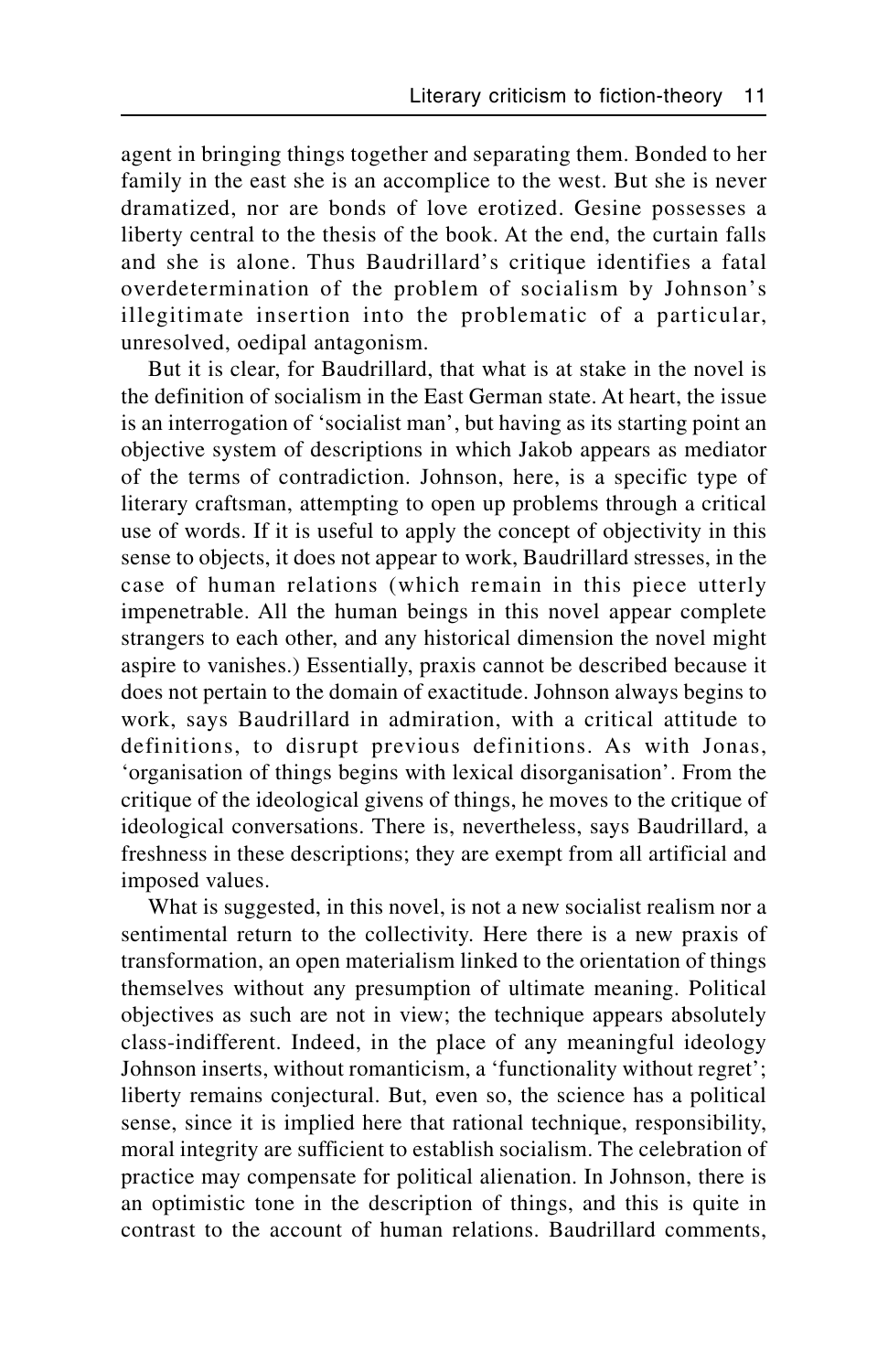agent in bringing things together and separating them. Bonded to her family in the east she is an accomplice to the west. But she is never dramatized, nor are bonds of love erotized. Gesine possesses a liberty central to the thesis of the book. At the end, the curtain falls and she is alone. Thus Baudrillard's critique identifies a fatal overdetermination of the problem of socialism by Johnson's illegitimate insertion into the problematic of a particular, unresolved, oedipal antagonism.

But it is clear, for Baudrillard, that what is at stake in the novel is the definition of socialism in the East German state. At heart, the issue is an interrogation of 'socialist man', but having as its starting point an objective system of descriptions in which Jakob appears as mediator of the terms of contradiction. Johnson, here, is a specific type of literary craftsman, attempting to open up problems through a critical use of words. If it is useful to apply the concept of objectivity in this sense to objects, it does not appear to work, Baudrillard stresses, in the case of human relations (which remain in this piece utterly impenetrable. All the human beings in this novel appear complete strangers to each other, and any historical dimension the novel might aspire to vanishes.) Essentially, praxis cannot be described because it does not pertain to the domain of exactitude. Johnson always begins to work, says Baudrillard in admiration, with a critical attitude to definitions, to disrupt previous definitions. As with Jonas, 'organisation of things begins with lexical disorganisation'. From the critique of the ideological givens of things, he moves to the critique of ideological conversations. There is, nevertheless, says Baudrillard, a freshness in these descriptions; they are exempt from all artificial and imposed values.

What is suggested, in this novel, is not a new socialist realism nor a sentimental return to the collectivity. Here there is a new praxis of transformation, an open materialism linked to the orientation of things themselves without any presumption of ultimate meaning. Political objectives as such are not in view; the technique appears absolutely class-indifferent. Indeed, in the place of any meaningful ideology Johnson inserts, without romanticism, a 'functionality without regret'; liberty remains conjectural. But, even so, the science has a political sense, since it is implied here that rational technique, responsibility, moral integrity are sufficient to establish socialism. The celebration of practice may compensate for political alienation. In Johnson, there is an optimistic tone in the description of things, and this is quite in contrast to the account of human relations. Baudrillard comments,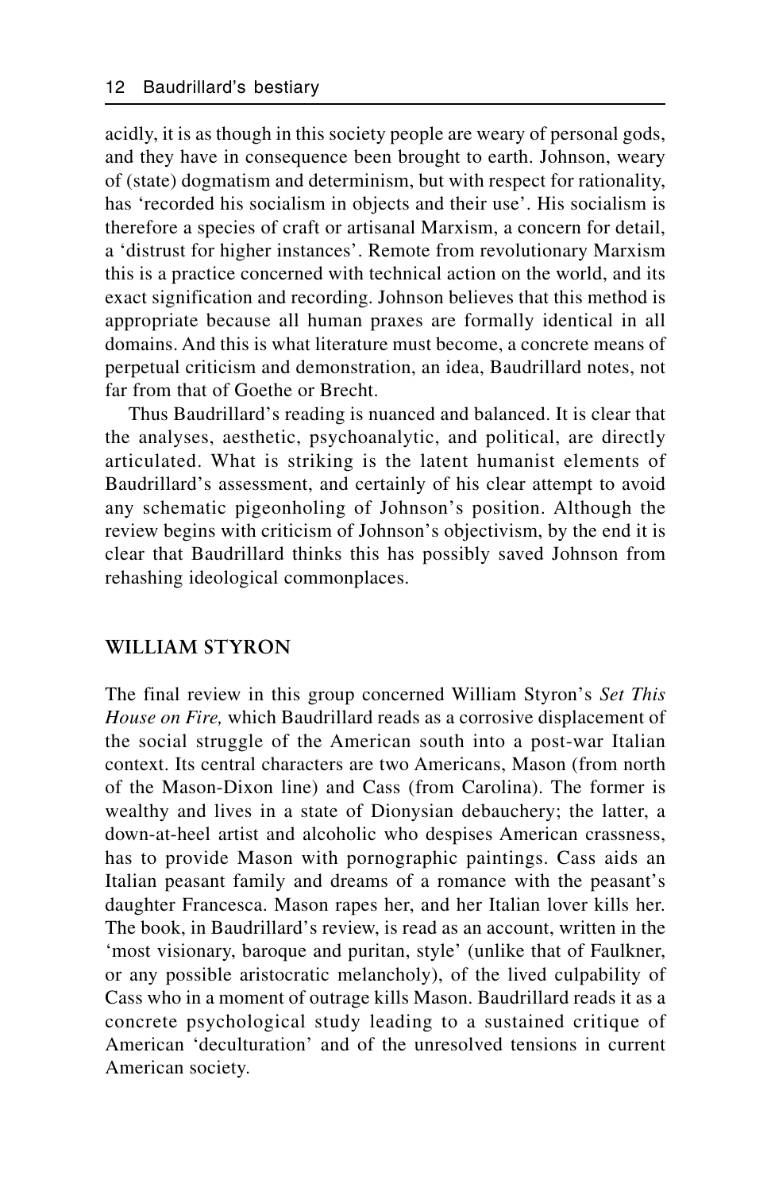acidly, it is as though in this society people are weary of personal gods, and they have in consequence been brought to earth. Johnson, weary of (state) dogmatism and determinism, but with respect for rationality, has 'recorded his socialism in objects and their use'. His socialism is therefore a species of craft or artisanal Marxism, a concern for detail, a 'distrust for higher instances'. Remote from revolutionary Marxism this is a practice concerned with technical action on the world, and its exact signification and recording. Johnson believes that this method is appropriate because all human praxes are formally identical in all domains. And this is what literature must become, a concrete means of perpetual criticism and demonstration, an idea, Baudrillard notes, not far from that of Goethe or Brecht.

Thus Baudrillard's reading is nuanced and balanced. It is clear that the analyses, aesthetic, psychoanalytic, and political, are directly articulated. What is striking is the latent humanist elements of Baudrillard's assessment, and certainly of his clear attempt to avoid any schematic pigeonholing of Johnson's position. Although the review begins with criticism of Johnson's objectivism, by the end it is clear that Baudrillard thinks this has possibly saved Johnson from rehashing ideological commonplaces.

## WILLIAM STYRON

The final review in this group concerned William Styron's *Set This House on Fire,* which Baudrillard reads as a corrosive displacement of the social struggle of the American south into a post-war Italian context. Its central characters are two Americans, Mason (from north of the Mason-Dixon line) and Cass (from Carolina). The former is wealthy and lives in a state of Dionysian debauchery; the latter, a down-at-heel artist and alcoholic who despises American crassness, has to provide Mason with pornographic paintings. Cass aids an Italian peasant family and dreams of a romance with the peasant's daughter Francesca. Mason rapes her, and her Italian lover kills her. The book, in Baudrillard's review, is read as an account, written in the 'most visionary, baroque and puritan, style' (unlike that of Faulkner, or any possible aristocratic melancholy), of the lived culpability of Cass who in a moment of outrage kills Mason. Baudrillard reads it as a concrete psychological study leading to a sustained critique of American 'deculturation' and of the unresolved tensions in current American society.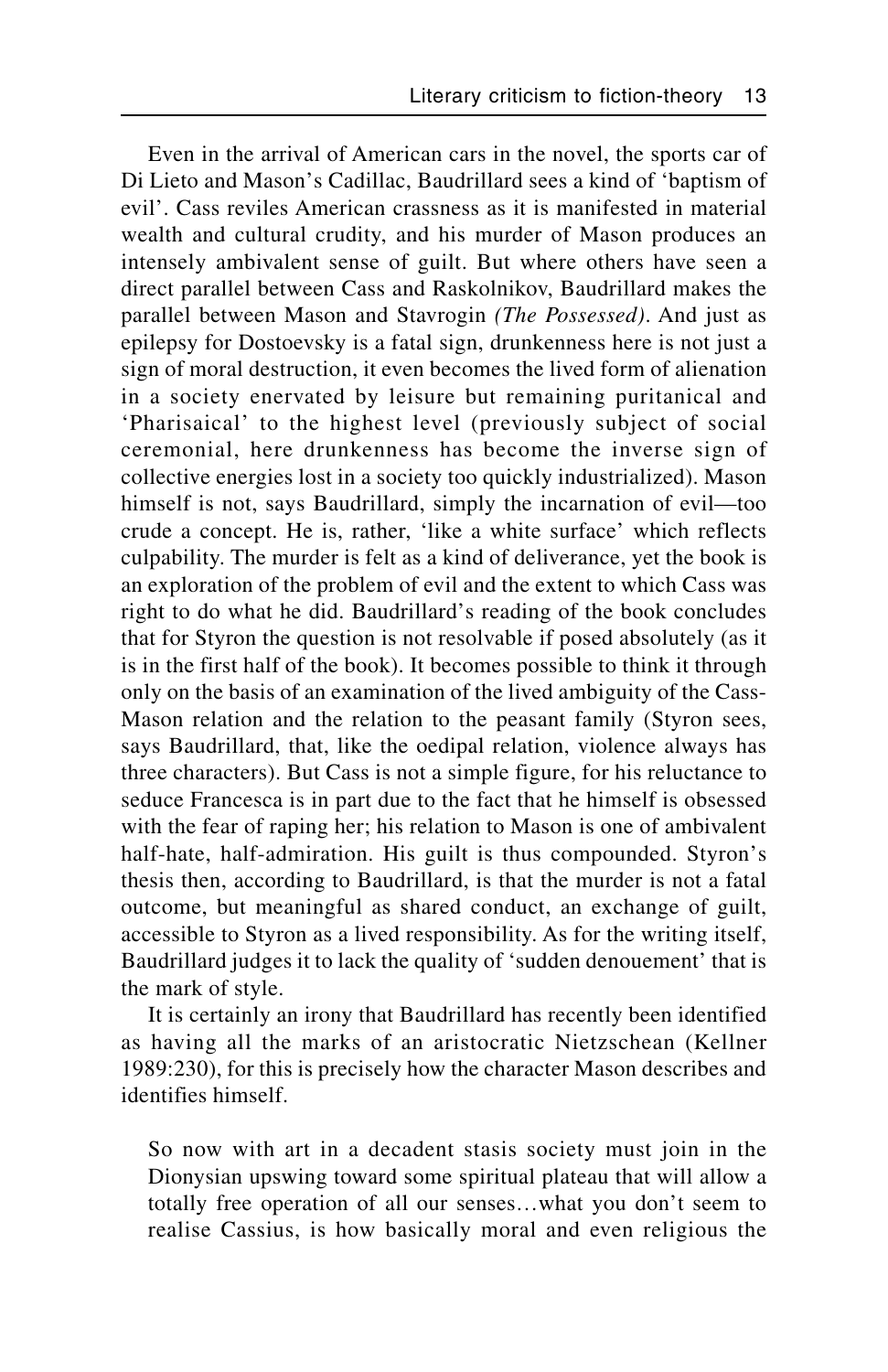Even in the arrival of American cars in the novel, the sports car of Di Lieto and Mason's Cadillac, Baudrillard sees a kind of 'baptism of evil'. Cass reviles American crassness as it is manifested in material wealth and cultural crudity, and his murder of Mason produces an intensely ambivalent sense of guilt. But where others have seen a direct parallel between Cass and Raskolnikov, Baudrillard makes the parallel between Mason and Stavrogin *(The Possessed)*. And just as epilepsy for Dostoevsky is a fatal sign, drunkenness here is not just a sign of moral destruction, it even becomes the lived form of alienation in a society enervated by leisure but remaining puritanical and 'Pharisaical' to the highest level (previously subject of social ceremonial, here drunkenness has become the inverse sign of collective energies lost in a society too quickly industrialized). Mason himself is not, says Baudrillard, simply the incarnation of evil—too crude a concept. He is, rather, 'like a white surface' which reflects culpability. The murder is felt as a kind of deliverance, yet the book is an exploration of the problem of evil and the extent to which Cass was right to do what he did. Baudrillard's reading of the book concludes that for Styron the question is not resolvable if posed absolutely (as it is in the first half of the book). It becomes possible to think it through only on the basis of an examination of the lived ambiguity of the Cass-Mason relation and the relation to the peasant family (Styron sees, says Baudrillard, that, like the oedipal relation, violence always has three characters). But Cass is not a simple figure, for his reluctance to seduce Francesca is in part due to the fact that he himself is obsessed with the fear of raping her; his relation to Mason is one of ambivalent half-hate, half-admiration. His guilt is thus compounded. Styron's thesis then, according to Baudrillard, is that the murder is not a fatal outcome, but meaningful as shared conduct, an exchange of guilt, accessible to Styron as a lived responsibility. As for the writing itself, Baudrillard judges it to lack the quality of 'sudden denouement' that is the mark of style.

It is certainly an irony that Baudrillard has recently been identified as having all the marks of an aristocratic Nietzschean (Kellner 1989:230), for this is precisely how the character Mason describes and identifies himself.

> So now with art in a decadent stasis society must join in the Dionysian upswing toward some spiritual plateau that will allow a totally free operation of all our senses…what you don't seem to realise Cassius, is how basically moral and even religious the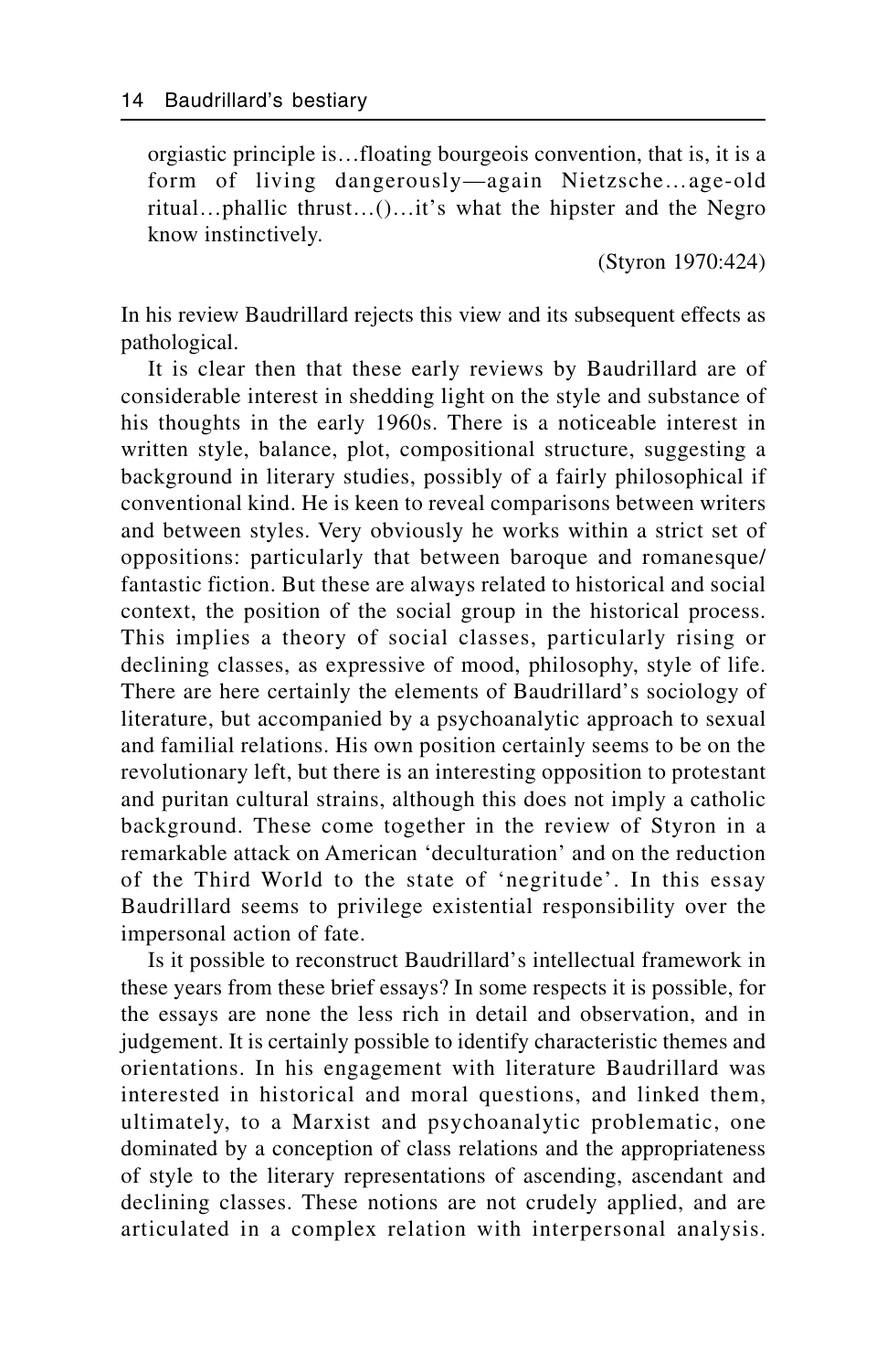> orgiastic principle is…floating bourgeois convention, that is, it is a form of living dangerously—again Nietzsche…age-old ritual…phallic thrust…()…it's what the hipster and the Negro know instinctively.
>
> (Styron 1970:424)

In his review Baudrillard rejects this view and its subsequent effects as pathological.

It is clear then that these early reviews by Baudrillard are of considerable interest in shedding light on the style and substance of his thoughts in the early 1960s. There is a noticeable interest in written style, balance, plot, compositional structure, suggesting a background in literary studies, possibly of a fairly philosophical if conventional kind. He is keen to reveal comparisons between writers and between styles. Very obviously he works within a strict set of oppositions: particularly that between baroque and romanesque/fantastic fiction. But these are always related to historical and social context, the position of the social group in the historical process. This implies a theory of social classes, particularly rising or declining classes, as expressive of mood, philosophy, style of life. There are here certainly the elements of Baudrillard's sociology of literature, but accompanied by a psychoanalytic approach to sexual and familial relations. His own position certainly seems to be on the revolutionary left, but there is an interesting opposition to protestant and puritan cultural strains, although this does not imply a catholic background. These come together in the review of Styron in a remarkable attack on American 'deculturation' and on the reduction of the Third World to the state of 'negritude'. In this essay Baudrillard seems to privilege existential responsibility over the impersonal action of fate.

Is it possible to reconstruct Baudrillard's intellectual framework in these years from these brief essays? In some respects it is possible, for the essays are none the less rich in detail and observation, and in judgement. It is certainly possible to identify characteristic themes and orientations. In his engagement with literature Baudrillard was interested in historical and moral questions, and linked them, ultimately, to a Marxist and psychoanalytic problematic, one dominated by a conception of class relations and the appropriateness of style to the literary representations of ascending, ascendant and declining classes. These notions are not crudely applied, and are articulated in a complex relation with interpersonal analysis.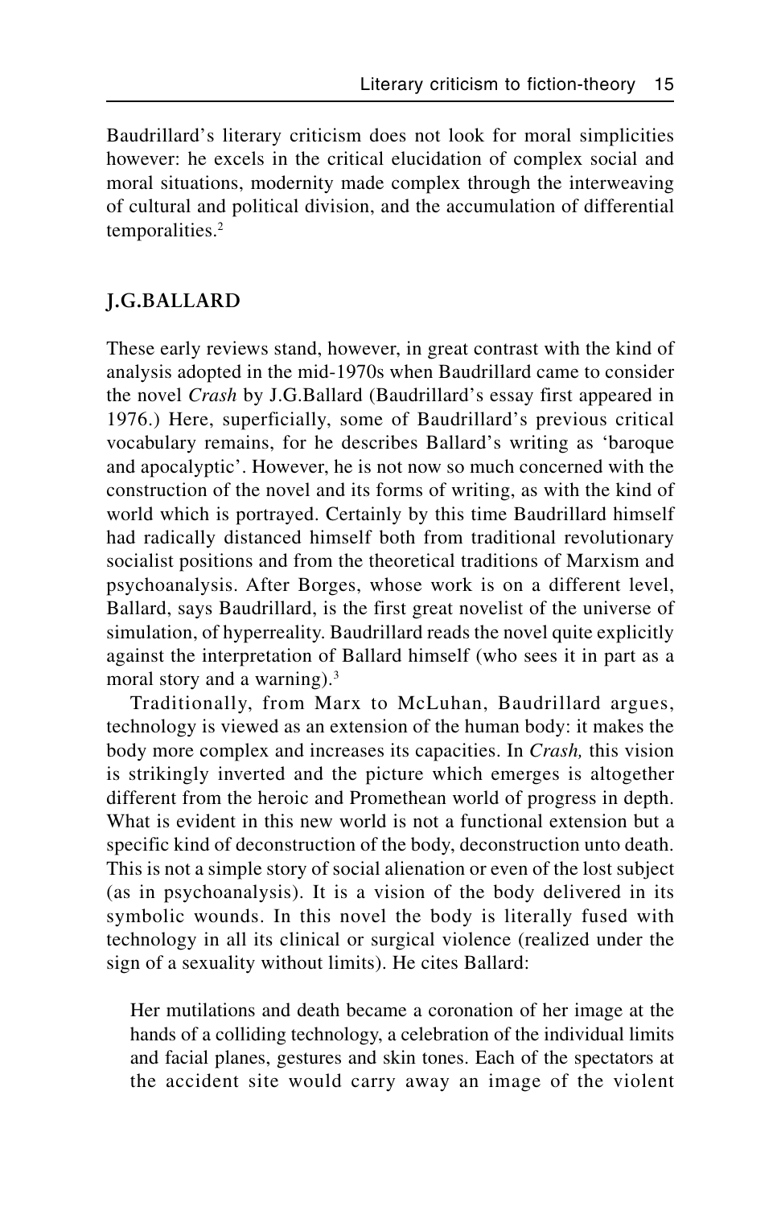Baudrillard's literary criticism does not look for moral simplicities however: he excels in the critical elucidation of complex social and moral situations, modernity made complex through the interweaving of cultural and political division, and the accumulation of differential temporalities.[2]

## J.G.BALLARD

These early reviews stand, however, in great contrast with the kind of analysis adopted in the mid-1970s when Baudrillard came to consider the novel *Crash* by J.G.Ballard (Baudrillard's essay first appeared in 1976.) Here, superficially, some of Baudrillard's previous critical vocabulary remains, for he describes Ballard's writing as 'baroque and apocalyptic'. However, he is not now so much concerned with the construction of the novel and its forms of writing, as with the kind of world which is portrayed. Certainly by this time Baudrillard himself had radically distanced himself both from traditional revolutionary socialist positions and from the theoretical traditions of Marxism and psychoanalysis. After Borges, whose work is on a different level, Ballard, says Baudrillard, is the first great novelist of the universe of simulation, of hyperreality. Baudrillard reads the novel quite explicitly against the interpretation of Ballard himself (who sees it in part as a moral story and a warning).[3]

Traditionally, from Marx to McLuhan, Baudrillard argues, technology is viewed as an extension of the human body: it makes the body more complex and increases its capacities. In *Crash,* this vision is strikingly inverted and the picture which emerges is altogether different from the heroic and Promethean world of progress in depth. What is evident in this new world is not a functional extension but a specific kind of deconstruction of the body, deconstruction unto death. This is not a simple story of social alienation or even of the lost subject (as in psychoanalysis). It is a vision of the body delivered in its symbolic wounds. In this novel the body is literally fused with technology in all its clinical or surgical violence (realized under the sign of a sexuality without limits). He cites Ballard:

> Her mutilations and death became a coronation of her image at the hands of a colliding technology, a celebration of the individual limits and facial planes, gestures and skin tones. Each of the spectators at the accident site would carry away an image of the violent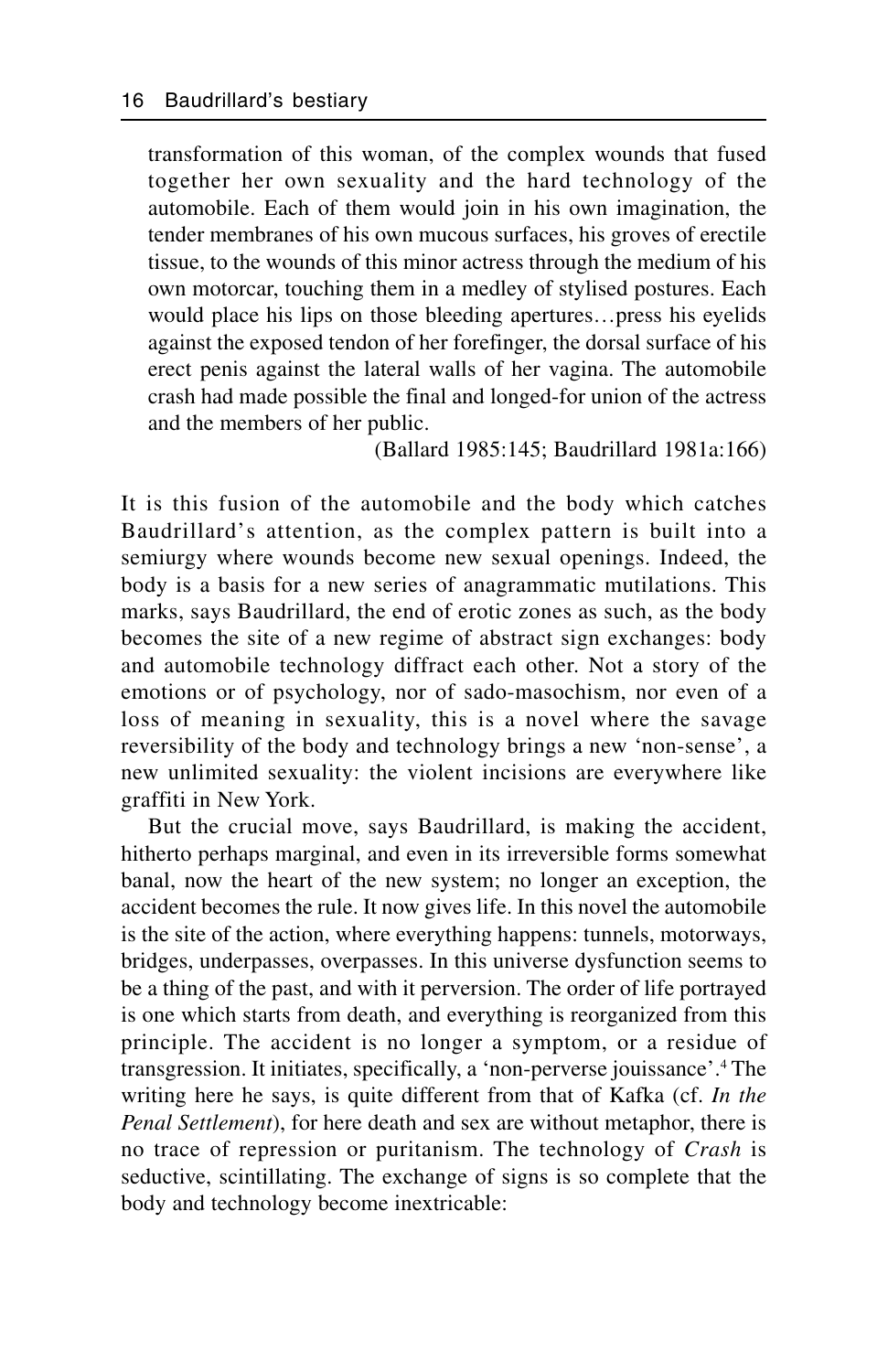> transformation of this woman, of the complex wounds that fused together her own sexuality and the hard technology of the automobile. Each of them would join in his own imagination, the tender membranes of his own mucous surfaces, his groves of erectile tissue, to the wounds of this minor actress through the medium of his own motorcar, touching them in a medley of stylised postures. Each would place his lips on those bleeding apertures…press his eyelids against the exposed tendon of her forefinger, the dorsal surface of his erect penis against the lateral walls of her vagina. The automobile crash had made possible the final and longed-for union of the actress and the members of her public.
>
> (Ballard 1985:145; Baudrillard 1981a:166)

It is this fusion of the automobile and the body which catches Baudrillard's attention, as the complex pattern is built into a semiurgy where wounds become new sexual openings. Indeed, the body is a basis for a new series of anagrammatic mutilations. This marks, says Baudrillard, the end of erotic zones as such, as the body becomes the site of a new regime of abstract sign exchanges: body and automobile technology diffract each other. Not a story of the emotions or of psychology, nor of sado-masochism, nor even of a loss of meaning in sexuality, this is a novel where the savage reversibility of the body and technology brings a new 'non-sense', a new unlimited sexuality: the violent incisions are everywhere like graffiti in New York.

But the crucial move, says Baudrillard, is making the accident, hitherto perhaps marginal, and even in its irreversible forms somewhat banal, now the heart of the new system; no longer an exception, the accident becomes the rule. It now gives life. In this novel the automobile is the site of the action, where everything happens: tunnels, motorways, bridges, underpasses, overpasses. In this universe dysfunction seems to be a thing of the past, and with it perversion. The order of life portrayed is one which starts from death, and everything is reorganized from this principle. The accident is no longer a symptom, or a residue of transgression. It initiates, specifically, a 'non-perverse jouissance'.[4] The writing here he says, is quite different from that of Kafka (cf. *In the Penal Settlement*), for here death and sex are without metaphor, there is no trace of repression or puritanism. The technology of *Crash* is seductive, scintillating. The exchange of signs is so complete that the body and technology become inextricable: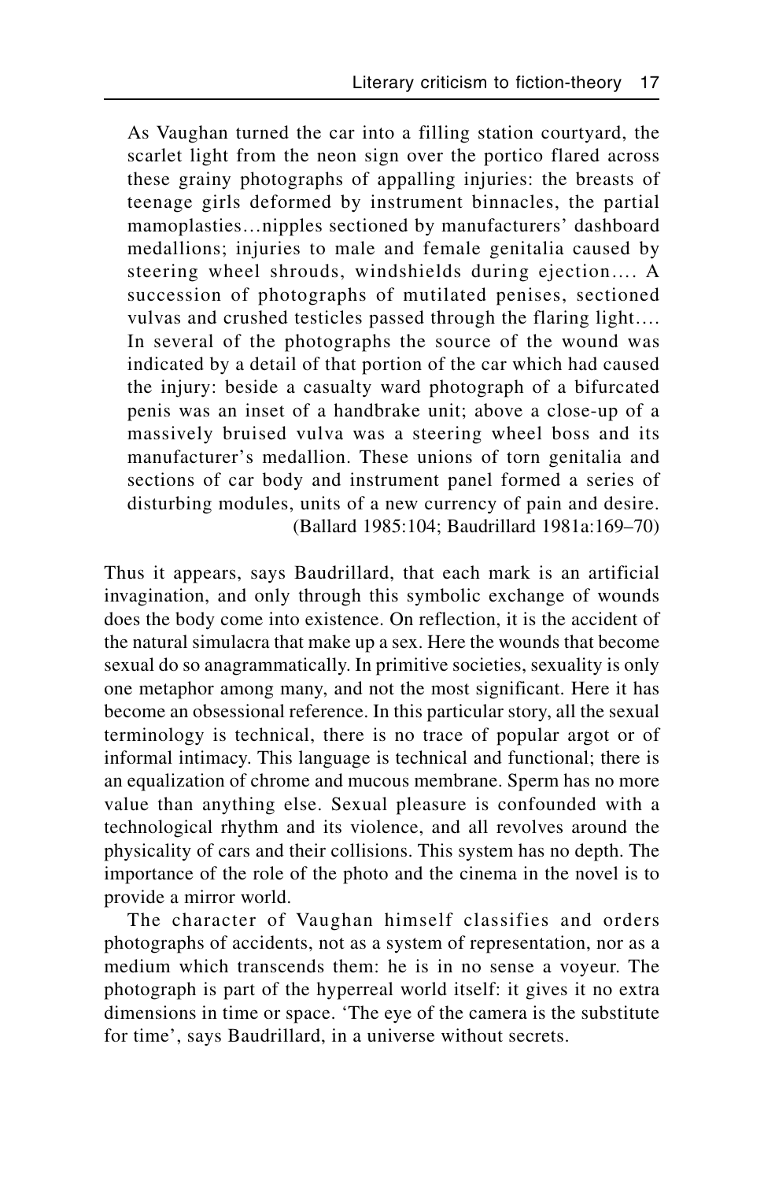> As Vaughan turned the car into a filling station courtyard, the scarlet light from the neon sign over the portico flared across these grainy photographs of appalling injuries: the breasts of teenage girls deformed by instrument binnacles, the partial mamoplasties…nipples sectioned by manufacturers' dashboard medallions; injuries to male and female genitalia caused by steering wheel shrouds, windshields during ejection…. A succession of photographs of mutilated penises, sectioned vulvas and crushed testicles passed through the flaring light…. In several of the photographs the source of the wound was indicated by a detail of that portion of the car which had caused the injury: beside a casualty ward photograph of a bifurcated penis was an inset of a handbrake unit; above a close-up of a massively bruised vulva was a steering wheel boss and its manufacturer's medallion. These unions of torn genitalia and sections of car body and instrument panel formed a series of disturbing modules, units of a new currency of pain and desire.
>
> (Ballard 1985:104; Baudrillard 1981a:169–70)

Thus it appears, says Baudrillard, that each mark is an artificial invagination, and only through this symbolic exchange of wounds does the body come into existence. On reflection, it is the accident of the natural simulacra that make up a sex. Here the wounds that become sexual do so anagrammatically. In primitive societies, sexuality is only one metaphor among many, and not the most significant. Here it has become an obsessional reference. In this particular story, all the sexual terminology is technical, there is no trace of popular argot or of informal intimacy. This language is technical and functional; there is an equalization of chrome and mucous membrane. Sperm has no more value than anything else. Sexual pleasure is confounded with a technological rhythm and its violence, and all revolves around the physicality of cars and their collisions. This system has no depth. The importance of the role of the photo and the cinema in the novel is to provide a mirror world.

The character of Vaughan himself classifies and orders photographs of accidents, not as a system of representation, nor as a medium which transcends them: he is in no sense a voyeur. The photograph is part of the hyperreal world itself: it gives it no extra dimensions in time or space. 'The eye of the camera is the substitute for time', says Baudrillard, in a universe without secrets.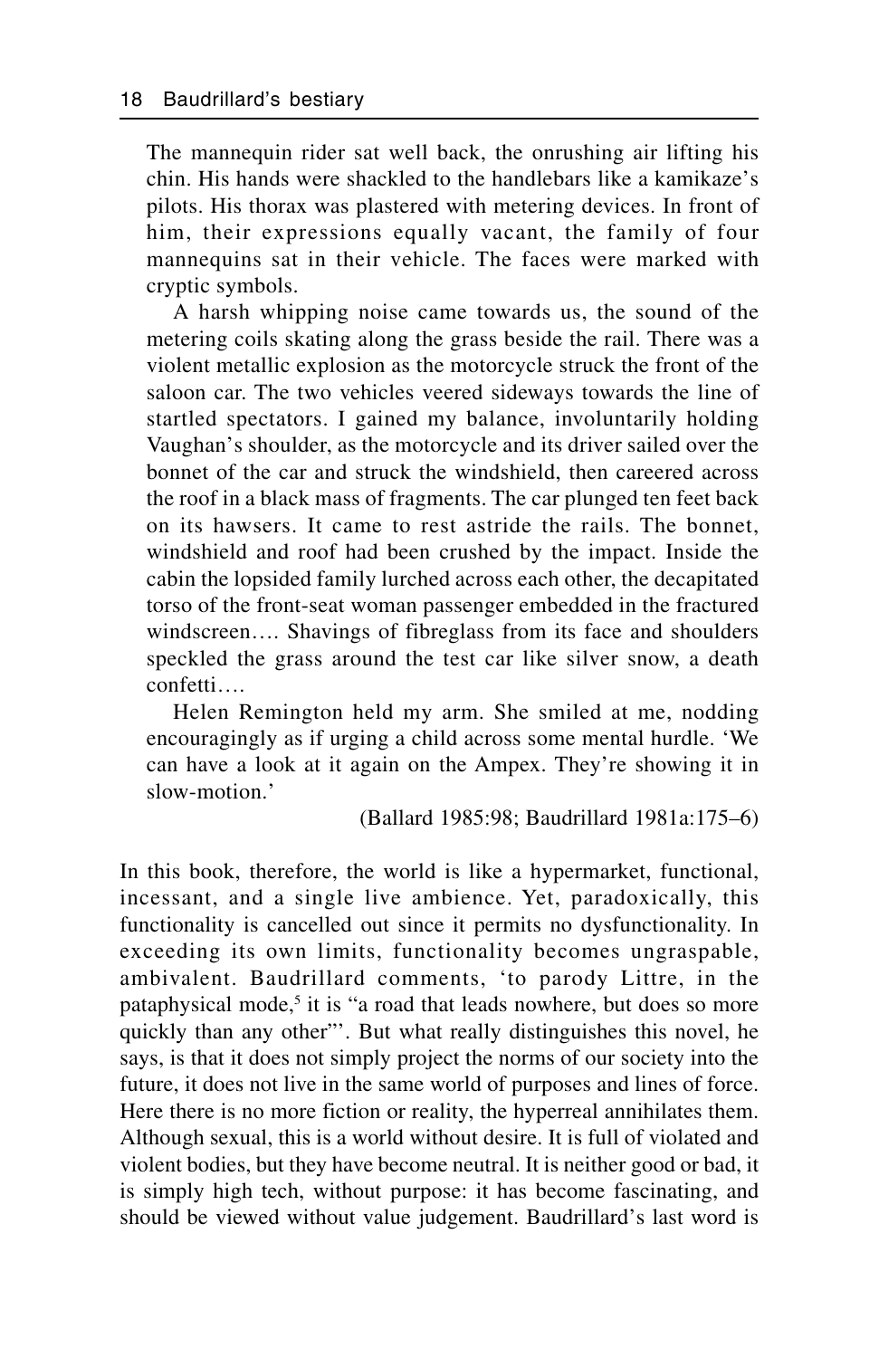> The mannequin rider sat well back, the onrushing air lifting his chin. His hands were shackled to the handlebars like a kamikaze's pilots. His thorax was plastered with metering devices. In front of him, their expressions equally vacant, the family of four mannequins sat in their vehicle. The faces were marked with cryptic symbols.
>
> A harsh whipping noise came towards us, the sound of the metering coils skating along the grass beside the rail. There was a violent metallic explosion as the motorcycle struck the front of the saloon car. The two vehicles veered sideways towards the line of startled spectators. I gained my balance, involuntarily holding Vaughan's shoulder, as the motorcycle and its driver sailed over the bonnet of the car and struck the windshield, then careered across the roof in a black mass of fragments. The car plunged ten feet back on its hawsers. It came to rest astride the rails. The bonnet, windshield and roof had been crushed by the impact. Inside the cabin the lopsided family lurched across each other, the decapitated torso of the front-seat woman passenger embedded in the fractured windscreen…. Shavings of fibreglass from its face and shoulders speckled the grass around the test car like silver snow, a death confetti….
>
> Helen Remington held my arm. She smiled at me, nodding encouragingly as if urging a child across some mental hurdle. 'We can have a look at it again on the Ampex. They're showing it in slow-motion.'
>
> (Ballard 1985:98; Baudrillard 1981a:175–6)

In this book, therefore, the world is like a hypermarket, functional, incessant, and a single live ambience. Yet, paradoxically, this functionality is cancelled out since it permits no dysfunctionality. In exceeding its own limits, functionality becomes ungraspable, ambivalent. Baudrillard comments, 'to parody Littre, in the pataphysical mode,[5] it is "a road that leads nowhere, but does so more quickly than any other"'. But what really distinguishes this novel, he says, is that it does not simply project the norms of our society into the future, it does not live in the same world of purposes and lines of force. Here there is no more fiction or reality, the hyperreal annihilates them. Although sexual, this is a world without desire. It is full of violated and violent bodies, but they have become neutral. It is neither good or bad, it is simply high tech, without purpose: it has become fascinating, and should be viewed without value judgement. Baudrillard's last word is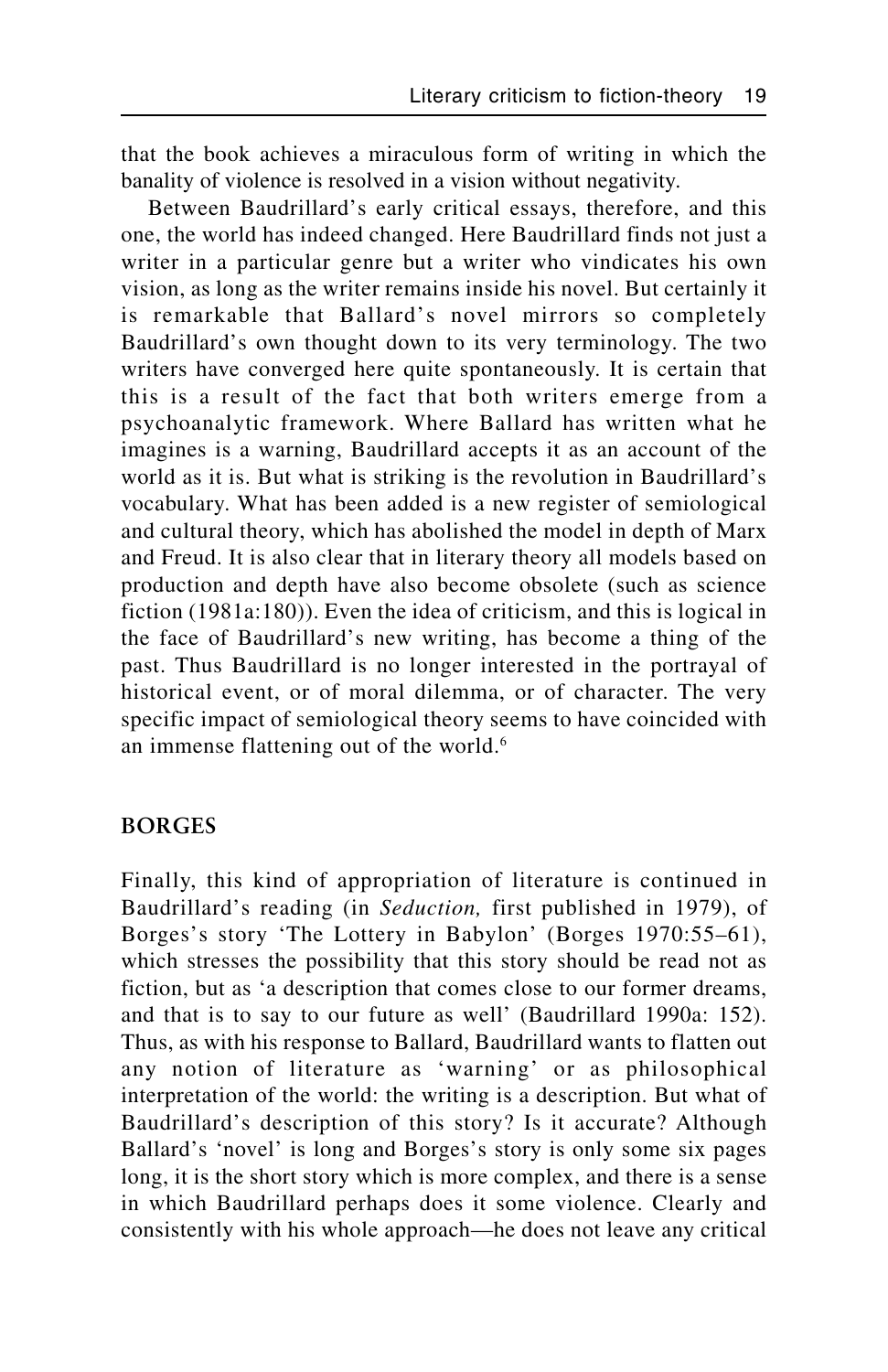that the book achieves a miraculous form of writing in which the banality of violence is resolved in a vision without negativity.

Between Baudrillard's early critical essays, therefore, and this one, the world has indeed changed. Here Baudrillard finds not just a writer in a particular genre but a writer who vindicates his own vision, as long as the writer remains inside his novel. But certainly it is remarkable that Ballard's novel mirrors so completely Baudrillard's own thought down to its very terminology. The two writers have converged here quite spontaneously. It is certain that this is a result of the fact that both writers emerge from a psychoanalytic framework. Where Ballard has written what he imagines is a warning, Baudrillard accepts it as an account of the world as it is. But what is striking is the revolution in Baudrillard's vocabulary. What has been added is a new register of semiological and cultural theory, which has abolished the model in depth of Marx and Freud. It is also clear that in literary theory all models based on production and depth have also become obsolete (such as science fiction (1981a:180)). Even the idea of criticism, and this is logical in the face of Baudrillard's new writing, has become a thing of the past. Thus Baudrillard is no longer interested in the portrayal of historical event, or of moral dilemma, or of character. The very specific impact of semiological theory seems to have coincided with an immense flattening out of the world.[6]

## BORGES

Finally, this kind of appropriation of literature is continued in Baudrillard's reading (in *Seduction,* first published in 1979), of Borges's story 'The Lottery in Babylon' (Borges 1970:55–61), which stresses the possibility that this story should be read not as fiction, but as 'a description that comes close to our former dreams, and that is to say to our future as well' (Baudrillard 1990a: 152). Thus, as with his response to Ballard, Baudrillard wants to flatten out any notion of literature as 'warning' or as philosophical interpretation of the world: the writing is a description. But what of Baudrillard's description of this story? Is it accurate? Although Ballard's 'novel' is long and Borges's story is only some six pages long, it is the short story which is more complex, and there is a sense in which Baudrillard perhaps does it some violence. Clearly and consistently with his whole approach—he does not leave any critical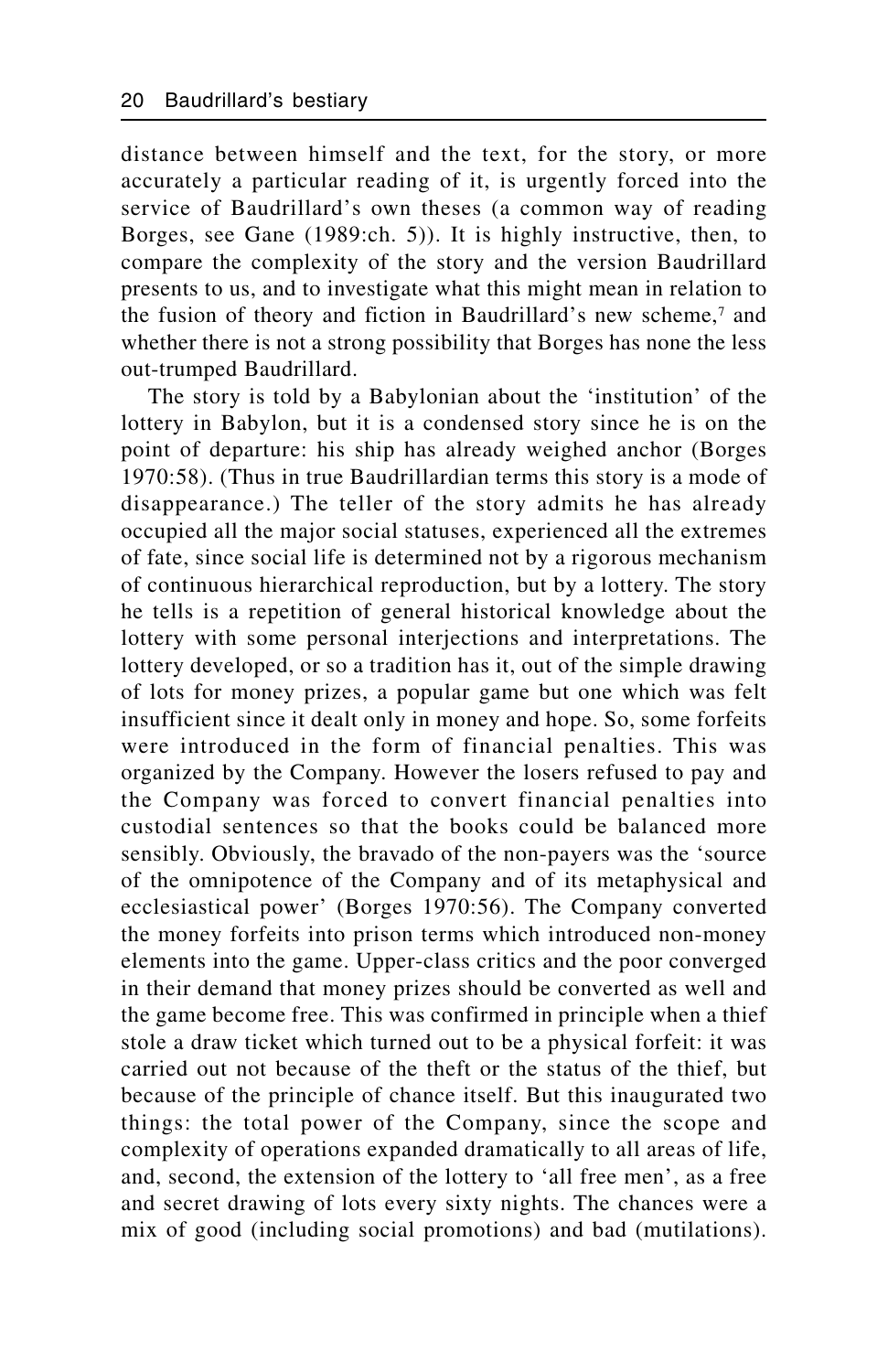distance between himself and the text, for the story, or more accurately a particular reading of it, is urgently forced into the service of Baudrillard's own theses (a common way of reading Borges, see Gane (1989:ch. 5)). It is highly instructive, then, to compare the complexity of the story and the version Baudrillard presents to us, and to investigate what this might mean in relation to the fusion of theory and fiction in Baudrillard's new scheme,[7] and whether there is not a strong possibility that Borges has none the less out-trumped Baudrillard.

The story is told by a Babylonian about the 'institution' of the lottery in Babylon, but it is a condensed story since he is on the point of departure: his ship has already weighed anchor (Borges 1970:58). (Thus in true Baudrillardian terms this story is a mode of disappearance.) The teller of the story admits he has already occupied all the major social statuses, experienced all the extremes of fate, since social life is determined not by a rigorous mechanism of continuous hierarchical reproduction, but by a lottery. The story he tells is a repetition of general historical knowledge about the lottery with some personal interjections and interpretations. The lottery developed, or so a tradition has it, out of the simple drawing of lots for money prizes, a popular game but one which was felt insufficient since it dealt only in money and hope. So, some forfeits were introduced in the form of financial penalties. This was organized by the Company. However the losers refused to pay and the Company was forced to convert financial penalties into custodial sentences so that the books could be balanced more sensibly. Obviously, the bravado of the non-payers was the 'source of the omnipotence of the Company and of its metaphysical and ecclesiastical power' (Borges 1970:56). The Company converted the money forfeits into prison terms which introduced non-money elements into the game. Upper-class critics and the poor converged in their demand that money prizes should be converted as well and the game become free. This was confirmed in principle when a thief stole a draw ticket which turned out to be a physical forfeit: it was carried out not because of the theft or the status of the thief, but because of the principle of chance itself. But this inaugurated two things: the total power of the Company, since the scope and complexity of operations expanded dramatically to all areas of life, and, second, the extension of the lottery to 'all free men', as a free and secret drawing of lots every sixty nights. The chances were a mix of good (including social promotions) and bad (mutilations).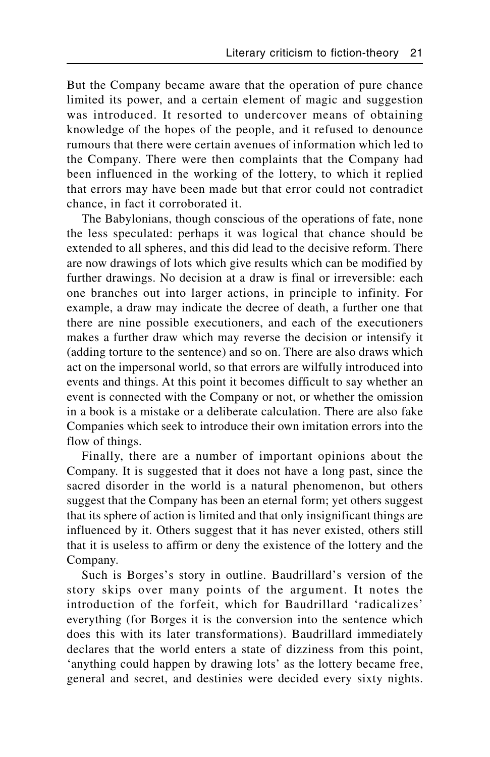But the Company became aware that the operation of pure chance limited its power, and a certain element of magic and suggestion was introduced. It resorted to undercover means of obtaining knowledge of the hopes of the people, and it refused to denounce rumours that there were certain avenues of information which led to the Company. There were then complaints that the Company had been influenced in the working of the lottery, to which it replied that errors may have been made but that error could not contradict chance, in fact it corroborated it.

The Babylonians, though conscious of the operations of fate, none the less speculated: perhaps it was logical that chance should be extended to all spheres, and this did lead to the decisive reform. There are now drawings of lots which give results which can be modified by further drawings. No decision at a draw is final or irreversible: each one branches out into larger actions, in principle to infinity. For example, a draw may indicate the decree of death, a further one that there are nine possible executioners, and each of the executioners makes a further draw which may reverse the decision or intensify it (adding torture to the sentence) and so on. There are also draws which act on the impersonal world, so that errors are wilfully introduced into events and things. At this point it becomes difficult to say whether an event is connected with the Company or not, or whether the omission in a book is a mistake or a deliberate calculation. There are also fake Companies which seek to introduce their own imitation errors into the flow of things.

Finally, there are a number of important opinions about the Company. It is suggested that it does not have a long past, since the sacred disorder in the world is a natural phenomenon, but others suggest that the Company has been an eternal form; yet others suggest that its sphere of action is limited and that only insignificant things are influenced by it. Others suggest that it has never existed, others still that it is useless to affirm or deny the existence of the lottery and the Company.

Such is Borges's story in outline. Baudrillard's version of the story skips over many points of the argument. It notes the introduction of the forfeit, which for Baudrillard 'radicalizes' everything (for Borges it is the conversion into the sentence which does this with its later transformations). Baudrillard immediately declares that the world enters a state of dizziness from this point, 'anything could happen by drawing lots' as the lottery became free, general and secret, and destinies were decided every sixty nights.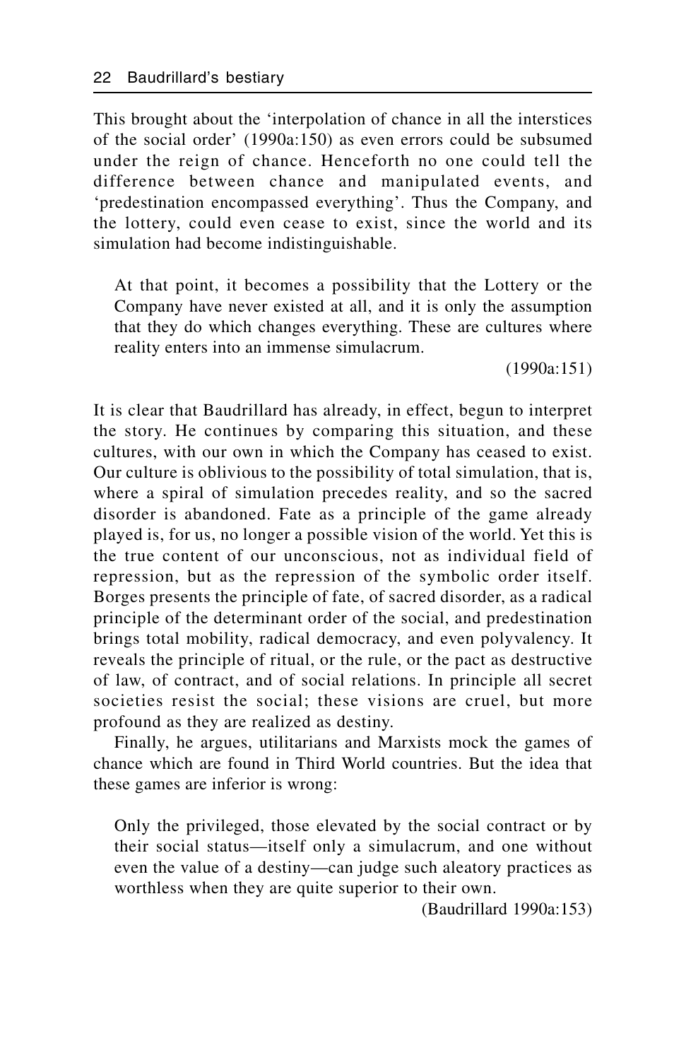This brought about the 'interpolation of chance in all the interstices of the social order' (1990a:150) as even errors could be subsumed under the reign of chance. Henceforth no one could tell the difference between chance and manipulated events, and 'predestination encompassed everything'. Thus the Company, and the lottery, could even cease to exist, since the world and its simulation had become indistinguishable.

> At that point, it becomes a possibility that the Lottery or the Company have never existed at all, and it is only the assumption that they do which changes everything. These are cultures where reality enters into an immense simulacrum.
>
> (1990a:151)

It is clear that Baudrillard has already, in effect, begun to interpret the story. He continues by comparing this situation, and these cultures, with our own in which the Company has ceased to exist. Our culture is oblivious to the possibility of total simulation, that is, where a spiral of simulation precedes reality, and so the sacred disorder is abandoned. Fate as a principle of the game already played is, for us, no longer a possible vision of the world. Yet this is the true content of our unconscious, not as individual field of repression, but as the repression of the symbolic order itself. Borges presents the principle of fate, of sacred disorder, as a radical principle of the determinant order of the social, and predestination brings total mobility, radical democracy, and even polyvalency. It reveals the principle of ritual, or the rule, or the pact as destructive of law, of contract, and of social relations. In principle all secret societies resist the social; these visions are cruel, but more profound as they are realized as destiny.

Finally, he argues, utilitarians and Marxists mock the games of chance which are found in Third World countries. But the idea that these games are inferior is wrong:

> Only the privileged, those elevated by the social contract or by their social status—itself only a simulacrum, and one without even the value of a destiny—can judge such aleatory practices as worthless when they are quite superior to their own.
>
> (Baudrillard 1990a:153)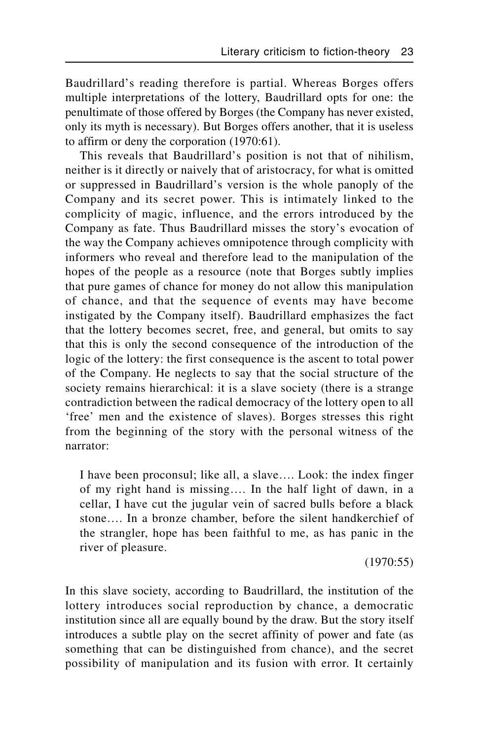Baudrillard's reading therefore is partial. Whereas Borges offers multiple interpretations of the lottery, Baudrillard opts for one: the penultimate of those offered by Borges (the Company has never existed, only its myth is necessary). But Borges offers another, that it is useless to affirm or deny the corporation (1970:61).

This reveals that Baudrillard's position is not that of nihilism, neither is it directly or naively that of aristocracy, for what is omitted or suppressed in Baudrillard's version is the whole panoply of the Company and its secret power. This is intimately linked to the complicity of magic, influence, and the errors introduced by the Company as fate. Thus Baudrillard misses the story's evocation of the way the Company achieves omnipotence through complicity with informers who reveal and therefore lead to the manipulation of the hopes of the people as a resource (note that Borges subtly implies that pure games of chance for money do not allow this manipulation of chance, and that the sequence of events may have become instigated by the Company itself). Baudrillard emphasizes the fact that the lottery becomes secret, free, and general, but omits to say that this is only the second consequence of the introduction of the logic of the lottery: the first consequence is the ascent to total power of the Company. He neglects to say that the social structure of the society remains hierarchical: it is a slave society (there is a strange contradiction between the radical democracy of the lottery open to all 'free' men and the existence of slaves). Borges stresses this right from the beginning of the story with the personal witness of the narrator:

> I have been proconsul; like all, a slave.... Look: the index finger of my right hand is missing.... In the half light of dawn, in a cellar, I have cut the jugular vein of sacred bulls before a black stone.... In a bronze chamber, before the silent handkerchief of the strangler, hope has been faithful to me, as has panic in the river of pleasure.
>
> (1970:55)

In this slave society, according to Baudrillard, the institution of the lottery introduces social reproduction by chance, a democratic institution since all are equally bound by the draw. But the story itself introduces a subtle play on the secret affinity of power and fate (as something that can be distinguished from chance), and the secret possibility of manipulation and its fusion with error. It certainly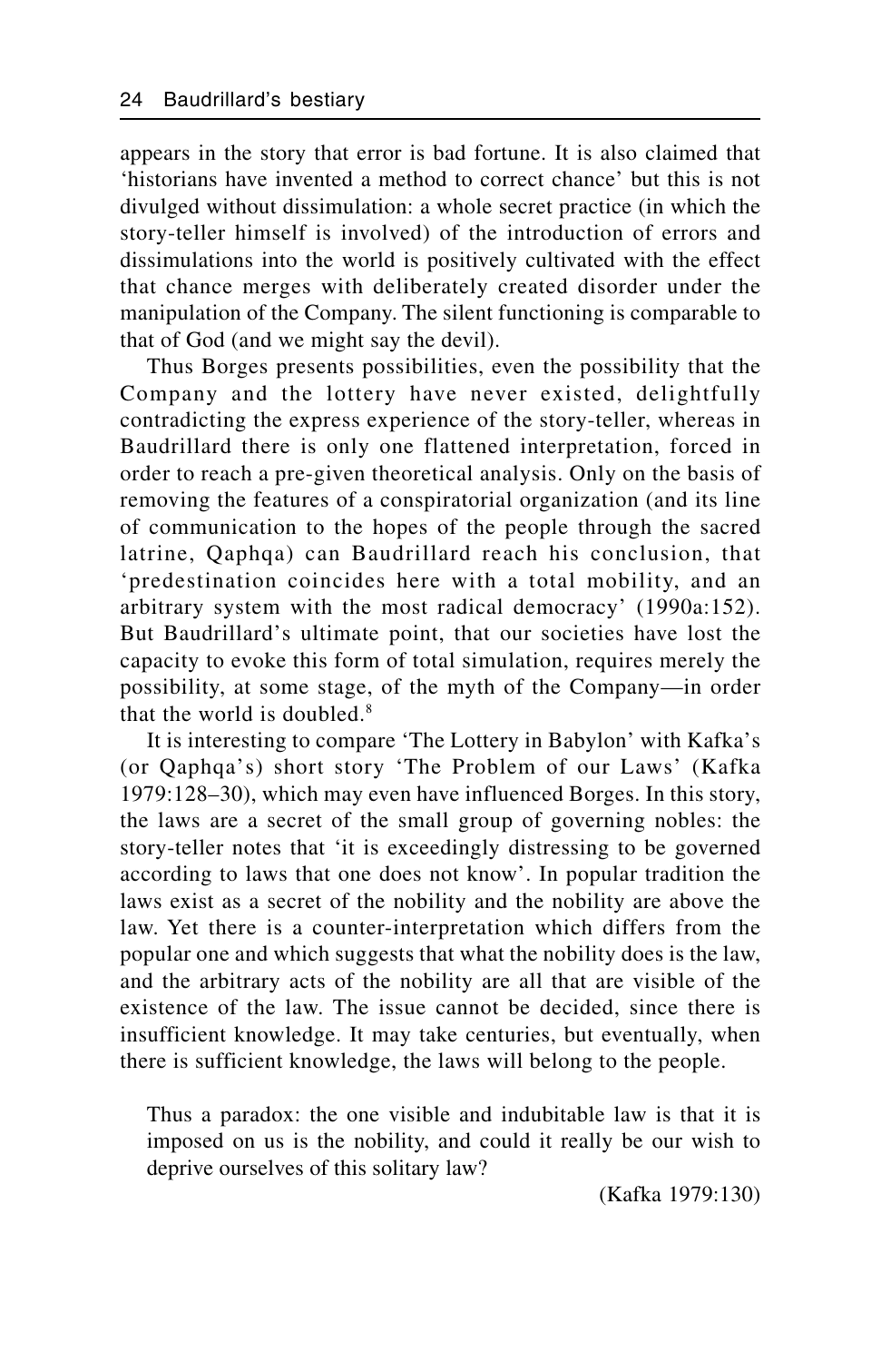appears in the story that error is bad fortune. It is also claimed that 'historians have invented a method to correct chance' but this is not divulged without dissimulation: a whole secret practice (in which the story-teller himself is involved) of the introduction of errors and dissimulations into the world is positively cultivated with the effect that chance merges with deliberately created disorder under the manipulation of the Company. The silent functioning is comparable to that of God (and we might say the devil).

Thus Borges presents possibilities, even the possibility that the Company and the lottery have never existed, delightfully contradicting the express experience of the story-teller, whereas in Baudrillard there is only one flattened interpretation, forced in order to reach a pre-given theoretical analysis. Only on the basis of removing the features of a conspiratorial organization (and its line of communication to the hopes of the people through the sacred latrine, Qaphqa) can Baudrillard reach his conclusion, that 'predestination coincides here with a total mobility, and an arbitrary system with the most radical democracy' (1990a:152). But Baudrillard's ultimate point, that our societies have lost the capacity to evoke this form of total simulation, requires merely the possibility, at some stage, of the myth of the Company—in order that the world is doubled.[8]

It is interesting to compare 'The Lottery in Babylon' with Kafka's (or Qaphqa's) short story 'The Problem of our Laws' (Kafka 1979:128–30), which may even have influenced Borges. In this story, the laws are a secret of the small group of governing nobles: the story-teller notes that 'it is exceedingly distressing to be governed according to laws that one does not know'. In popular tradition the laws exist as a secret of the nobility and the nobility are above the law. Yet there is a counter-interpretation which differs from the popular one and which suggests that what the nobility does is the law, and the arbitrary acts of the nobility are all that are visible of the existence of the law. The issue cannot be decided, since there is insufficient knowledge. It may take centuries, but eventually, when there is sufficient knowledge, the laws will belong to the people.

> Thus a paradox: the one visible and indubitable law is that it is imposed on us is the nobility, and could it really be our wish to deprive ourselves of this solitary law?
>
> (Kafka 1979:130)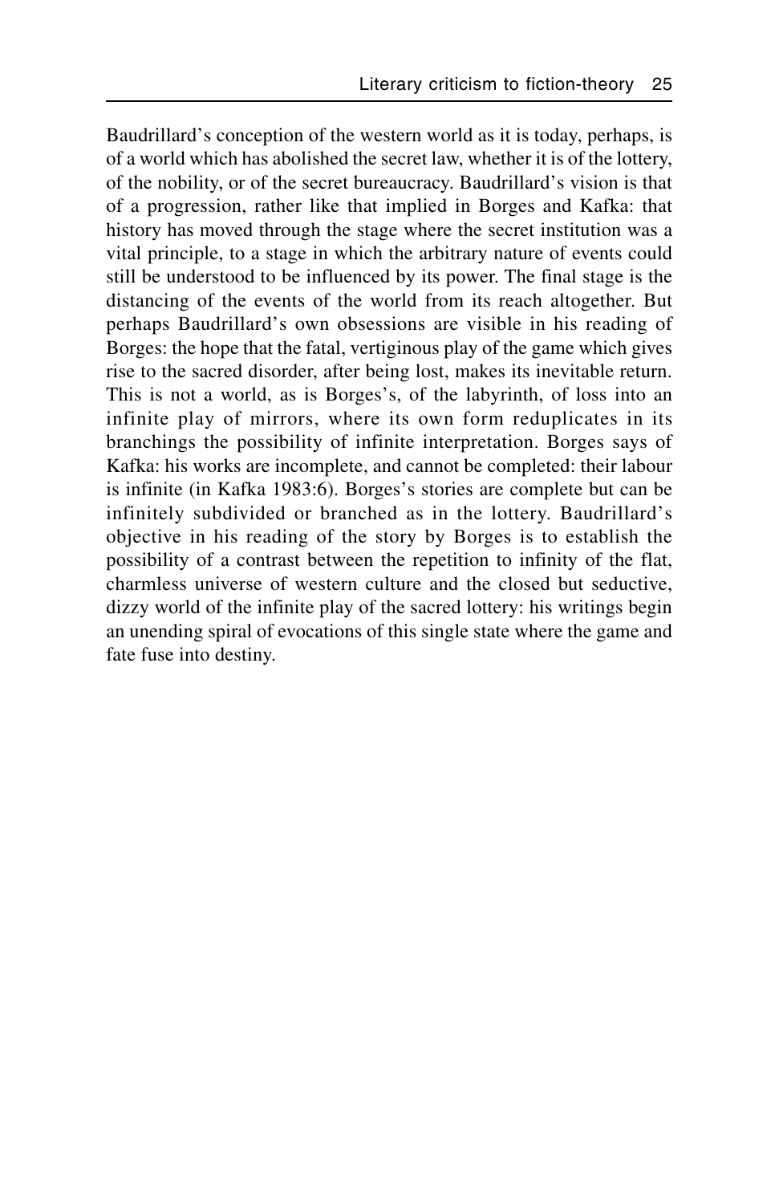Baudrillard's conception of the western world as it is today, perhaps, is of a world which has abolished the secret law, whether it is of the lottery, of the nobility, or of the secret bureaucracy. Baudrillard's vision is that of a progression, rather like that implied in Borges and Kafka: that history has moved through the stage where the secret institution was a vital principle, to a stage in which the arbitrary nature of events could still be understood to be influenced by its power. The final stage is the distancing of the events of the world from its reach altogether. But perhaps Baudrillard's own obsessions are visible in his reading of Borges: the hope that the fatal, vertiginous play of the game which gives rise to the sacred disorder, after being lost, makes its inevitable return. This is not a world, as is Borges's, of the labyrinth, of loss into an infinite play of mirrors, where its own form reduplicates in its branchings the possibility of infinite interpretation. Borges says of Kafka: his works are incomplete, and cannot be completed: their labour is infinite (in Kafka 1983:6). Borges's stories are complete but can be infinitely subdivided or branched as in the lottery. Baudrillard's objective in his reading of the story by Borges is to establish the possibility of a contrast between the repetition to infinity of the flat, charmless universe of western culture and the closed but seductive, dizzy world of the infinite play of the sacred lottery: his writings begin an unending spiral of evocations of this single state where the game and fate fuse into destiny.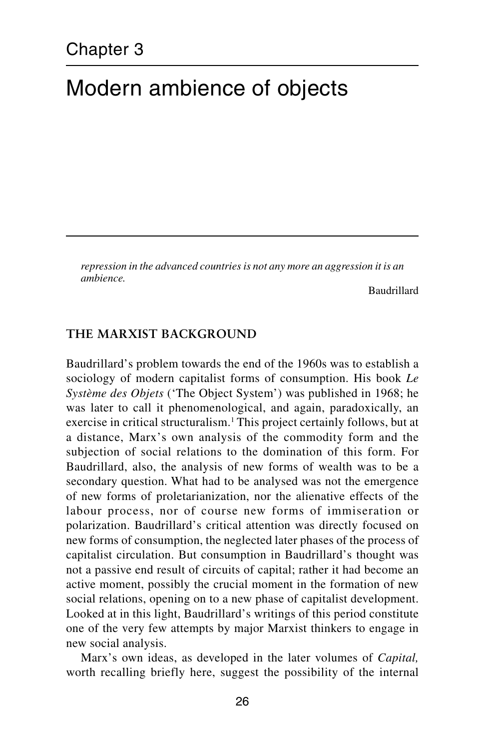# Chapter 3

# Modern ambience of objects

> *repression in the advanced countries is not any more an aggression it is an ambience.*
>
> Baudrillard

## THE MARXIST BACKGROUND

Baudrillard's problem towards the end of the 1960s was to establish a sociology of modern capitalist forms of consumption. His book *Le Système des Objets* ('The Object System') was published in 1968; he was later to call it phenomenological, and again, paradoxically, an exercise in critical structuralism.[1] This project certainly follows, but at a distance, Marx's own analysis of the commodity form and the subjection of social relations to the domination of this form. For Baudrillard, also, the analysis of new forms of wealth was to be a secondary question. What had to be analysed was not the emergence of new forms of proletarianization, nor the alienative effects of the labour process, nor of course new forms of immiseration or polarization. Baudrillard's critical attention was directly focused on new forms of consumption, the neglected later phases of the process of capitalist circulation. But consumption in Baudrillard's thought was not a passive end result of circuits of capital; rather it had become an active moment, possibly the crucial moment in the formation of new social relations, opening on to a new phase of capitalist development. Looked at in this light, Baudrillard's writings of this period constitute one of the very few attempts by major Marxist thinkers to engage in new social analysis.

Marx's own ideas, as developed in the later volumes of *Capital,* worth recalling briefly here, suggest the possibility of the internal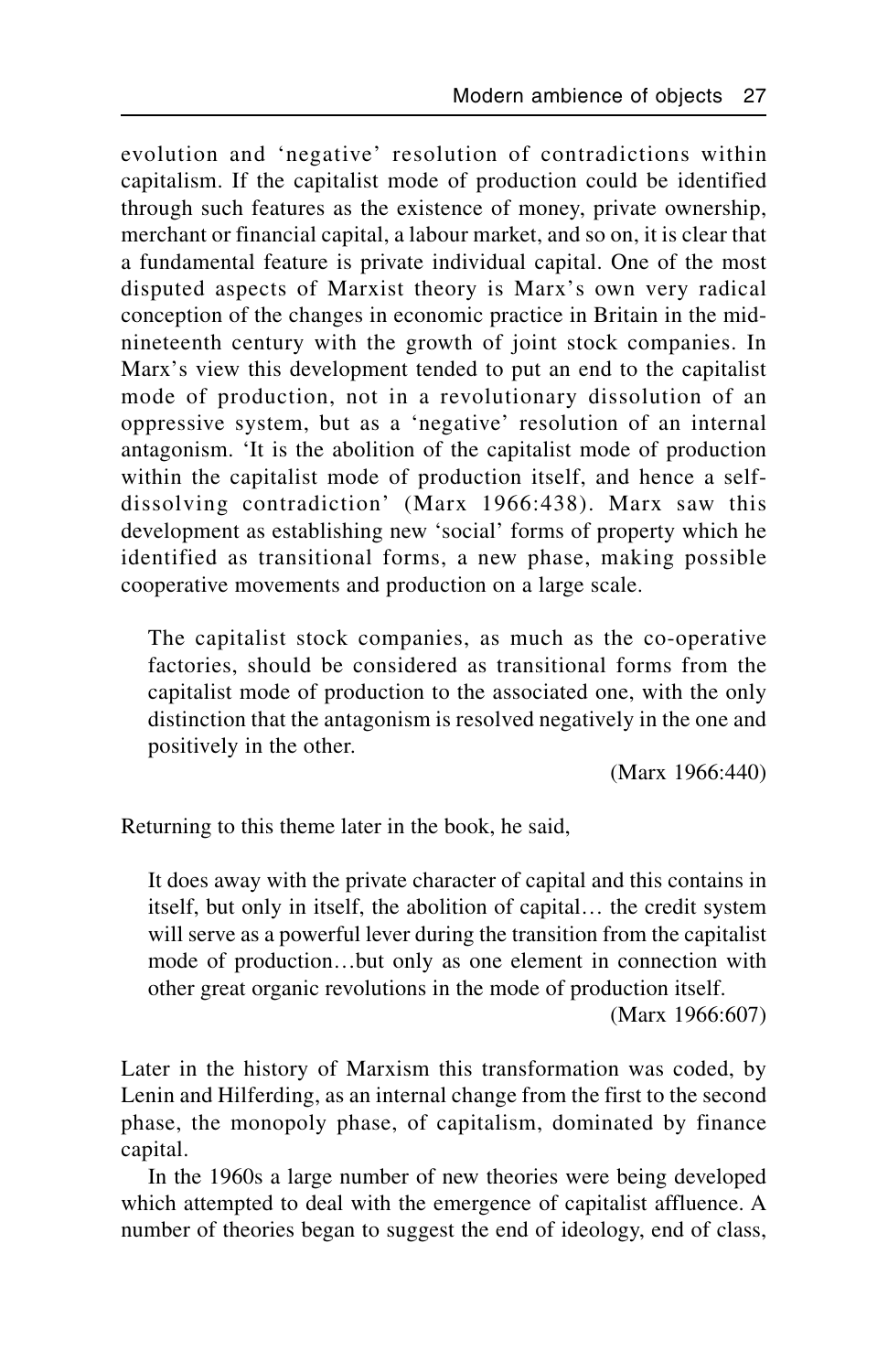evolution and 'negative' resolution of contradictions within capitalism. If the capitalist mode of production could be identified through such features as the existence of money, private ownership, merchant or financial capital, a labour market, and so on, it is clear that a fundamental feature is private individual capital. One of the most disputed aspects of Marxist theory is Marx's own very radical conception of the changes in economic practice in Britain in the mid-nineteenth century with the growth of joint stock companies. In Marx's view this development tended to put an end to the capitalist mode of production, not in a revolutionary dissolution of an oppressive system, but as a 'negative' resolution of an internal antagonism. 'It is the abolition of the capitalist mode of production within the capitalist mode of production itself, and hence a self-dissolving contradiction' (Marx 1966:438). Marx saw this development as establishing new 'social' forms of property which he identified as transitional forms, a new phase, making possible cooperative movements and production on a large scale.

> The capitalist stock companies, as much as the co-operative factories, should be considered as transitional forms from the capitalist mode of production to the associated one, with the only distinction that the antagonism is resolved negatively in the one and positively in the other.
>
> (Marx 1966:440)

Returning to this theme later in the book, he said,

> It does away with the private character of capital and this contains in itself, but only in itself, the abolition of capital… the credit system will serve as a powerful lever during the transition from the capitalist mode of production…but only as one element in connection with other great organic revolutions in the mode of production itself.
>
> (Marx 1966:607)

Later in the history of Marxism this transformation was coded, by Lenin and Hilferding, as an internal change from the first to the second phase, the monopoly phase, of capitalism, dominated by finance capital.

In the 1960s a large number of new theories were being developed which attempted to deal with the emergence of capitalist affluence. A number of theories began to suggest the end of ideology, end of class,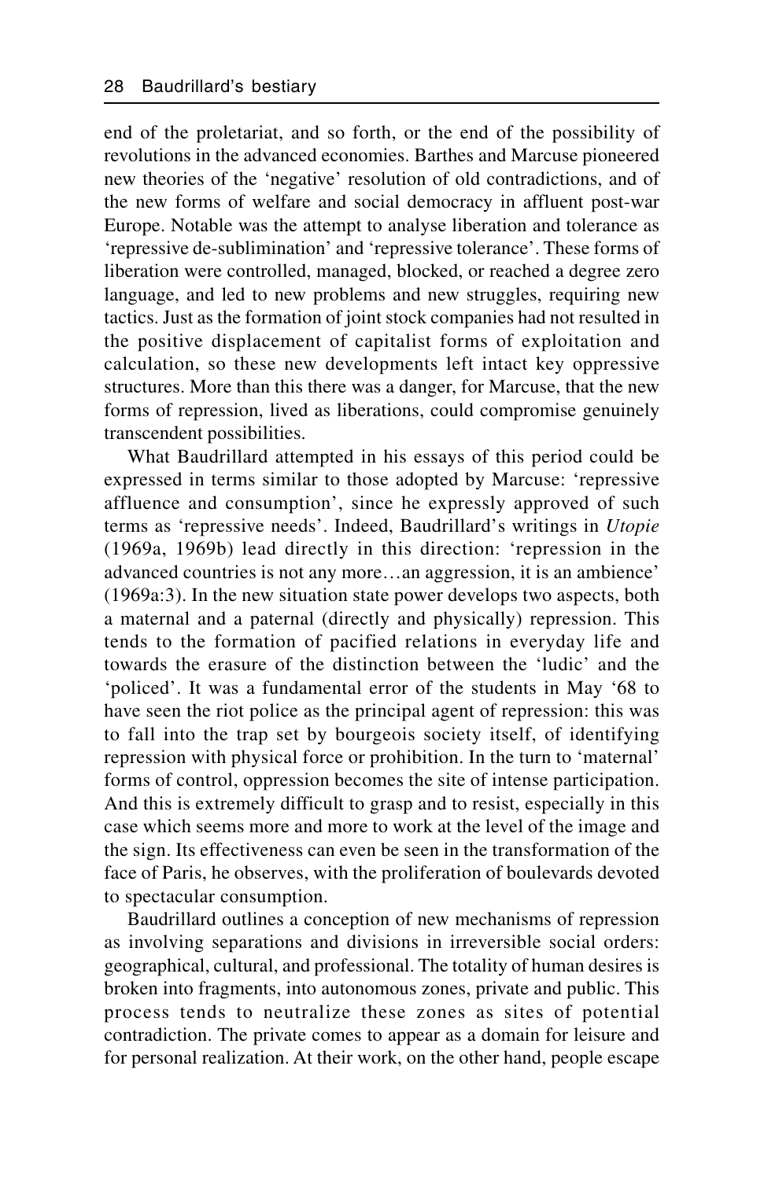end of the proletariat, and so forth, or the end of the possibility of revolutions in the advanced economies. Barthes and Marcuse pioneered new theories of the 'negative' resolution of old contradictions, and of the new forms of welfare and social democracy in affluent post-war Europe. Notable was the attempt to analyse liberation and tolerance as 'repressive de-sublimination' and 'repressive tolerance'. These forms of liberation were controlled, managed, blocked, or reached a degree zero language, and led to new problems and new struggles, requiring new tactics. Just as the formation of joint stock companies had not resulted in the positive displacement of capitalist forms of exploitation and calculation, so these new developments left intact key oppressive structures. More than this there was a danger, for Marcuse, that the new forms of repression, lived as liberations, could compromise genuinely transcendent possibilities.

What Baudrillard attempted in his essays of this period could be expressed in terms similar to those adopted by Marcuse: 'repressive affluence and consumption', since he expressly approved of such terms as 'repressive needs'. Indeed, Baudrillard's writings in *Utopie* (1969a, 1969b) lead directly in this direction: 'repression in the advanced countries is not any more…an aggression, it is an ambience' (1969a:3). In the new situation state power develops two aspects, both a maternal and a paternal (directly and physically) repression. This tends to the formation of pacified relations in everyday life and towards the erasure of the distinction between the 'ludic' and the 'policed'. It was a fundamental error of the students in May '68 to have seen the riot police as the principal agent of repression: this was to fall into the trap set by bourgeois society itself, of identifying repression with physical force or prohibition. In the turn to 'maternal' forms of control, oppression becomes the site of intense participation. And this is extremely difficult to grasp and to resist, especially in this case which seems more and more to work at the level of the image and the sign. Its effectiveness can even be seen in the transformation of the face of Paris, he observes, with the proliferation of boulevards devoted to spectacular consumption.

Baudrillard outlines a conception of new mechanisms of repression as involving separations and divisions in irreversible social orders: geographical, cultural, and professional. The totality of human desires is broken into fragments, into autonomous zones, private and public. This process tends to neutralize these zones as sites of potential contradiction. The private comes to appear as a domain for leisure and for personal realization. At their work, on the other hand, people escape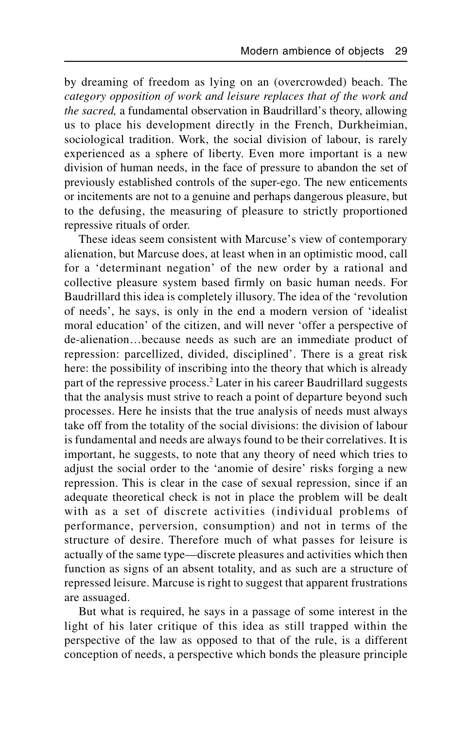by dreaming of freedom as lying on an (overcrowded) beach. The *category opposition of work and leisure replaces that of the work and the sacred,* a fundamental observation in Baudrillard's theory, allowing us to place his development directly in the French, Durkheimian, sociological tradition. Work, the social division of labour, is rarely experienced as a sphere of liberty. Even more important is a new division of human needs, in the face of pressure to abandon the set of previously established controls of the super-ego. The new enticements or incitements are not to a genuine and perhaps dangerous pleasure, but to the defusing, the measuring of pleasure to strictly proportioned repressive rituals of order.

These ideas seem consistent with Marcuse's view of contemporary alienation, but Marcuse does, at least when in an optimistic mood, call for a 'determinant negation' of the new order by a rational and collective pleasure system based firmly on basic human needs. For Baudrillard this idea is completely illusory. The idea of the 'revolution of needs', he says, is only in the end a modern version of 'idealist moral education' of the citizen, and will never 'offer a perspective of de-alienation…because needs as such are an immediate product of repression: parcellized, divided, disciplined'. There is a great risk here: the possibility of inscribing into the theory that which is already part of the repressive process.[2] Later in his career Baudrillard suggests that the analysis must strive to reach a point of departure beyond such processes. Here he insists that the true analysis of needs must always take off from the totality of the social divisions: the division of labour is fundamental and needs are always found to be their correlatives. It is important, he suggests, to note that any theory of need which tries to adjust the social order to the 'anomie of desire' risks forging a new repression. This is clear in the case of sexual repression, since if an adequate theoretical check is not in place the problem will be dealt with as a set of discrete activities (individual problems of performance, perversion, consumption) and not in terms of the structure of desire. Therefore much of what passes for leisure is actually of the same type—discrete pleasures and activities which then function as signs of an absent totality, and as such are a structure of repressed leisure. Marcuse is right to suggest that apparent frustrations are assuaged.

But what is required, he says in a passage of some interest in the light of his later critique of this idea as still trapped within the perspective of the law as opposed to that of the rule, is a different conception of needs, a perspective which bonds the pleasure principle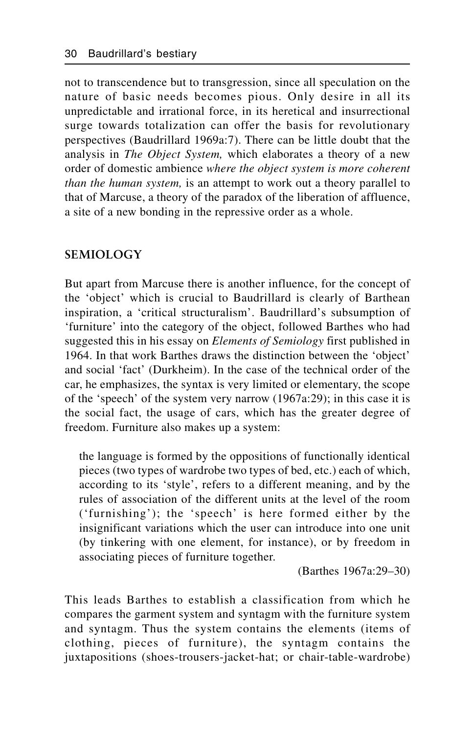not to transcendence but to transgression, since all speculation on the nature of basic needs becomes pious. Only desire in all its unpredictable and irrational force, in its heretical and insurrectional surge towards totalization can offer the basis for revolutionary perspectives (Baudrillard 1969a:7). There can be little doubt that the analysis in *The Object System,* which elaborates a theory of a new order of domestic ambience *where the object system is more coherent than the human system,* is an attempt to work out a theory parallel to that of Marcuse, a theory of the paradox of the liberation of affluence, a site of a new bonding in the repressive order as a whole.

## SEMIOLOGY

But apart from Marcuse there is another influence, for the concept of the 'object' which is crucial to Baudrillard is clearly of Barthean inspiration, a 'critical structuralism'. Baudrillard's subsumption of 'furniture' into the category of the object, followed Barthes who had suggested this in his essay on *Elements of Semiology* first published in 1964. In that work Barthes draws the distinction between the 'object' and social 'fact' (Durkheim). In the case of the technical order of the car, he emphasizes, the syntax is very limited or elementary, the scope of the 'speech' of the system very narrow (1967a:29); in this case it is the social fact, the usage of cars, which has the greater degree of freedom. Furniture also makes up a system:

> the language is formed by the oppositions of functionally identical pieces (two types of wardrobe two types of bed, etc.) each of which, according to its 'style', refers to a different meaning, and by the rules of association of the different units at the level of the room ('furnishing'); the 'speech' is here formed either by the insignificant variations which the user can introduce into one unit (by tinkering with one element, for instance), or by freedom in associating pieces of furniture together.
>
> (Barthes 1967a:29–30)

This leads Barthes to establish a classification from which he compares the garment system and syntagm with the furniture system and syntagm. Thus the system contains the elements (items of clothing, pieces of furniture), the syntagm contains the juxtapositions (shoes-trousers-jacket-hat; or chair-table-wardrobe)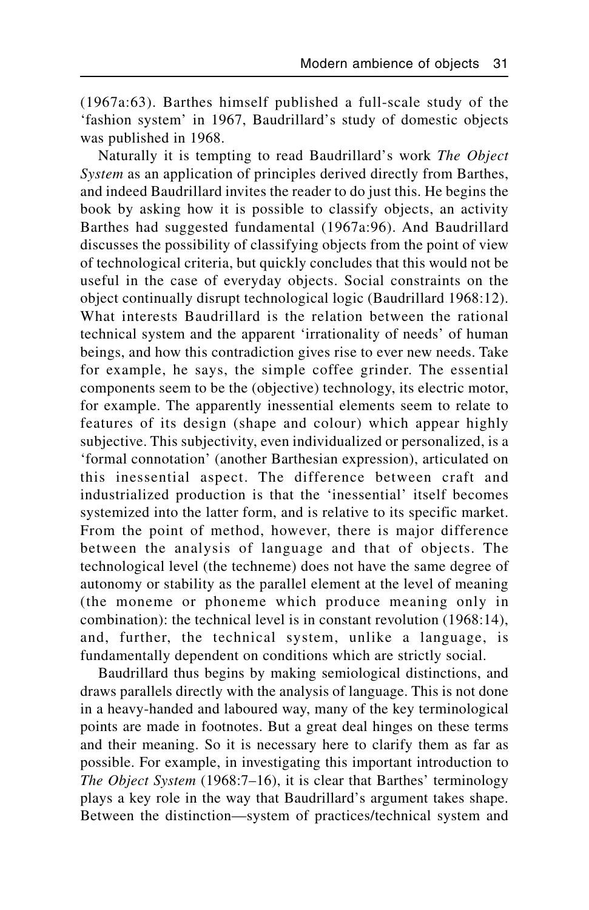(1967a:63). Barthes himself published a full-scale study of the 'fashion system' in 1967, Baudrillard's study of domestic objects was published in 1968.

Naturally it is tempting to read Baudrillard's work *The Object System* as an application of principles derived directly from Barthes, and indeed Baudrillard invites the reader to do just this. He begins the book by asking how it is possible to classify objects, an activity Barthes had suggested fundamental (1967a:96). And Baudrillard discusses the possibility of classifying objects from the point of view of technological criteria, but quickly concludes that this would not be useful in the case of everyday objects. Social constraints on the object continually disrupt technological logic (Baudrillard 1968:12). What interests Baudrillard is the relation between the rational technical system and the apparent 'irrationality of needs' of human beings, and how this contradiction gives rise to ever new needs. Take for example, he says, the simple coffee grinder. The essential components seem to be the (objective) technology, its electric motor, for example. The apparently inessential elements seem to relate to features of its design (shape and colour) which appear highly subjective. This subjectivity, even individualized or personalized, is a 'formal connotation' (another Barthesian expression), articulated on this inessential aspect. The difference between craft and industrialized production is that the 'inessential' itself becomes systemized into the latter form, and is relative to its specific market. From the point of method, however, there is major difference between the analysis of language and that of objects. The technological level (the techneme) does not have the same degree of autonomy or stability as the parallel element at the level of meaning (the moneme or phoneme which produce meaning only in combination): the technical level is in constant revolution (1968:14), and, further, the technical system, unlike a language, is fundamentally dependent on conditions which are strictly social.

Baudrillard thus begins by making semiological distinctions, and draws parallels directly with the analysis of language. This is not done in a heavy-handed and laboured way, many of the key terminological points are made in footnotes. But a great deal hinges on these terms and their meaning. So it is necessary here to clarify them as far as possible. For example, in investigating this important introduction to *The Object System* (1968:7–16), it is clear that Barthes' terminology plays a key role in the way that Baudrillard's argument takes shape. Between the distinction—system of practices/technical system and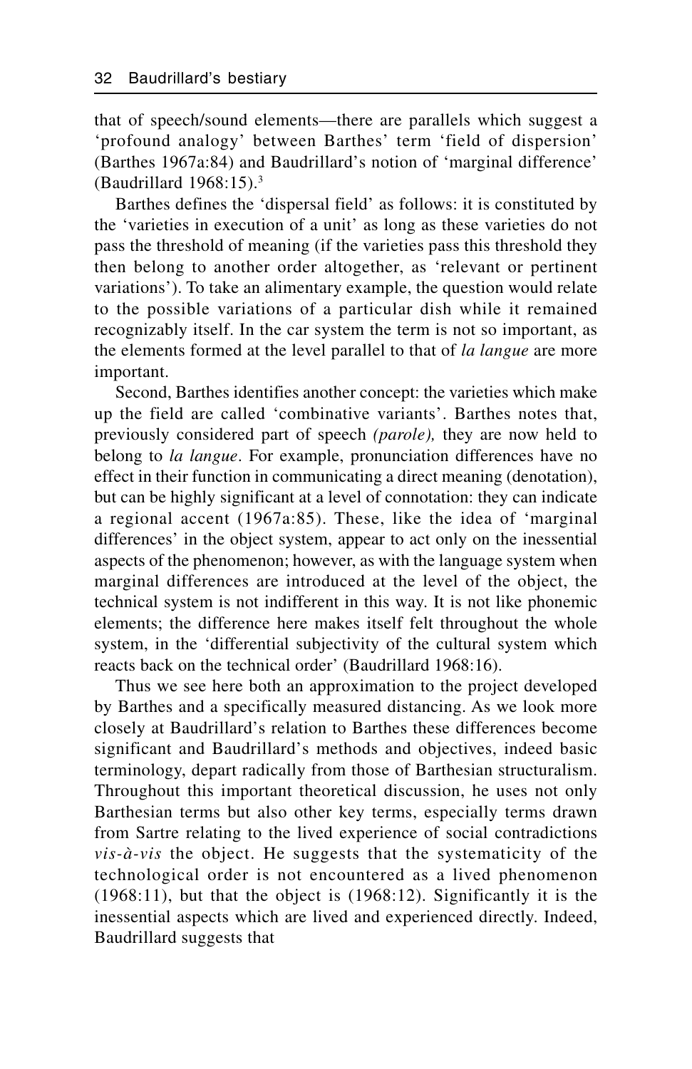that of speech/sound elements—there are parallels which suggest a 'profound analogy' between Barthes' term 'field of dispersion' (Barthes 1967a:84) and Baudrillard's notion of 'marginal difference' (Baudrillard 1968:15).[3]

Barthes defines the 'dispersal field' as follows: it is constituted by the 'varieties in execution of a unit' as long as these varieties do not pass the threshold of meaning (if the varieties pass this threshold they then belong to another order altogether, as 'relevant or pertinent variations'). To take an alimentary example, the question would relate to the possible variations of a particular dish while it remained recognizably itself. In the car system the term is not so important, as the elements formed at the level parallel to that of *la langue* are more important.

Second, Barthes identifies another concept: the varieties which make up the field are called 'combinative variants'. Barthes notes that, previously considered part of speech *(parole),* they are now held to belong to *la langue*. For example, pronunciation differences have no effect in their function in communicating a direct meaning (denotation), but can be highly significant at a level of connotation: they can indicate a regional accent (1967a:85). These, like the idea of 'marginal differences' in the object system, appear to act only on the inessential aspects of the phenomenon; however, as with the language system when marginal differences are introduced at the level of the object, the technical system is not indifferent in this way. It is not like phonemic elements; the difference here makes itself felt throughout the whole system, in the 'differential subjectivity of the cultural system which reacts back on the technical order' (Baudrillard 1968:16).

Thus we see here both an approximation to the project developed by Barthes and a specifically measured distancing. As we look more closely at Baudrillard's relation to Barthes these differences become significant and Baudrillard's methods and objectives, indeed basic terminology, depart radically from those of Barthesian structuralism. Throughout this important theoretical discussion, he uses not only Barthesian terms but also other key terms, especially terms drawn from Sartre relating to the lived experience of social contradictions *vis-à-vis* the object. He suggests that the systematicity of the technological order is not encountered as a lived phenomenon (1968:11), but that the object is (1968:12). Significantly it is the inessential aspects which are lived and experienced directly. Indeed, Baudrillard suggests that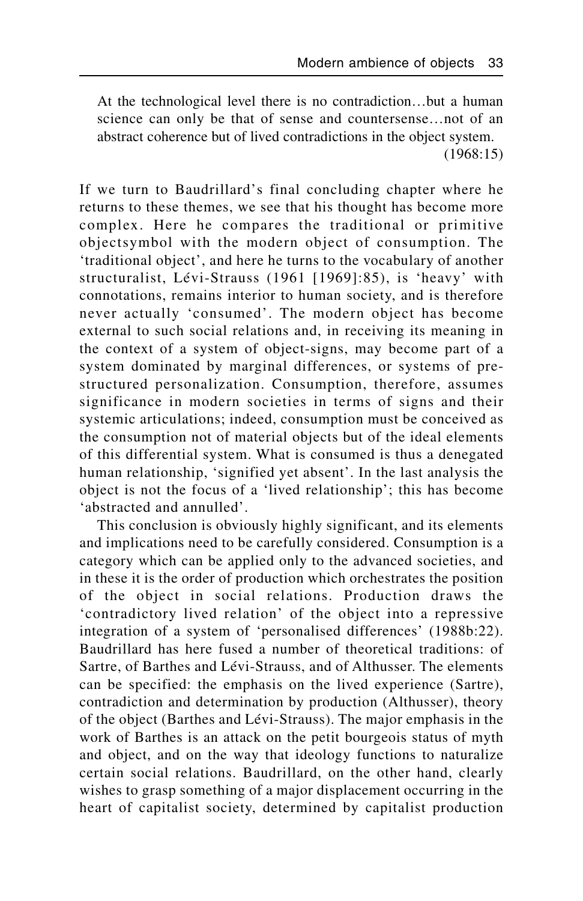> At the technological level there is no contradiction…but a human science can only be that of sense and countersense…not of an abstract coherence but of lived contradictions in the object system.
>
> (1968:15)

If we turn to Baudrillard's final concluding chapter where he returns to these themes, we see that his thought has become more complex. Here he compares the traditional or primitive objectsymbol with the modern object of consumption. The 'traditional object', and here he turns to the vocabulary of another structuralist, Lévi-Strauss (1961 [1969]:85), is 'heavy' with connotations, remains interior to human society, and is therefore never actually 'consumed'. The modern object has become external to such social relations and, in receiving its meaning in the context of a system of object-signs, may become part of a system dominated by marginal differences, or systems of pre-structured personalization. Consumption, therefore, assumes significance in modern societies in terms of signs and their systemic articulations; indeed, consumption must be conceived as the consumption not of material objects but of the ideal elements of this differential system. What is consumed is thus a denegated human relationship, 'signified yet absent'. In the last analysis the object is not the focus of a 'lived relationship'; this has become 'abstracted and annulled'.

This conclusion is obviously highly significant, and its elements and implications need to be carefully considered. Consumption is a category which can be applied only to the advanced societies, and in these it is the order of production which orchestrates the position of the object in social relations. Production draws the 'contradictory lived relation' of the object into a repressive integration of a system of 'personalised differences' (1988b:22). Baudrillard has here fused a number of theoretical traditions: of Sartre, of Barthes and Lévi-Strauss, and of Althusser. The elements can be specified: the emphasis on the lived experience (Sartre), contradiction and determination by production (Althusser), theory of the object (Barthes and Lévi-Strauss). The major emphasis in the work of Barthes is an attack on the petit bourgeois status of myth and object, and on the way that ideology functions to naturalize certain social relations. Baudrillard, on the other hand, clearly wishes to grasp something of a major displacement occurring in the heart of capitalist society, determined by capitalist production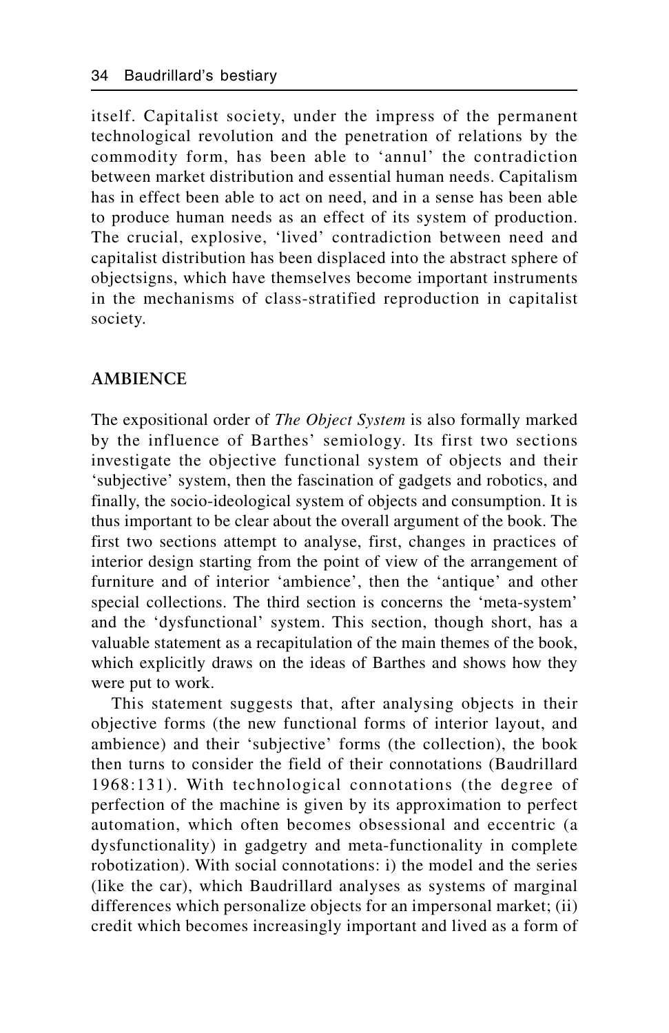itself. Capitalist society, under the impress of the permanent technological revolution and the penetration of relations by the commodity form, has been able to 'annul' the contradiction between market distribution and essential human needs. Capitalism has in effect been able to act on need, and in a sense has been able to produce human needs as an effect of its system of production. The crucial, explosive, 'lived' contradiction between need and capitalist distribution has been displaced into the abstract sphere of objectsigns, which have themselves become important instruments in the mechanisms of class-stratified reproduction in capitalist society.

## AMBIENCE

The expositional order of *The Object System* is also formally marked by the influence of Barthes' semiology. Its first two sections investigate the objective functional system of objects and their 'subjective' system, then the fascination of gadgets and robotics, and finally, the socio-ideological system of objects and consumption. It is thus important to be clear about the overall argument of the book. The first two sections attempt to analyse, first, changes in practices of interior design starting from the point of view of the arrangement of furniture and of interior 'ambience', then the 'antique' and other special collections. The third section is concerns the 'meta-system' and the 'dysfunctional' system. This section, though short, has a valuable statement as a recapitulation of the main themes of the book, which explicitly draws on the ideas of Barthes and shows how they were put to work.

This statement suggests that, after analysing objects in their objective forms (the new functional forms of interior layout, and ambience) and their 'subjective' forms (the collection), the book then turns to consider the field of their connotations (Baudrillard 1968:131). With technological connotations (the degree of perfection of the machine is given by its approximation to perfect automation, which often becomes obsessional and eccentric (a dysfunctionality) in gadgetry and meta-functionality in complete robotization). With social connotations: i) the model and the series (like the car), which Baudrillard analyses as systems of marginal differences which personalize objects for an impersonal market; (ii) credit which becomes increasingly important and lived as a form of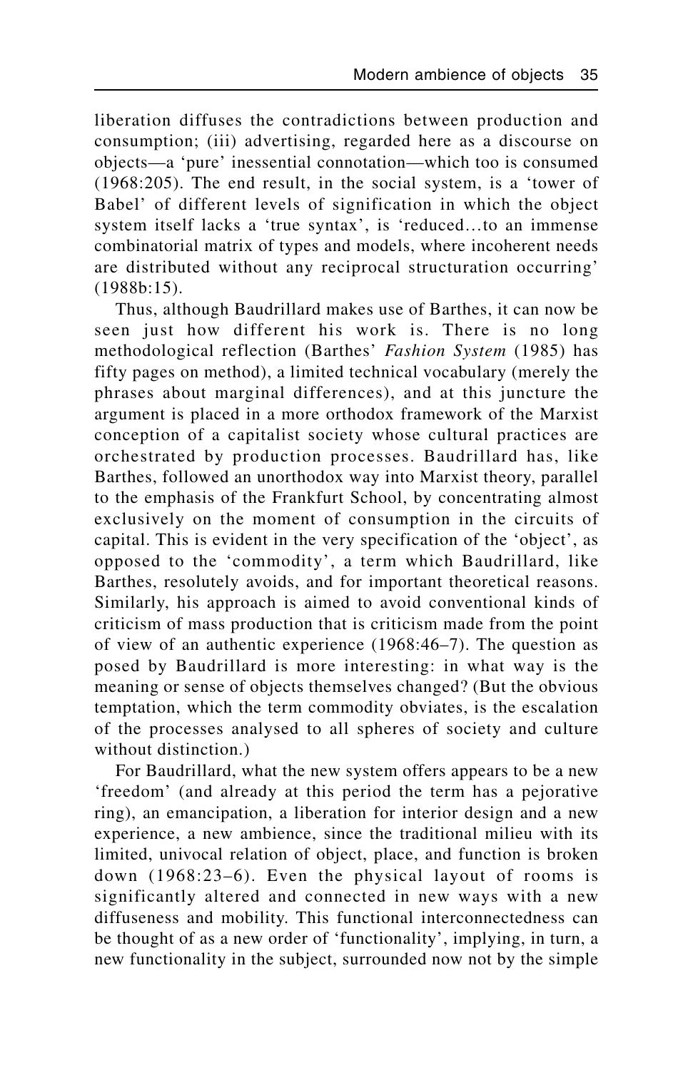liberation diffuses the contradictions between production and consumption; (iii) advertising, regarded here as a discourse on objects—a 'pure' inessential connotation—which too is consumed (1968:205). The end result, in the social system, is a 'tower of Babel' of different levels of signification in which the object system itself lacks a 'true syntax', is 'reduced…to an immense combinatorial matrix of types and models, where incoherent needs are distributed without any reciprocal structuration occurring' (1988b:15).

Thus, although Baudrillard makes use of Barthes, it can now be seen just how different his work is. There is no long methodological reflection (Barthes' *Fashion System* (1985) has fifty pages on method), a limited technical vocabulary (merely the phrases about marginal differences), and at this juncture the argument is placed in a more orthodox framework of the Marxist conception of a capitalist society whose cultural practices are orchestrated by production processes. Baudrillard has, like Barthes, followed an unorthodox way into Marxist theory, parallel to the emphasis of the Frankfurt School, by concentrating almost exclusively on the moment of consumption in the circuits of capital. This is evident in the very specification of the 'object', as opposed to the 'commodity', a term which Baudrillard, like Barthes, resolutely avoids, and for important theoretical reasons. Similarly, his approach is aimed to avoid conventional kinds of criticism of mass production that is criticism made from the point of view of an authentic experience (1968:46–7). The question as posed by Baudrillard is more interesting: in what way is the meaning or sense of objects themselves changed? (But the obvious temptation, which the term commodity obviates, is the escalation of the processes analysed to all spheres of society and culture without distinction.)

For Baudrillard, what the new system offers appears to be a new 'freedom' (and already at this period the term has a pejorative ring), an emancipation, a liberation for interior design and a new experience, a new ambience, since the traditional milieu with its limited, univocal relation of object, place, and function is broken down (1968:23–6). Even the physical layout of rooms is significantly altered and connected in new ways with a new diffuseness and mobility. This functional interconnectedness can be thought of as a new order of 'functionality', implying, in turn, a new functionality in the subject, surrounded now not by the simple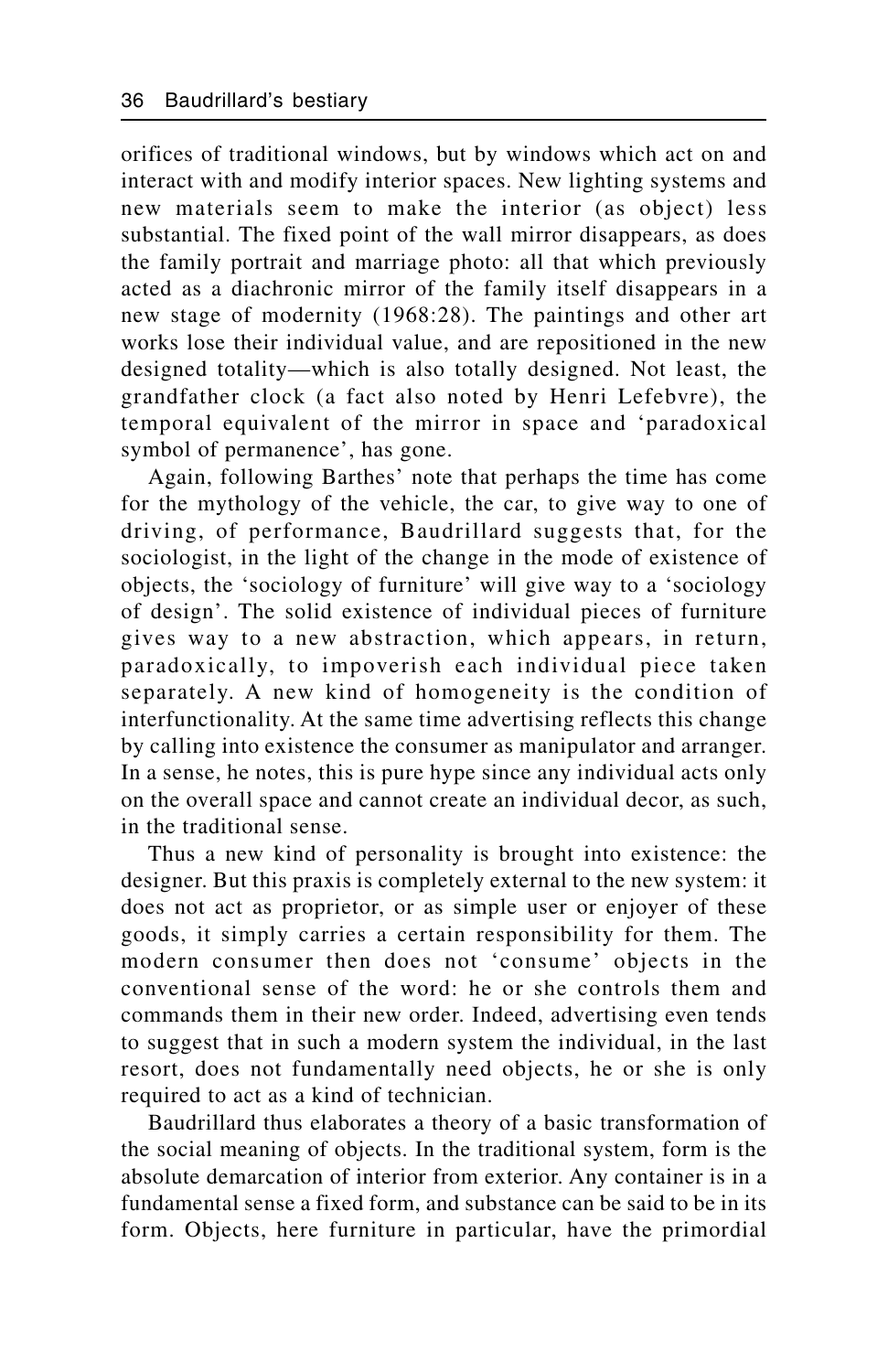orifices of traditional windows, but by windows which act on and interact with and modify interior spaces. New lighting systems and new materials seem to make the interior (as object) less substantial. The fixed point of the wall mirror disappears, as does the family portrait and marriage photo: all that which previously acted as a diachronic mirror of the family itself disappears in a new stage of modernity (1968:28). The paintings and other art works lose their individual value, and are repositioned in the new designed totality—which is also totally designed. Not least, the grandfather clock (a fact also noted by Henri Lefebvre), the temporal equivalent of the mirror in space and 'paradoxical symbol of permanence', has gone.

Again, following Barthes' note that perhaps the time has come for the mythology of the vehicle, the car, to give way to one of driving, of performance, Baudrillard suggests that, for the sociologist, in the light of the change in the mode of existence of objects, the 'sociology of furniture' will give way to a 'sociology of design'. The solid existence of individual pieces of furniture gives way to a new abstraction, which appears, in return, paradoxically, to impoverish each individual piece taken separately. A new kind of homogeneity is the condition of interfunctionality. At the same time advertising reflects this change by calling into existence the consumer as manipulator and arranger. In a sense, he notes, this is pure hype since any individual acts only on the overall space and cannot create an individual decor, as such, in the traditional sense.

Thus a new kind of personality is brought into existence: the designer. But this praxis is completely external to the new system: it does not act as proprietor, or as simple user or enjoyer of these goods, it simply carries a certain responsibility for them. The modern consumer then does not 'consume' objects in the conventional sense of the word: he or she controls them and commands them in their new order. Indeed, advertising even tends to suggest that in such a modern system the individual, in the last resort, does not fundamentally need objects, he or she is only required to act as a kind of technician.

Baudrillard thus elaborates a theory of a basic transformation of the social meaning of objects. In the traditional system, form is the absolute demarcation of interior from exterior. Any container is in a fundamental sense a fixed form, and substance can be said to be in its form. Objects, here furniture in particular, have the primordial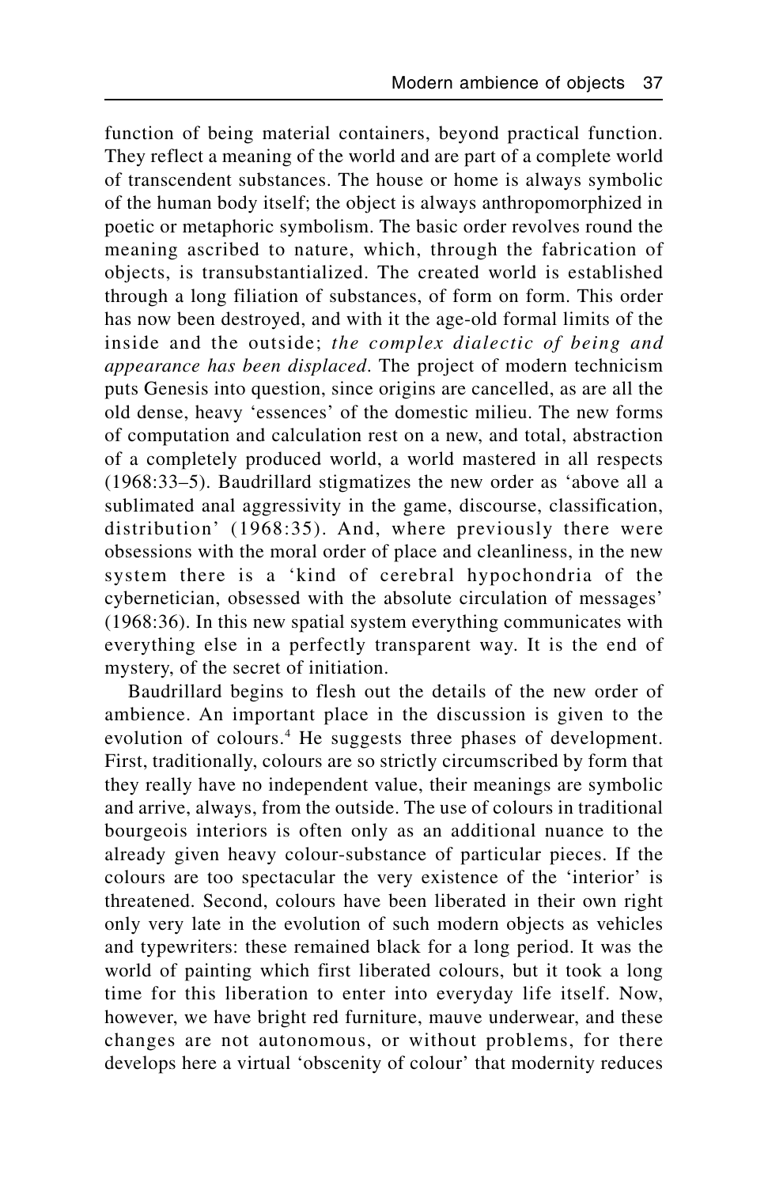function of being material containers, beyond practical function. They reflect a meaning of the world and are part of a complete world of transcendent substances. The house or home is always symbolic of the human body itself; the object is always anthropomorphized in poetic or metaphoric symbolism. The basic order revolves round the meaning ascribed to nature, which, through the fabrication of objects, is transubstantialized. The created world is established through a long filiation of substances, of form on form. This order has now been destroyed, and with it the age-old formal limits of the inside and the outside; *the complex dialectic of being and appearance has been displaced*. The project of modern technicism puts Genesis into question, since origins are cancelled, as are all the old dense, heavy 'essences' of the domestic milieu. The new forms of computation and calculation rest on a new, and total, abstraction of a completely produced world, a world mastered in all respects (1968:33–5). Baudrillard stigmatizes the new order as 'above all a sublimated anal aggressivity in the game, discourse, classification, distribution' (1968:35). And, where previously there were obsessions with the moral order of place and cleanliness, in the new system there is a 'kind of cerebral hypochondria of the cybernetician, obsessed with the absolute circulation of messages' (1968:36). In this new spatial system everything communicates with everything else in a perfectly transparent way. It is the end of mystery, of the secret of initiation.

Baudrillard begins to flesh out the details of the new order of ambience. An important place in the discussion is given to the evolution of colours.[4] He suggests three phases of development. First, traditionally, colours are so strictly circumscribed by form that they really have no independent value, their meanings are symbolic and arrive, always, from the outside. The use of colours in traditional bourgeois interiors is often only as an additional nuance to the already given heavy colour-substance of particular pieces. If the colours are too spectacular the very existence of the 'interior' is threatened. Second, colours have been liberated in their own right only very late in the evolution of such modern objects as vehicles and typewriters: these remained black for a long period. It was the world of painting which first liberated colours, but it took a long time for this liberation to enter into everyday life itself. Now, however, we have bright red furniture, mauve underwear, and these changes are not autonomous, or without problems, for there develops here a virtual 'obscenity of colour' that modernity reduces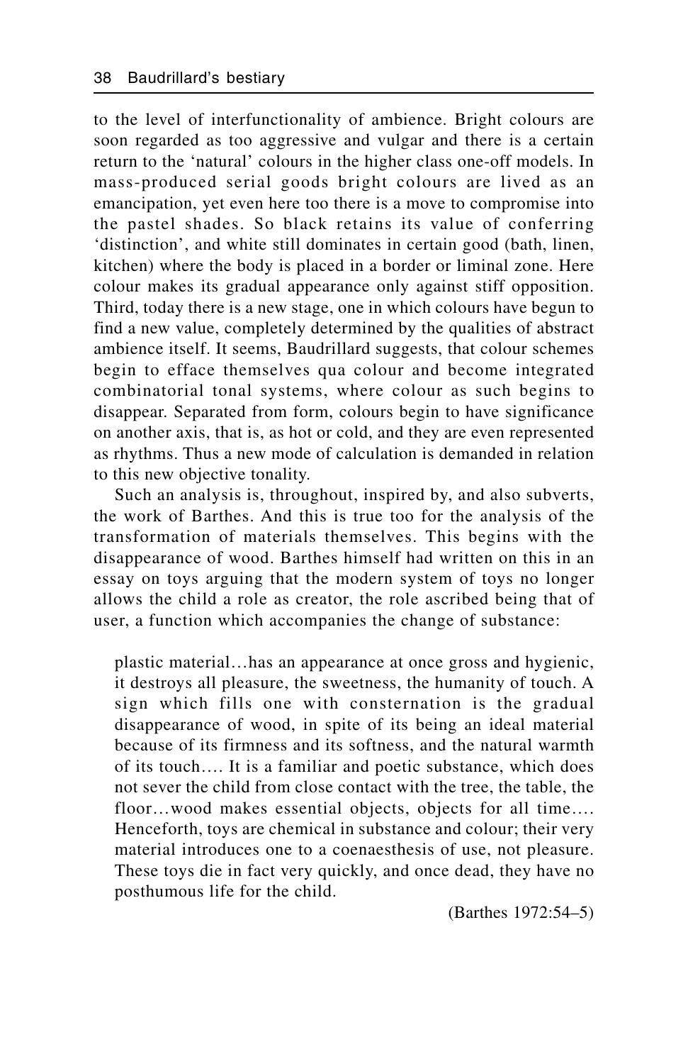to the level of interfunctionality of ambience. Bright colours are soon regarded as too aggressive and vulgar and there is a certain return to the 'natural' colours in the higher class one-off models. In mass-produced serial goods bright colours are lived as an emancipation, yet even here too there is a move to compromise into the pastel shades. So black retains its value of conferring 'distinction', and white still dominates in certain good (bath, linen, kitchen) where the body is placed in a border or liminal zone. Here colour makes its gradual appearance only against stiff opposition. Third, today there is a new stage, one in which colours have begun to find a new value, completely determined by the qualities of abstract ambience itself. It seems, Baudrillard suggests, that colour schemes begin to efface themselves qua colour and become integrated combinatorial tonal systems, where colour as such begins to disappear. Separated from form, colours begin to have significance on another axis, that is, as hot or cold, and they are even represented as rhythms. Thus a new mode of calculation is demanded in relation to this new objective tonality.

Such an analysis is, throughout, inspired by, and also subverts, the work of Barthes. And this is true too for the analysis of the transformation of materials themselves. This begins with the disappearance of wood. Barthes himself had written on this in an essay on toys arguing that the modern system of toys no longer allows the child a role as creator, the role ascribed being that of user, a function which accompanies the change of substance:

> plastic material…has an appearance at once gross and hygienic, it destroys all pleasure, the sweetness, the humanity of touch. A sign which fills one with consternation is the gradual disappearance of wood, in spite of its being an ideal material because of its firmness and its softness, and the natural warmth of its touch…. It is a familiar and poetic substance, which does not sever the child from close contact with the tree, the table, the floor…wood makes essential objects, objects for all time…. Henceforth, toys are chemical in substance and colour; their very material introduces one to a coenaesthesis of use, not pleasure. These toys die in fact very quickly, and once dead, they have no posthumous life for the child.
>
> (Barthes 1972:54–5)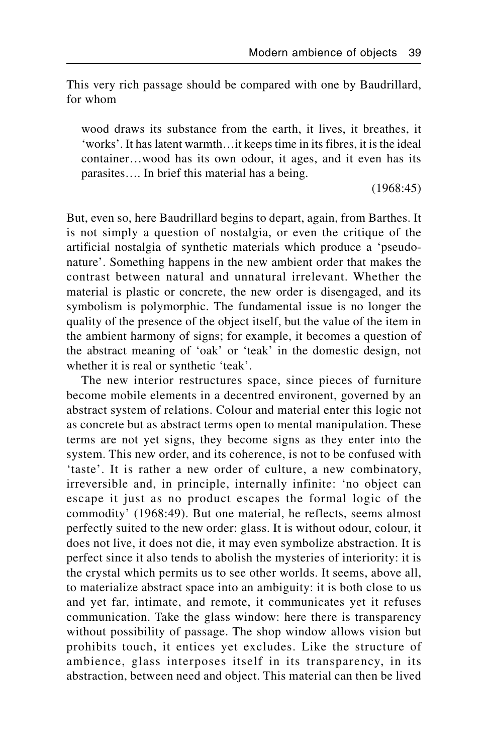This very rich passage should be compared with one by Baudrillard, for whom

> wood draws its substance from the earth, it lives, it breathes, it 'works'. It has latent warmth…it keeps time in its fibres, it is the ideal container…wood has its own odour, it ages, and it even has its parasites…. In brief this material has a being.
>
> (1968:45)

But, even so, here Baudrillard begins to depart, again, from Barthes. It is not simply a question of nostalgia, or even the critique of the artificial nostalgia of synthetic materials which produce a 'pseudo-nature'. Something happens in the new ambient order that makes the contrast between natural and unnatural irrelevant. Whether the material is plastic or concrete, the new order is disengaged, and its symbolism is polymorphic. The fundamental issue is no longer the quality of the presence of the object itself, but the value of the item in the ambient harmony of signs; for example, it becomes a question of the abstract meaning of 'oak' or 'teak' in the domestic design, not whether it is real or synthetic 'teak'.

The new interior restructures space, since pieces of furniture become mobile elements in a decentred environent, governed by an abstract system of relations. Colour and material enter this logic not as concrete but as abstract terms open to mental manipulation. These terms are not yet signs, they become signs as they enter into the system. This new order, and its coherence, is not to be confused with 'taste'. It is rather a new order of culture, a new combinatory, irreversible and, in principle, internally infinite: 'no object can escape it just as no product escapes the formal logic of the commodity' (1968:49). But one material, he reflects, seems almost perfectly suited to the new order: glass. It is without odour, colour, it does not live, it does not die, it may even symbolize abstraction. It is perfect since it also tends to abolish the mysteries of interiority: it is the crystal which permits us to see other worlds. It seems, above all, to materialize abstract space into an ambiguity: it is both close to us and yet far, intimate, and remote, it communicates yet it refuses communication. Take the glass window: here there is transparency without possibility of passage. The shop window allows vision but prohibits touch, it entices yet excludes. Like the structure of ambience, glass interposes itself in its transparency, in its abstraction, between need and object. This material can then be lived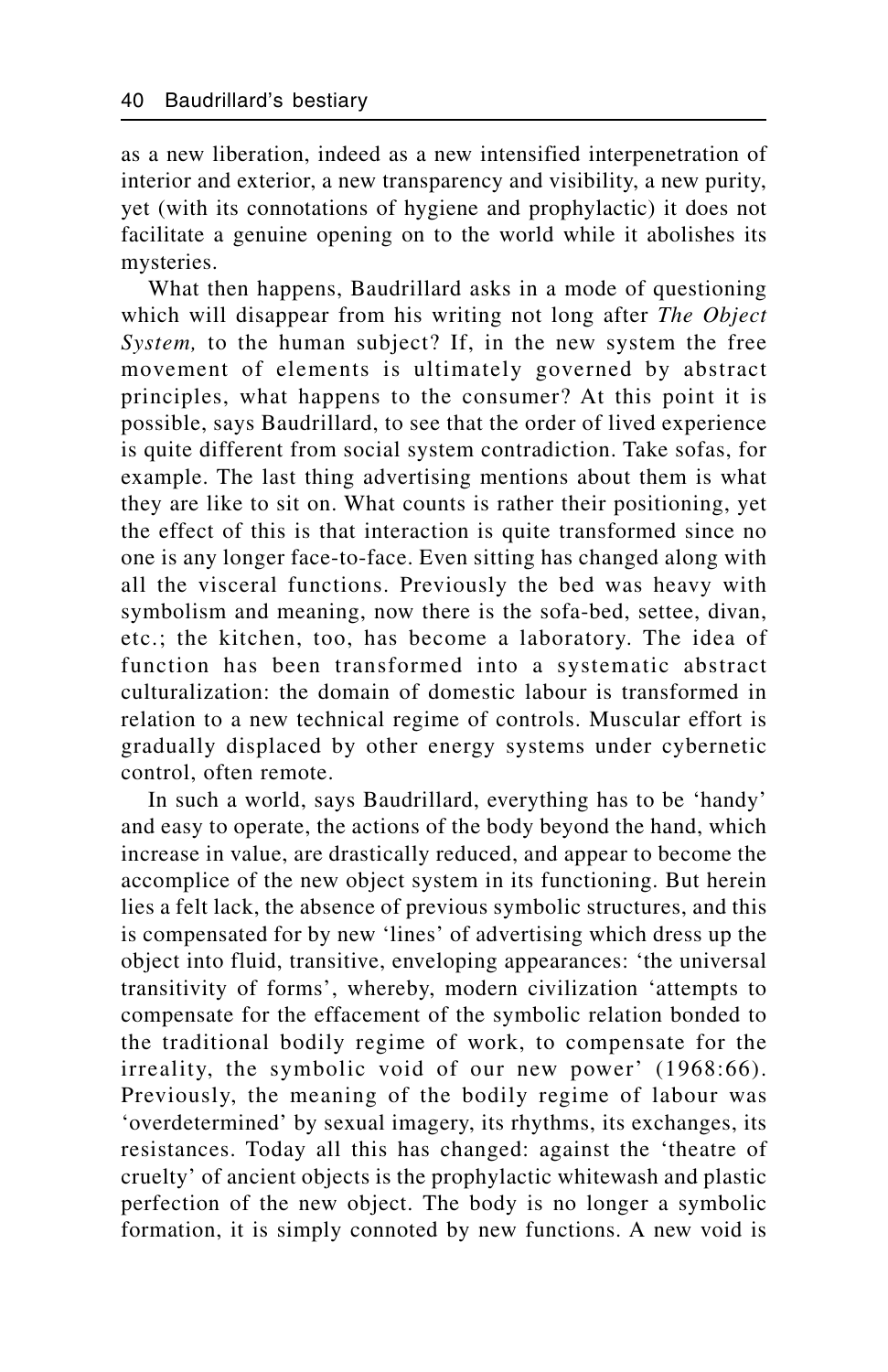as a new liberation, indeed as a new intensified interpenetration of interior and exterior, a new transparency and visibility, a new purity, yet (with its connotations of hygiene and prophylactic) it does not facilitate a genuine opening on to the world while it abolishes its mysteries.

What then happens, Baudrillard asks in a mode of questioning which will disappear from his writing not long after *The Object System,* to the human subject? If, in the new system the free movement of elements is ultimately governed by abstract principles, what happens to the consumer? At this point it is possible, says Baudrillard, to see that the order of lived experience is quite different from social system contradiction. Take sofas, for example. The last thing advertising mentions about them is what they are like to sit on. What counts is rather their positioning, yet the effect of this is that interaction is quite transformed since no one is any longer face-to-face. Even sitting has changed along with all the visceral functions. Previously the bed was heavy with symbolism and meaning, now there is the sofa-bed, settee, divan, etc.; the kitchen, too, has become a laboratory. The idea of function has been transformed into a systematic abstract culturalization: the domain of domestic labour is transformed in relation to a new technical regime of controls. Muscular effort is gradually displaced by other energy systems under cybernetic control, often remote.

In such a world, says Baudrillard, everything has to be 'handy' and easy to operate, the actions of the body beyond the hand, which increase in value, are drastically reduced, and appear to become the accomplice of the new object system in its functioning. But herein lies a felt lack, the absence of previous symbolic structures, and this is compensated for by new 'lines' of advertising which dress up the object into fluid, transitive, enveloping appearances: 'the universal transitivity of forms', whereby, modern civilization 'attempts to compensate for the effacement of the symbolic relation bonded to the traditional bodily regime of work, to compensate for the irreality, the symbolic void of our new power' (1968:66). Previously, the meaning of the bodily regime of labour was 'overdetermined' by sexual imagery, its rhythms, its exchanges, its resistances. Today all this has changed: against the 'theatre of cruelty' of ancient objects is the prophylactic whitewash and plastic perfection of the new object. The body is no longer a symbolic formation, it is simply connoted by new functions. A new void is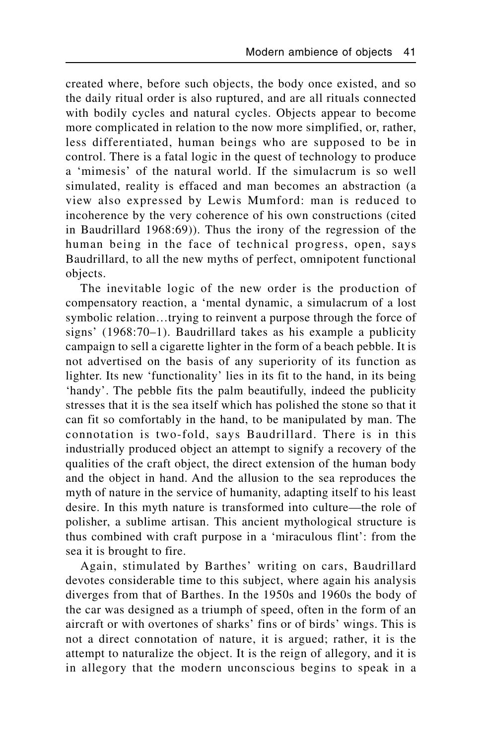created where, before such objects, the body once existed, and so the daily ritual order is also ruptured, and are all rituals connected with bodily cycles and natural cycles. Objects appear to become more complicated in relation to the now more simplified, or, rather, less differentiated, human beings who are supposed to be in control. There is a fatal logic in the quest of technology to produce a 'mimesis' of the natural world. If the simulacrum is so well simulated, reality is effaced and man becomes an abstraction (a view also expressed by Lewis Mumford: man is reduced to incoherence by the very coherence of his own constructions (cited in Baudrillard 1968:69)). Thus the irony of the regression of the human being in the face of technical progress, open, says Baudrillard, to all the new myths of perfect, omnipotent functional objects.

The inevitable logic of the new order is the production of compensatory reaction, a 'mental dynamic, a simulacrum of a lost symbolic relation…trying to reinvent a purpose through the force of signs' (1968:70–1). Baudrillard takes as his example a publicity campaign to sell a cigarette lighter in the form of a beach pebble. It is not advertised on the basis of any superiority of its function as lighter. Its new 'functionality' lies in its fit to the hand, in its being 'handy'. The pebble fits the palm beautifully, indeed the publicity stresses that it is the sea itself which has polished the stone so that it can fit so comfortably in the hand, to be manipulated by man. The connotation is two-fold, says Baudrillard. There is in this industrially produced object an attempt to signify a recovery of the qualities of the craft object, the direct extension of the human body and the object in hand. And the allusion to the sea reproduces the myth of nature in the service of humanity, adapting itself to his least desire. In this myth nature is transformed into culture—the role of polisher, a sublime artisan. This ancient mythological structure is thus combined with craft purpose in a 'miraculous flint': from the sea it is brought to fire.

Again, stimulated by Barthes' writing on cars, Baudrillard devotes considerable time to this subject, where again his analysis diverges from that of Barthes. In the 1950s and 1960s the body of the car was designed as a triumph of speed, often in the form of an aircraft or with overtones of sharks' fins or of birds' wings. This is not a direct connotation of nature, it is argued; rather, it is the attempt to naturalize the object. It is the reign of allegory, and it is in allegory that the modern unconscious begins to speak in a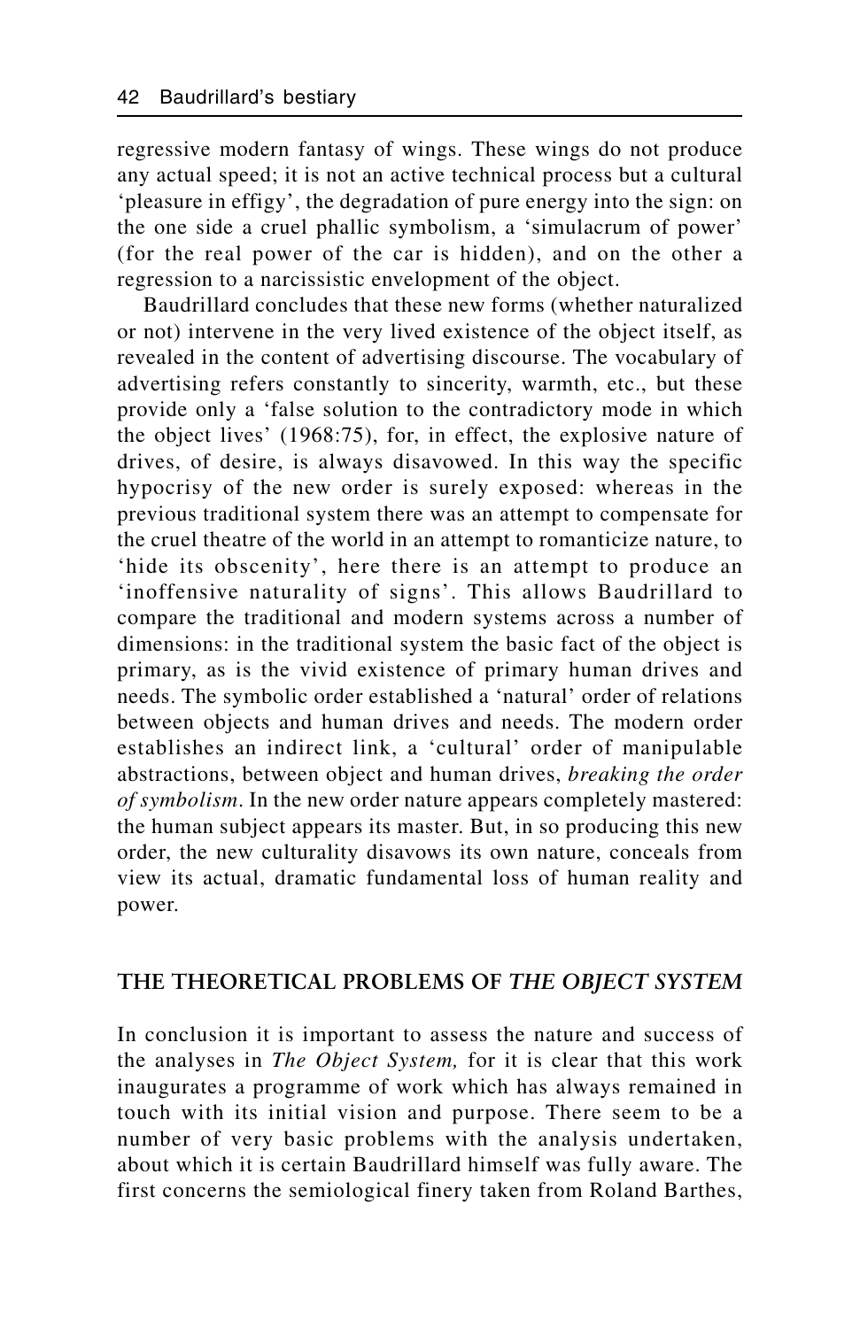regressive modern fantasy of wings. These wings do not produce any actual speed; it is not an active technical process but a cultural 'pleasure in effigy', the degradation of pure energy into the sign: on the one side a cruel phallic symbolism, a 'simulacrum of power' (for the real power of the car is hidden), and on the other a regression to a narcissistic envelopment of the object.

Baudrillard concludes that these new forms (whether naturalized or not) intervene in the very lived existence of the object itself, as revealed in the content of advertising discourse. The vocabulary of advertising refers constantly to sincerity, warmth, etc., but these provide only a 'false solution to the contradictory mode in which the object lives' (1968:75), for, in effect, the explosive nature of drives, of desire, is always disavowed. In this way the specific hypocrisy of the new order is surely exposed: whereas in the previous traditional system there was an attempt to compensate for the cruel theatre of the world in an attempt to romanticize nature, to 'hide its obscenity', here there is an attempt to produce an 'inoffensive naturality of signs'. This allows Baudrillard to compare the traditional and modern systems across a number of dimensions: in the traditional system the basic fact of the object is primary, as is the vivid existence of primary human drives and needs. The symbolic order established a 'natural' order of relations between objects and human drives and needs. The modern order establishes an indirect link, a 'cultural' order of manipulable abstractions, between object and human drives, *breaking the order of symbolism*. In the new order nature appears completely mastered: the human subject appears its master. But, in so producing this new order, the new culturality disavows its own nature, conceals from view its actual, dramatic fundamental loss of human reality and power.

## THE THEORETICAL PROBLEMS OF *THE OBJECT SYSTEM*

In conclusion it is important to assess the nature and success of the analyses in *The Object System,* for it is clear that this work inaugurates a programme of work which has always remained in touch with its initial vision and purpose. There seem to be a number of very basic problems with the analysis undertaken, about which it is certain Baudrillard himself was fully aware. The first concerns the semiological finery taken from Roland Barthes,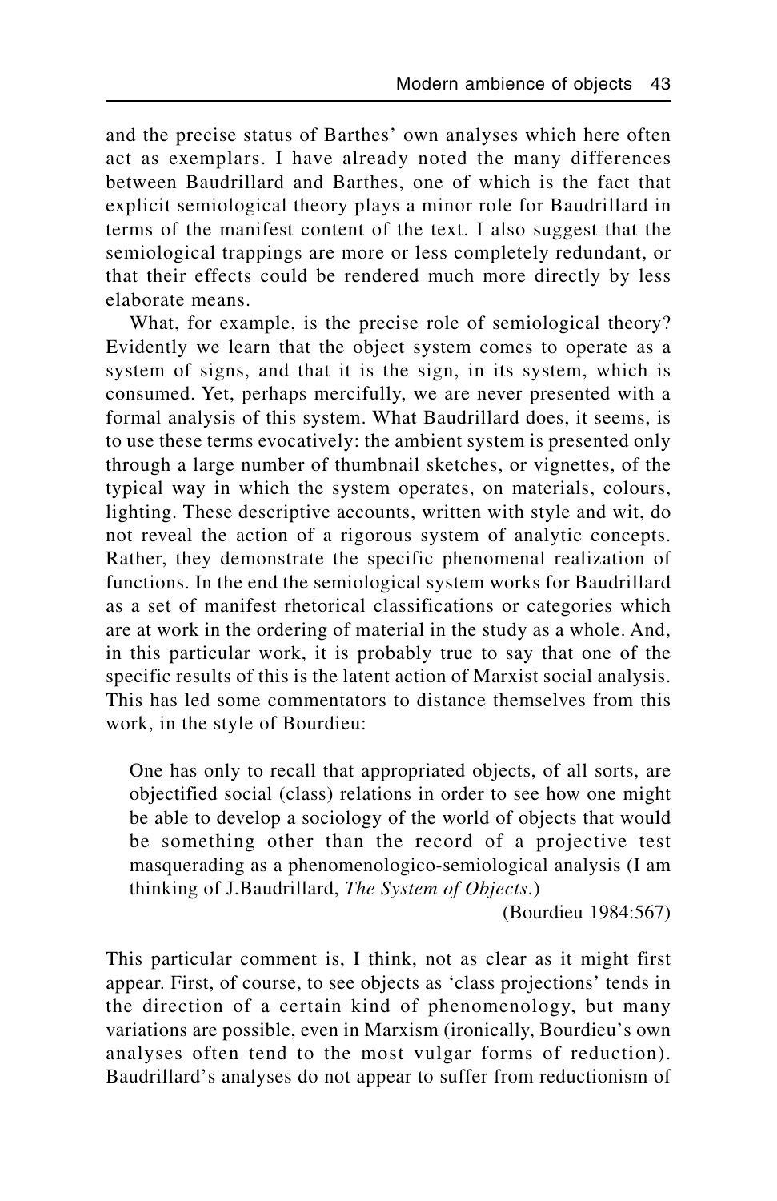and the precise status of Barthes' own analyses which here often act as exemplars. I have already noted the many differences between Baudrillard and Barthes, one of which is the fact that explicit semiological theory plays a minor role for Baudrillard in terms of the manifest content of the text. I also suggest that the semiological trappings are more or less completely redundant, or that their effects could be rendered much more directly by less elaborate means.

What, for example, is the precise role of semiological theory? Evidently we learn that the object system comes to operate as a system of signs, and that it is the sign, in its system, which is consumed. Yet, perhaps mercifully, we are never presented with a formal analysis of this system. What Baudrillard does, it seems, is to use these terms evocatively: the ambient system is presented only through a large number of thumbnail sketches, or vignettes, of the typical way in which the system operates, on materials, colours, lighting. These descriptive accounts, written with style and wit, do not reveal the action of a rigorous system of analytic concepts. Rather, they demonstrate the specific phenomenal realization of functions. In the end the semiological system works for Baudrillard as a set of manifest rhetorical classifications or categories which are at work in the ordering of material in the study as a whole. And, in this particular work, it is probably true to say that one of the specific results of this is the latent action of Marxist social analysis. This has led some commentators to distance themselves from this work, in the style of Bourdieu:

> One has only to recall that appropriated objects, of all sorts, are objectified social (class) relations in order to see how one might be able to develop a sociology of the world of objects that would be something other than the record of a projective test masquerading as a phenomenologico-semiological analysis (I am thinking of J.Baudrillard, *The System of Objects*.)
>
> (Bourdieu 1984:567)

This particular comment is, I think, not as clear as it might first appear. First, of course, to see objects as 'class projections' tends in the direction of a certain kind of phenomenology, but many variations are possible, even in Marxism (ironically, Bourdieu's own analyses often tend to the most vulgar forms of reduction). Baudrillard's analyses do not appear to suffer from reductionism of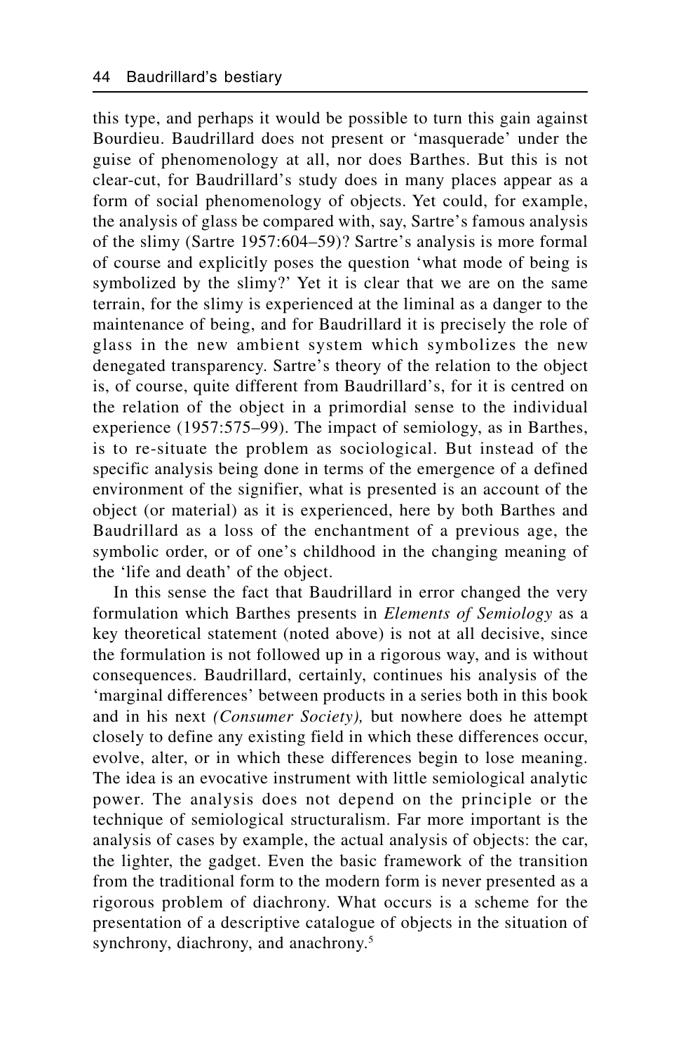this type, and perhaps it would be possible to turn this gain against Bourdieu. Baudrillard does not present or 'masquerade' under the guise of phenomenology at all, nor does Barthes. But this is not clear-cut, for Baudrillard's study does in many places appear as a form of social phenomenology of objects. Yet could, for example, the analysis of glass be compared with, say, Sartre's famous analysis of the slimy (Sartre 1957:604–59)? Sartre's analysis is more formal of course and explicitly poses the question 'what mode of being is symbolized by the slimy?' Yet it is clear that we are on the same terrain, for the slimy is experienced at the liminal as a danger to the maintenance of being, and for Baudrillard it is precisely the role of glass in the new ambient system which symbolizes the new denegated transparency. Sartre's theory of the relation to the object is, of course, quite different from Baudrillard's, for it is centred on the relation of the object in a primordial sense to the individual experience (1957:575–99). The impact of semiology, as in Barthes, is to re-situate the problem as sociological. But instead of the specific analysis being done in terms of the emergence of a defined environment of the signifier, what is presented is an account of the object (or material) as it is experienced, here by both Barthes and Baudrillard as a loss of the enchantment of a previous age, the symbolic order, or of one's childhood in the changing meaning of the 'life and death' of the object.

In this sense the fact that Baudrillard in error changed the very formulation which Barthes presents in *Elements of Semiology* as a key theoretical statement (noted above) is not at all decisive, since the formulation is not followed up in a rigorous way, and is without consequences. Baudrillard, certainly, continues his analysis of the 'marginal differences' between products in a series both in this book and in his next *(Consumer Society),* but nowhere does he attempt closely to define any existing field in which these differences occur, evolve, alter, or in which these differences begin to lose meaning. The idea is an evocative instrument with little semiological analytic power. The analysis does not depend on the principle or the technique of semiological structuralism. Far more important is the analysis of cases by example, the actual analysis of objects: the car, the lighter, the gadget. Even the basic framework of the transition from the traditional form to the modern form is never presented as a rigorous problem of diachrony. What occurs is a scheme for the presentation of a descriptive catalogue of objects in the situation of synchrony, diachrony, and anachrony.[5]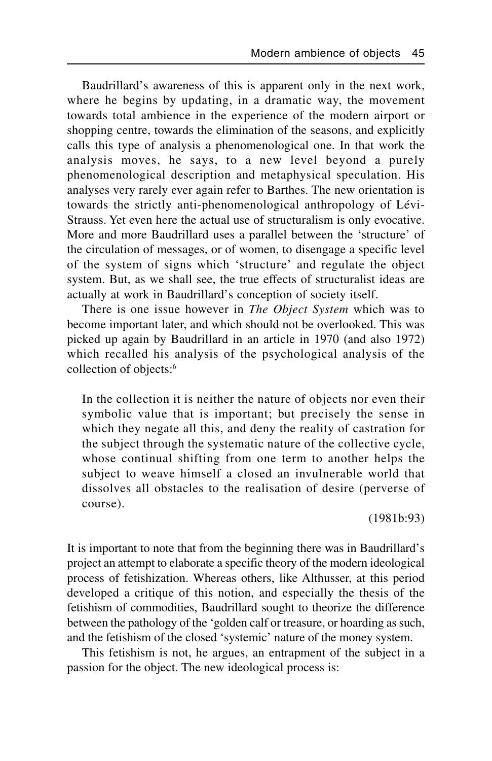Baudrillard's awareness of this is apparent only in the next work, where he begins by updating, in a dramatic way, the movement towards total ambience in the experience of the modern airport or shopping centre, towards the elimination of the seasons, and explicitly calls this type of analysis a phenomenological one. In that work the analysis moves, he says, to a new level beyond a purely phenomenological description and metaphysical speculation. His analyses very rarely ever again refer to Barthes. The new orientation is towards the strictly anti-phenomenological anthropology of Lévi-Strauss. Yet even here the actual use of structuralism is only evocative. More and more Baudrillard uses a parallel between the 'structure' of the circulation of messages, or of women, to disengage a specific level of the system of signs which 'structure' and regulate the object system. But, as we shall see, the true effects of structuralist ideas are actually at work in Baudrillard's conception of society itself.

There is one issue however in *The Object System* which was to become important later, and which should not be overlooked. This was picked up again by Baudrillard in an article in 1970 (and also 1972) which recalled his analysis of the psychological analysis of the collection of objects:[6]

> In the collection it is neither the nature of objects nor even their symbolic value that is important; but precisely the sense in which they negate all this, and deny the reality of castration for the subject through the systematic nature of the collective cycle, whose continual shifting from one term to another helps the subject to weave himself a closed an invulnerable world that dissolves all obstacles to the realisation of desire (perverse of course).
>
> (1981b:93)

It is important to note that from the beginning there was in Baudrillard's project an attempt to elaborate a specific theory of the modern ideological process of fetishization. Whereas others, like Althusser, at this period developed a critique of this notion, and especially the thesis of the fetishism of commodities, Baudrillard sought to theorize the difference between the pathology of the 'golden calf or treasure, or hoarding as such, and the fetishism of the closed 'systemic' nature of the money system.

This fetishism is not, he argues, an entrapment of the subject in a passion for the object. The new ideological process is: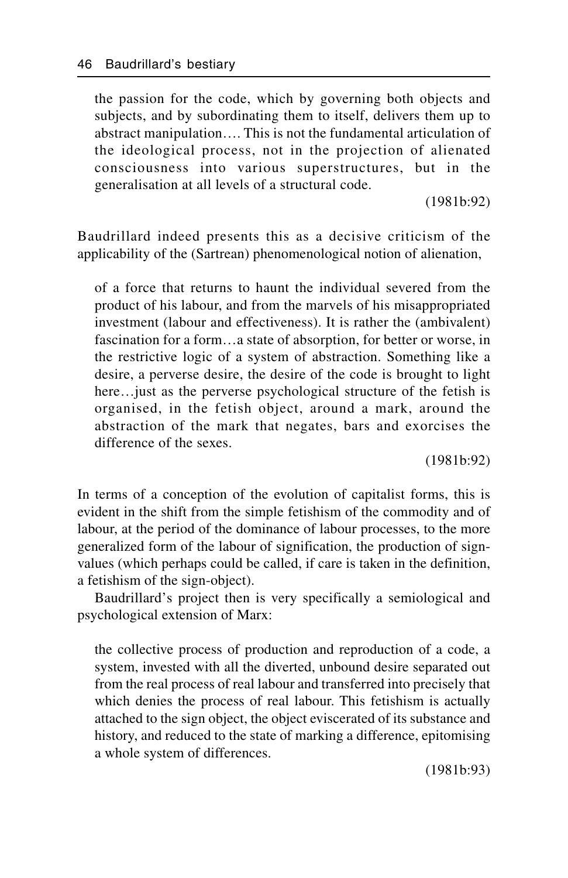> the passion for the code, which by governing both objects and subjects, and by subordinating them to itself, delivers them up to abstract manipulation…. This is not the fundamental articulation of the ideological process, not in the projection of alienated consciousness into various superstructures, but in the generalisation at all levels of a structural code.
>
> (1981b:92)

Baudrillard indeed presents this as a decisive criticism of the applicability of the (Sartrean) phenomenological notion of alienation,

> of a force that returns to haunt the individual severed from the product of his labour, and from the marvels of his misappropriated investment (labour and effectiveness). It is rather the (ambivalent) fascination for a form…a state of absorption, for better or worse, in the restrictive logic of a system of abstraction. Something like a desire, a perverse desire, the desire of the code is brought to light here…just as the perverse psychological structure of the fetish is organised, in the fetish object, around a mark, around the abstraction of the mark that negates, bars and exorcises the difference of the sexes.
>
> (1981b:92)

In terms of a conception of the evolution of capitalist forms, this is evident in the shift from the simple fetishism of the commodity and of labour, at the period of the dominance of labour processes, to the more generalized form of the labour of signification, the production of sign-values (which perhaps could be called, if care is taken in the definition, a fetishism of the sign-object).

Baudrillard's project then is very specifically a semiological and psychological extension of Marx:

> the collective process of production and reproduction of a code, a system, invested with all the diverted, unbound desire separated out from the real process of real labour and transferred into precisely that which denies the process of real labour. This fetishism is actually attached to the sign object, the object eviscerated of its substance and history, and reduced to the state of marking a difference, epitomising a whole system of differences.
>
> (1981b:93)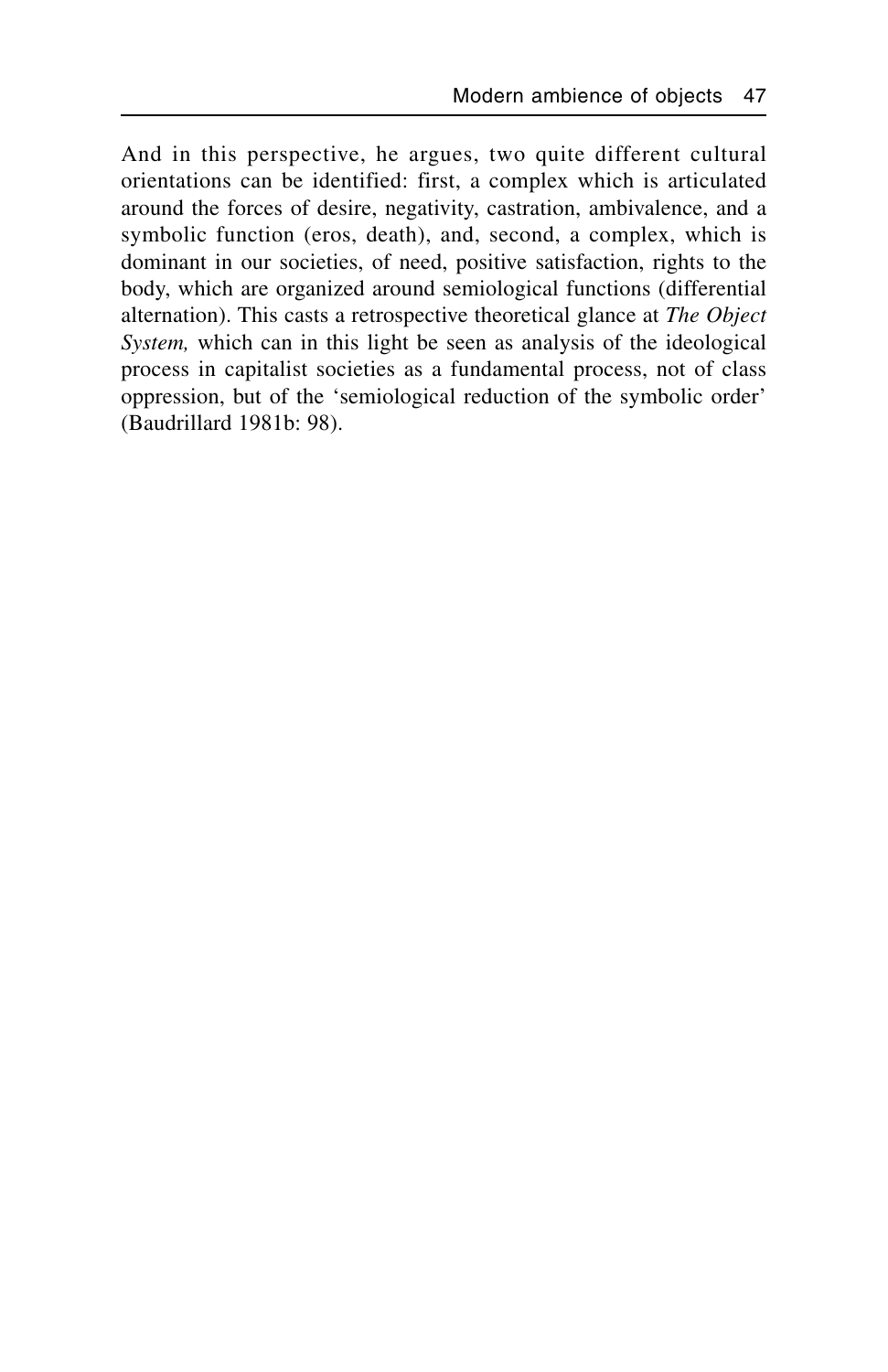And in this perspective, he argues, two quite different cultural orientations can be identified: first, a complex which is articulated around the forces of desire, negativity, castration, ambivalence, and a symbolic function (eros, death), and, second, a complex, which is dominant in our societies, of need, positive satisfaction, rights to the body, which are organized around semiological functions (differential alternation). This casts a retrospective theoretical glance at *The Object System,* which can in this light be seen as analysis of the ideological process in capitalist societies as a fundamental process, not of class oppression, but of the 'semiological reduction of the symbolic order' (Baudrillard 1981b: 98).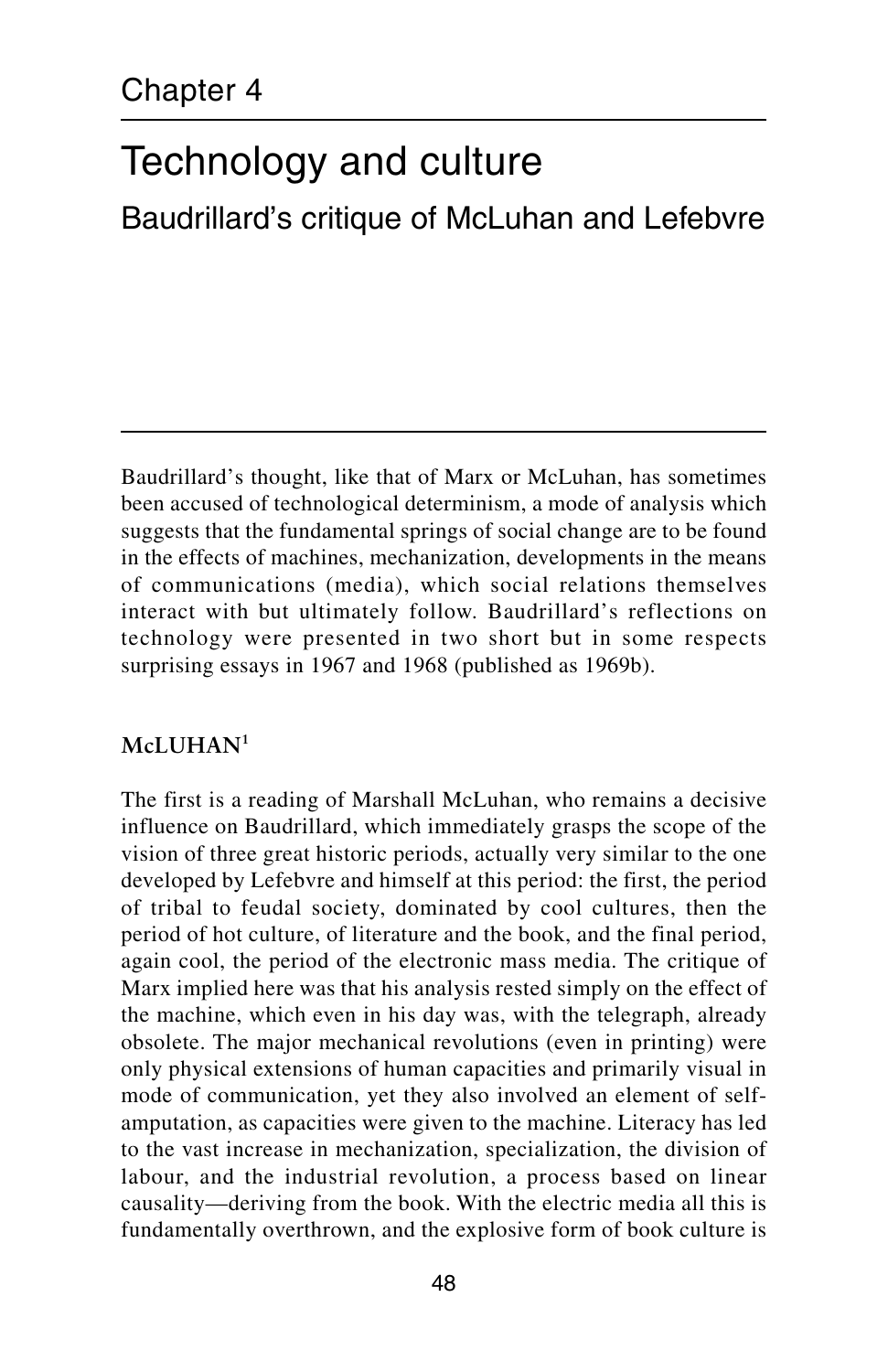# Chapter 4

# Technology and culture

## Baudrillard's critique of McLuhan and Lefebvre

Baudrillard's thought, like that of Marx or McLuhan, has sometimes been accused of technological determinism, a mode of analysis which suggests that the fundamental springs of social change are to be found in the effects of machines, mechanization, developments in the means of communications (media), which social relations themselves interact with but ultimately follow. Baudrillard's reflections on technology were presented in two short but in some respects surprising essays in 1967 and 1968 (published as 1969b).

### McLUHAN[1]

The first is a reading of Marshall McLuhan, who remains a decisive influence on Baudrillard, which immediately grasps the scope of the vision of three great historic periods, actually very similar to the one developed by Lefebvre and himself at this period: the first, the period of tribal to feudal society, dominated by cool cultures, then the period of hot culture, of literature and the book, and the final period, again cool, the period of the electronic mass media. The critique of Marx implied here was that his analysis rested simply on the effect of the machine, which even in his day was, with the telegraph, already obsolete. The major mechanical revolutions (even in printing) were only physical extensions of human capacities and primarily visual in mode of communication, yet they also involved an element of self-amputation, as capacities were given to the machine. Literacy has led to the vast increase in mechanization, specialization, the division of labour, and the industrial revolution, a process based on linear causality—deriving from the book. With the electric media all this is fundamentally overthrown, and the explosive form of book culture is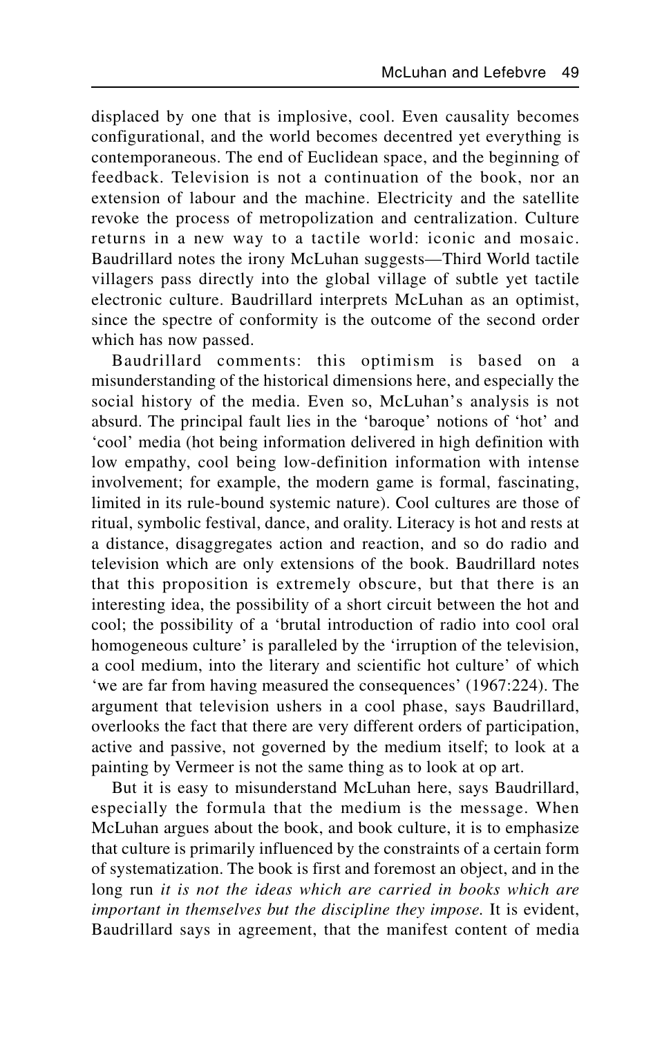displaced by one that is implosive, cool. Even causality becomes configurational, and the world becomes decentred yet everything is contemporaneous. The end of Euclidean space, and the beginning of feedback. Television is not a continuation of the book, nor an extension of labour and the machine. Electricity and the satellite revoke the process of metropolization and centralization. Culture returns in a new way to a tactile world: iconic and mosaic. Baudrillard notes the irony McLuhan suggests—Third World tactile villagers pass directly into the global village of subtle yet tactile electronic culture. Baudrillard interprets McLuhan as an optimist, since the spectre of conformity is the outcome of the second order which has now passed.

Baudrillard comments: this optimism is based on a misunderstanding of the historical dimensions here, and especially the social history of the media. Even so, McLuhan's analysis is not absurd. The principal fault lies in the 'baroque' notions of 'hot' and 'cool' media (hot being information delivered in high definition with low empathy, cool being low-definition information with intense involvement; for example, the modern game is formal, fascinating, limited in its rule-bound systemic nature). Cool cultures are those of ritual, symbolic festival, dance, and orality. Literacy is hot and rests at a distance, disaggregates action and reaction, and so do radio and television which are only extensions of the book. Baudrillard notes that this proposition is extremely obscure, but that there is an interesting idea, the possibility of a short circuit between the hot and cool; the possibility of a 'brutal introduction of radio into cool oral homogeneous culture' is paralleled by the 'irruption of the television, a cool medium, into the literary and scientific hot culture' of which 'we are far from having measured the consequences' (1967:224). The argument that television ushers in a cool phase, says Baudrillard, overlooks the fact that there are very different orders of participation, active and passive, not governed by the medium itself; to look at a painting by Vermeer is not the same thing as to look at op art.

But it is easy to misunderstand McLuhan here, says Baudrillard, especially the formula that the medium is the message. When McLuhan argues about the book, and book culture, it is to emphasize that culture is primarily influenced by the constraints of a certain form of systematization. The book is first and foremost an object, and in the long run *it is not the ideas which are carried in books which are important in themselves but the discipline they impose.* It is evident, Baudrillard says in agreement, that the manifest content of media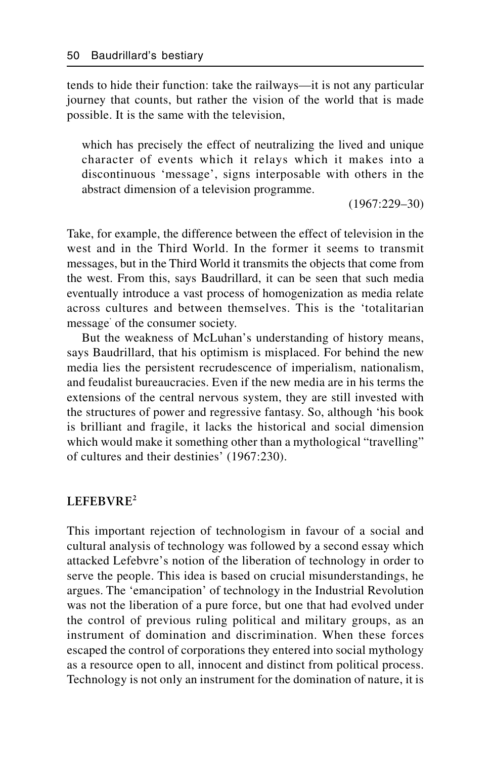tends to hide their function: take the railways—it is not any particular journey that counts, but rather the vision of the world that is made possible. It is the same with the television,

> which has precisely the effect of neutralizing the lived and unique character of events which it relays which it makes into a discontinuous 'message', signs interposable with others in the abstract dimension of a television programme.
>
> (1967:229–30)

Take, for example, the difference between the effect of television in the west and in the Third World. In the former it seems to transmit messages, but in the Third World it transmits the objects that come from the west. From this, says Baudrillard, it can be seen that such media eventually introduce a vast process of homogenization as media relate across cultures and between themselves. This is the 'totalitarian message' of the consumer society.

But the weakness of McLuhan's understanding of history means, says Baudrillard, that his optimism is misplaced. For behind the new media lies the persistent recrudescence of imperialism, nationalism, and feudalist bureaucracies. Even if the new media are in his terms the extensions of the central nervous system, they are still invested with the structures of power and regressive fantasy. So, although 'his book is brilliant and fragile, it lacks the historical and social dimension which would make it something other than a mythological "travelling" of cultures and their destinies' (1967:230).

## LEFEBVRE[2]

This important rejection of technologism in favour of a social and cultural analysis of technology was followed by a second essay which attacked Lefebvre's notion of the liberation of technology in order to serve the people. This idea is based on crucial misunderstandings, he argues. The 'emancipation' of technology in the Industrial Revolution was not the liberation of a pure force, but one that had evolved under the control of previous ruling political and military groups, as an instrument of domination and discrimination. When these forces escaped the control of corporations they entered into social mythology as a resource open to all, innocent and distinct from political process. Technology is not only an instrument for the domination of nature, it is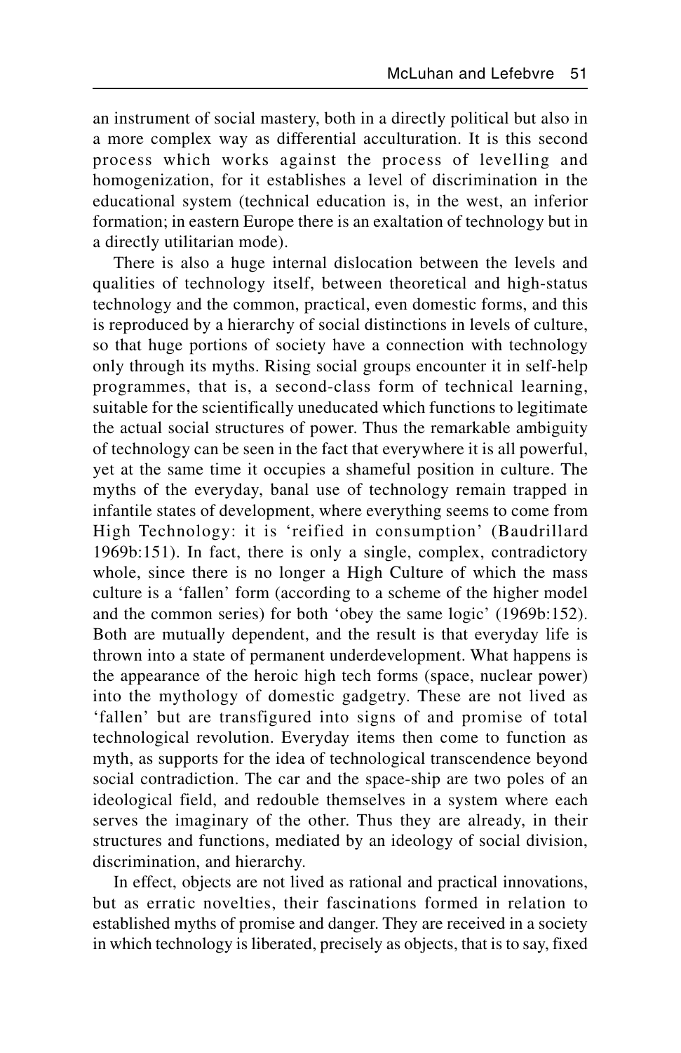an instrument of social mastery, both in a directly political but also in a more complex way as differential acculturation. It is this second process which works against the process of levelling and homogenization, for it establishes a level of discrimination in the educational system (technical education is, in the west, an inferior formation; in eastern Europe there is an exaltation of technology but in a directly utilitarian mode).

There is also a huge internal dislocation between the levels and qualities of technology itself, between theoretical and high-status technology and the common, practical, even domestic forms, and this is reproduced by a hierarchy of social distinctions in levels of culture, so that huge portions of society have a connection with technology only through its myths. Rising social groups encounter it in self-help programmes, that is, a second-class form of technical learning, suitable for the scientifically uneducated which functions to legitimate the actual social structures of power. Thus the remarkable ambiguity of technology can be seen in the fact that everywhere it is all powerful, yet at the same time it occupies a shameful position in culture. The myths of the everyday, banal use of technology remain trapped in infantile states of development, where everything seems to come from High Technology: it is 'reified in consumption' (Baudrillard 1969b:151). In fact, there is only a single, complex, contradictory whole, since there is no longer a High Culture of which the mass culture is a 'fallen' form (according to a scheme of the higher model and the common series) for both 'obey the same logic' (1969b:152). Both are mutually dependent, and the result is that everyday life is thrown into a state of permanent underdevelopment. What happens is the appearance of the heroic high tech forms (space, nuclear power) into the mythology of domestic gadgetry. These are not lived as 'fallen' but are transfigured into signs of and promise of total technological revolution. Everyday items then come to function as myth, as supports for the idea of technological transcendence beyond social contradiction. The car and the space-ship are two poles of an ideological field, and redouble themselves in a system where each serves the imaginary of the other. Thus they are already, in their structures and functions, mediated by an ideology of social division, discrimination, and hierarchy.

In effect, objects are not lived as rational and practical innovations, but as erratic novelties, their fascinations formed in relation to established myths of promise and danger. They are received in a society in which technology is liberated, precisely as objects, that is to say, fixed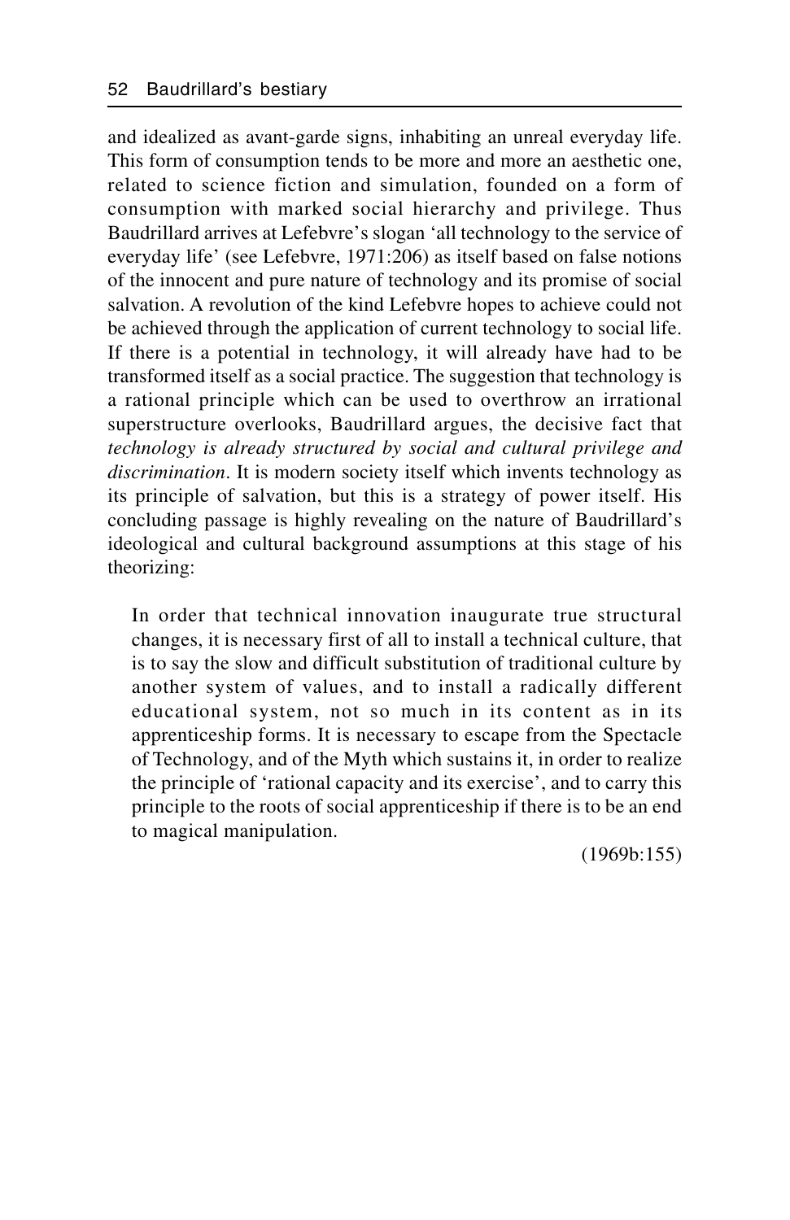and idealized as avant-garde signs, inhabiting an unreal everyday life. This form of consumption tends to be more and more an aesthetic one, related to science fiction and simulation, founded on a form of consumption with marked social hierarchy and privilege. Thus Baudrillard arrives at Lefebvre's slogan 'all technology to the service of everyday life' (see Lefebvre, 1971:206) as itself based on false notions of the innocent and pure nature of technology and its promise of social salvation. A revolution of the kind Lefebvre hopes to achieve could not be achieved through the application of current technology to social life. If there is a potential in technology, it will already have had to be transformed itself as a social practice. The suggestion that technology is a rational principle which can be used to overthrow an irrational superstructure overlooks, Baudrillard argues, the decisive fact that *technology is already structured by social and cultural privilege and discrimination*. It is modern society itself which invents technology as its principle of salvation, but this is a strategy of power itself. His concluding passage is highly revealing on the nature of Baudrillard's ideological and cultural background assumptions at this stage of his theorizing:

> In order that technical innovation inaugurate true structural changes, it is necessary first of all to install a technical culture, that is to say the slow and difficult substitution of traditional culture by another system of values, and to install a radically different educational system, not so much in its content as in its apprenticeship forms. It is necessary to escape from the Spectacle of Technology, and of the Myth which sustains it, in order to realize the principle of 'rational capacity and its exercise', and to carry this principle to the roots of social apprenticeship if there is to be an end to magical manipulation.
>
> (1969b:155)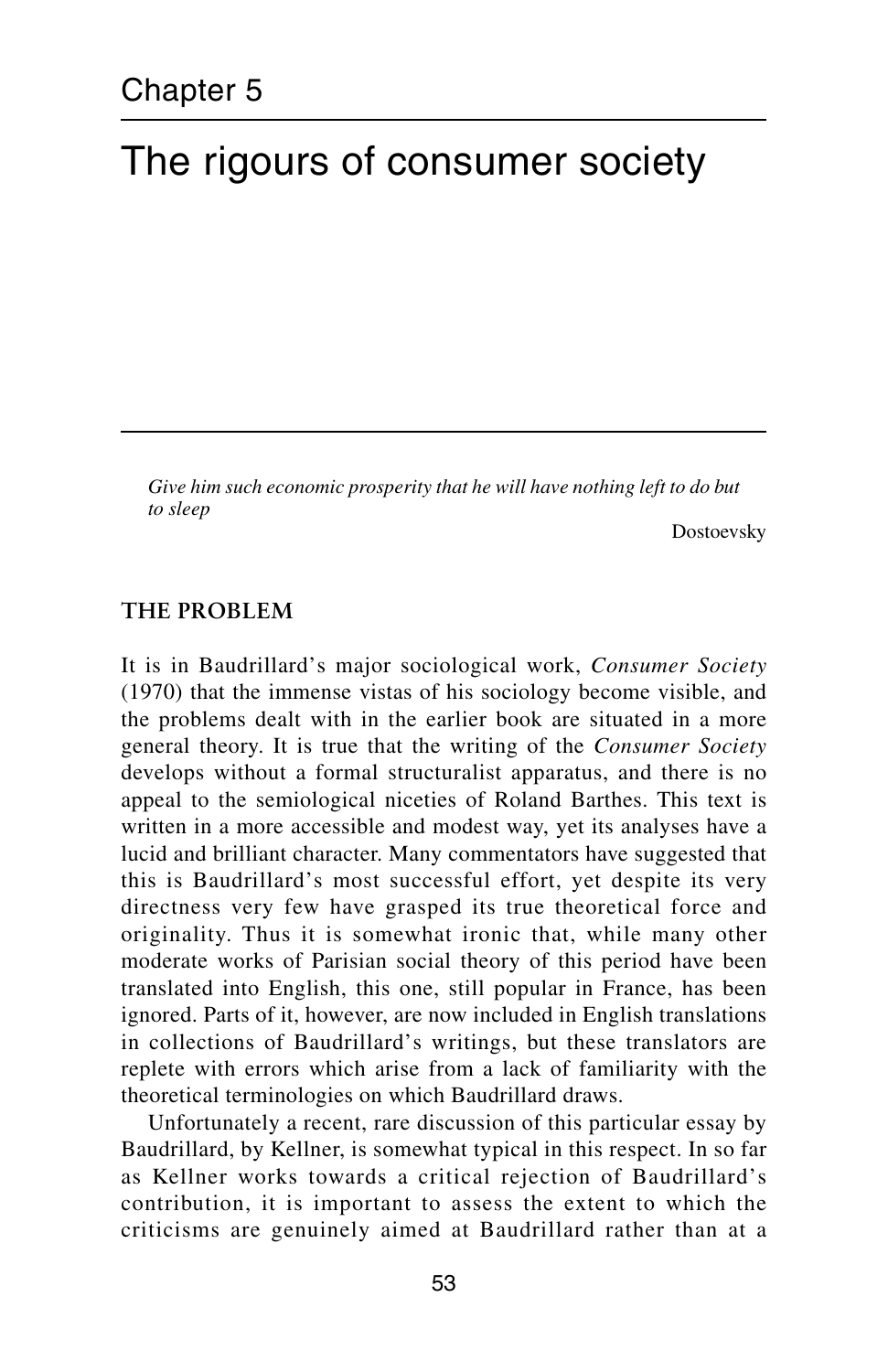# Chapter 5

# The rigours of consumer society

> *Give him such economic prosperity that he will have nothing left to do but to sleep*
>
> Dostoevsky

## THE PROBLEM

It is in Baudrillard's major sociological work, *Consumer Society* (1970) that the immense vistas of his sociology become visible, and the problems dealt with in the earlier book are situated in a more general theory. It is true that the writing of the *Consumer Society* develops without a formal structuralist apparatus, and there is no appeal to the semiological niceties of Roland Barthes. This text is written in a more accessible and modest way, yet its analyses have a lucid and brilliant character. Many commentators have suggested that this is Baudrillard's most successful effort, yet despite its very directness very few have grasped its true theoretical force and originality. Thus it is somewhat ironic that, while many other moderate works of Parisian social theory of this period have been translated into English, this one, still popular in France, has been ignored. Parts of it, however, are now included in English translations in collections of Baudrillard's writings, but these translators are replete with errors which arise from a lack of familiarity with the theoretical terminologies on which Baudrillard draws.

Unfortunately a recent, rare discussion of this particular essay by Baudrillard, by Kellner, is somewhat typical in this respect. In so far as Kellner works towards a critical rejection of Baudrillard's contribution, it is important to assess the extent to which the criticisms are genuinely aimed at Baudrillard rather than at a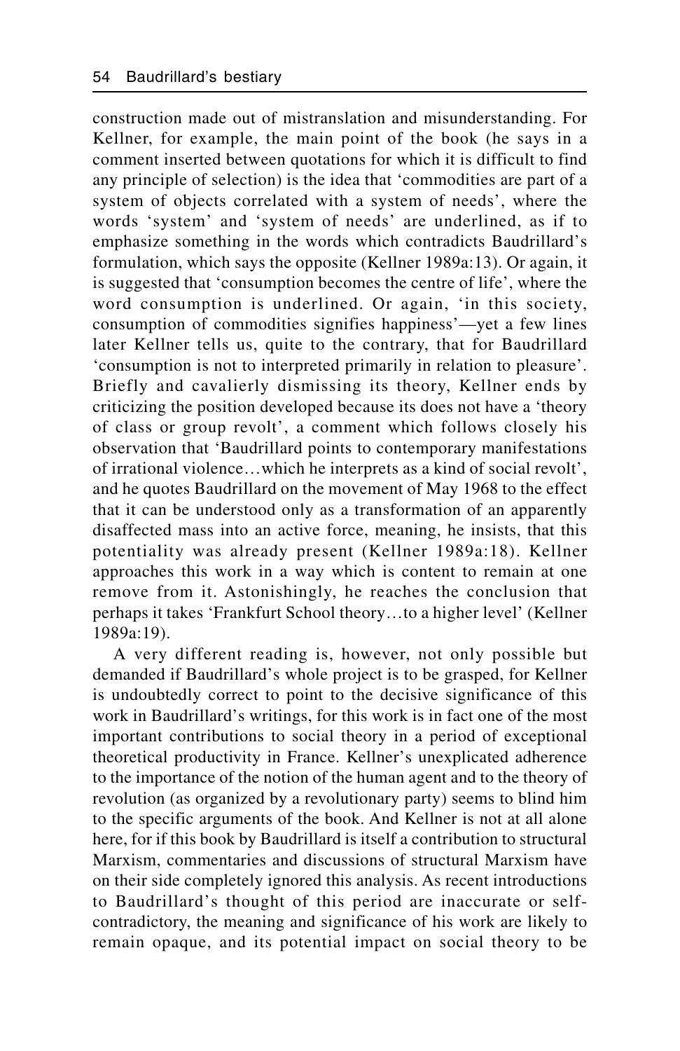construction made out of mistranslation and misunderstanding. For Kellner, for example, the main point of the book (he says in a comment inserted between quotations for which it is difficult to find any principle of selection) is the idea that 'commodities are part of a system of objects correlated with a system of needs', where the words 'system' and 'system of needs' are underlined, as if to emphasize something in the words which contradicts Baudrillard's formulation, which says the opposite (Kellner 1989a:13). Or again, it is suggested that 'consumption becomes the centre of life', where the word consumption is underlined. Or again, 'in this society, consumption of commodities signifies happiness'—yet a few lines later Kellner tells us, quite to the contrary, that for Baudrillard 'consumption is not to interpreted primarily in relation to pleasure'. Briefly and cavalierly dismissing its theory, Kellner ends by criticizing the position developed because its does not have a 'theory of class or group revolt', a comment which follows closely his observation that 'Baudrillard points to contemporary manifestations of irrational violence…which he interprets as a kind of social revolt', and he quotes Baudrillard on the movement of May 1968 to the effect that it can be understood only as a transformation of an apparently disaffected mass into an active force, meaning, he insists, that this potentiality was already present (Kellner 1989a:18). Kellner approaches this work in a way which is content to remain at one remove from it. Astonishingly, he reaches the conclusion that perhaps it takes 'Frankfurt School theory…to a higher level' (Kellner 1989a:19).

A very different reading is, however, not only possible but demanded if Baudrillard's whole project is to be grasped, for Kellner is undoubtedly correct to point to the decisive significance of this work in Baudrillard's writings, for this work is in fact one of the most important contributions to social theory in a period of exceptional theoretical productivity in France. Kellner's unexplicated adherence to the importance of the notion of the human agent and to the theory of revolution (as organized by a revolutionary party) seems to blind him to the specific arguments of the book. And Kellner is not at all alone here, for if this book by Baudrillard is itself a contribution to structural Marxism, commentaries and discussions of structural Marxism have on their side completely ignored this analysis. As recent introductions to Baudrillard's thought of this period are inaccurate or self-contradictory, the meaning and significance of his work are likely to remain opaque, and its potential impact on social theory to be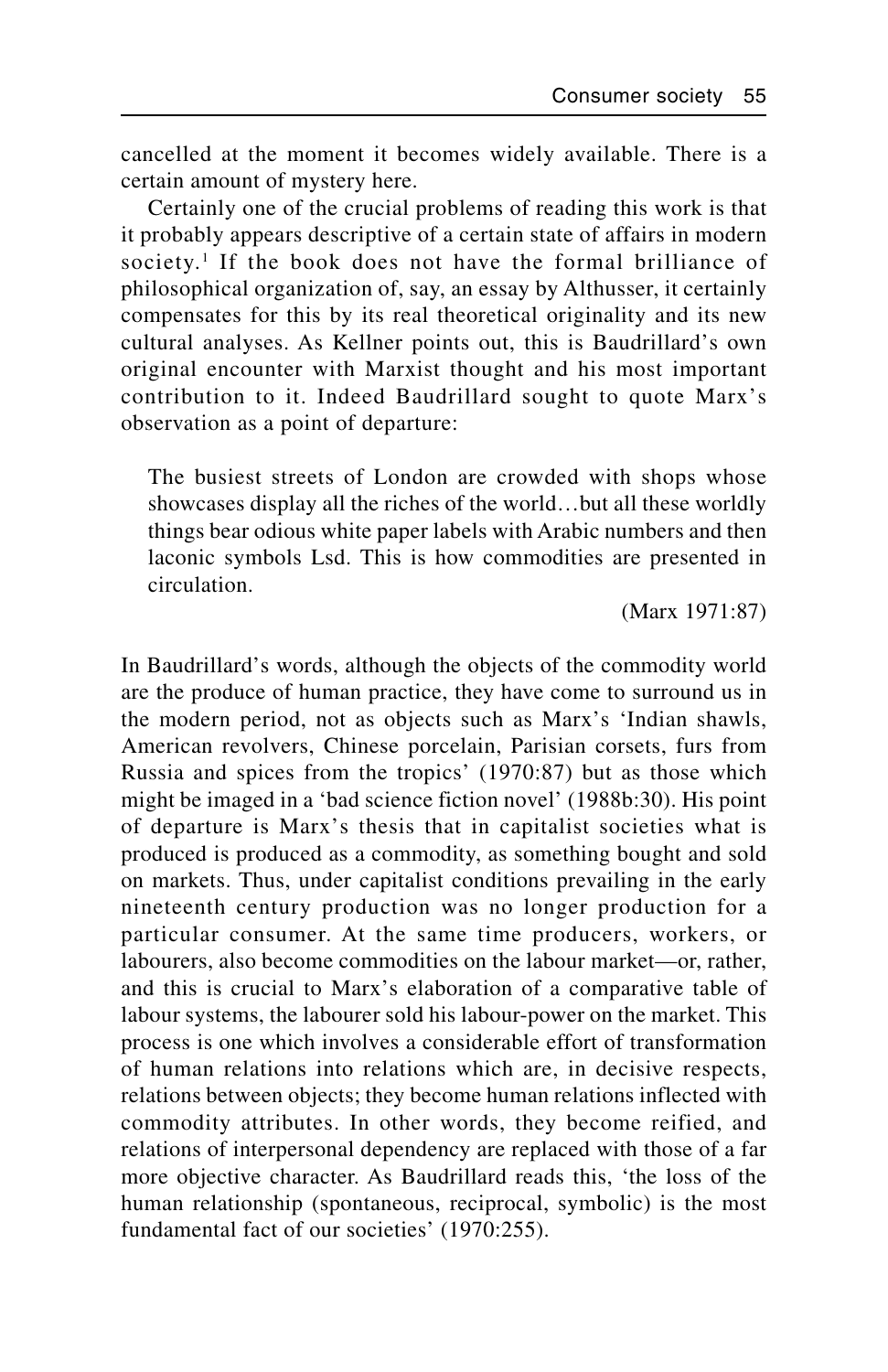cancelled at the moment it becomes widely available. There is a certain amount of mystery here.

Certainly one of the crucial problems of reading this work is that it probably appears descriptive of a certain state of affairs in modern society.[1] If the book does not have the formal brilliance of philosophical organization of, say, an essay by Althusser, it certainly compensates for this by its real theoretical originality and its new cultural analyses. As Kellner points out, this is Baudrillard's own original encounter with Marxist thought and his most important contribution to it. Indeed Baudrillard sought to quote Marx's observation as a point of departure:

> The busiest streets of London are crowded with shops whose showcases display all the riches of the world…but all these worldly things bear odious white paper labels with Arabic numbers and then laconic symbols Lsd. This is how commodities are presented in circulation.
>
> (Marx 1971:87)

In Baudrillard's words, although the objects of the commodity world are the produce of human practice, they have come to surround us in the modern period, not as objects such as Marx's 'Indian shawls, American revolvers, Chinese porcelain, Parisian corsets, furs from Russia and spices from the tropics' (1970:87) but as those which might be imaged in a 'bad science fiction novel' (1988b:30). His point of departure is Marx's thesis that in capitalist societies what is produced is produced as a commodity, as something bought and sold on markets. Thus, under capitalist conditions prevailing in the early nineteenth century production was no longer production for a particular consumer. At the same time producers, workers, or labourers, also become commodities on the labour market—or, rather, and this is crucial to Marx's elaboration of a comparative table of labour systems, the labourer sold his labour-power on the market. This process is one which involves a considerable effort of transformation of human relations into relations which are, in decisive respects, relations between objects; they become human relations inflected with commodity attributes. In other words, they become reified, and relations of interpersonal dependency are replaced with those of a far more objective character. As Baudrillard reads this, 'the loss of the human relationship (spontaneous, reciprocal, symbolic) is the most fundamental fact of our societies' (1970:255).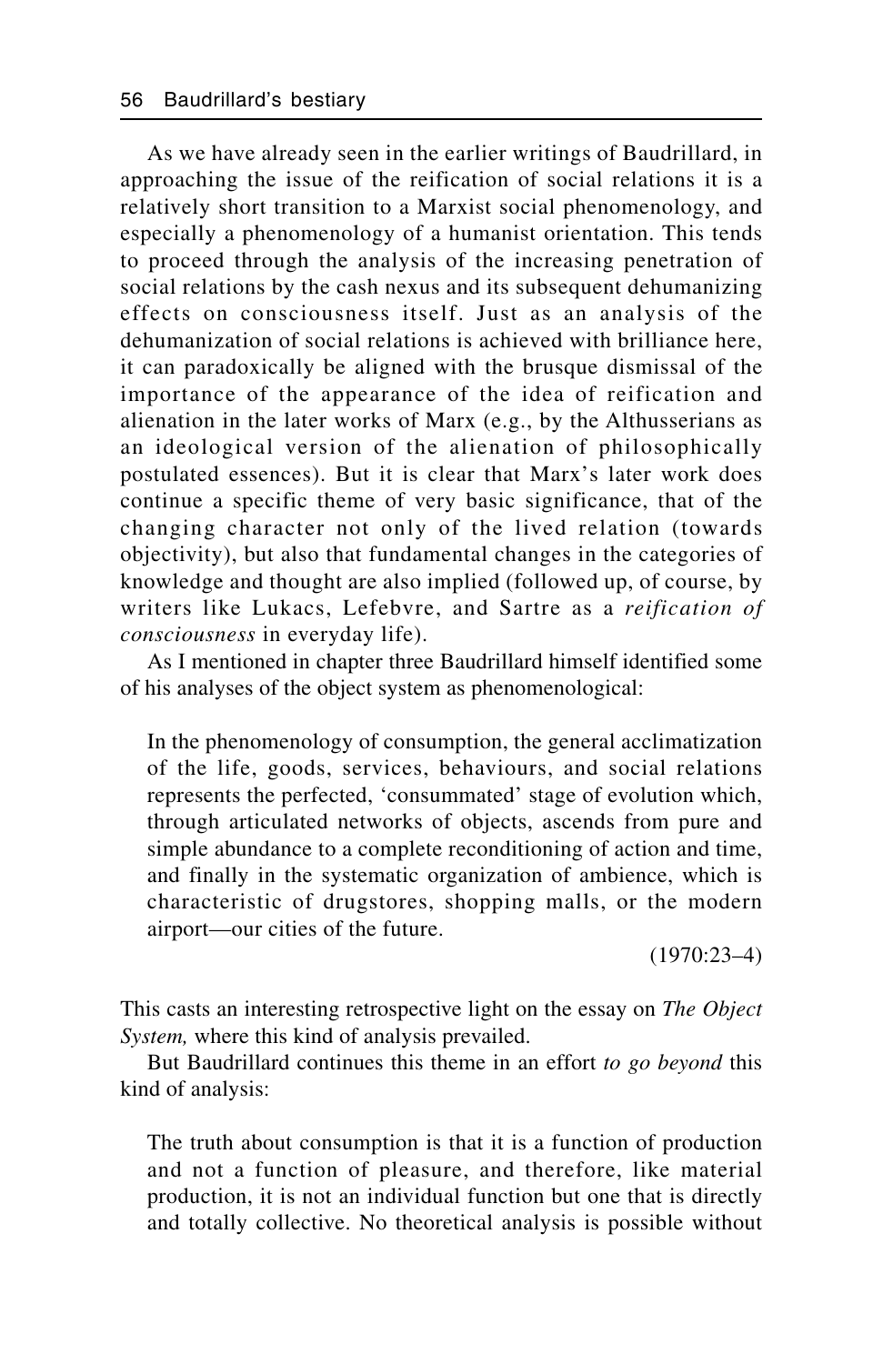As we have already seen in the earlier writings of Baudrillard, in approaching the issue of the reification of social relations it is a relatively short transition to a Marxist social phenomenology, and especially a phenomenology of a humanist orientation. This tends to proceed through the analysis of the increasing penetration of social relations by the cash nexus and its subsequent dehumanizing effects on consciousness itself. Just as an analysis of the dehumanization of social relations is achieved with brilliance here, it can paradoxically be aligned with the brusque dismissal of the importance of the appearance of the idea of reification and alienation in the later works of Marx (e.g., by the Althusserians as an ideological version of the alienation of philosophically postulated essences). But it is clear that Marx's later work does continue a specific theme of very basic significance, that of the changing character not only of the lived relation (towards objectivity), but also that fundamental changes in the categories of knowledge and thought are also implied (followed up, of course, by writers like Lukacs, Lefebvre, and Sartre as a *reification of consciousness* in everyday life).

As I mentioned in chapter three Baudrillard himself identified some of his analyses of the object system as phenomenological:

> In the phenomenology of consumption, the general acclimatization of the life, goods, services, behaviours, and social relations represents the perfected, 'consummated' stage of evolution which, through articulated networks of objects, ascends from pure and simple abundance to a complete reconditioning of action and time, and finally in the systematic organization of ambience, which is characteristic of drugstores, shopping malls, or the modern airport—our cities of the future.
>
> (1970:23–4)

This casts an interesting retrospective light on the essay on *The Object System,* where this kind of analysis prevailed.

But Baudrillard continues this theme in an effort *to go beyond* this kind of analysis:

> The truth about consumption is that it is a function of production and not a function of pleasure, and therefore, like material production, it is not an individual function but one that is directly and totally collective. No theoretical analysis is possible without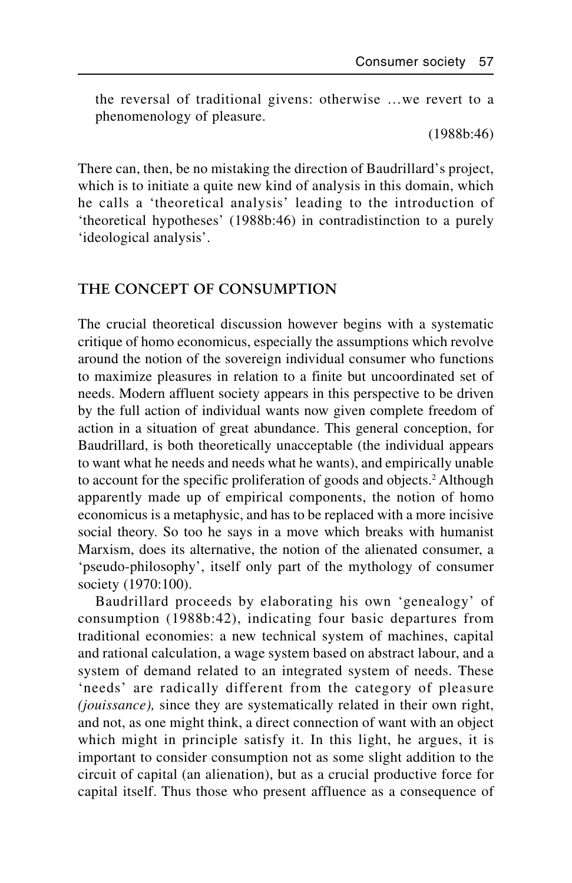the reversal of traditional givens: otherwise …we revert to a phenomenology of pleasure.

(1988b:46)

There can, then, be no mistaking the direction of Baudrillard's project, which is to initiate a quite new kind of analysis in this domain, which he calls a 'theoretical analysis' leading to the introduction of 'theoretical hypotheses' (1988b:46) in contradistinction to a purely 'ideological analysis'.

## THE CONCEPT OF CONSUMPTION

The crucial theoretical discussion however begins with a systematic critique of homo economicus, especially the assumptions which revolve around the notion of the sovereign individual consumer who functions to maximize pleasures in relation to a finite but uncoordinated set of needs. Modern affluent society appears in this perspective to be driven by the full action of individual wants now given complete freedom of action in a situation of great abundance. This general conception, for Baudrillard, is both theoretically unacceptable (the individual appears to want what he needs and needs what he wants), and empirically unable to account for the specific proliferation of goods and objects.[2] Although apparently made up of empirical components, the notion of homo economicus is a metaphysic, and has to be replaced with a more incisive social theory. So too he says in a move which breaks with humanist Marxism, does its alternative, the notion of the alienated consumer, a 'pseudo-philosophy', itself only part of the mythology of consumer society (1970:100).

Baudrillard proceeds by elaborating his own 'genealogy' of consumption (1988b:42), indicating four basic departures from traditional economies: a new technical system of machines, capital and rational calculation, a wage system based on abstract labour, and a system of demand related to an integrated system of needs. These 'needs' are radically different from the category of pleasure *(jouissance),* since they are systematically related in their own right, and not, as one might think, a direct connection of want with an object which might in principle satisfy it. In this light, he argues, it is important to consider consumption not as some slight addition to the circuit of capital (an alienation), but as a crucial productive force for capital itself. Thus those who present affluence as a consequence of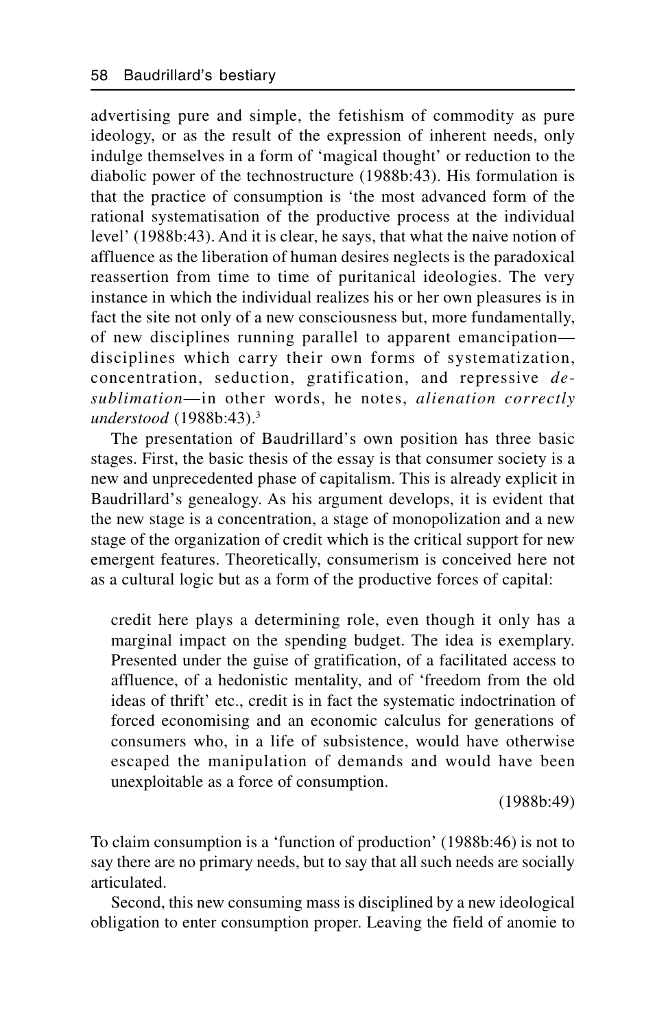advertising pure and simple, the fetishism of commodity as pure ideology, or as the result of the expression of inherent needs, only indulge themselves in a form of 'magical thought' or reduction to the diabolic power of the technostructure (1988b:43). His formulation is that the practice of consumption is 'the most advanced form of the rational systematisation of the productive process at the individual level' (1988b:43). And it is clear, he says, that what the naive notion of affluence as the liberation of human desires neglects is the paradoxical reassertion from time to time of puritanical ideologies. The very instance in which the individual realizes his or her own pleasures is in fact the site not only of a new consciousness but, more fundamentally, of new disciplines running parallel to apparent emancipation—disciplines which carry their own forms of systematization, concentration, seduction, gratification, and repressive *de-sublimation*—in other words, he notes, *alienation correctly understood* (1988b:43).[3]

The presentation of Baudrillard's own position has three basic stages. First, the basic thesis of the essay is that consumer society is a new and unprecedented phase of capitalism. This is already explicit in Baudrillard's genealogy. As his argument develops, it is evident that the new stage is a concentration, a stage of monopolization and a new stage of the organization of credit which is the critical support for new emergent features. Theoretically, consumerism is conceived here not as a cultural logic but as a form of the productive forces of capital:

> credit here plays a determining role, even though it only has a marginal impact on the spending budget. The idea is exemplary. Presented under the guise of gratification, of a facilitated access to affluence, of a hedonistic mentality, and of 'freedom from the old ideas of thrift' etc., credit is in fact the systematic indoctrination of forced economising and an economic calculus for generations of consumers who, in a life of subsistence, would have otherwise escaped the manipulation of demands and would have been unexploitable as a force of consumption.
>
> (1988b:49)

To claim consumption is a 'function of production' (1988b:46) is not to say there are no primary needs, but to say that all such needs are socially articulated.

Second, this new consuming mass is disciplined by a new ideological obligation to enter consumption proper. Leaving the field of anomie to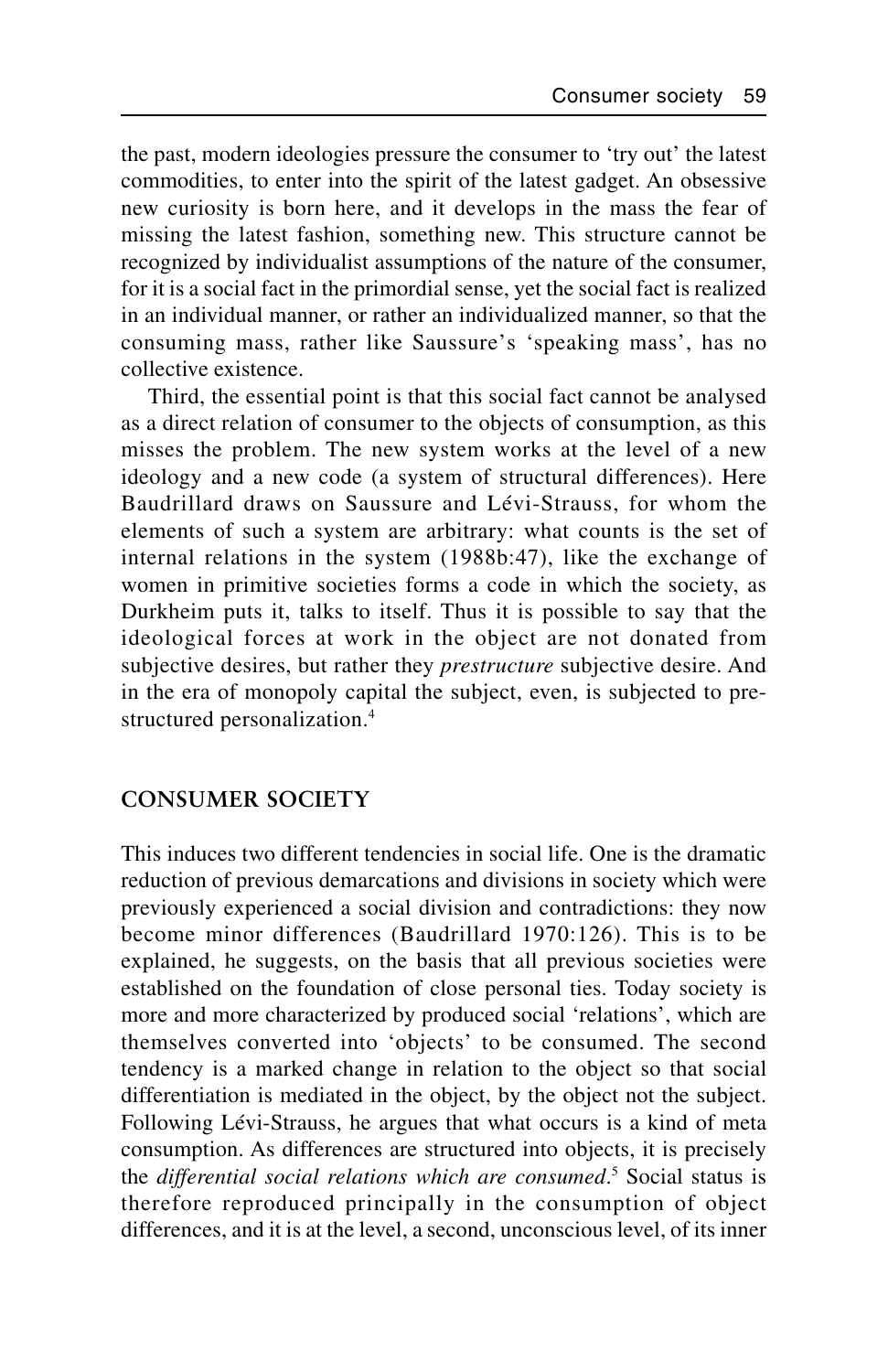the past, modern ideologies pressure the consumer to 'try out' the latest commodities, to enter into the spirit of the latest gadget. An obsessive new curiosity is born here, and it develops in the mass the fear of missing the latest fashion, something new. This structure cannot be recognized by individualist assumptions of the nature of the consumer, for it is a social fact in the primordial sense, yet the social fact is realized in an individual manner, or rather an individualized manner, so that the consuming mass, rather like Saussure's 'speaking mass', has no collective existence.

Third, the essential point is that this social fact cannot be analysed as a direct relation of consumer to the objects of consumption, as this misses the problem. The new system works at the level of a new ideology and a new code (a system of structural differences). Here Baudrillard draws on Saussure and Lévi-Strauss, for whom the elements of such a system are arbitrary: what counts is the set of internal relations in the system (1988b:47), like the exchange of women in primitive societies forms a code in which the society, as Durkheim puts it, talks to itself. Thus it is possible to say that the ideological forces at work in the object are not donated from subjective desires, but rather they *prestructure* subjective desire. And in the era of monopoly capital the subject, even, is subjected to prestructured personalization.[4]

## CONSUMER SOCIETY

This induces two different tendencies in social life. One is the dramatic reduction of previous demarcations and divisions in society which were previously experienced a social division and contradictions: they now become minor differences (Baudrillard 1970:126). This is to be explained, he suggests, on the basis that all previous societies were established on the foundation of close personal ties. Today society is more and more characterized by produced social 'relations', which are themselves converted into 'objects' to be consumed. The second tendency is a marked change in relation to the object so that social differentiation is mediated in the object, by the object not the subject. Following Lévi-Strauss, he argues that what occurs is a kind of meta consumption. As differences are structured into objects, it is precisely the *differential social relations which are consumed*.[5] Social status is therefore reproduced principally in the consumption of object differences, and it is at the level, a second, unconscious level, of its inner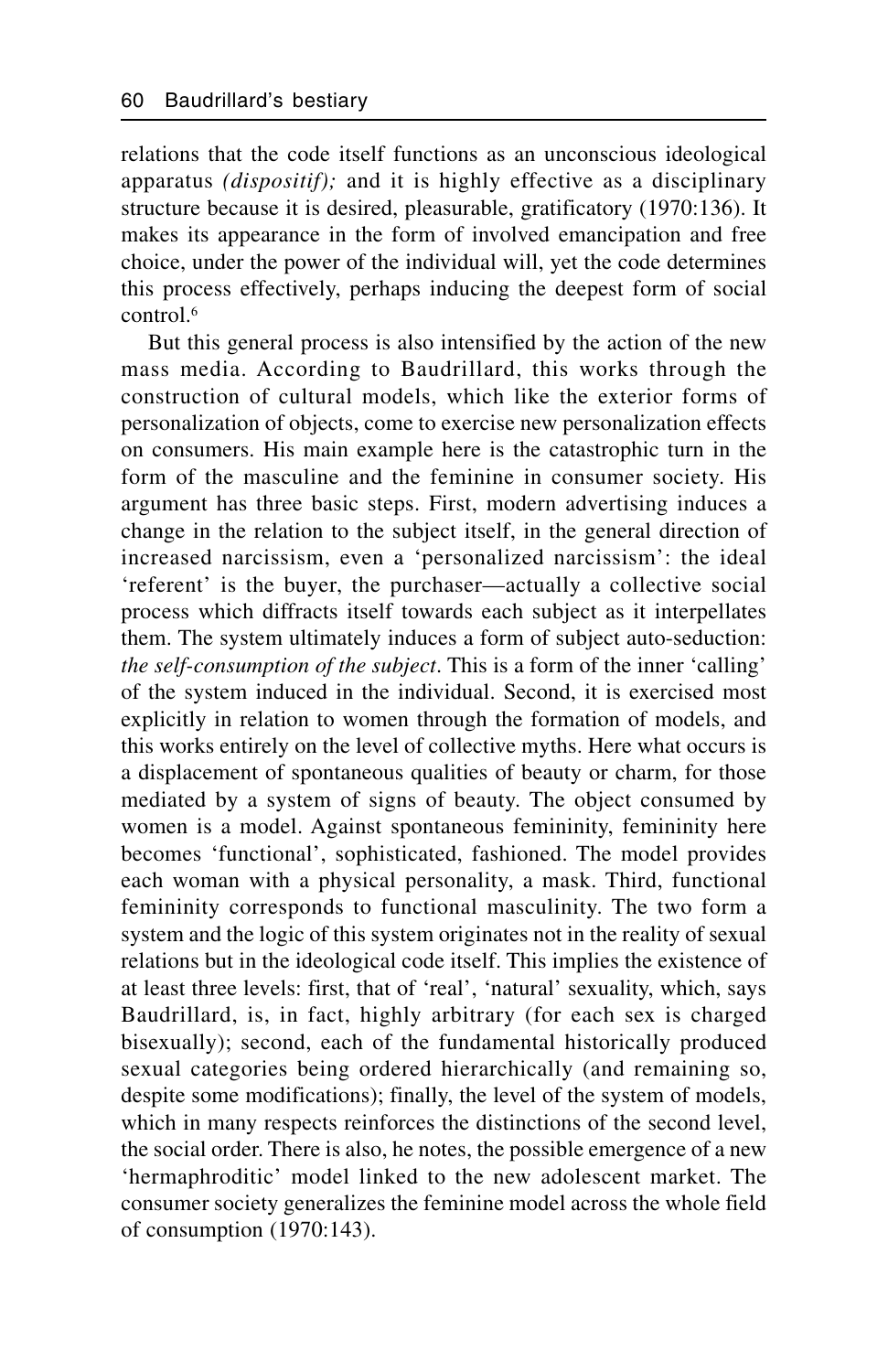relations that the code itself functions as an unconscious ideological apparatus *(dispositif);* and it is highly effective as a disciplinary structure because it is desired, pleasurable, gratificatory (1970:136). It makes its appearance in the form of involved emancipation and free choice, under the power of the individual will, yet the code determines this process effectively, perhaps inducing the deepest form of social control.[6]

But this general process is also intensified by the action of the new mass media. According to Baudrillard, this works through the construction of cultural models, which like the exterior forms of personalization of objects, come to exercise new personalization effects on consumers. His main example here is the catastrophic turn in the form of the masculine and the feminine in consumer society. His argument has three basic steps. First, modern advertising induces a change in the relation to the subject itself, in the general direction of increased narcissism, even a 'personalized narcissism': the ideal 'referent' is the buyer, the purchaser—actually a collective social process which diffracts itself towards each subject as it interpellates them. The system ultimately induces a form of subject auto-seduction: *the self-consumption of the subject*. This is a form of the inner 'calling' of the system induced in the individual. Second, it is exercised most explicitly in relation to women through the formation of models, and this works entirely on the level of collective myths. Here what occurs is a displacement of spontaneous qualities of beauty or charm, for those mediated by a system of signs of beauty. The object consumed by women is a model. Against spontaneous femininity, femininity here becomes 'functional', sophisticated, fashioned. The model provides each woman with a physical personality, a mask. Third, functional femininity corresponds to functional masculinity. The two form a system and the logic of this system originates not in the reality of sexual relations but in the ideological code itself. This implies the existence of at least three levels: first, that of 'real', 'natural' sexuality, which, says Baudrillard, is, in fact, highly arbitrary (for each sex is charged bisexually); second, each of the fundamental historically produced sexual categories being ordered hierarchically (and remaining so, despite some modifications); finally, the level of the system of models, which in many respects reinforces the distinctions of the second level, the social order. There is also, he notes, the possible emergence of a new 'hermaphroditic' model linked to the new adolescent market. The consumer society generalizes the feminine model across the whole field of consumption (1970:143).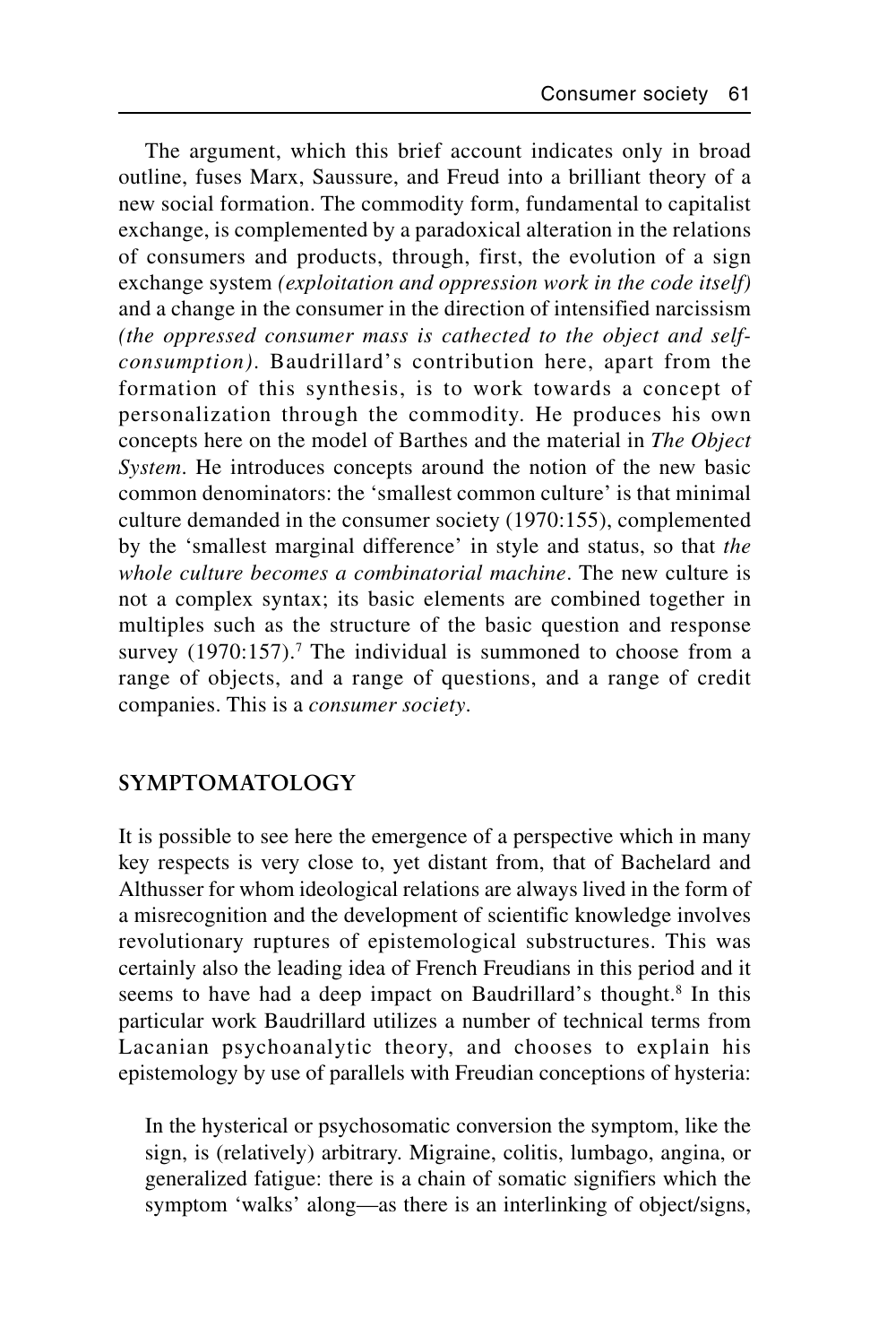The argument, which this brief account indicates only in broad outline, fuses Marx, Saussure, and Freud into a brilliant theory of a new social formation. The commodity form, fundamental to capitalist exchange, is complemented by a paradoxical alteration in the relations of consumers and products, through, first, the evolution of a sign exchange system *(exploitation and oppression work in the code itself)* and a change in the consumer in the direction of intensified narcissism *(the oppressed consumer mass is cathected to the object and self-consumption)*. Baudrillard's contribution here, apart from the formation of this synthesis, is to work towards a concept of personalization through the commodity. He produces his own concepts here on the model of Barthes and the material in *The Object System*. He introduces concepts around the notion of the new basic common denominators: the 'smallest common culture' is that minimal culture demanded in the consumer society (1970:155), complemented by the 'smallest marginal difference' in style and status, so that *the whole culture becomes a combinatorial machine*. The new culture is not a complex syntax; its basic elements are combined together in multiples such as the structure of the basic question and response survey (1970:157).[7] The individual is summoned to choose from a range of objects, and a range of questions, and a range of credit companies. This is a *consumer society*.

## SYMPTOMATOLOGY

It is possible to see here the emergence of a perspective which in many key respects is very close to, yet distant from, that of Bachelard and Althusser for whom ideological relations are always lived in the form of a misrecognition and the development of scientific knowledge involves revolutionary ruptures of epistemological substructures. This was certainly also the leading idea of French Freudians in this period and it seems to have had a deep impact on Baudrillard's thought.[8] In this particular work Baudrillard utilizes a number of technical terms from Lacanian psychoanalytic theory, and chooses to explain his epistemology by use of parallels with Freudian conceptions of hysteria:

> In the hysterical or psychosomatic conversion the symptom, like the sign, is (relatively) arbitrary. Migraine, colitis, lumbago, angina, or generalized fatigue: there is a chain of somatic signifiers which the symptom 'walks' along—as there is an interlinking of object/signs,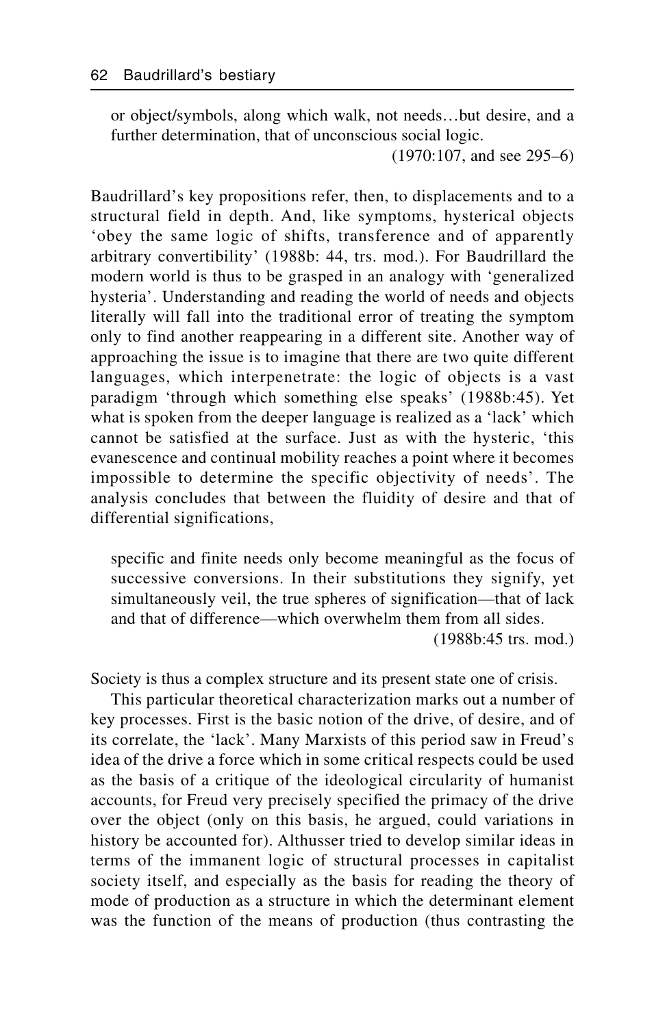> or object/symbols, along which walk, not needs…but desire, and a further determination, that of unconscious social logic.
>
> (1970:107, and see 295–6)

Baudrillard's key propositions refer, then, to displacements and to a structural field in depth. And, like symptoms, hysterical objects 'obey the same logic of shifts, transference and of apparently arbitrary convertibility' (1988b: 44, trs. mod.). For Baudrillard the modern world is thus to be grasped in an analogy with 'generalized hysteria'. Understanding and reading the world of needs and objects literally will fall into the traditional error of treating the symptom only to find another reappearing in a different site. Another way of approaching the issue is to imagine that there are two quite different languages, which interpenetrate: the logic of objects is a vast paradigm 'through which something else speaks' (1988b:45). Yet what is spoken from the deeper language is realized as a 'lack' which cannot be satisfied at the surface. Just as with the hysteric, 'this evanescence and continual mobility reaches a point where it becomes impossible to determine the specific objectivity of needs'. The analysis concludes that between the fluidity of desire and that of differential significations,

> specific and finite needs only become meaningful as the focus of successive conversions. In their substitutions they signify, yet simultaneously veil, the true spheres of signification—that of lack and that of difference—which overwhelm them from all sides.
>
> (1988b:45 trs. mod.)

Society is thus a complex structure and its present state one of crisis.

This particular theoretical characterization marks out a number of key processes. First is the basic notion of the drive, of desire, and of its correlate, the 'lack'. Many Marxists of this period saw in Freud's idea of the drive a force which in some critical respects could be used as the basis of a critique of the ideological circularity of humanist accounts, for Freud very precisely specified the primacy of the drive over the object (only on this basis, he argued, could variations in history be accounted for). Althusser tried to develop similar ideas in terms of the immanent logic of structural processes in capitalist society itself, and especially as the basis for reading the theory of mode of production as a structure in which the determinant element was the function of the means of production (thus contrasting the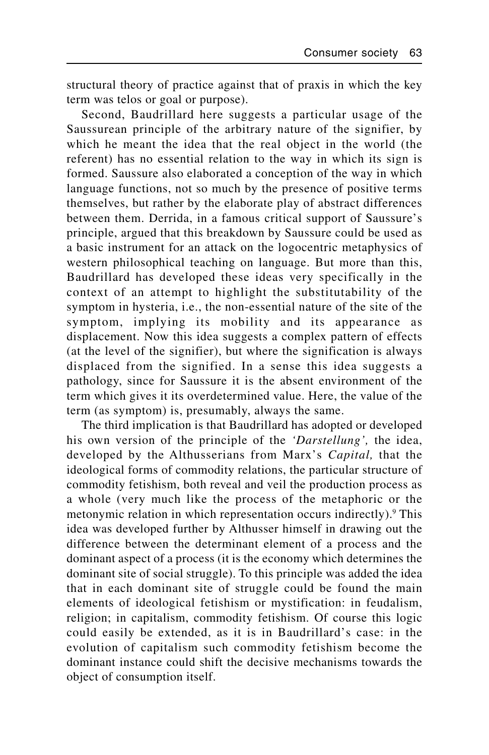structural theory of practice against that of praxis in which the key term was telos or goal or purpose).

Second, Baudrillard here suggests a particular usage of the Saussurean principle of the arbitrary nature of the signifier, by which he meant the idea that the real object in the world (the referent) has no essential relation to the way in which its sign is formed. Saussure also elaborated a conception of the way in which language functions, not so much by the presence of positive terms themselves, but rather by the elaborate play of abstract differences between them. Derrida, in a famous critical support of Saussure's principle, argued that this breakdown by Saussure could be used as a basic instrument for an attack on the logocentric metaphysics of western philosophical teaching on language. But more than this, Baudrillard has developed these ideas very specifically in the context of an attempt to highlight the substitutability of the symptom in hysteria, i.e., the non-essential nature of the site of the symptom, implying its mobility and its appearance as displacement. Now this idea suggests a complex pattern of effects (at the level of the signifier), but where the signification is always displaced from the signified. In a sense this idea suggests a pathology, since for Saussure it is the absent environment of the term which gives it its overdetermined value. Here, the value of the term (as symptom) is, presumably, always the same.

The third implication is that Baudrillard has adopted or developed his own version of the principle of the *'Darstellung',* the idea, developed by the Althusserians from Marx's *Capital,* that the ideological forms of commodity relations, the particular structure of commodity fetishism, both reveal and veil the production process as a whole (very much like the process of the metaphoric or the metonymic relation in which representation occurs indirectly).[9] This idea was developed further by Althusser himself in drawing out the difference between the determinant element of a process and the dominant aspect of a process (it is the economy which determines the dominant site of social struggle). To this principle was added the idea that in each dominant site of struggle could be found the main elements of ideological fetishism or mystification: in feudalism, religion; in capitalism, commodity fetishism. Of course this logic could easily be extended, as it is in Baudrillard's case: in the evolution of capitalism such commodity fetishism become the dominant instance could shift the decisive mechanisms towards the object of consumption itself.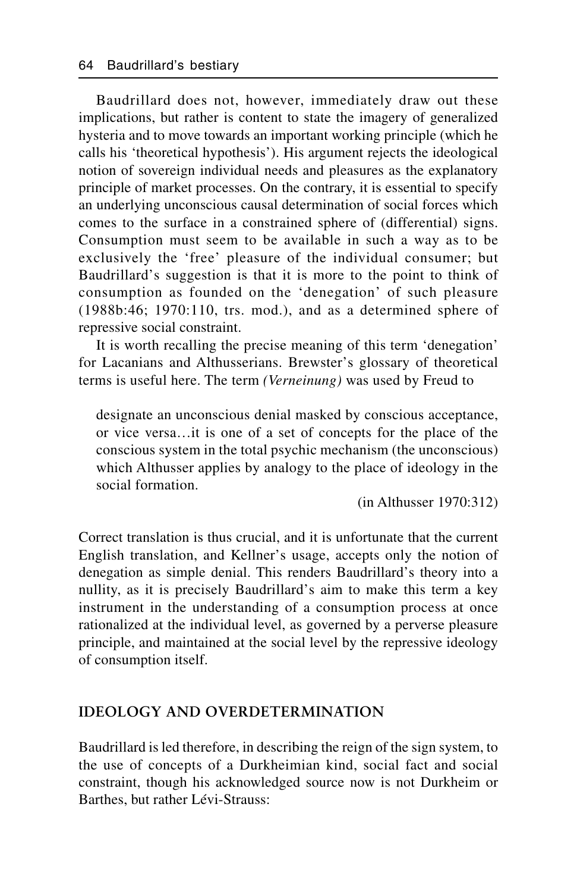Baudrillard does not, however, immediately draw out these implications, but rather is content to state the imagery of generalized hysteria and to move towards an important working principle (which he calls his 'theoretical hypothesis'). His argument rejects the ideological notion of sovereign individual needs and pleasures as the explanatory principle of market processes. On the contrary, it is essential to specify an underlying unconscious causal determination of social forces which comes to the surface in a constrained sphere of (differential) signs. Consumption must seem to be available in such a way as to be exclusively the 'free' pleasure of the individual consumer; but Baudrillard's suggestion is that it is more to the point to think of consumption as founded on the 'denegation' of such pleasure (1988b:46; 1970:110, trs. mod.), and as a determined sphere of repressive social constraint.

It is worth recalling the precise meaning of this term 'denegation' for Lacanians and Althusserians. Brewster's glossary of theoretical terms is useful here. The term *(Verneinung)* was used by Freud to

> designate an unconscious denial masked by conscious acceptance, or vice versa…it is one of a set of concepts for the place of the conscious system in the total psychic mechanism (the unconscious) which Althusser applies by analogy to the place of ideology in the social formation.
>
> (in Althusser 1970:312)

Correct translation is thus crucial, and it is unfortunate that the current English translation, and Kellner's usage, accepts only the notion of denegation as simple denial. This renders Baudrillard's theory into a nullity, as it is precisely Baudrillard's aim to make this term a key instrument in the understanding of a consumption process at once rationalized at the individual level, as governed by a perverse pleasure principle, and maintained at the social level by the repressive ideology of consumption itself.

## IDEOLOGY AND OVERDETERMINATION

Baudrillard is led therefore, in describing the reign of the sign system, to the use of concepts of a Durkheimian kind, social fact and social constraint, though his acknowledged source now is not Durkheim or Barthes, but rather Lévi-Strauss: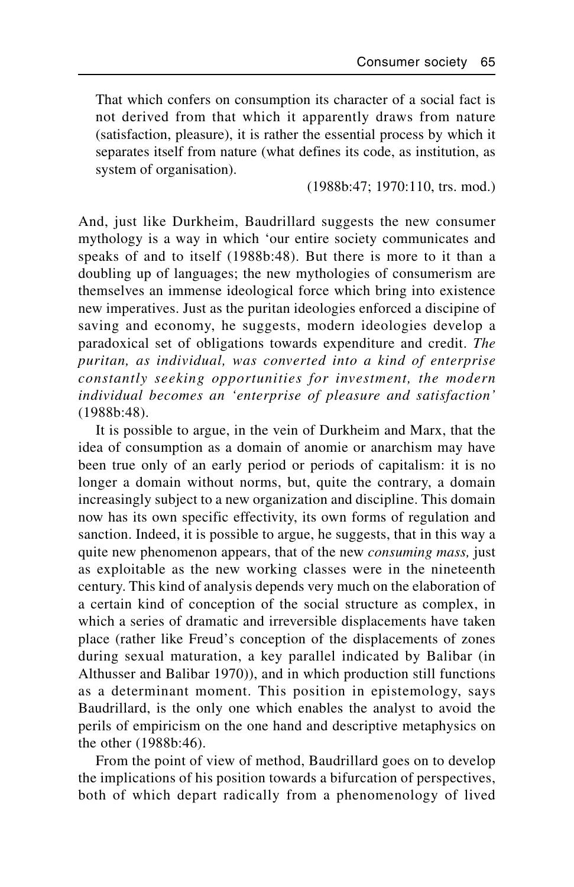> That which confers on consumption its character of a social fact is not derived from that which it apparently draws from nature (satisfaction, pleasure), it is rather the essential process by which it separates itself from nature (what defines its code, as institution, as system of organisation).
>
> (1988b:47; 1970:110, trs. mod.)

And, just like Durkheim, Baudrillard suggests the new consumer mythology is a way in which 'our entire society communicates and speaks of and to itself (1988b:48). But there is more to it than a doubling up of languages; the new mythologies of consumerism are themselves an immense ideological force which bring into existence new imperatives. Just as the puritan ideologies enforced a discipine of saving and economy, he suggests, modern ideologies develop a paradoxical set of obligations towards expenditure and credit. *The puritan, as individual, was converted into a kind of enterprise constantly seeking opportunities for investment, the modern individual becomes an 'enterprise of pleasure and satisfaction'* (1988b:48).

It is possible to argue, in the vein of Durkheim and Marx, that the idea of consumption as a domain of anomie or anarchism may have been true only of an early period or periods of capitalism: it is no longer a domain without norms, but, quite the contrary, a domain increasingly subject to a new organization and discipline. This domain now has its own specific effectivity, its own forms of regulation and sanction. Indeed, it is possible to argue, he suggests, that in this way a quite new phenomenon appears, that of the new *consuming mass,* just as exploitable as the new working classes were in the nineteenth century. This kind of analysis depends very much on the elaboration of a certain kind of conception of the social structure as complex, in which a series of dramatic and irreversible displacements have taken place (rather like Freud's conception of the displacements of zones during sexual maturation, a key parallel indicated by Balibar (in Althusser and Balibar 1970)), and in which production still functions as a determinant moment. This position in epistemology, says Baudrillard, is the only one which enables the analyst to avoid the perils of empiricism on the one hand and descriptive metaphysics on the other (1988b:46).

From the point of view of method, Baudrillard goes on to develop the implications of his position towards a bifurcation of perspectives, both of which depart radically from a phenomenology of lived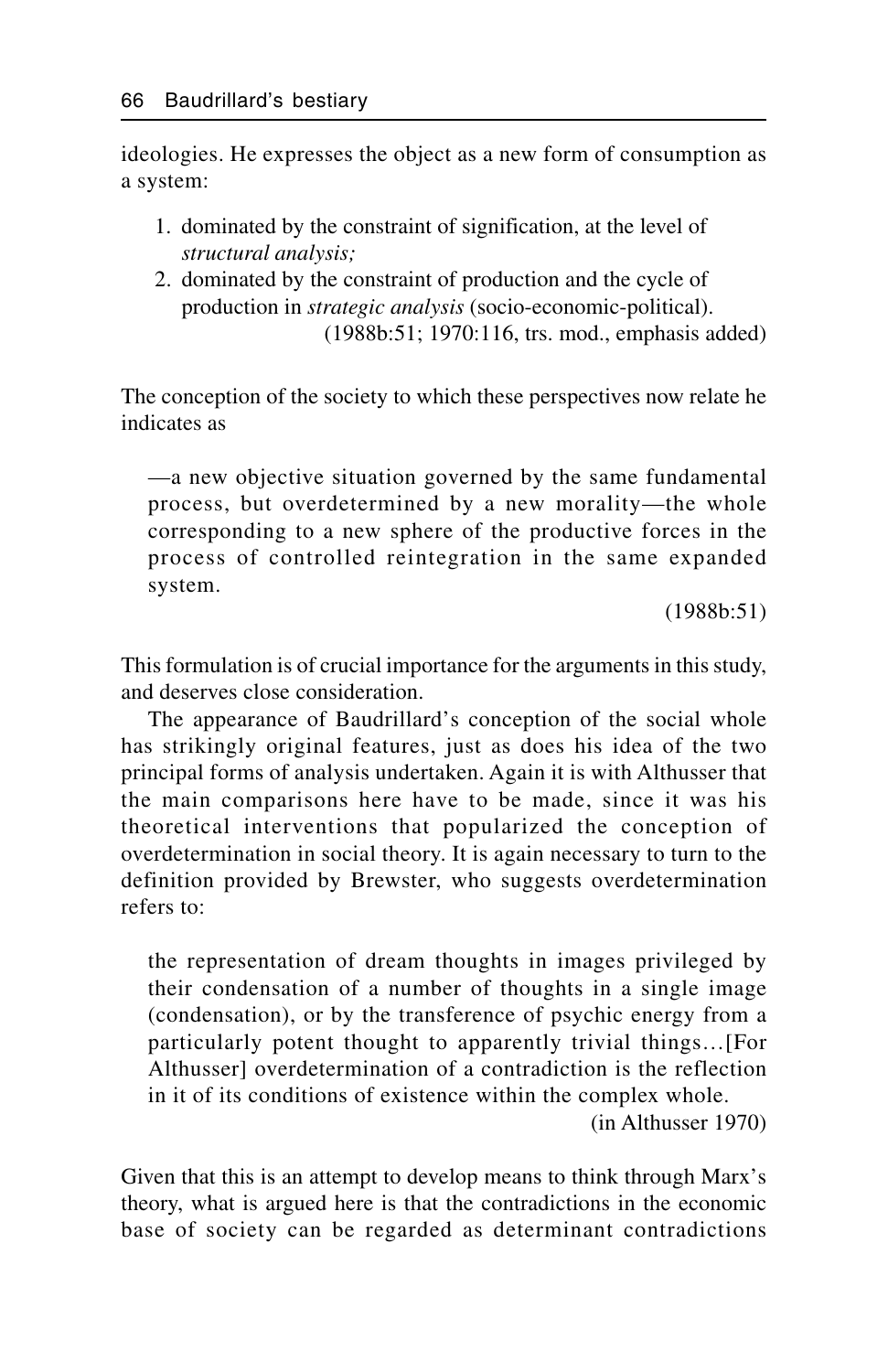ideologies. He expresses the object as a new form of consumption as a system:

> 1. dominated by the constraint of signification, at the level of *structural analysis;*
> 2. dominated by the constraint of production and the cycle of production in *strategic analysis* (socio-economic-political).
>
> (1988b:51; 1970:116, trs. mod., emphasis added)

The conception of the society to which these perspectives now relate he indicates as

> —a new objective situation governed by the same fundamental process, but overdetermined by a new morality—the whole corresponding to a new sphere of the productive forces in the process of controlled reintegration in the same expanded system.
>
> (1988b:51)

This formulation is of crucial importance for the arguments in this study, and deserves close consideration.

The appearance of Baudrillard's conception of the social whole has strikingly original features, just as does his idea of the two principal forms of analysis undertaken. Again it is with Althusser that the main comparisons here have to be made, since it was his theoretical interventions that popularized the conception of overdetermination in social theory. It is again necessary to turn to the definition provided by Brewster, who suggests overdetermination refers to:

> the representation of dream thoughts in images privileged by their condensation of a number of thoughts in a single image (condensation), or by the transference of psychic energy from a particularly potent thought to apparently trivial things…[For Althusser] overdetermination of a contradiction is the reflection in it of its conditions of existence within the complex whole.
>
> (in Althusser 1970)

Given that this is an attempt to develop means to think through Marx's theory, what is argued here is that the contradictions in the economic base of society can be regarded as determinant contradictions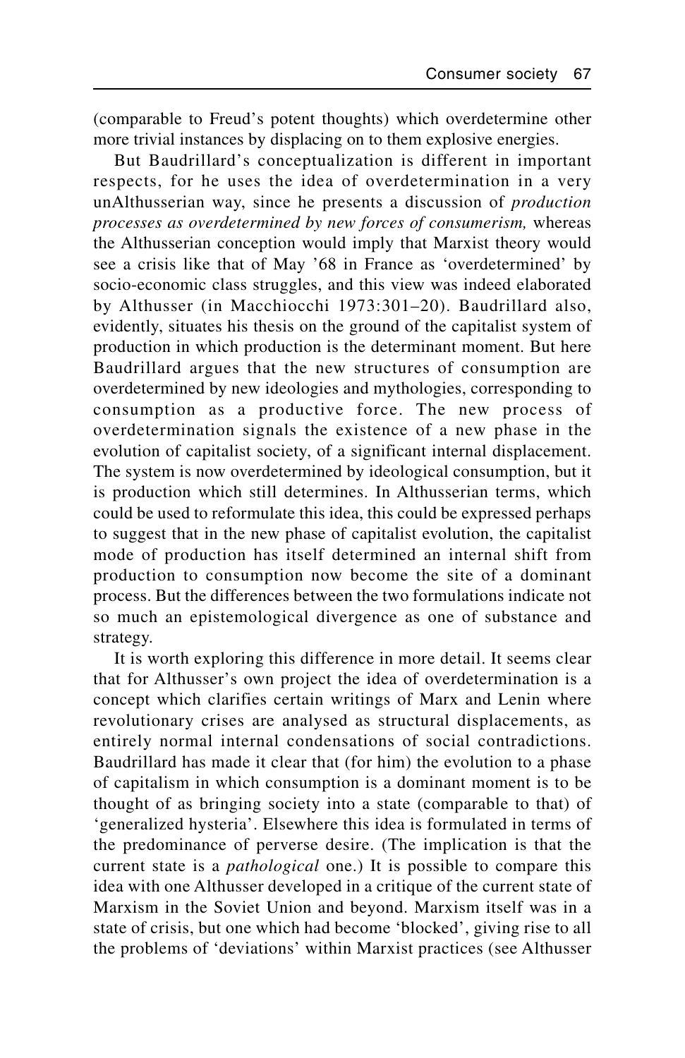(comparable to Freud's potent thoughts) which overdetermine other more trivial instances by displacing on to them explosive energies.

But Baudrillard's conceptualization is different in important respects, for he uses the idea of overdetermination in a very unAlthusserian way, since he presents a discussion of *production processes as overdetermined by new forces of consumerism,* whereas the Althusserian conception would imply that Marxist theory would see a crisis like that of May '68 in France as 'overdetermined' by socio-economic class struggles, and this view was indeed elaborated by Althusser (in Macchiocchi 1973:301–20). Baudrillard also, evidently, situates his thesis on the ground of the capitalist system of production in which production is the determinant moment. But here Baudrillard argues that the new structures of consumption are overdetermined by new ideologies and mythologies, corresponding to consumption as a productive force. The new process of overdetermination signals the existence of a new phase in the evolution of capitalist society, of a significant internal displacement. The system is now overdetermined by ideological consumption, but it is production which still determines. In Althusserian terms, which could be used to reformulate this idea, this could be expressed perhaps to suggest that in the new phase of capitalist evolution, the capitalist mode of production has itself determined an internal shift from production to consumption now become the site of a dominant process. But the differences between the two formulations indicate not so much an epistemological divergence as one of substance and strategy.

It is worth exploring this difference in more detail. It seems clear that for Althusser's own project the idea of overdetermination is a concept which clarifies certain writings of Marx and Lenin where revolutionary crises are analysed as structural displacements, as entirely normal internal condensations of social contradictions. Baudrillard has made it clear that (for him) the evolution to a phase of capitalism in which consumption is a dominant moment is to be thought of as bringing society into a state (comparable to that) of 'generalized hysteria'. Elsewhere this idea is formulated in terms of the predominance of perverse desire. (The implication is that the current state is a *pathological* one.) It is possible to compare this idea with one Althusser developed in a critique of the current state of Marxism in the Soviet Union and beyond. Marxism itself was in a state of crisis, but one which had become 'blocked', giving rise to all the problems of 'deviations' within Marxist practices (see Althusser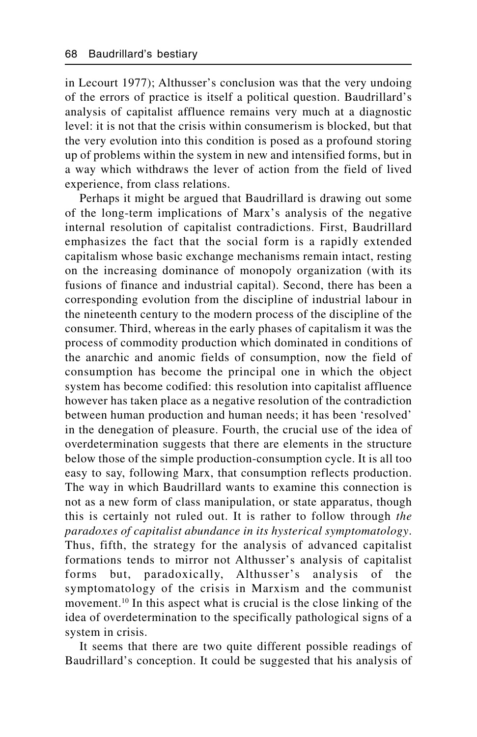in Lecourt 1977); Althusser's conclusion was that the very undoing of the errors of practice is itself a political question. Baudrillard's analysis of capitalist affluence remains very much at a diagnostic level: it is not that the crisis within consumerism is blocked, but that the very evolution into this condition is posed as a profound storing up of problems within the system in new and intensified forms, but in a way which withdraws the lever of action from the field of lived experience, from class relations.

Perhaps it might be argued that Baudrillard is drawing out some of the long-term implications of Marx's analysis of the negative internal resolution of capitalist contradictions. First, Baudrillard emphasizes the fact that the social form is a rapidly extended capitalism whose basic exchange mechanisms remain intact, resting on the increasing dominance of monopoly organization (with its fusions of finance and industrial capital). Second, there has been a corresponding evolution from the discipline of industrial labour in the nineteenth century to the modern process of the discipline of the consumer. Third, whereas in the early phases of capitalism it was the process of commodity production which dominated in conditions of the anarchic and anomic fields of consumption, now the field of consumption has become the principal one in which the object system has become codified: this resolution into capitalist affluence however has taken place as a negative resolution of the contradiction between human production and human needs; it has been 'resolved' in the denegation of pleasure. Fourth, the crucial use of the idea of overdetermination suggests that there are elements in the structure below those of the simple production-consumption cycle. It is all too easy to say, following Marx, that consumption reflects production. The way in which Baudrillard wants to examine this connection is not as a new form of class manipulation, or state apparatus, though this is certainly not ruled out. It is rather to follow through *the paradoxes of capitalist abundance in its hysterical symptomatology*. Thus, fifth, the strategy for the analysis of advanced capitalist formations tends to mirror not Althusser's analysis of capitalist forms but, paradoxically, Althusser's analysis of the symptomatology of the crisis in Marxism and the communist movement.[10] In this aspect what is crucial is the close linking of the idea of overdetermination to the specifically pathological signs of a system in crisis.

It seems that there are two quite different possible readings of Baudrillard's conception. It could be suggested that his analysis of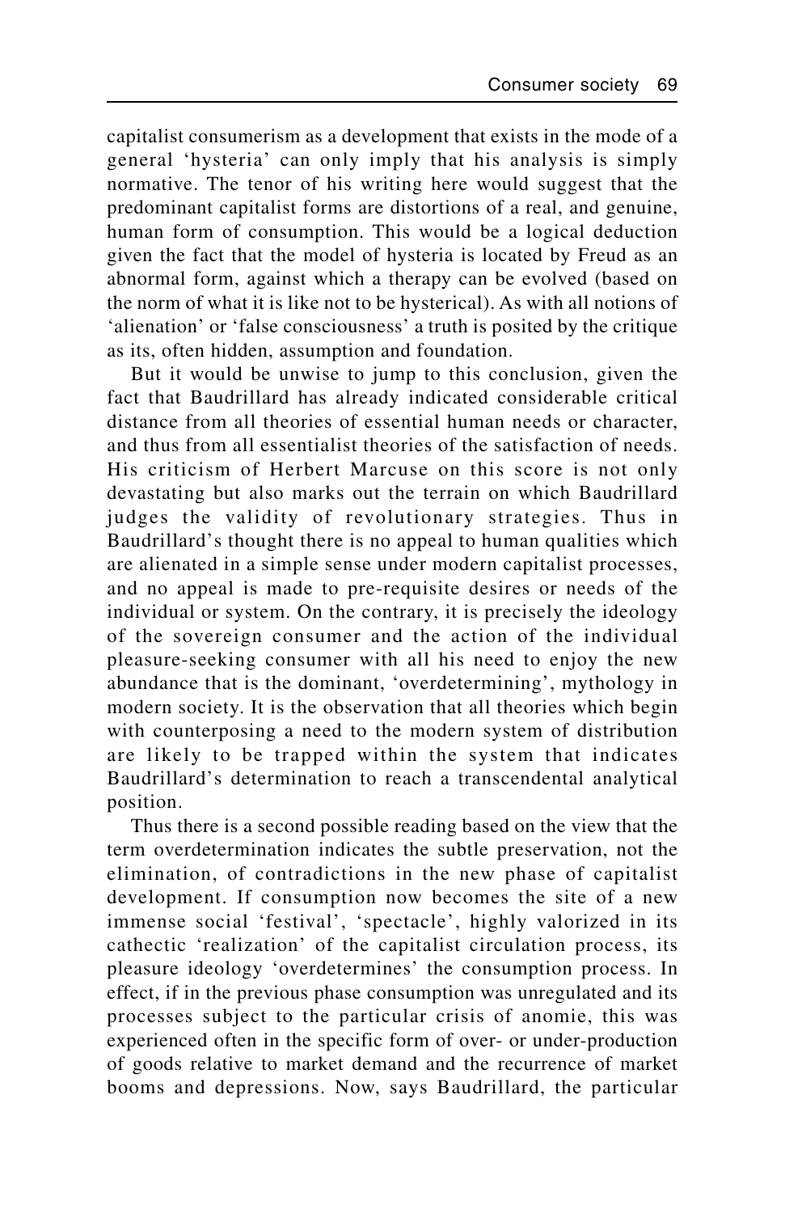capitalist consumerism as a development that exists in the mode of a general 'hysteria' can only imply that his analysis is simply normative. The tenor of his writing here would suggest that the predominant capitalist forms are distortions of a real, and genuine, human form of consumption. This would be a logical deduction given the fact that the model of hysteria is located by Freud as an abnormal form, against which a therapy can be evolved (based on the norm of what it is like not to be hysterical). As with all notions of 'alienation' or 'false consciousness' a truth is posited by the critique as its, often hidden, assumption and foundation.

But it would be unwise to jump to this conclusion, given the fact that Baudrillard has already indicated considerable critical distance from all theories of essential human needs or character, and thus from all essentialist theories of the satisfaction of needs. His criticism of Herbert Marcuse on this score is not only devastating but also marks out the terrain on which Baudrillard judges the validity of revolutionary strategies. Thus in Baudrillard's thought there is no appeal to human qualities which are alienated in a simple sense under modern capitalist processes, and no appeal is made to pre-requisite desires or needs of the individual or system. On the contrary, it is precisely the ideology of the sovereign consumer and the action of the individual pleasure-seeking consumer with all his need to enjoy the new abundance that is the dominant, 'overdetermining', mythology in modern society. It is the observation that all theories which begin with counterposing a need to the modern system of distribution are likely to be trapped within the system that indicates Baudrillard's determination to reach a transcendental analytical position.

Thus there is a second possible reading based on the view that the term overdetermination indicates the subtle preservation, not the elimination, of contradictions in the new phase of capitalist development. If consumption now becomes the site of a new immense social 'festival', 'spectacle', highly valorized in its cathectic 'realization' of the capitalist circulation process, its pleasure ideology 'overdetermines' the consumption process. In effect, if in the previous phase consumption was unregulated and its processes subject to the particular crisis of anomie, this was experienced often in the specific form of over- or under-production of goods relative to market demand and the recurrence of market booms and depressions. Now, says Baudrillard, the particular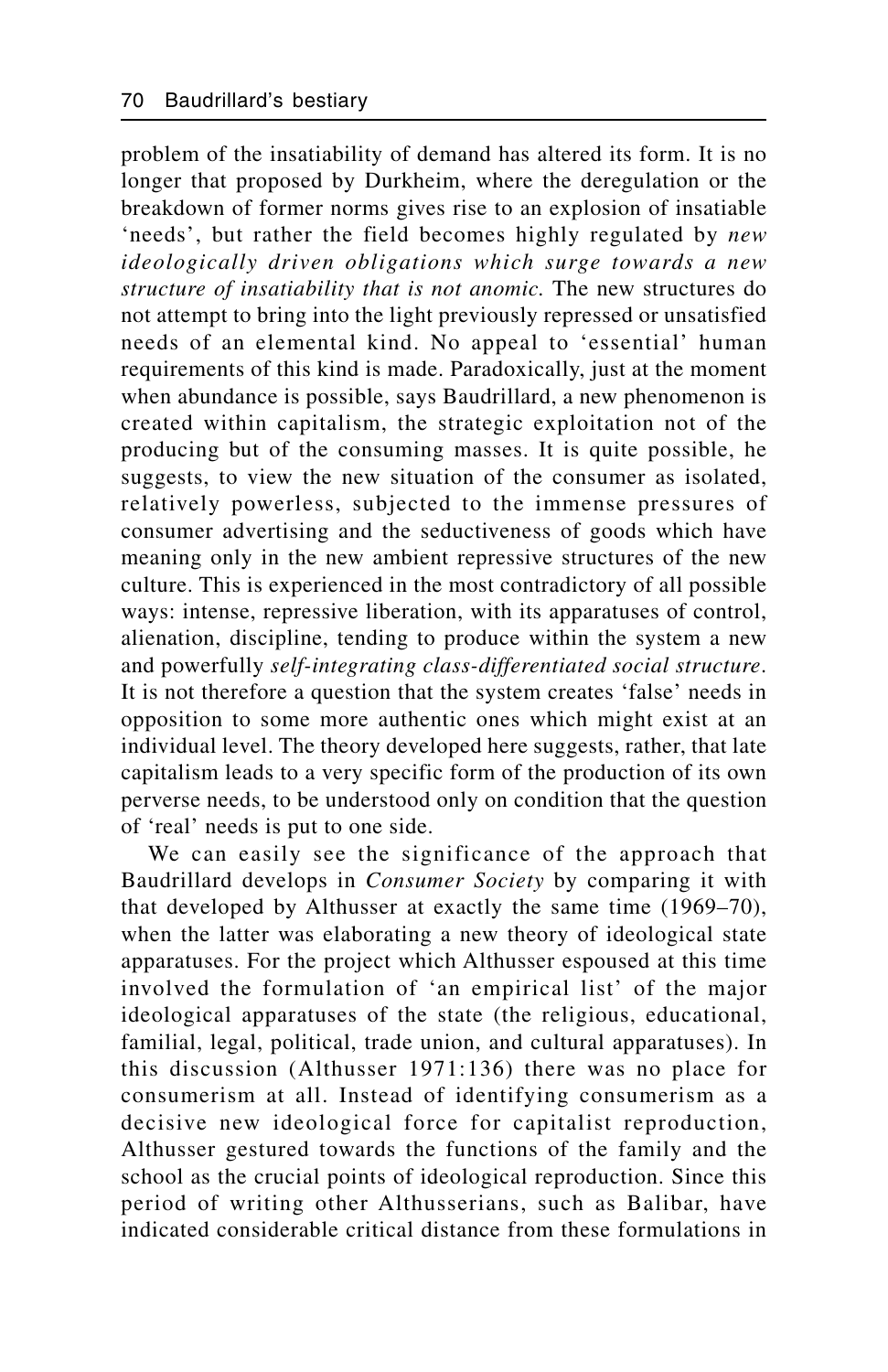problem of the insatiability of demand has altered its form. It is no longer that proposed by Durkheim, where the deregulation or the breakdown of former norms gives rise to an explosion of insatiable 'needs', but rather the field becomes highly regulated by *new ideologically driven obligations which surge towards a new structure of insatiability that is not anomic.* The new structures do not attempt to bring into the light previously repressed or unsatisfied needs of an elemental kind. No appeal to 'essential' human requirements of this kind is made. Paradoxically, just at the moment when abundance is possible, says Baudrillard, a new phenomenon is created within capitalism, the strategic exploitation not of the producing but of the consuming masses. It is quite possible, he suggests, to view the new situation of the consumer as isolated, relatively powerless, subjected to the immense pressures of consumer advertising and the seductiveness of goods which have meaning only in the new ambient repressive structures of the new culture. This is experienced in the most contradictory of all possible ways: intense, repressive liberation, with its apparatuses of control, alienation, discipline, tending to produce within the system a new and powerfully *self-integrating class-differentiated social structure*. It is not therefore a question that the system creates 'false' needs in opposition to some more authentic ones which might exist at an individual level. The theory developed here suggests, rather, that late capitalism leads to a very specific form of the production of its own perverse needs, to be understood only on condition that the question of 'real' needs is put to one side.

We can easily see the significance of the approach that Baudrillard develops in *Consumer Society* by comparing it with that developed by Althusser at exactly the same time (1969–70), when the latter was elaborating a new theory of ideological state apparatuses. For the project which Althusser espoused at this time involved the formulation of 'an empirical list' of the major ideological apparatuses of the state (the religious, educational, familial, legal, political, trade union, and cultural apparatuses). In this discussion (Althusser 1971:136) there was no place for consumerism at all. Instead of identifying consumerism as a decisive new ideological force for capitalist reproduction, Althusser gestured towards the functions of the family and the school as the crucial points of ideological reproduction. Since this period of writing other Althusserians, such as Balibar, have indicated considerable critical distance from these formulations in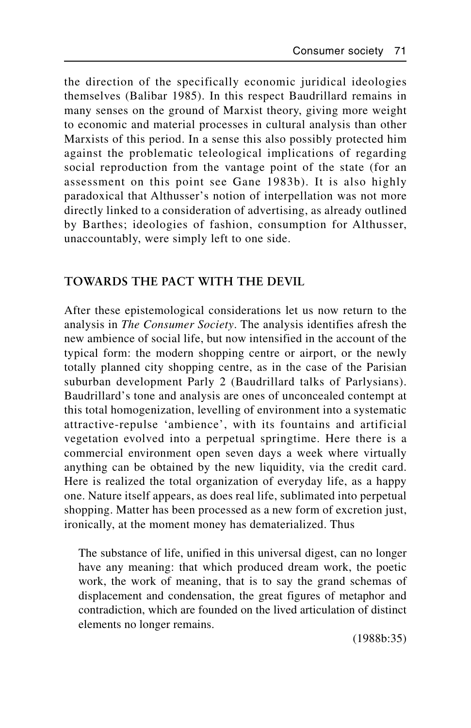the direction of the specifically economic juridical ideologies themselves (Balibar 1985). In this respect Baudrillard remains in many senses on the ground of Marxist theory, giving more weight to economic and material processes in cultural analysis than other Marxists of this period. In a sense this also possibly protected him against the problematic teleological implications of regarding social reproduction from the vantage point of the state (for an assessment on this point see Gane 1983b). It is also highly paradoxical that Althusser's notion of interpellation was not more directly linked to a consideration of advertising, as already outlined by Barthes; ideologies of fashion, consumption for Althusser, unaccountably, were simply left to one side.

## TOWARDS THE PACT WITH THE DEVIL

After these epistemological considerations let us now return to the analysis in *The Consumer Society*. The analysis identifies afresh the new ambience of social life, but now intensified in the account of the typical form: the modern shopping centre or airport, or the newly totally planned city shopping centre, as in the case of the Parisian suburban development Parly 2 (Baudrillard talks of Parlysians). Baudrillard's tone and analysis are ones of unconcealed contempt at this total homogenization, levelling of environment into a systematic attractive-repulse 'ambience', with its fountains and artificial vegetation evolved into a perpetual springtime. Here there is a commercial environment open seven days a week where virtually anything can be obtained by the new liquidity, via the credit card. Here is realized the total organization of everyday life, as a happy one. Nature itself appears, as does real life, sublimated into perpetual shopping. Matter has been processed as a new form of excretion just, ironically, at the moment money has dematerialized. Thus

> The substance of life, unified in this universal digest, can no longer have any meaning: that which produced dream work, the poetic work, the work of meaning, that is to say the grand schemas of displacement and condensation, the great figures of metaphor and contradiction, which are founded on the lived articulation of distinct elements no longer remains.
>
> (1988b:35)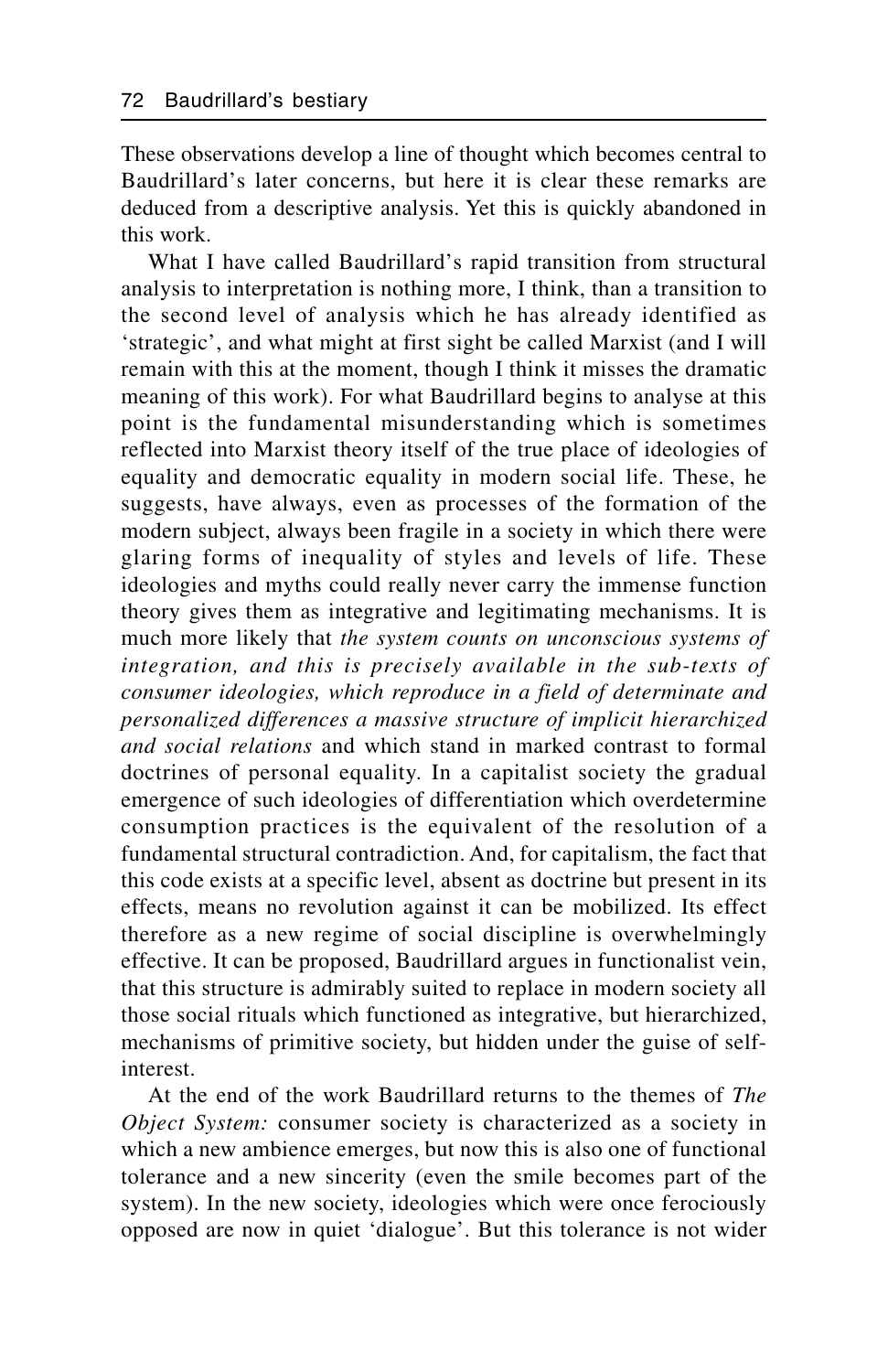These observations develop a line of thought which becomes central to Baudrillard's later concerns, but here it is clear these remarks are deduced from a descriptive analysis. Yet this is quickly abandoned in this work.

What I have called Baudrillard's rapid transition from structural analysis to interpretation is nothing more, I think, than a transition to the second level of analysis which he has already identified as 'strategic', and what might at first sight be called Marxist (and I will remain with this at the moment, though I think it misses the dramatic meaning of this work). For what Baudrillard begins to analyse at this point is the fundamental misunderstanding which is sometimes reflected into Marxist theory itself of the true place of ideologies of equality and democratic equality in modern social life. These, he suggests, have always, even as processes of the formation of the modern subject, always been fragile in a society in which there were glaring forms of inequality of styles and levels of life. These ideologies and myths could really never carry the immense function theory gives them as integrative and legitimating mechanisms. It is much more likely that *the system counts on unconscious systems of integration, and this is precisely available in the sub-texts of consumer ideologies, which reproduce in a field of determinate and personalized differences a massive structure of implicit hierarchized and social relations* and which stand in marked contrast to formal doctrines of personal equality. In a capitalist society the gradual emergence of such ideologies of differentiation which overdetermine consumption practices is the equivalent of the resolution of a fundamental structural contradiction. And, for capitalism, the fact that this code exists at a specific level, absent as doctrine but present in its effects, means no revolution against it can be mobilized. Its effect therefore as a new regime of social discipline is overwhelmingly effective. It can be proposed, Baudrillard argues in functionalist vein, that this structure is admirably suited to replace in modern society all those social rituals which functioned as integrative, but hierarchized, mechanisms of primitive society, but hidden under the guise of self-interest.

At the end of the work Baudrillard returns to the themes of *The Object System:* consumer society is characterized as a society in which a new ambience emerges, but now this is also one of functional tolerance and a new sincerity (even the smile becomes part of the system). In the new society, ideologies which were once ferociously opposed are now in quiet 'dialogue'. But this tolerance is not wider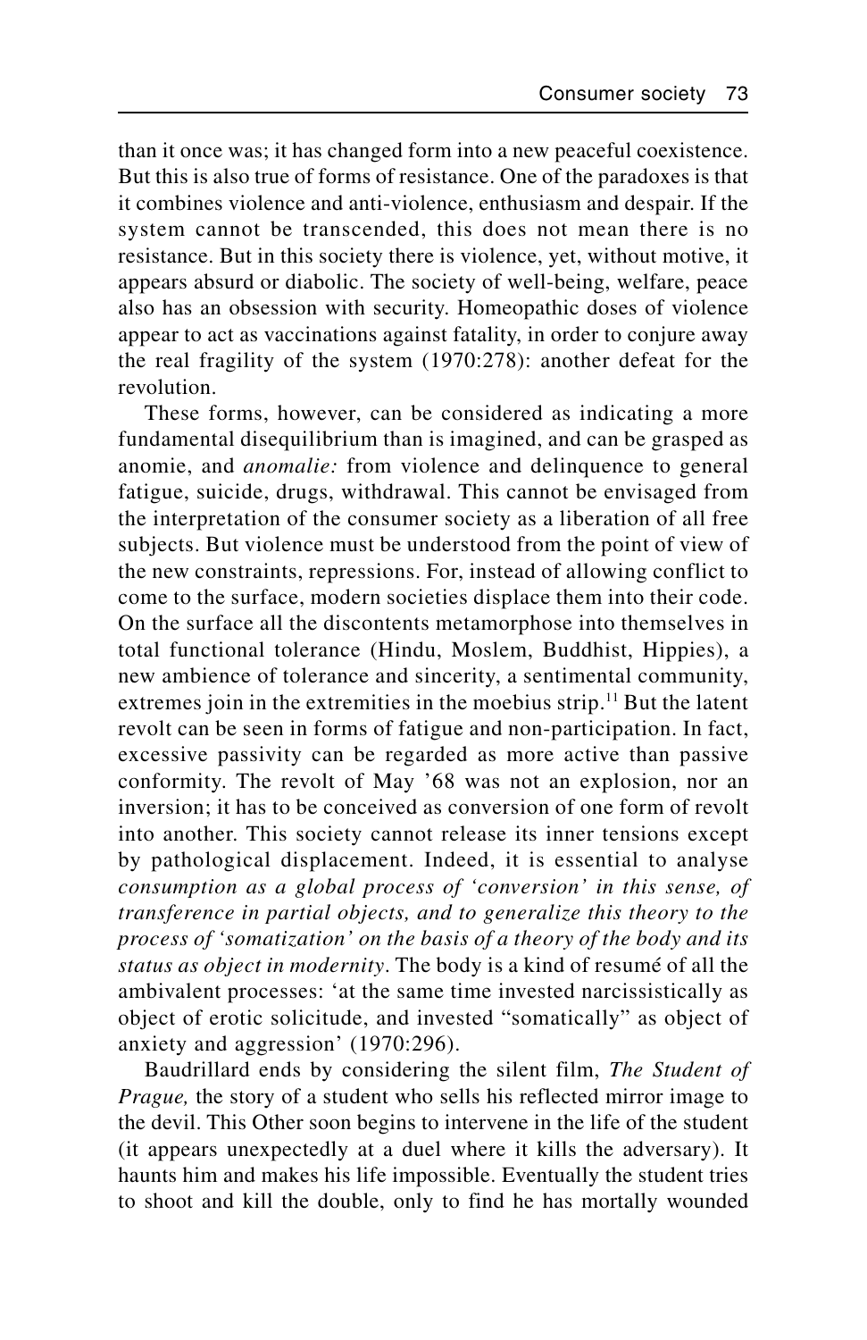than it once was; it has changed form into a new peaceful coexistence. But this is also true of forms of resistance. One of the paradoxes is that it combines violence and anti-violence, enthusiasm and despair. If the system cannot be transcended, this does not mean there is no resistance. But in this society there is violence, yet, without motive, it appears absurd or diabolic. The society of well-being, welfare, peace also has an obsession with security. Homeopathic doses of violence appear to act as vaccinations against fatality, in order to conjure away the real fragility of the system (1970:278): another defeat for the revolution.

These forms, however, can be considered as indicating a more fundamental disequilibrium than is imagined, and can be grasped as anomie, and *anomalie:* from violence and delinquence to general fatigue, suicide, drugs, withdrawal. This cannot be envisaged from the interpretation of the consumer society as a liberation of all free subjects. But violence must be understood from the point of view of the new constraints, repressions. For, instead of allowing conflict to come to the surface, modern societies displace them into their code. On the surface all the discontents metamorphose into themselves in total functional tolerance (Hindu, Moslem, Buddhist, Hippies), a new ambience of tolerance and sincerity, a sentimental community, extremes join in the extremities in the moebius strip.[11] But the latent revolt can be seen in forms of fatigue and non-participation. In fact, excessive passivity can be regarded as more active than passive conformity. The revolt of May '68 was not an explosion, nor an inversion; it has to be conceived as conversion of one form of revolt into another. This society cannot release its inner tensions except by pathological displacement. Indeed, it is essential to analyse *consumption as a global process of 'conversion' in this sense, of transference in partial objects, and to generalize this theory to the process of 'somatization' on the basis of a theory of the body and its status as object in modernity*. The body is a kind of resumé of all the ambivalent processes: 'at the same time invested narcissistically as object of erotic solicitude, and invested "somatically" as object of anxiety and aggression' (1970:296).

Baudrillard ends by considering the silent film, *The Student of Prague,* the story of a student who sells his reflected mirror image to the devil. This Other soon begins to intervene in the life of the student (it appears unexpectedly at a duel where it kills the adversary). It haunts him and makes his life impossible. Eventually the student tries to shoot and kill the double, only to find he has mortally wounded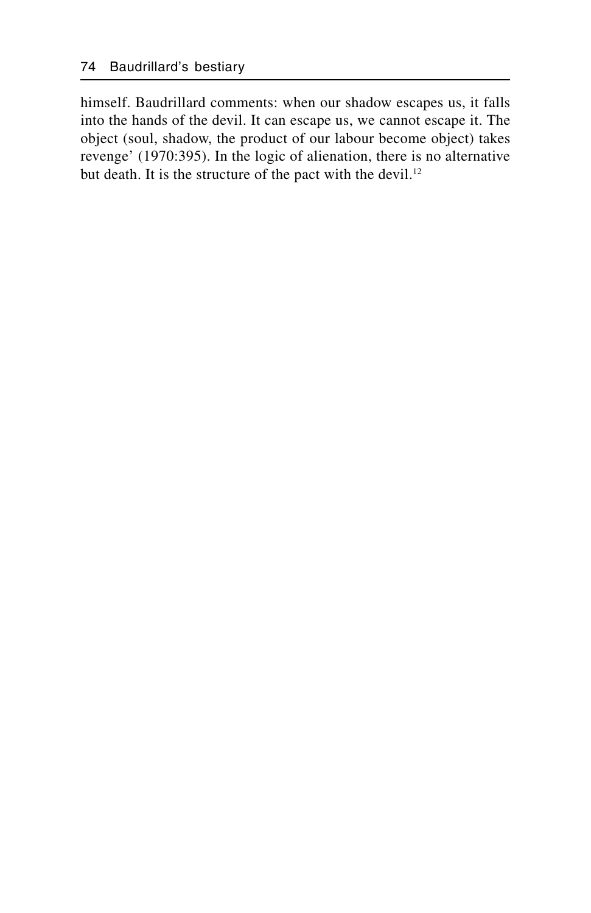himself. Baudrillard comments: when our shadow escapes us, it falls into the hands of the devil. It can escape us, we cannot escape it. The object (soul, shadow, the product of our labour become object) takes revenge' (1970:395). In the logic of alienation, there is no alternative but death. It is the structure of the pact with the devil.[12]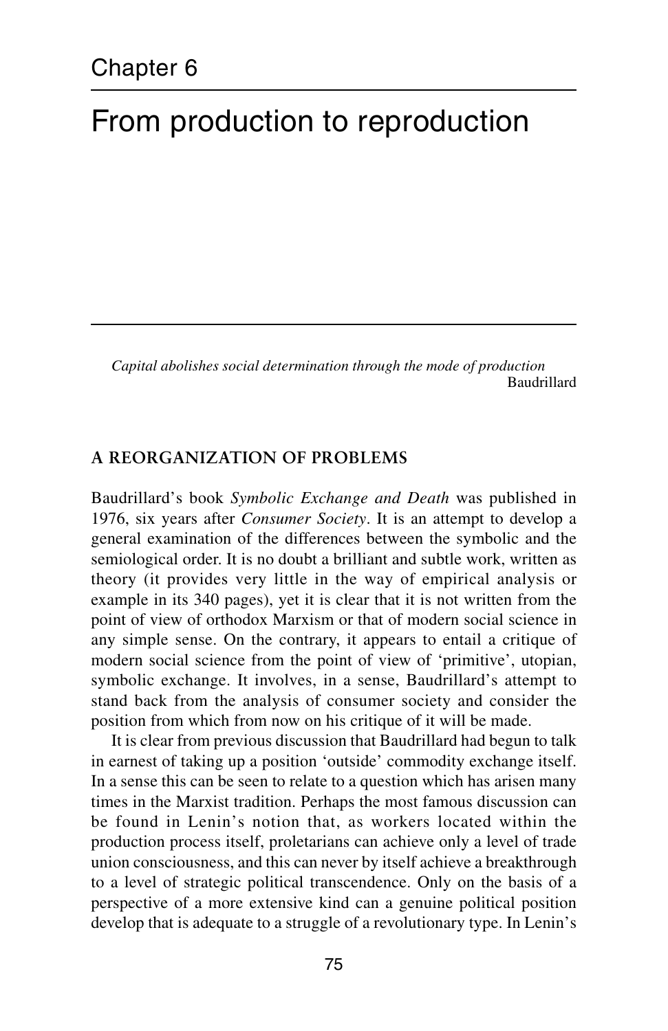# Chapter 6

# From production to reproduction

> *Capital abolishes social determination through the mode of production*
>
> Baudrillard

## A REORGANIZATION OF PROBLEMS

Baudrillard's book *Symbolic Exchange and Death* was published in 1976, six years after *Consumer Society*. It is an attempt to develop a general examination of the differences between the symbolic and the semiological order. It is no doubt a brilliant and subtle work, written as theory (it provides very little in the way of empirical analysis or example in its 340 pages), yet it is clear that it is not written from the point of view of orthodox Marxism or that of modern social science in any simple sense. On the contrary, it appears to entail a critique of modern social science from the point of view of 'primitive', utopian, symbolic exchange. It involves, in a sense, Baudrillard's attempt to stand back from the analysis of consumer society and consider the position from which from now on his critique of it will be made.

It is clear from previous discussion that Baudrillard had begun to talk in earnest of taking up a position 'outside' commodity exchange itself. In a sense this can be seen to relate to a question which has arisen many times in the Marxist tradition. Perhaps the most famous discussion can be found in Lenin's notion that, as workers located within the production process itself, proletarians can achieve only a level of trade union consciousness, and this can never by itself achieve a breakthrough to a level of strategic political transcendence. Only on the basis of a perspective of a more extensive kind can a genuine political position develop that is adequate to a struggle of a revolutionary type. In Lenin's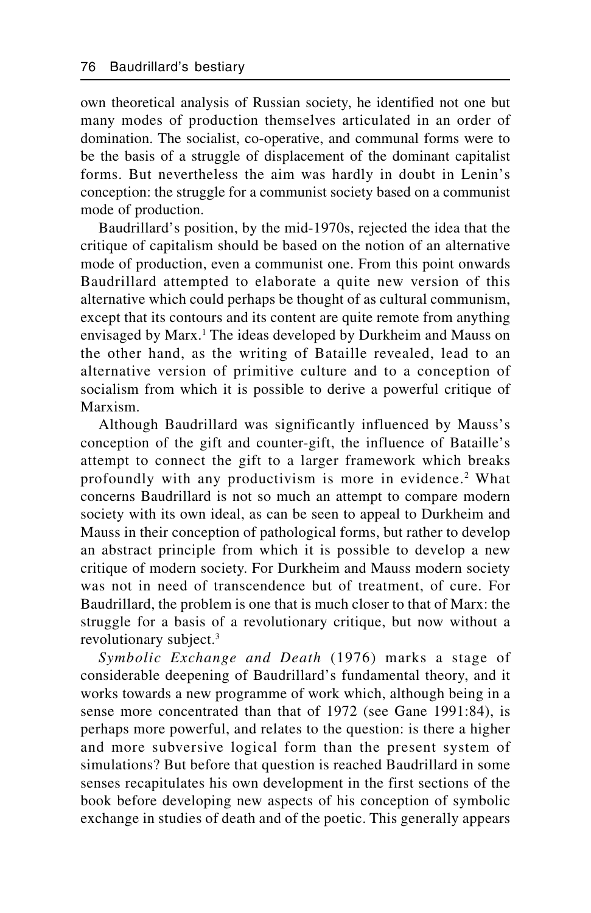own theoretical analysis of Russian society, he identified not one but many modes of production themselves articulated in an order of domination. The socialist, co-operative, and communal forms were to be the basis of a struggle of displacement of the dominant capitalist forms. But nevertheless the aim was hardly in doubt in Lenin's conception: the struggle for a communist society based on a communist mode of production.

Baudrillard's position, by the mid-1970s, rejected the idea that the critique of capitalism should be based on the notion of an alternative mode of production, even a communist one. From this point onwards Baudrillard attempted to elaborate a quite new version of this alternative which could perhaps be thought of as cultural communism, except that its contours and its content are quite remote from anything envisaged by Marx.[1] The ideas developed by Durkheim and Mauss on the other hand, as the writing of Bataille revealed, lead to an alternative version of primitive culture and to a conception of socialism from which it is possible to derive a powerful critique of Marxism.

Although Baudrillard was significantly influenced by Mauss's conception of the gift and counter-gift, the influence of Bataille's attempt to connect the gift to a larger framework which breaks profoundly with any productivism is more in evidence.[2] What concerns Baudrillard is not so much an attempt to compare modern society with its own ideal, as can be seen to appeal to Durkheim and Mauss in their conception of pathological forms, but rather to develop an abstract principle from which it is possible to develop a new critique of modern society. For Durkheim and Mauss modern society was not in need of transcendence but of treatment, of cure. For Baudrillard, the problem is one that is much closer to that of Marx: the struggle for a basis of a revolutionary critique, but now without a revolutionary subject.[3]

*Symbolic Exchange and Death* (1976) marks a stage of considerable deepening of Baudrillard's fundamental theory, and it works towards a new programme of work which, although being in a sense more concentrated than that of 1972 (see Gane 1991:84), is perhaps more powerful, and relates to the question: is there a higher and more subversive logical form than the present system of simulations? But before that question is reached Baudrillard in some senses recapitulates his own development in the first sections of the book before developing new aspects of his conception of symbolic exchange in studies of death and of the poetic. This generally appears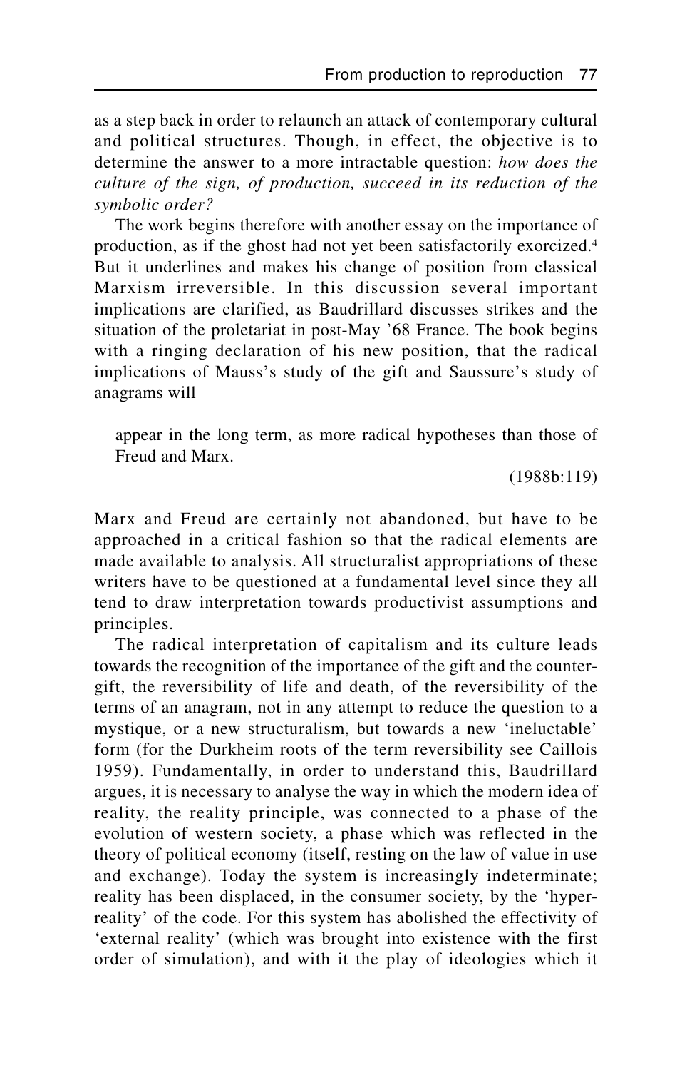as a step back in order to relaunch an attack of contemporary cultural and political structures. Though, in effect, the objective is to determine the answer to a more intractable question: *how does the culture of the sign, of production, succeed in its reduction of the symbolic order?*

The work begins therefore with another essay on the importance of production, as if the ghost had not yet been satisfactorily exorcized.[4] But it underlines and makes his change of position from classical Marxism irreversible. In this discussion several important implications are clarified, as Baudrillard discusses strikes and the situation of the proletariat in post-May '68 France. The book begins with a ringing declaration of his new position, that the radical implications of Mauss's study of the gift and Saussure's study of anagrams will

> appear in the long term, as more radical hypotheses than those of Freud and Marx.
>
> (1988b:119)

Marx and Freud are certainly not abandoned, but have to be approached in a critical fashion so that the radical elements are made available to analysis. All structuralist appropriations of these writers have to be questioned at a fundamental level since they all tend to draw interpretation towards productivist assumptions and principles.

The radical interpretation of capitalism and its culture leads towards the recognition of the importance of the gift and the counter-gift, the reversibility of life and death, of the reversibility of the terms of an anagram, not in any attempt to reduce the question to a mystique, or a new structuralism, but towards a new 'ineluctable' form (for the Durkheim roots of the term reversibility see Caillois 1959). Fundamentally, in order to understand this, Baudrillard argues, it is necessary to analyse the way in which the modern idea of reality, the reality principle, was connected to a phase of the evolution of western society, a phase which was reflected in the theory of political economy (itself, resting on the law of value in use and exchange). Today the system is increasingly indeterminate; reality has been displaced, in the consumer society, by the 'hyper-reality' of the code. For this system has abolished the effectivity of 'external reality' (which was brought into existence with the first order of simulation), and with it the play of ideologies which it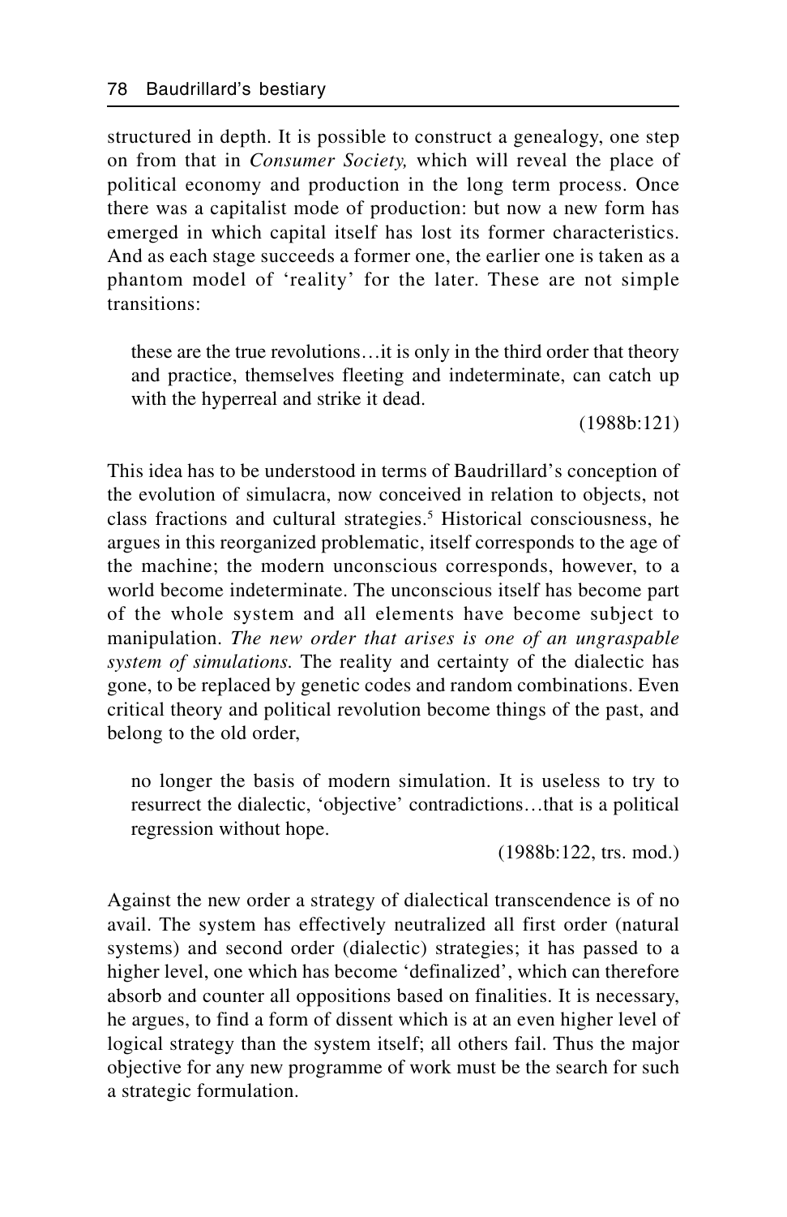structured in depth. It is possible to construct a genealogy, one step on from that in *Consumer Society,* which will reveal the place of political economy and production in the long term process. Once there was a capitalist mode of production: but now a new form has emerged in which capital itself has lost its former characteristics. And as each stage succeeds a former one, the earlier one is taken as a phantom model of 'reality' for the later. These are not simple transitions:

> these are the true revolutions…it is only in the third order that theory and practice, themselves fleeting and indeterminate, can catch up with the hyperreal and strike it dead.
>
> (1988b:121)

This idea has to be understood in terms of Baudrillard's conception of the evolution of simulacra, now conceived in relation to objects, not class fractions and cultural strategies.[5] Historical consciousness, he argues in this reorganized problematic, itself corresponds to the age of the machine; the modern unconscious corresponds, however, to a world become indeterminate. The unconscious itself has become part of the whole system and all elements have become subject to manipulation. *The new order that arises is one of an ungraspable system of simulations.* The reality and certainty of the dialectic has gone, to be replaced by genetic codes and random combinations. Even critical theory and political revolution become things of the past, and belong to the old order,

> no longer the basis of modern simulation. It is useless to try to resurrect the dialectic, 'objective' contradictions…that is a political regression without hope.
>
> (1988b:122, trs. mod.)

Against the new order a strategy of dialectical transcendence is of no avail. The system has effectively neutralized all first order (natural systems) and second order (dialectic) strategies; it has passed to a higher level, one which has become 'definalized', which can therefore absorb and counter all oppositions based on finalities. It is necessary, he argues, to find a form of dissent which is at an even higher level of logical strategy than the system itself; all others fail. Thus the major objective for any new programme of work must be the search for such a strategic formulation.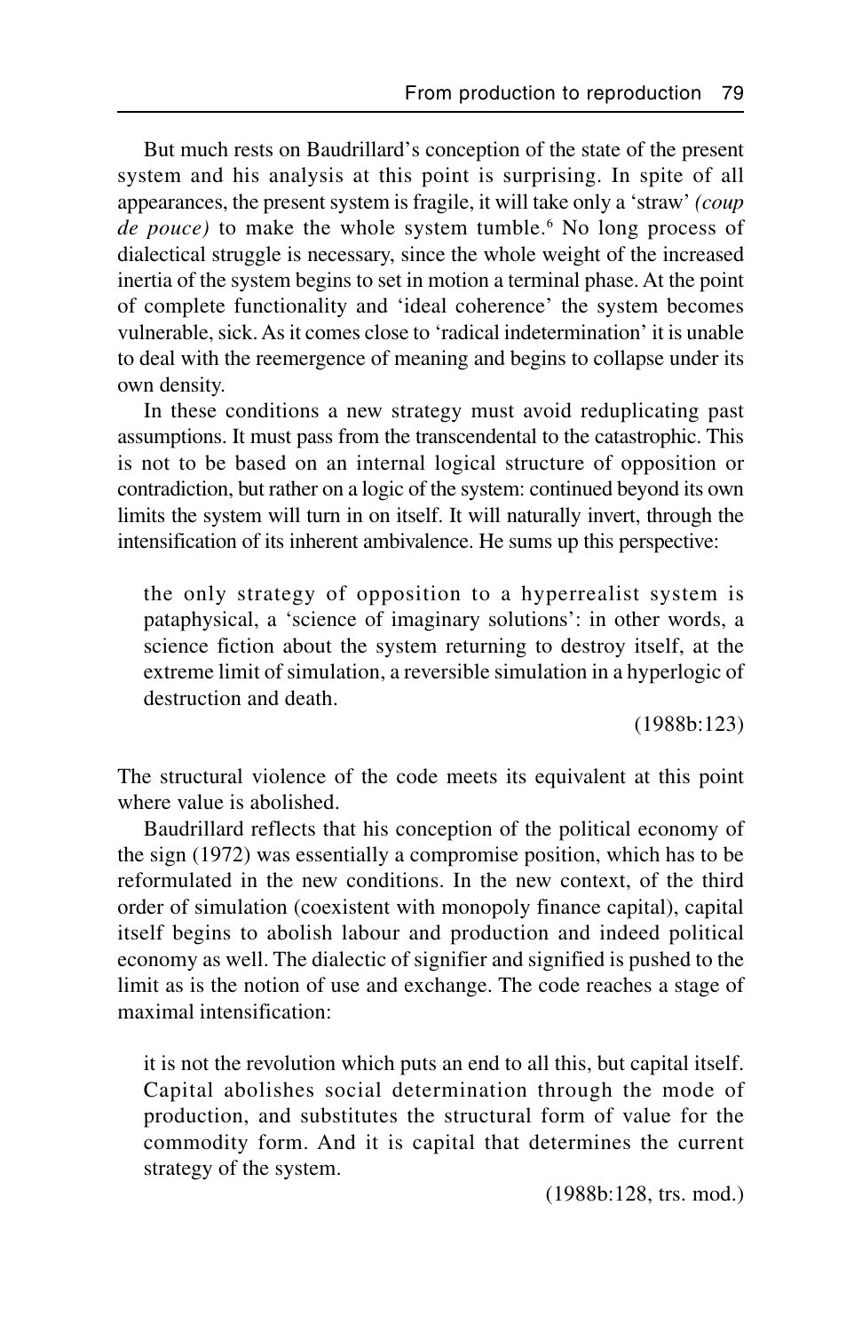But much rests on Baudrillard's conception of the state of the present system and his analysis at this point is surprising. In spite of all appearances, the present system is fragile, it will take only a 'straw' *(coup de pouce)* to make the whole system tumble.[6] No long process of dialectical struggle is necessary, since the whole weight of the increased inertia of the system begins to set in motion a terminal phase. At the point of complete functionality and 'ideal coherence' the system becomes vulnerable, sick. As it comes close to 'radical indetermination' it is unable to deal with the reemergence of meaning and begins to collapse under its own density.

In these conditions a new strategy must avoid reduplicating past assumptions. It must pass from the transcendental to the catastrophic. This is not to be based on an internal logical structure of opposition or contradiction, but rather on a logic of the system: continued beyond its own limits the system will turn in on itself. It will naturally invert, through the intensification of its inherent ambivalence. He sums up this perspective:

> the only strategy of opposition to a hyperrealist system is pataphysical, a 'science of imaginary solutions': in other words, a science fiction about the system returning to destroy itself, at the extreme limit of simulation, a reversible simulation in a hyperlogic of destruction and death.
>
> (1988b:123)

The structural violence of the code meets its equivalent at this point where value is abolished.

Baudrillard reflects that his conception of the political economy of the sign (1972) was essentially a compromise position, which has to be reformulated in the new conditions. In the new context, of the third order of simulation (coexistent with monopoly finance capital), capital itself begins to abolish labour and production and indeed political economy as well. The dialectic of signifier and signified is pushed to the limit as is the notion of use and exchange. The code reaches a stage of maximal intensification:

> it is not the revolution which puts an end to all this, but capital itself. Capital abolishes social determination through the mode of production, and substitutes the structural form of value for the commodity form. And it is capital that determines the current strategy of the system.
>
> (1988b:128, trs. mod.)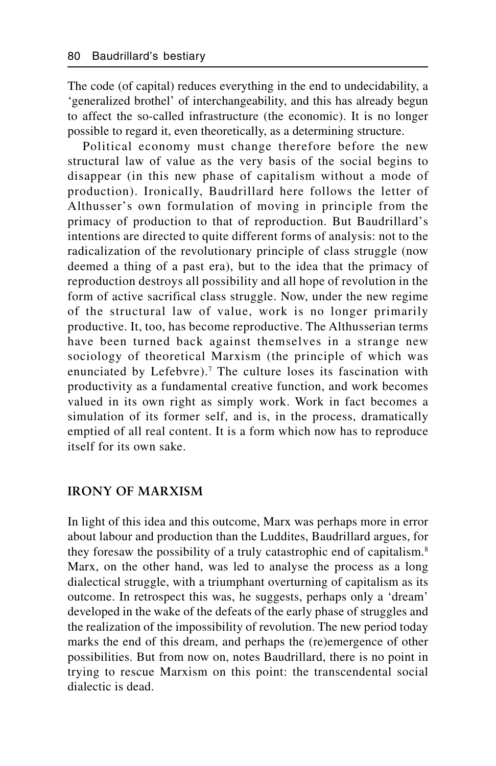The code (of capital) reduces everything in the end to undecidability, a 'generalized brothel' of interchangeability, and this has already begun to affect the so-called infrastructure (the economic). It is no longer possible to regard it, even theoretically, as a determining structure.

Political economy must change therefore before the new structural law of value as the very basis of the social begins to disappear (in this new phase of capitalism without a mode of production). Ironically, Baudrillard here follows the letter of Althusser's own formulation of moving in principle from the primacy of production to that of reproduction. But Baudrillard's intentions are directed to quite different forms of analysis: not to the radicalization of the revolutionary principle of class struggle (now deemed a thing of a past era), but to the idea that the primacy of reproduction destroys all possibility and all hope of revolution in the form of active sacrifical class struggle. Now, under the new regime of the structural law of value, work is no longer primarily productive. It, too, has become reproductive. The Althusserian terms have been turned back against themselves in a strange new sociology of theoretical Marxism (the principle of which was enunciated by Lefebvre).[7] The culture loses its fascination with productivity as a fundamental creative function, and work becomes valued in its own right as simply work. Work in fact becomes a simulation of its former self, and is, in the process, dramatically emptied of all real content. It is a form which now has to reproduce itself for its own sake.

## IRONY OF MARXISM

In light of this idea and this outcome, Marx was perhaps more in error about labour and production than the Luddites, Baudrillard argues, for they foresaw the possibility of a truly catastrophic end of capitalism.[8] Marx, on the other hand, was led to analyse the process as a long dialectical struggle, with a triumphant overturning of capitalism as its outcome. In retrospect this was, he suggests, perhaps only a 'dream' developed in the wake of the defeats of the early phase of struggles and the realization of the impossibility of revolution. The new period today marks the end of this dream, and perhaps the (re)emergence of other possibilities. But from now on, notes Baudrillard, there is no point in trying to rescue Marxism on this point: the transcendental social dialectic is dead.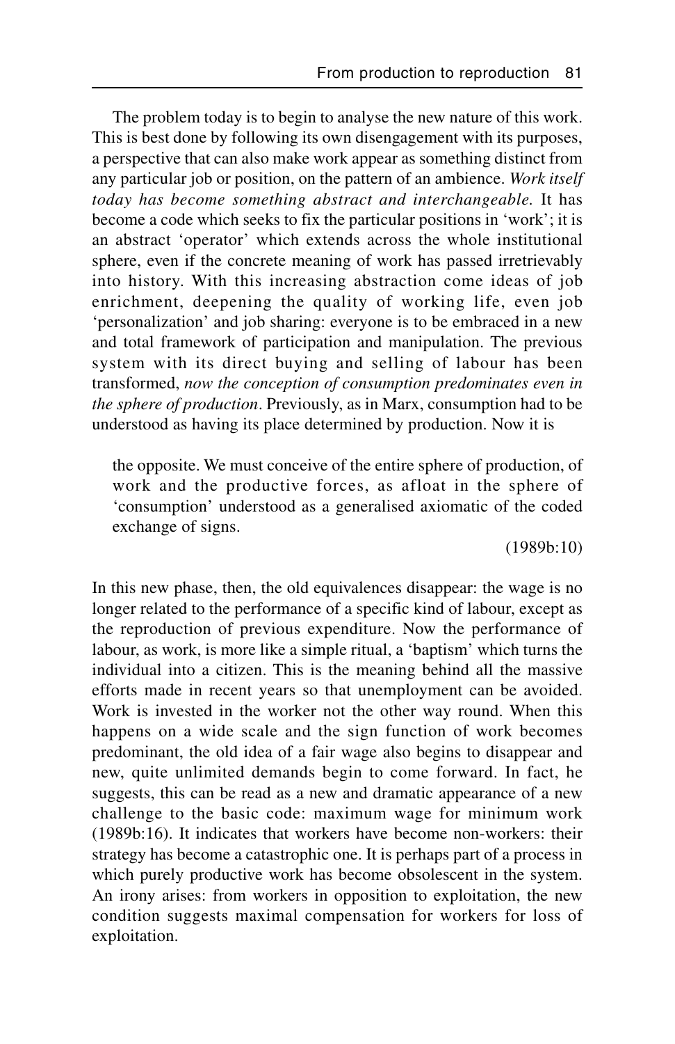The problem today is to begin to analyse the new nature of this work. This is best done by following its own disengagement with its purposes, a perspective that can also make work appear as something distinct from any particular job or position, on the pattern of an ambience. *Work itself today has become something abstract and interchangeable.* It has become a code which seeks to fix the particular positions in 'work'; it is an abstract 'operator' which extends across the whole institutional sphere, even if the concrete meaning of work has passed irretrievably into history. With this increasing abstraction come ideas of job enrichment, deepening the quality of working life, even job 'personalization' and job sharing: everyone is to be embraced in a new and total framework of participation and manipulation. The previous system with its direct buying and selling of labour has been transformed, *now the conception of consumption predominates even in the sphere of production*. Previously, as in Marx, consumption had to be understood as having its place determined by production. Now it is

> the opposite. We must conceive of the entire sphere of production, of work and the productive forces, as afloat in the sphere of 'consumption' understood as a generalised axiomatic of the coded exchange of signs.
>
> (1989b:10)

In this new phase, then, the old equivalences disappear: the wage is no longer related to the performance of a specific kind of labour, except as the reproduction of previous expenditure. Now the performance of labour, as work, is more like a simple ritual, a 'baptism' which turns the individual into a citizen. This is the meaning behind all the massive efforts made in recent years so that unemployment can be avoided. Work is invested in the worker not the other way round. When this happens on a wide scale and the sign function of work becomes predominant, the old idea of a fair wage also begins to disappear and new, quite unlimited demands begin to come forward. In fact, he suggests, this can be read as a new and dramatic appearance of a new challenge to the basic code: maximum wage for minimum work (1989b:16). It indicates that workers have become non-workers: their strategy has become a catastrophic one. It is perhaps part of a process in which purely productive work has become obsolescent in the system. An irony arises: from workers in opposition to exploitation, the new condition suggests maximal compensation for workers for loss of exploitation.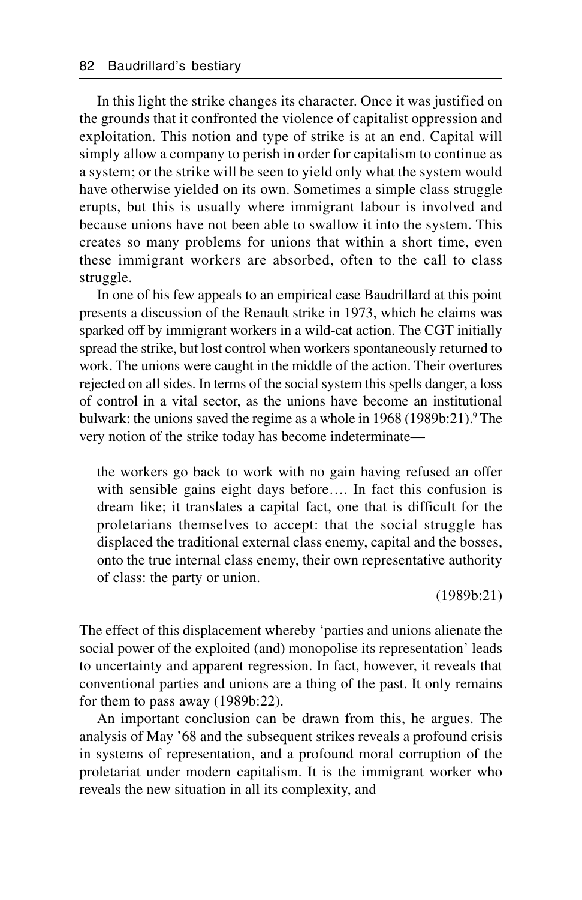In this light the strike changes its character. Once it was justified on the grounds that it confronted the violence of capitalist oppression and exploitation. This notion and type of strike is at an end. Capital will simply allow a company to perish in order for capitalism to continue as a system; or the strike will be seen to yield only what the system would have otherwise yielded on its own. Sometimes a simple class struggle erupts, but this is usually where immigrant labour is involved and because unions have not been able to swallow it into the system. This creates so many problems for unions that within a short time, even these immigrant workers are absorbed, often to the call to class struggle.

In one of his few appeals to an empirical case Baudrillard at this point presents a discussion of the Renault strike in 1973, which he claims was sparked off by immigrant workers in a wild-cat action. The CGT initially spread the strike, but lost control when workers spontaneously returned to work. The unions were caught in the middle of the action. Their overtures rejected on all sides. In terms of the social system this spells danger, a loss of control in a vital sector, as the unions have become an institutional bulwark: the unions saved the regime as a whole in 1968 (1989b:21).[9] The very notion of the strike today has become indeterminate—

> the workers go back to work with no gain having refused an offer with sensible gains eight days before…. In fact this confusion is dream like; it translates a capital fact, one that is difficult for the proletarians themselves to accept: that the social struggle has displaced the traditional external class enemy, capital and the bosses, onto the true internal class enemy, their own representative authority of class: the party or union.
>
> (1989b:21)

The effect of this displacement whereby 'parties and unions alienate the social power of the exploited (and) monopolise its representation' leads to uncertainty and apparent regression. In fact, however, it reveals that conventional parties and unions are a thing of the past. It only remains for them to pass away (1989b:22).

An important conclusion can be drawn from this, he argues. The analysis of May '68 and the subsequent strikes reveals a profound crisis in systems of representation, and a profound moral corruption of the proletariat under modern capitalism. It is the immigrant worker who reveals the new situation in all its complexity, and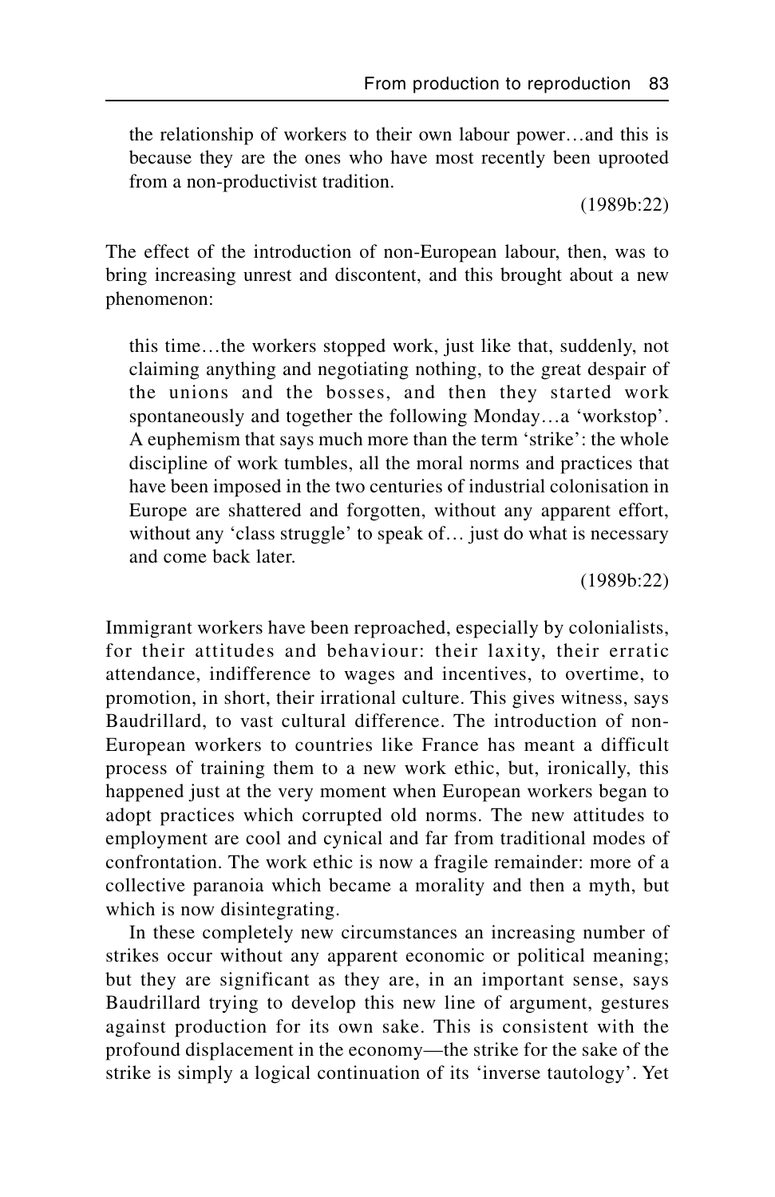> the relationship of workers to their own labour power…and this is because they are the ones who have most recently been uprooted from a non-productivist tradition.
>
> (1989b:22)

The effect of the introduction of non-European labour, then, was to bring increasing unrest and discontent, and this brought about a new phenomenon:

> this time…the workers stopped work, just like that, suddenly, not claiming anything and negotiating nothing, to the great despair of the unions and the bosses, and then they started work spontaneously and together the following Monday…a 'workstop'. A euphemism that says much more than the term 'strike': the whole discipline of work tumbles, all the moral norms and practices that have been imposed in the two centuries of industrial colonisation in Europe are shattered and forgotten, without any apparent effort, without any 'class struggle' to speak of… just do what is necessary and come back later.
>
> (1989b:22)

Immigrant workers have been reproached, especially by colonialists, for their attitudes and behaviour: their laxity, their erratic attendance, indifference to wages and incentives, to overtime, to promotion, in short, their irrational culture. This gives witness, says Baudrillard, to vast cultural difference. The introduction of non-European workers to countries like France has meant a difficult process of training them to a new work ethic, but, ironically, this happened just at the very moment when European workers began to adopt practices which corrupted old norms. The new attitudes to employment are cool and cynical and far from traditional modes of confrontation. The work ethic is now a fragile remainder: more of a collective paranoia which became a morality and then a myth, but which is now disintegrating.

In these completely new circumstances an increasing number of strikes occur without any apparent economic or political meaning; but they are significant as they are, in an important sense, says Baudrillard trying to develop this new line of argument, gestures against production for its own sake. This is consistent with the profound displacement in the economy—the strike for the sake of the strike is simply a logical continuation of its 'inverse tautology'. Yet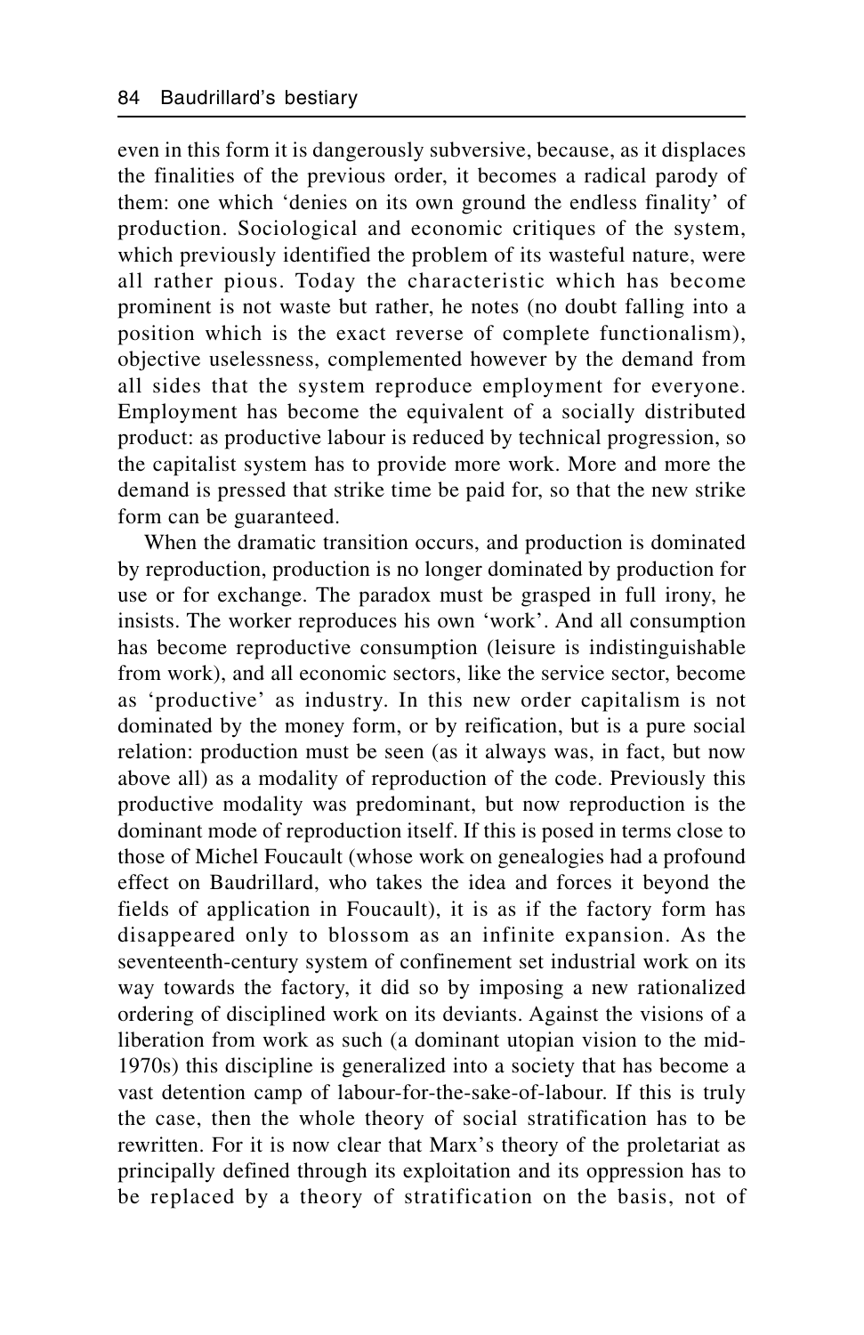even in this form it is dangerously subversive, because, as it displaces the finalities of the previous order, it becomes a radical parody of them: one which 'denies on its own ground the endless finality' of production. Sociological and economic critiques of the system, which previously identified the problem of its wasteful nature, were all rather pious. Today the characteristic which has become prominent is not waste but rather, he notes (no doubt falling into a position which is the exact reverse of complete functionalism), objective uselessness, complemented however by the demand from all sides that the system reproduce employment for everyone. Employment has become the equivalent of a socially distributed product: as productive labour is reduced by technical progression, so the capitalist system has to provide more work. More and more the demand is pressed that strike time be paid for, so that the new strike form can be guaranteed.

When the dramatic transition occurs, and production is dominated by reproduction, production is no longer dominated by production for use or for exchange. The paradox must be grasped in full irony, he insists. The worker reproduces his own 'work'. And all consumption has become reproductive consumption (leisure is indistinguishable from work), and all economic sectors, like the service sector, become as 'productive' as industry. In this new order capitalism is not dominated by the money form, or by reification, but is a pure social relation: production must be seen (as it always was, in fact, but now above all) as a modality of reproduction of the code. Previously this productive modality was predominant, but now reproduction is the dominant mode of reproduction itself. If this is posed in terms close to those of Michel Foucault (whose work on genealogies had a profound effect on Baudrillard, who takes the idea and forces it beyond the fields of application in Foucault), it is as if the factory form has disappeared only to blossom as an infinite expansion. As the seventeenth-century system of confinement set industrial work on its way towards the factory, it did so by imposing a new rationalized ordering of disciplined work on its deviants. Against the visions of a liberation from work as such (a dominant utopian vision to the mid-1970s) this discipline is generalized into a society that has become a vast detention camp of labour-for-the-sake-of-labour. If this is truly the case, then the whole theory of social stratification has to be rewritten. For it is now clear that Marx's theory of the proletariat as principally defined through its exploitation and its oppression has to be replaced by a theory of stratification on the basis, not of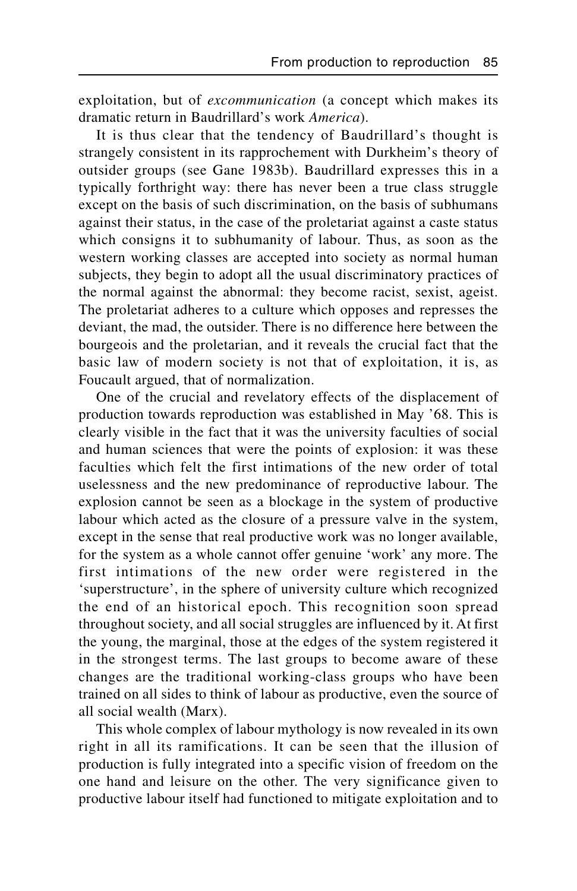exploitation, but of *excommunication* (a concept which makes its dramatic return in Baudrillard's work *America*).

It is thus clear that the tendency of Baudrillard's thought is strangely consistent in its rapprochement with Durkheim's theory of outsider groups (see Gane 1983b). Baudrillard expresses this in a typically forthright way: there has never been a true class struggle except on the basis of such discrimination, on the basis of subhumans against their status, in the case of the proletariat against a caste status which consigns it to subhumanity of labour. Thus, as soon as the western working classes are accepted into society as normal human subjects, they begin to adopt all the usual discriminatory practices of the normal against the abnormal: they become racist, sexist, ageist. The proletariat adheres to a culture which opposes and represses the deviant, the mad, the outsider. There is no difference here between the bourgeois and the proletarian, and it reveals the crucial fact that the basic law of modern society is not that of exploitation, it is, as Foucault argued, that of normalization.

One of the crucial and revelatory effects of the displacement of production towards reproduction was established in May '68. This is clearly visible in the fact that it was the university faculties of social and human sciences that were the points of explosion: it was these faculties which felt the first intimations of the new order of total uselessness and the new predominance of reproductive labour. The explosion cannot be seen as a blockage in the system of productive labour which acted as the closure of a pressure valve in the system, except in the sense that real productive work was no longer available, for the system as a whole cannot offer genuine 'work' any more. The first intimations of the new order were registered in the 'superstructure', in the sphere of university culture which recognized the end of an historical epoch. This recognition soon spread throughout society, and all social struggles are influenced by it. At first the young, the marginal, those at the edges of the system registered it in the strongest terms. The last groups to become aware of these changes are the traditional working-class groups who have been trained on all sides to think of labour as productive, even the source of all social wealth (Marx).

This whole complex of labour mythology is now revealed in its own right in all its ramifications. It can be seen that the illusion of production is fully integrated into a specific vision of freedom on the one hand and leisure on the other. The very significance given to productive labour itself had functioned to mitigate exploitation and to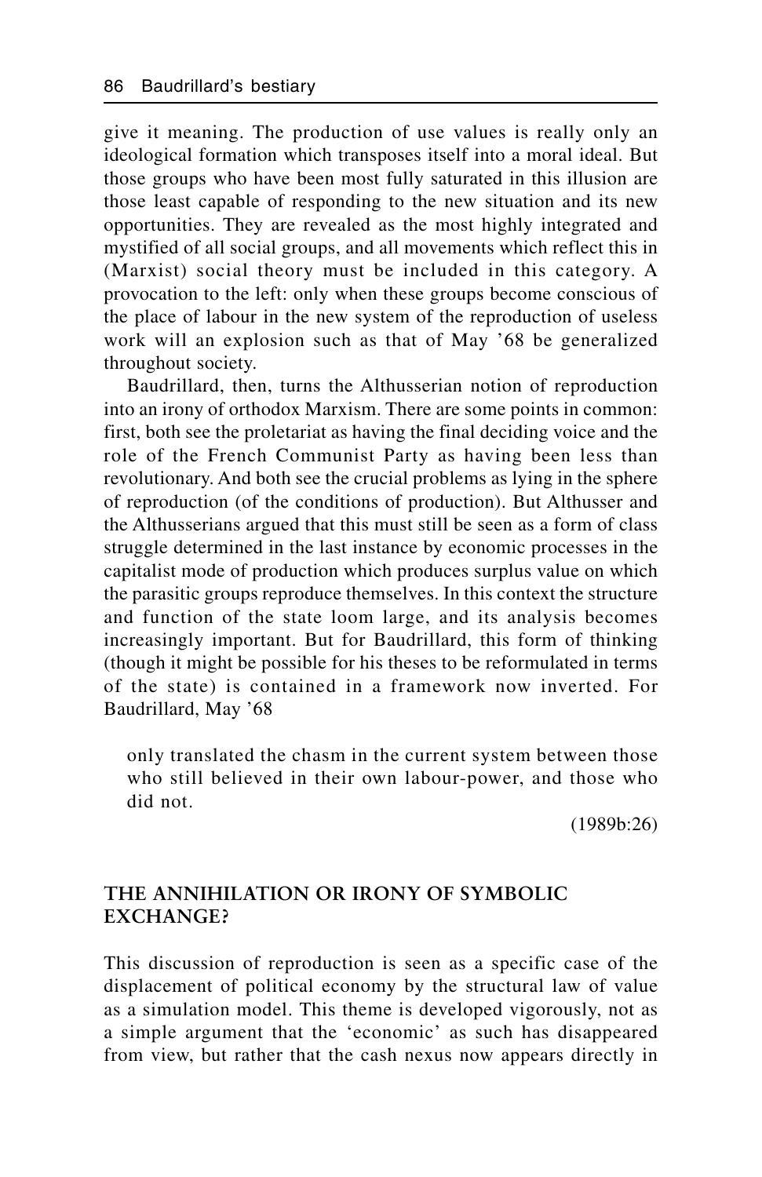give it meaning. The production of use values is really only an ideological formation which transposes itself into a moral ideal. But those groups who have been most fully saturated in this illusion are those least capable of responding to the new situation and its new opportunities. They are revealed as the most highly integrated and mystified of all social groups, and all movements which reflect this in (Marxist) social theory must be included in this category. A provocation to the left: only when these groups become conscious of the place of labour in the new system of the reproduction of useless work will an explosion such as that of May '68 be generalized throughout society.

Baudrillard, then, turns the Althusserian notion of reproduction into an irony of orthodox Marxism. There are some points in common: first, both see the proletariat as having the final deciding voice and the role of the French Communist Party as having been less than revolutionary. And both see the crucial problems as lying in the sphere of reproduction (of the conditions of production). But Althusser and the Althusserians argued that this must still be seen as a form of class struggle determined in the last instance by economic processes in the capitalist mode of production which produces surplus value on which the parasitic groups reproduce themselves. In this context the structure and function of the state loom large, and its analysis becomes increasingly important. But for Baudrillard, this form of thinking (though it might be possible for his theses to be reformulated in terms of the state) is contained in a framework now inverted. For Baudrillard, May '68

> only translated the chasm in the current system between those who still believed in their own labour-power, and those who did not.
>
> (1989b:26)

## THE ANNIHILATION OR IRONY OF SYMBOLIC EXCHANGE?

This discussion of reproduction is seen as a specific case of the displacement of political economy by the structural law of value as a simulation model. This theme is developed vigorously, not as a simple argument that the 'economic' as such has disappeared from view, but rather that the cash nexus now appears directly in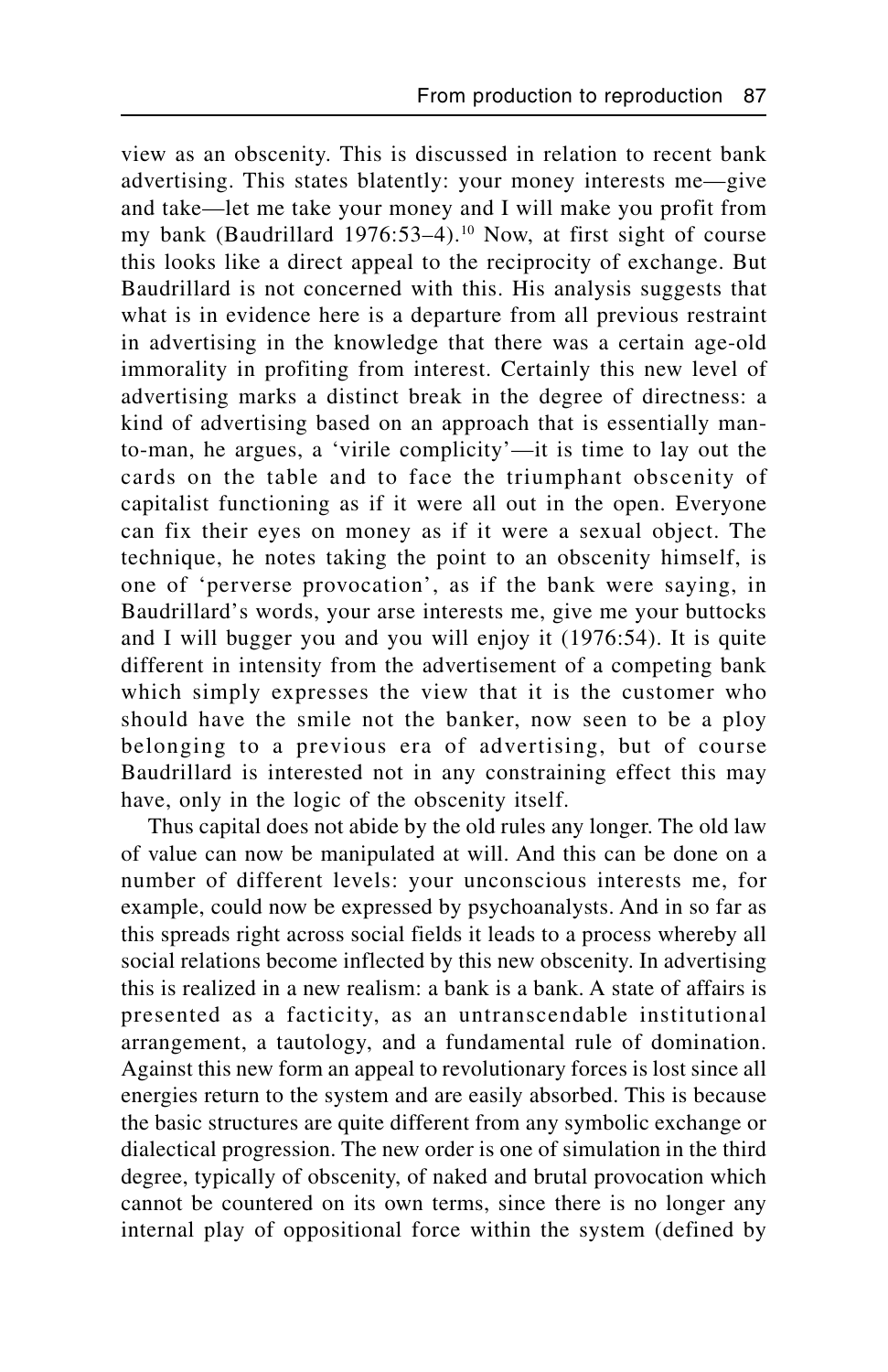view as an obscenity. This is discussed in relation to recent bank advertising. This states blatently: your money interests me—give and take—let me take your money and I will make you profit from my bank (Baudrillard 1976:53–4).[10] Now, at first sight of course this looks like a direct appeal to the reciprocity of exchange. But Baudrillard is not concerned with this. His analysis suggests that what is in evidence here is a departure from all previous restraint in advertising in the knowledge that there was a certain age-old immorality in profiting from interest. Certainly this new level of advertising marks a distinct break in the degree of directness: a kind of advertising based on an approach that is essentially man-to-man, he argues, a 'virile complicity'—it is time to lay out the cards on the table and to face the triumphant obscenity of capitalist functioning as if it were all out in the open. Everyone can fix their eyes on money as if it were a sexual object. The technique, he notes taking the point to an obscenity himself, is one of 'perverse provocation', as if the bank were saying, in Baudrillard's words, your arse interests me, give me your buttocks and I will bugger you and you will enjoy it (1976:54). It is quite different in intensity from the advertisement of a competing bank which simply expresses the view that it is the customer who should have the smile not the banker, now seen to be a ploy belonging to a previous era of advertising, but of course Baudrillard is interested not in any constraining effect this may have, only in the logic of the obscenity itself.

Thus capital does not abide by the old rules any longer. The old law of value can now be manipulated at will. And this can be done on a number of different levels: your unconscious interests me, for example, could now be expressed by psychoanalysts. And in so far as this spreads right across social fields it leads to a process whereby all social relations become inflected by this new obscenity. In advertising this is realized in a new realism: a bank is a bank. A state of affairs is presented as a facticity, as an untranscendable institutional arrangement, a tautology, and a fundamental rule of domination. Against this new form an appeal to revolutionary forces is lost since all energies return to the system and are easily absorbed. This is because the basic structures are quite different from any symbolic exchange or dialectical progression. The new order is one of simulation in the third degree, typically of obscenity, of naked and brutal provocation which cannot be countered on its own terms, since there is no longer any internal play of oppositional force within the system (defined by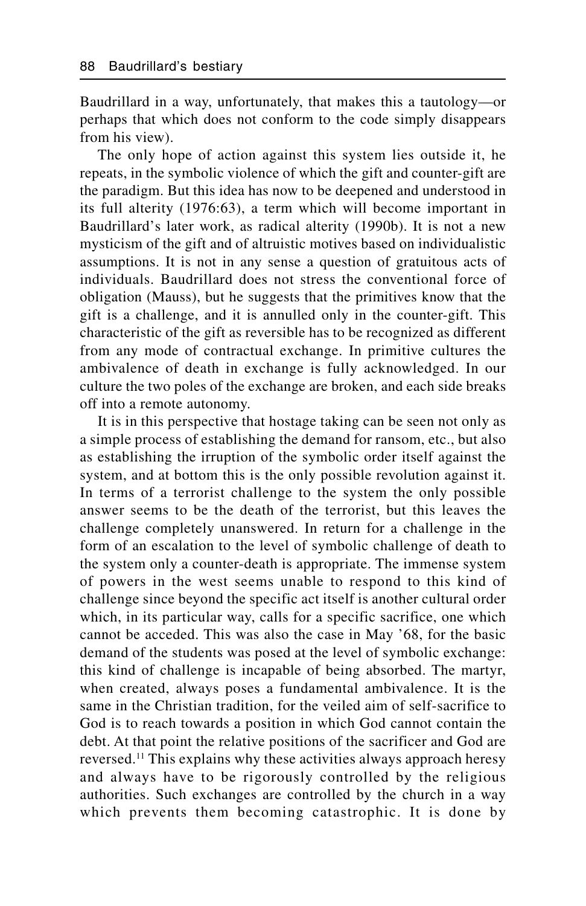Baudrillard in a way, unfortunately, that makes this a tautology—or perhaps that which does not conform to the code simply disappears from his view).

The only hope of action against this system lies outside it, he repeats, in the symbolic violence of which the gift and counter-gift are the paradigm. But this idea has now to be deepened and understood in its full alterity (1976:63), a term which will become important in Baudrillard's later work, as radical alterity (1990b). It is not a new mysticism of the gift and of altruistic motives based on individualistic assumptions. It is not in any sense a question of gratuitous acts of individuals. Baudrillard does not stress the conventional force of obligation (Mauss), but he suggests that the primitives know that the gift is a challenge, and it is annulled only in the counter-gift. This characteristic of the gift as reversible has to be recognized as different from any mode of contractual exchange. In primitive cultures the ambivalence of death in exchange is fully acknowledged. In our culture the two poles of the exchange are broken, and each side breaks off into a remote autonomy.

It is in this perspective that hostage taking can be seen not only as a simple process of establishing the demand for ransom, etc., but also as establishing the irruption of the symbolic order itself against the system, and at bottom this is the only possible revolution against it. In terms of a terrorist challenge to the system the only possible answer seems to be the death of the terrorist, but this leaves the challenge completely unanswered. In return for a challenge in the form of an escalation to the level of symbolic challenge of death to the system only a counter-death is appropriate. The immense system of powers in the west seems unable to respond to this kind of challenge since beyond the specific act itself is another cultural order which, in its particular way, calls for a specific sacrifice, one which cannot be acceded. This was also the case in May '68, for the basic demand of the students was posed at the level of symbolic exchange: this kind of challenge is incapable of being absorbed. The martyr, when created, always poses a fundamental ambivalence. It is the same in the Christian tradition, for the veiled aim of self-sacrifice to God is to reach towards a position in which God cannot contain the debt. At that point the relative positions of the sacrificer and God are reversed.[11] This explains why these activities always approach heresy and always have to be rigorously controlled by the religious authorities. Such exchanges are controlled by the church in a way which prevents them becoming catastrophic. It is done by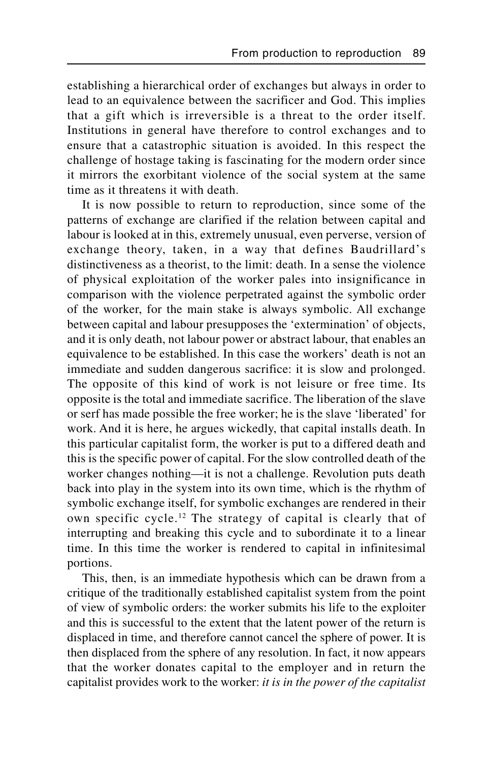establishing a hierarchical order of exchanges but always in order to lead to an equivalence between the sacrificer and God. This implies that a gift which is irreversible is a threat to the order itself. Institutions in general have therefore to control exchanges and to ensure that a catastrophic situation is avoided. In this respect the challenge of hostage taking is fascinating for the modern order since it mirrors the exorbitant violence of the social system at the same time as it threatens it with death.

It is now possible to return to reproduction, since some of the patterns of exchange are clarified if the relation between capital and labour is looked at in this, extremely unusual, even perverse, version of exchange theory, taken, in a way that defines Baudrillard's distinctiveness as a theorist, to the limit: death. In a sense the violence of physical exploitation of the worker pales into insignificance in comparison with the violence perpetrated against the symbolic order of the worker, for the main stake is always symbolic. All exchange between capital and labour presupposes the 'extermination' of objects, and it is only death, not labour power or abstract labour, that enables an equivalence to be established. In this case the workers' death is not an immediate and sudden dangerous sacrifice: it is slow and prolonged. The opposite of this kind of work is not leisure or free time. Its opposite is the total and immediate sacrifice. The liberation of the slave or serf has made possible the free worker; he is the slave 'liberated' for work. And it is here, he argues wickedly, that capital installs death. In this particular capitalist form, the worker is put to a differed death and this is the specific power of capital. For the slow controlled death of the worker changes nothing—it is not a challenge. Revolution puts death back into play in the system into its own time, which is the rhythm of symbolic exchange itself, for symbolic exchanges are rendered in their own specific cycle.[12] The strategy of capital is clearly that of interrupting and breaking this cycle and to subordinate it to a linear time. In this time the worker is rendered to capital in infinitesimal portions.

This, then, is an immediate hypothesis which can be drawn from a critique of the traditionally established capitalist system from the point of view of symbolic orders: the worker submits his life to the exploiter and this is successful to the extent that the latent power of the return is displaced in time, and therefore cannot cancel the sphere of power. It is then displaced from the sphere of any resolution. In fact, it now appears that the worker donates capital to the employer and in return the capitalist provides work to the worker: *it is in the power of the capitalist*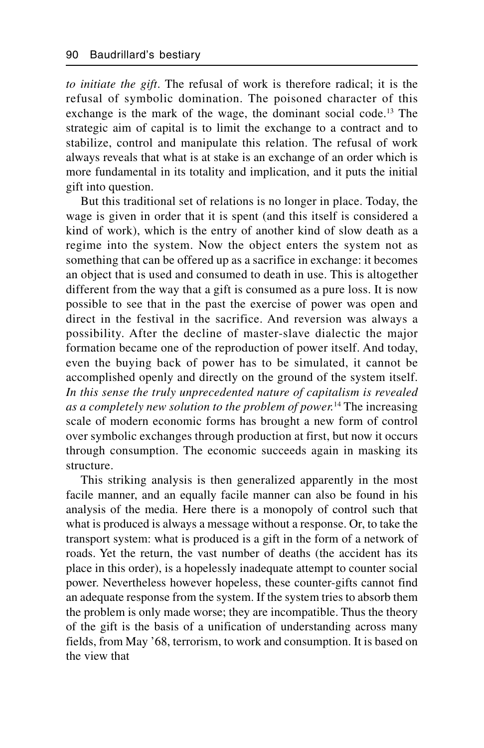*to initiate the gift*. The refusal of work is therefore radical; it is the refusal of symbolic domination. The poisoned character of this exchange is the mark of the wage, the dominant social code.[13] The strategic aim of capital is to limit the exchange to a contract and to stabilize, control and manipulate this relation. The refusal of work always reveals that what is at stake is an exchange of an order which is more fundamental in its totality and implication, and it puts the initial gift into question.

But this traditional set of relations is no longer in place. Today, the wage is given in order that it is spent (and this itself is considered a kind of work), which is the entry of another kind of slow death as a regime into the system. Now the object enters the system not as something that can be offered up as a sacrifice in exchange: it becomes an object that is used and consumed to death in use. This is altogether different from the way that a gift is consumed as a pure loss. It is now possible to see that in the past the exercise of power was open and direct in the festival in the sacrifice. And reversion was always a possibility. After the decline of master-slave dialectic the major formation became one of the reproduction of power itself. And today, even the buying back of power has to be simulated, it cannot be accomplished openly and directly on the ground of the system itself. *In this sense the truly unprecedented nature of capitalism is revealed as a completely new solution to the problem of power.*[14] The increasing scale of modern economic forms has brought a new form of control over symbolic exchanges through production at first, but now it occurs through consumption. The economic succeeds again in masking its structure.

This striking analysis is then generalized apparently in the most facile manner, and an equally facile manner can also be found in his analysis of the media. Here there is a monopoly of control such that what is produced is always a message without a response. Or, to take the transport system: what is produced is a gift in the form of a network of roads. Yet the return, the vast number of deaths (the accident has its place in this order), is a hopelessly inadequate attempt to counter social power. Nevertheless however hopeless, these counter-gifts cannot find an adequate response from the system. If the system tries to absorb them the problem is only made worse; they are incompatible. Thus the theory of the gift is the basis of a unification of understanding across many fields, from May '68, terrorism, to work and consumption. It is based on the view that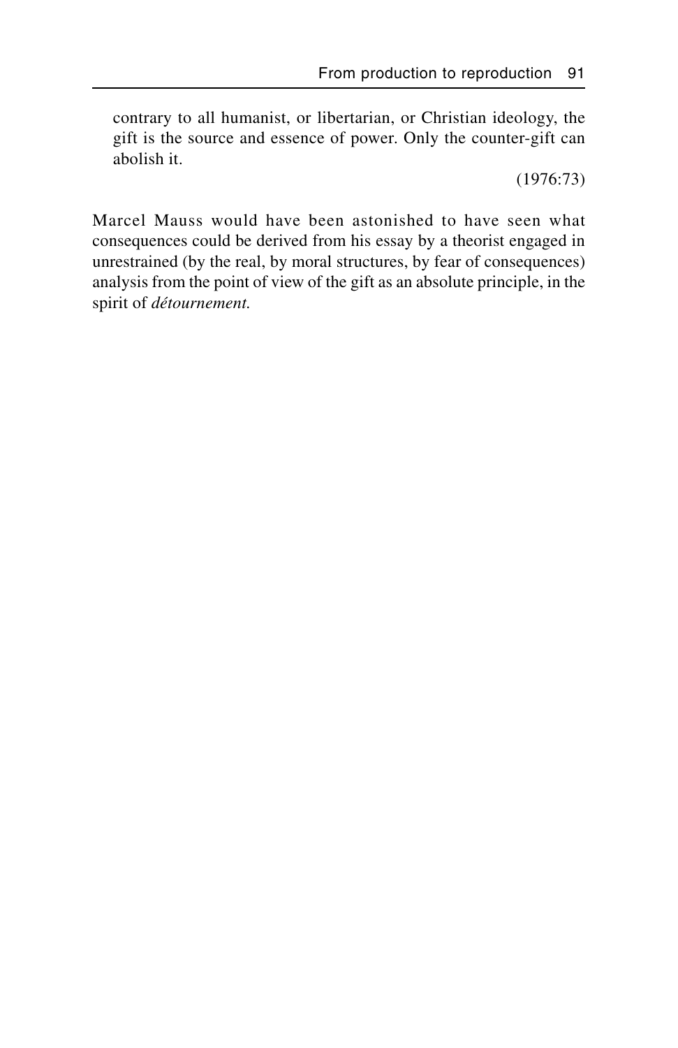> contrary to all humanist, or libertarian, or Christian ideology, the gift is the source and essence of power. Only the counter-gift can abolish it.
>
> (1976:73)

Marcel Mauss would have been astonished to have seen what consequences could be derived from his essay by a theorist engaged in unrestrained (by the real, by moral structures, by fear of consequences) analysis from the point of view of the gift as an absolute principle, in the spirit of *détournement.*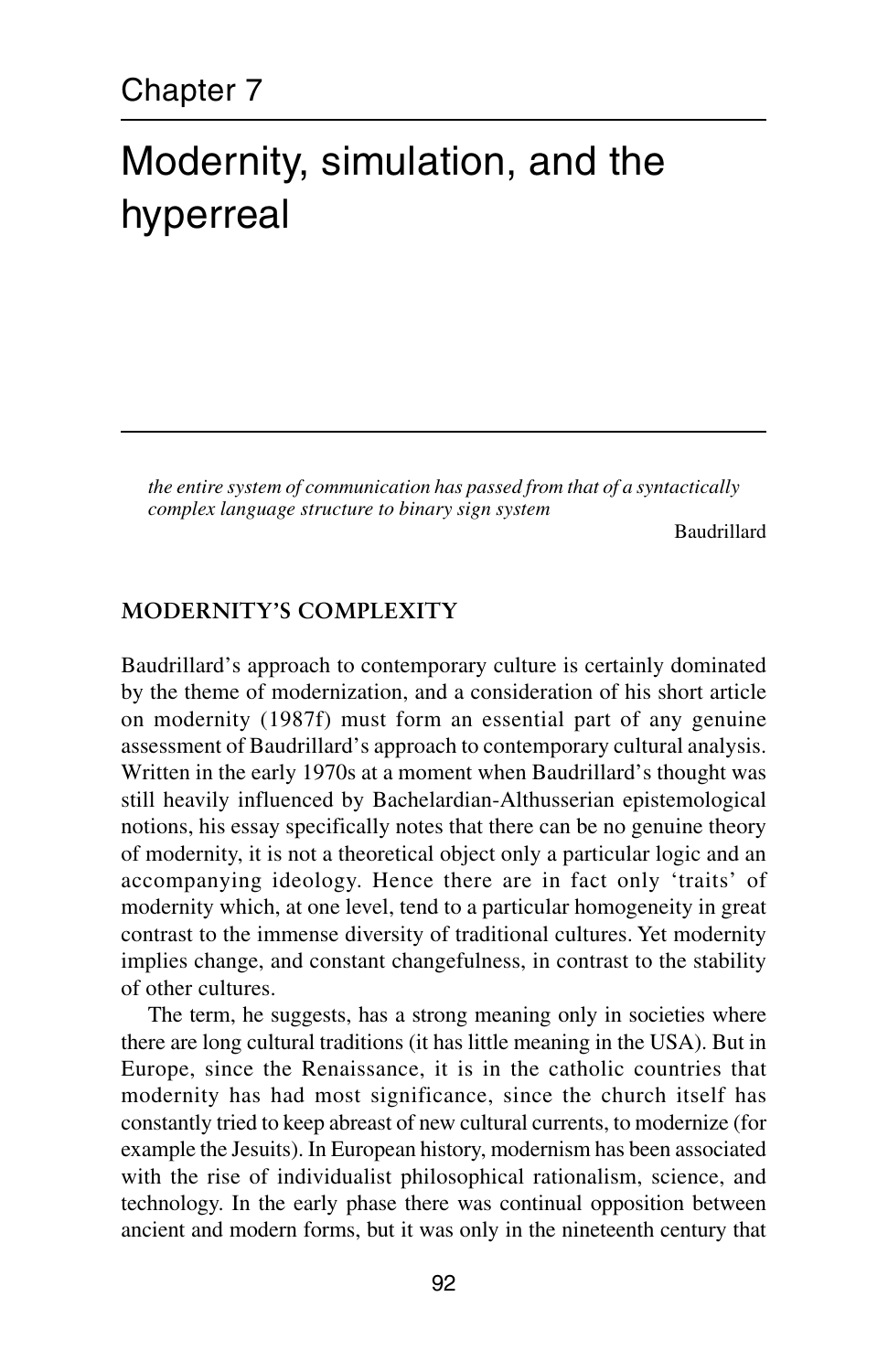Chapter 7

# Modernity, simulation, and the hyperreal

*the entire system of communication has passed from that of a syntactically complex language structure to binary sign system*

Baudrillard

## MODERNITY'S COMPLEXITY

Baudrillard's approach to contemporary culture is certainly dominated by the theme of modernization, and a consideration of his short article on modernity (1987f) must form an essential part of any genuine assessment of Baudrillard's approach to contemporary cultural analysis. Written in the early 1970s at a moment when Baudrillard's thought was still heavily influenced by Bachelardian-Althusserian epistemological notions, his essay specifically notes that there can be no genuine theory of modernity, it is not a theoretical object only a particular logic and an accompanying ideology. Hence there are in fact only 'traits' of modernity which, at one level, tend to a particular homogeneity in great contrast to the immense diversity of traditional cultures. Yet modernity implies change, and constant changefulness, in contrast to the stability of other cultures.

The term, he suggests, has a strong meaning only in societies where there are long cultural traditions (it has little meaning in the USA). But in Europe, since the Renaissance, it is in the catholic countries that modernity has had most significance, since the church itself has constantly tried to keep abreast of new cultural currents, to modernize (for example the Jesuits). In European history, modernism has been associated with the rise of individualist philosophical rationalism, science, and technology. In the early phase there was continual opposition between ancient and modern forms, but it was only in the nineteenth century that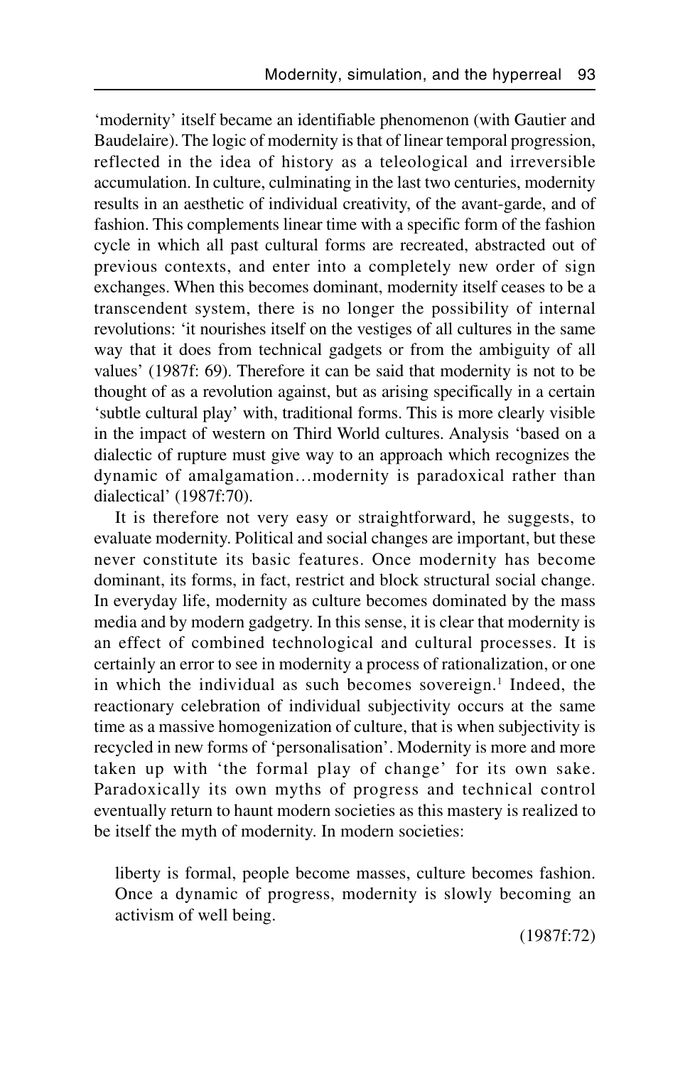'modernity' itself became an identifiable phenomenon (with Gautier and Baudelaire). The logic of modernity is that of linear temporal progression, reflected in the idea of history as a teleological and irreversible accumulation. In culture, culminating in the last two centuries, modernity results in an aesthetic of individual creativity, of the avant-garde, and of fashion. This complements linear time with a specific form of the fashion cycle in which all past cultural forms are recreated, abstracted out of previous contexts, and enter into a completely new order of sign exchanges. When this becomes dominant, modernity itself ceases to be a transcendent system, there is no longer the possibility of internal revolutions: 'it nourishes itself on the vestiges of all cultures in the same way that it does from technical gadgets or from the ambiguity of all values' (1987f: 69). Therefore it can be said that modernity is not to be thought of as a revolution against, but as arising specifically in a certain 'subtle cultural play' with, traditional forms. This is more clearly visible in the impact of western on Third World cultures. Analysis 'based on a dialectic of rupture must give way to an approach which recognizes the dynamic of amalgamation…modernity is paradoxical rather than dialectical' (1987f:70).

It is therefore not very easy or straightforward, he suggests, to evaluate modernity. Political and social changes are important, but these never constitute its basic features. Once modernity has become dominant, its forms, in fact, restrict and block structural social change. In everyday life, modernity as culture becomes dominated by the mass media and by modern gadgetry. In this sense, it is clear that modernity is an effect of combined technological and cultural processes. It is certainly an error to see in modernity a process of rationalization, or one in which the individual as such becomes sovereign.[1] Indeed, the reactionary celebration of individual subjectivity occurs at the same time as a massive homogenization of culture, that is when subjectivity is recycled in new forms of 'personalisation'. Modernity is more and more taken up with 'the formal play of change' for its own sake. Paradoxically its own myths of progress and technical control eventually return to haunt modern societies as this mastery is realized to be itself the myth of modernity. In modern societies:

> liberty is formal, people become masses, culture becomes fashion. Once a dynamic of progress, modernity is slowly becoming an activism of well being.
>
> (1987f:72)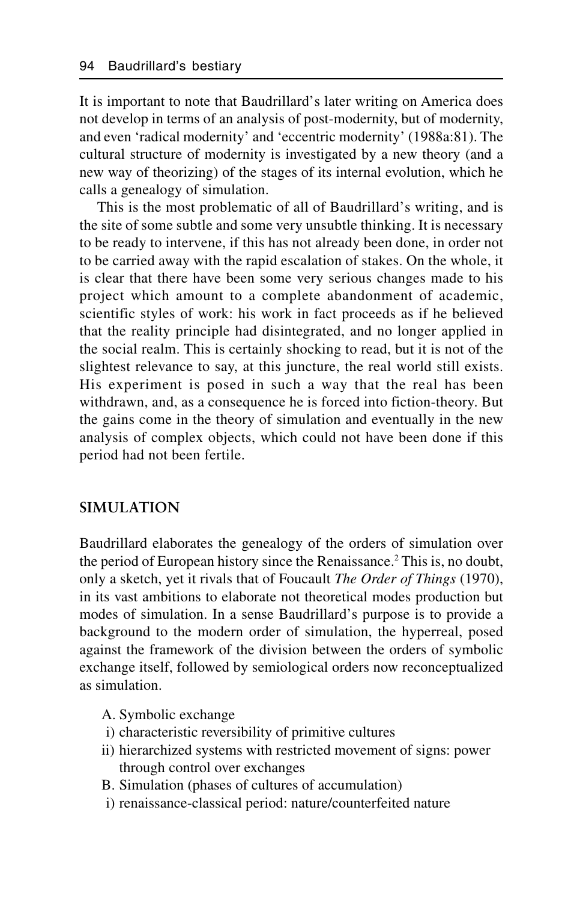It is important to note that Baudrillard's later writing on America does not develop in terms of an analysis of post-modernity, but of modernity, and even 'radical modernity' and 'eccentric modernity' (1988a:81). The cultural structure of modernity is investigated by a new theory (and a new way of theorizing) of the stages of its internal evolution, which he calls a genealogy of simulation.

This is the most problematic of all of Baudrillard's writing, and is the site of some subtle and some very unsubtle thinking. It is necessary to be ready to intervene, if this has not already been done, in order not to be carried away with the rapid escalation of stakes. On the whole, it is clear that there have been some very serious changes made to his project which amount to a complete abandonment of academic, scientific styles of work: his work in fact proceeds as if he believed that the reality principle had disintegrated, and no longer applied in the social realm. This is certainly shocking to read, but it is not of the slightest relevance to say, at this juncture, the real world still exists. His experiment is posed in such a way that the real has been withdrawn, and, as a consequence he is forced into fiction-theory. But the gains come in the theory of simulation and eventually in the new analysis of complex objects, which could not have been done if this period had not been fertile.

## SIMULATION

Baudrillard elaborates the genealogy of the orders of simulation over the period of European history since the Renaissance.[2] This is, no doubt, only a sketch, yet it rivals that of Foucault *The Order of Things* (1970), in its vast ambitions to elaborate not theoretical modes production but modes of simulation. In a sense Baudrillard's purpose is to provide a background to the modern order of simulation, the hyperreal, posed against the framework of the division between the orders of symbolic exchange itself, followed by semiological orders now reconceptualized as simulation.

A. Symbolic exchange
 i) characteristic reversibility of primitive cultures
 ii) hierarchized systems with restricted movement of signs: power through control over exchanges

B. Simulation (phases of cultures of accumulation)
 i) renaissance-classical period: nature/counterfeited nature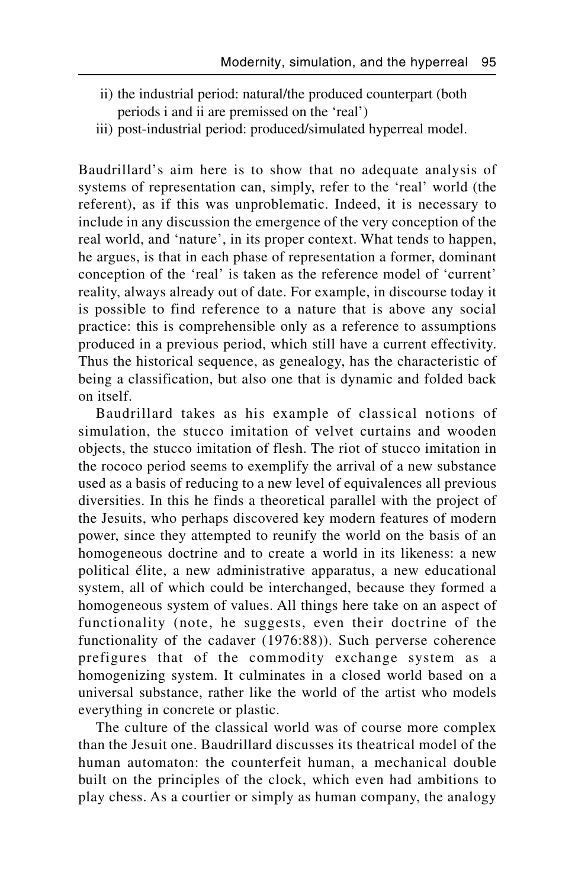ii) the industrial period: natural/the produced counterpart (both periods i and ii are premissed on the 'real')
iii) post-industrial period: produced/simulated hyperreal model.

Baudrillard's aim here is to show that no adequate analysis of systems of representation can, simply, refer to the 'real' world (the referent), as if this was unproblematic. Indeed, it is necessary to include in any discussion the emergence of the very conception of the real world, and 'nature', in its proper context. What tends to happen, he argues, is that in each phase of representation a former, dominant conception of the 'real' is taken as the reference model of 'current' reality, always already out of date. For example, in discourse today it is possible to find reference to a nature that is above any social practice: this is comprehensible only as a reference to assumptions produced in a previous period, which still have a current effectivity. Thus the historical sequence, as genealogy, has the characteristic of being a classification, but also one that is dynamic and folded back on itself.

Baudrillard takes as his example of classical notions of simulation, the stucco imitation of velvet curtains and wooden objects, the stucco imitation of flesh. The riot of stucco imitation in the rococo period seems to exemplify the arrival of a new substance used as a basis of reducing to a new level of equivalences all previous diversities. In this he finds a theoretical parallel with the project of the Jesuits, who perhaps discovered key modern features of modern power, since they attempted to reunify the world on the basis of an homogeneous doctrine and to create a world in its likeness: a new political élite, a new administrative apparatus, a new educational system, all of which could be interchanged, because they formed a homogeneous system of values. All things here take on an aspect of functionality (note, he suggests, even their doctrine of the functionality of the cadaver (1976:88)). Such perverse coherence prefigures that of the commodity exchange system as a homogenizing system. It culminates in a closed world based on a universal substance, rather like the world of the artist who models everything in concrete or plastic.

The culture of the classical world was of course more complex than the Jesuit one. Baudrillard discusses its theatrical model of the human automaton: the counterfeit human, a mechanical double built on the principles of the clock, which even had ambitions to play chess. As a courtier or simply as human company, the analogy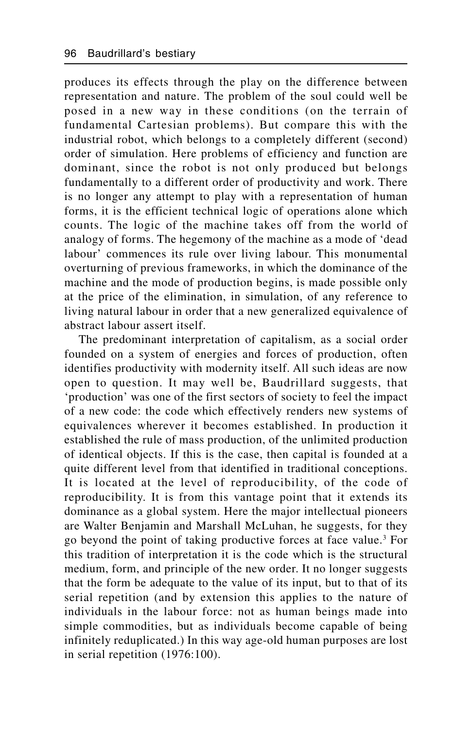produces its effects through the play on the difference between representation and nature. The problem of the soul could well be posed in a new way in these conditions (on the terrain of fundamental Cartesian problems). But compare this with the industrial robot, which belongs to a completely different (second) order of simulation. Here problems of efficiency and function are dominant, since the robot is not only produced but belongs fundamentally to a different order of productivity and work. There is no longer any attempt to play with a representation of human forms, it is the efficient technical logic of operations alone which counts. The logic of the machine takes off from the world of analogy of forms. The hegemony of the machine as a mode of 'dead labour' commences its rule over living labour. This monumental overturning of previous frameworks, in which the dominance of the machine and the mode of production begins, is made possible only at the price of the elimination, in simulation, of any reference to living natural labour in order that a new generalized equivalence of abstract labour assert itself.

The predominant interpretation of capitalism, as a social order founded on a system of energies and forces of production, often identifies productivity with modernity itself. All such ideas are now open to question. It may well be, Baudrillard suggests, that 'production' was one of the first sectors of society to feel the impact of a new code: the code which effectively renders new systems of equivalences wherever it becomes established. In production it established the rule of mass production, of the unlimited production of identical objects. If this is the case, then capital is founded at a quite different level from that identified in traditional conceptions. It is located at the level of reproducibility, of the code of reproducibility. It is from this vantage point that it extends its dominance as a global system. Here the major intellectual pioneers are Walter Benjamin and Marshall McLuhan, he suggests, for they go beyond the point of taking productive forces at face value.[3] For this tradition of interpretation it is the code which is the structural medium, form, and principle of the new order. It no longer suggests that the form be adequate to the value of its input, but to that of its serial repetition (and by extension this applies to the nature of individuals in the labour force: not as human beings made into simple commodities, but as individuals become capable of being infinitely reduplicated.) In this way age-old human purposes are lost in serial repetition (1976:100).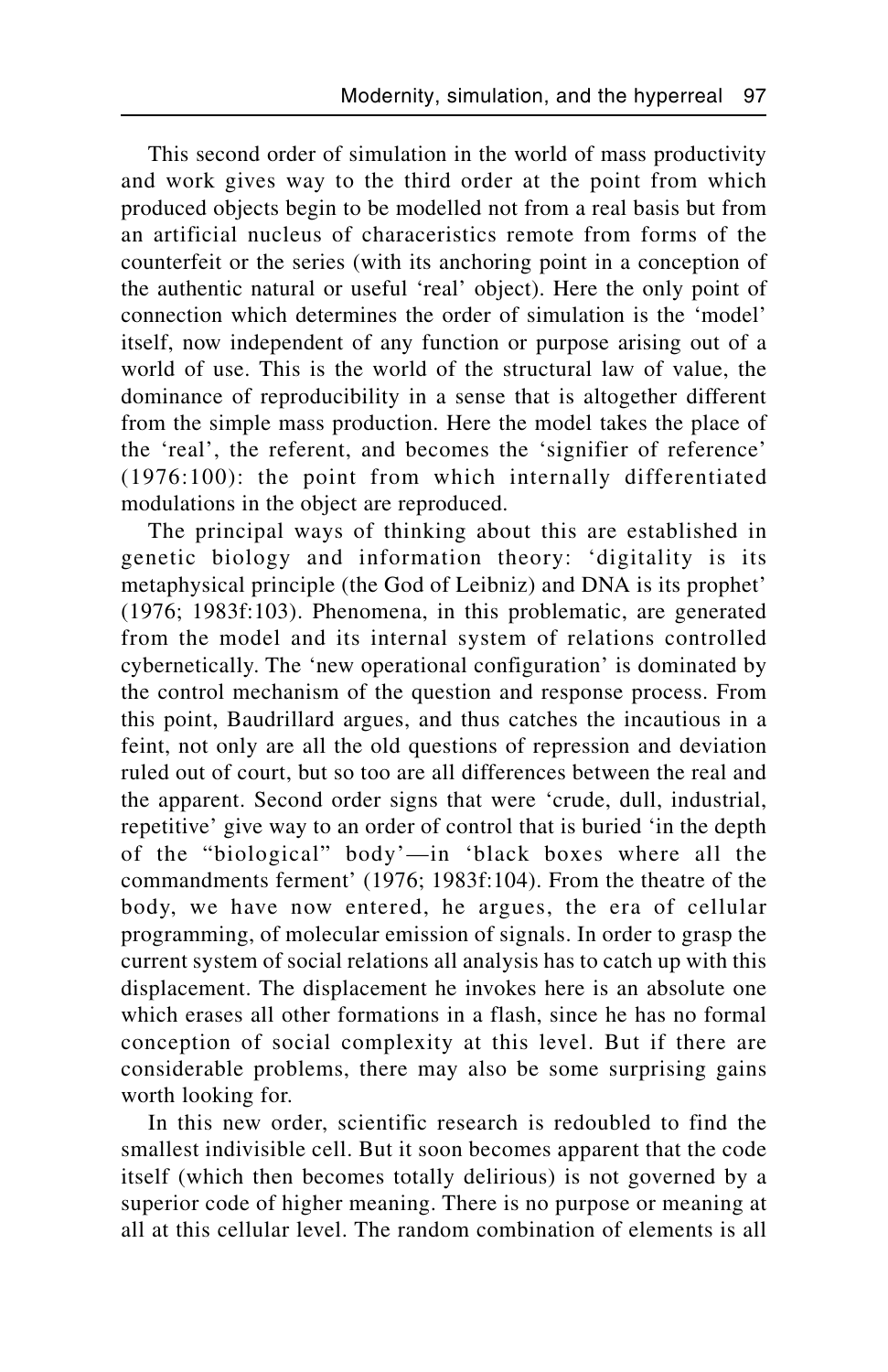This second order of simulation in the world of mass productivity and work gives way to the third order at the point from which produced objects begin to be modelled not from a real basis but from an artificial nucleus of characeristics remote from forms of the counterfeit or the series (with its anchoring point in a conception of the authentic natural or useful 'real' object). Here the only point of connection which determines the order of simulation is the 'model' itself, now independent of any function or purpose arising out of a world of use. This is the world of the structural law of value, the dominance of reproducibility in a sense that is altogether different from the simple mass production. Here the model takes the place of the 'real', the referent, and becomes the 'signifier of reference' (1976:100): the point from which internally differentiated modulations in the object are reproduced.

The principal ways of thinking about this are established in genetic biology and information theory: 'digitality is its metaphysical principle (the God of Leibniz) and DNA is its prophet' (1976; 1983f:103). Phenomena, in this problematic, are generated from the model and its internal system of relations controlled cybernetically. The 'new operational configuration' is dominated by the control mechanism of the question and response process. From this point, Baudrillard argues, and thus catches the incautious in a feint, not only are all the old questions of repression and deviation ruled out of court, but so too are all differences between the real and the apparent. Second order signs that were 'crude, dull, industrial, repetitive' give way to an order of control that is buried 'in the depth of the "biological" body'—in 'black boxes where all the commandments ferment' (1976; 1983f:104). From the theatre of the body, we have now entered, he argues, the era of cellular programming, of molecular emission of signals. In order to grasp the current system of social relations all analysis has to catch up with this displacement. The displacement he invokes here is an absolute one which erases all other formations in a flash, since he has no formal conception of social complexity at this level. But if there are considerable problems, there may also be some surprising gains worth looking for.

In this new order, scientific research is redoubled to find the smallest indivisible cell. But it soon becomes apparent that the code itself (which then becomes totally delirious) is not governed by a superior code of higher meaning. There is no purpose or meaning at all at this cellular level. The random combination of elements is all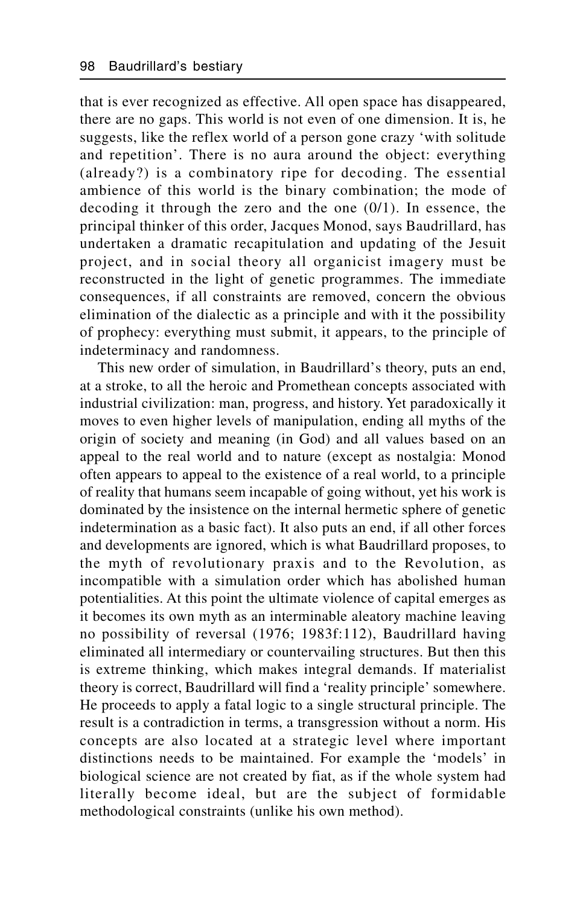that is ever recognized as effective. All open space has disappeared, there are no gaps. This world is not even of one dimension. It is, he suggests, like the reflex world of a person gone crazy 'with solitude and repetition'. There is no aura around the object: everything (already?) is a combinatory ripe for decoding. The essential ambience of this world is the binary combination; the mode of decoding it through the zero and the one (0/1). In essence, the principal thinker of this order, Jacques Monod, says Baudrillard, has undertaken a dramatic recapitulation and updating of the Jesuit project, and in social theory all organicist imagery must be reconstructed in the light of genetic programmes. The immediate consequences, if all constraints are removed, concern the obvious elimination of the dialectic as a principle and with it the possibility of prophecy: everything must submit, it appears, to the principle of indeterminacy and randomness.

This new order of simulation, in Baudrillard's theory, puts an end, at a stroke, to all the heroic and Promethean concepts associated with industrial civilization: man, progress, and history. Yet paradoxically it moves to even higher levels of manipulation, ending all myths of the origin of society and meaning (in God) and all values based on an appeal to the real world and to nature (except as nostalgia: Monod often appears to appeal to the existence of a real world, to a principle of reality that humans seem incapable of going without, yet his work is dominated by the insistence on the internal hermetic sphere of genetic indetermination as a basic fact). It also puts an end, if all other forces and developments are ignored, which is what Baudrillard proposes, to the myth of revolutionary praxis and to the Revolution, as incompatible with a simulation order which has abolished human potentialities. At this point the ultimate violence of capital emerges as it becomes its own myth as an interminable aleatory machine leaving no possibility of reversal (1976; 1983f:112), Baudrillard having eliminated all intermediary or countervailing structures. But then this is extreme thinking, which makes integral demands. If materialist theory is correct, Baudrillard will find a 'reality principle' somewhere. He proceeds to apply a fatal logic to a single structural principle. The result is a contradiction in terms, a transgression without a norm. His concepts are also located at a strategic level where important distinctions needs to be maintained. For example the 'models' in biological science are not created by fiat, as if the whole system had literally become ideal, but are the subject of formidable methodological constraints (unlike his own method).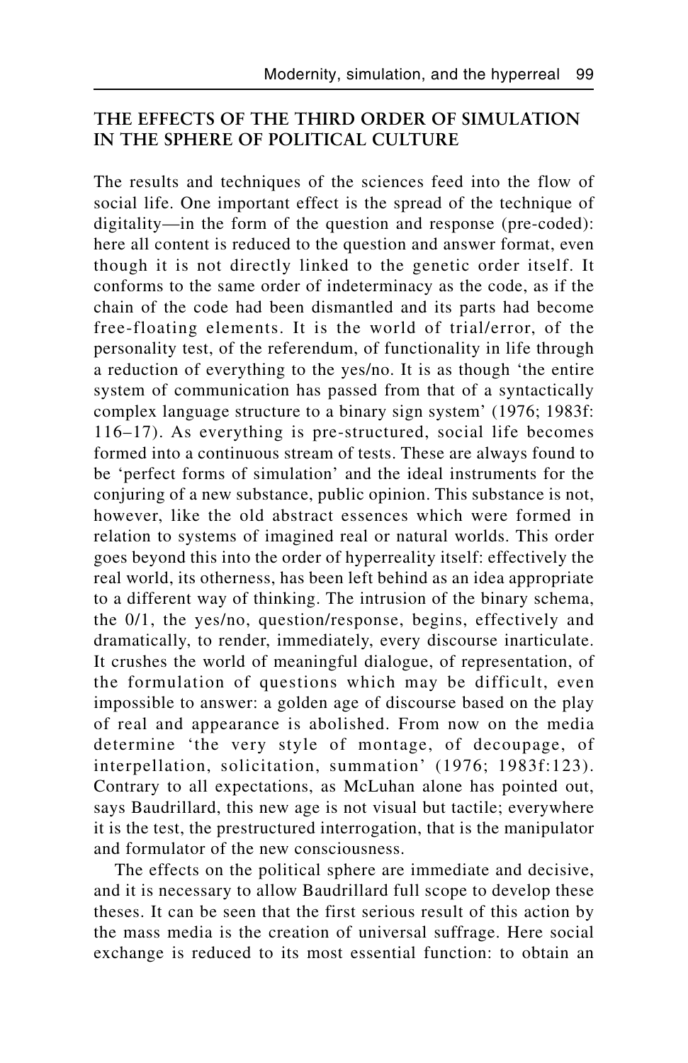## THE EFFECTS OF THE THIRD ORDER OF SIMULATION IN THE SPHERE OF POLITICAL CULTURE

The results and techniques of the sciences feed into the flow of social life. One important effect is the spread of the technique of digitality—in the form of the question and response (pre-coded): here all content is reduced to the question and answer format, even though it is not directly linked to the genetic order itself. It conforms to the same order of indeterminacy as the code, as if the chain of the code had been dismantled and its parts had become free-floating elements. It is the world of trial/error, of the personality test, of the referendum, of functionality in life through a reduction of everything to the yes/no. It is as though 'the entire system of communication has passed from that of a syntactically complex language structure to a binary sign system' (1976; 1983f: 116–17). As everything is pre-structured, social life becomes formed into a continuous stream of tests. These are always found to be 'perfect forms of simulation' and the ideal instruments for the conjuring of a new substance, public opinion. This substance is not, however, like the old abstract essences which were formed in relation to systems of imagined real or natural worlds. This order goes beyond this into the order of hyperreality itself: effectively the real world, its otherness, has been left behind as an idea appropriate to a different way of thinking. The intrusion of the binary schema, the 0/1, the yes/no, question/response, begins, effectively and dramatically, to render, immediately, every discourse inarticulate. It crushes the world of meaningful dialogue, of representation, of the formulation of questions which may be difficult, even impossible to answer: a golden age of discourse based on the play of real and appearance is abolished. From now on the media determine 'the very style of montage, of decoupage, of interpellation, solicitation, summation' (1976; 1983f:123). Contrary to all expectations, as McLuhan alone has pointed out, says Baudrillard, this new age is not visual but tactile; everywhere it is the test, the prestructured interrogation, that is the manipulator and formulator of the new consciousness.

The effects on the political sphere are immediate and decisive, and it is necessary to allow Baudrillard full scope to develop these theses. It can be seen that the first serious result of this action by the mass media is the creation of universal suffrage. Here social exchange is reduced to its most essential function: to obtain an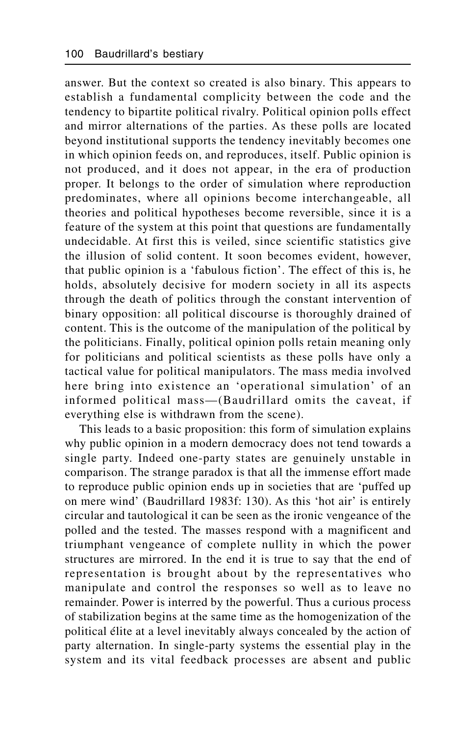answer. But the context so created is also binary. This appears to establish a fundamental complicity between the code and the tendency to bipartite political rivalry. Political opinion polls effect and mirror alternations of the parties. As these polls are located beyond institutional supports the tendency inevitably becomes one in which opinion feeds on, and reproduces, itself. Public opinion is not produced, and it does not appear, in the era of production proper. It belongs to the order of simulation where reproduction predominates, where all opinions become interchangeable, all theories and political hypotheses become reversible, since it is a feature of the system at this point that questions are fundamentally undecidable. At first this is veiled, since scientific statistics give the illusion of solid content. It soon becomes evident, however, that public opinion is a 'fabulous fiction'. The effect of this is, he holds, absolutely decisive for modern society in all its aspects through the death of politics through the constant intervention of binary opposition: all political discourse is thoroughly drained of content. This is the outcome of the manipulation of the political by the politicians. Finally, political opinion polls retain meaning only for politicians and political scientists as these polls have only a tactical value for political manipulators. The mass media involved here bring into existence an 'operational simulation' of an informed political mass—(Baudrillard omits the caveat, if everything else is withdrawn from the scene).

This leads to a basic proposition: this form of simulation explains why public opinion in a modern democracy does not tend towards a single party. Indeed one-party states are genuinely unstable in comparison. The strange paradox is that all the immense effort made to reproduce public opinion ends up in societies that are 'puffed up on mere wind' (Baudrillard 1983f: 130). As this 'hot air' is entirely circular and tautological it can be seen as the ironic vengeance of the polled and the tested. The masses respond with a magnificent and triumphant vengeance of complete nullity in which the power structures are mirrored. In the end it is true to say that the end of representation is brought about by the representatives who manipulate and control the responses so well as to leave no remainder. Power is interred by the powerful. Thus a curious process of stabilization begins at the same time as the homogenization of the political élite at a level inevitably always concealed by the action of party alternation. In single-party systems the essential play in the system and its vital feedback processes are absent and public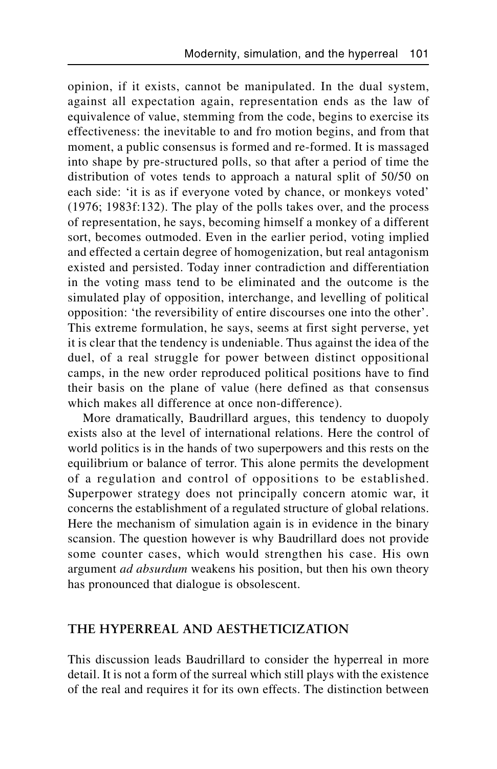opinion, if it exists, cannot be manipulated. In the dual system, against all expectation again, representation ends as the law of equivalence of value, stemming from the code, begins to exercise its effectiveness: the inevitable to and fro motion begins, and from that moment, a public consensus is formed and re-formed. It is massaged into shape by pre-structured polls, so that after a period of time the distribution of votes tends to approach a natural split of 50/50 on each side: 'it is as if everyone voted by chance, or monkeys voted' (1976; 1983f:132). The play of the polls takes over, and the process of representation, he says, becoming himself a monkey of a different sort, becomes outmoded. Even in the earlier period, voting implied and effected a certain degree of homogenization, but real antagonism existed and persisted. Today inner contradiction and differentiation in the voting mass tend to be eliminated and the outcome is the simulated play of opposition, interchange, and levelling of political opposition: 'the reversibility of entire discourses one into the other'. This extreme formulation, he says, seems at first sight perverse, yet it is clear that the tendency is undeniable. Thus against the idea of the duel, of a real struggle for power between distinct oppositional camps, in the new order reproduced political positions have to find their basis on the plane of value (here defined as that consensus which makes all difference at once non-difference).

More dramatically, Baudrillard argues, this tendency to duopoly exists also at the level of international relations. Here the control of world politics is in the hands of two superpowers and this rests on the equilibrium or balance of terror. This alone permits the development of a regulation and control of oppositions to be established. Superpower strategy does not principally concern atomic war, it concerns the establishment of a regulated structure of global relations. Here the mechanism of simulation again is in evidence in the binary scansion. The question however is why Baudrillard does not provide some counter cases, which would strengthen his case. His own argument *ad absurdum* weakens his position, but then his own theory has pronounced that dialogue is obsolescent.

## THE HYPERREAL AND AESTHETICIZATION

This discussion leads Baudrillard to consider the hyperreal in more detail. It is not a form of the surreal which still plays with the existence of the real and requires it for its own effects. The distinction between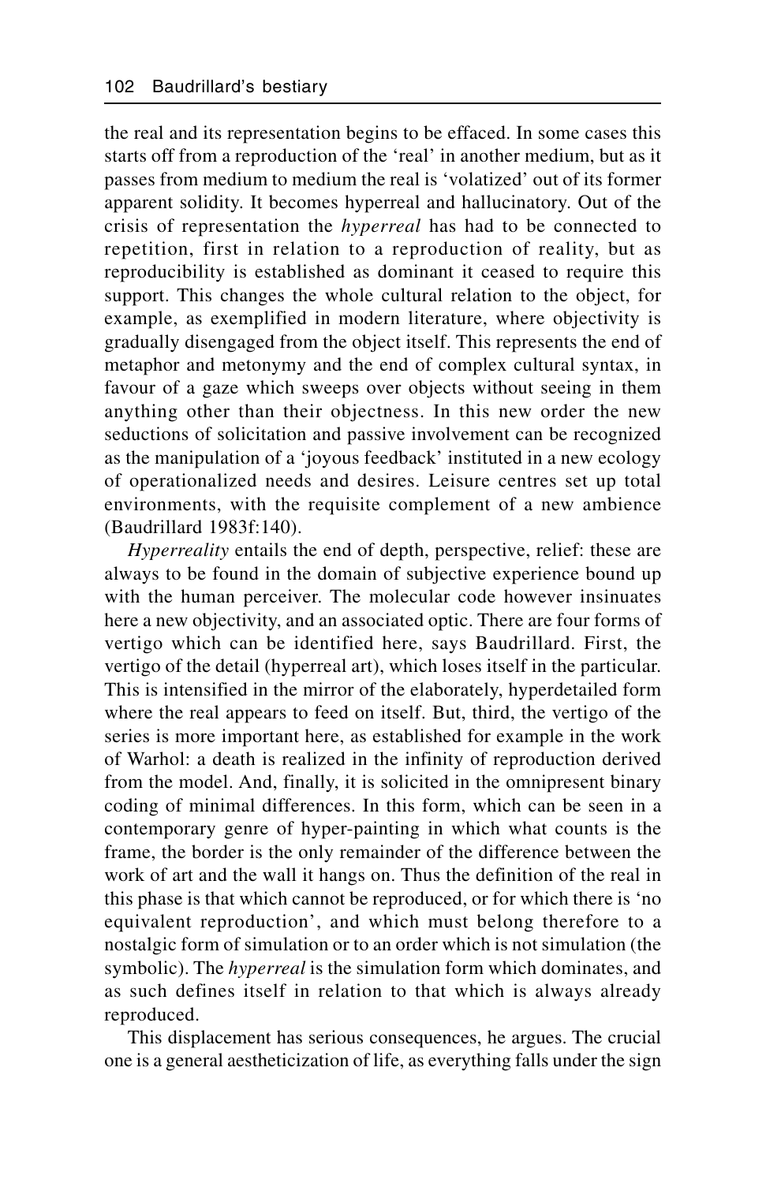the real and its representation begins to be effaced. In some cases this starts off from a reproduction of the 'real' in another medium, but as it passes from medium to medium the real is 'volatized' out of its former apparent solidity. It becomes hyperreal and hallucinatory. Out of the crisis of representation the *hyperreal* has had to be connected to repetition, first in relation to a reproduction of reality, but as reproducibility is established as dominant it ceased to require this support. This changes the whole cultural relation to the object, for example, as exemplified in modern literature, where objectivity is gradually disengaged from the object itself. This represents the end of metaphor and metonymy and the end of complex cultural syntax, in favour of a gaze which sweeps over objects without seeing in them anything other than their objectness. In this new order the new seductions of solicitation and passive involvement can be recognized as the manipulation of a 'joyous feedback' instituted in a new ecology of operationalized needs and desires. Leisure centres set up total environments, with the requisite complement of a new ambience (Baudrillard 1983f:140).

*Hyperreality* entails the end of depth, perspective, relief: these are always to be found in the domain of subjective experience bound up with the human perceiver. The molecular code however insinuates here a new objectivity, and an associated optic. There are four forms of vertigo which can be identified here, says Baudrillard. First, the vertigo of the detail (hyperreal art), which loses itself in the particular. This is intensified in the mirror of the elaborately, hyperdetailed form where the real appears to feed on itself. But, third, the vertigo of the series is more important here, as established for example in the work of Warhol: a death is realized in the infinity of reproduction derived from the model. And, finally, it is solicited in the omnipresent binary coding of minimal differences. In this form, which can be seen in a contemporary genre of hyper-painting in which what counts is the frame, the border is the only remainder of the difference between the work of art and the wall it hangs on. Thus the definition of the real in this phase is that which cannot be reproduced, or for which there is 'no equivalent reproduction', and which must belong therefore to a nostalgic form of simulation or to an order which is not simulation (the symbolic). The *hyperreal* is the simulation form which dominates, and as such defines itself in relation to that which is always already reproduced.

This displacement has serious consequences, he argues. The crucial one is a general aestheticization of life, as everything falls under the sign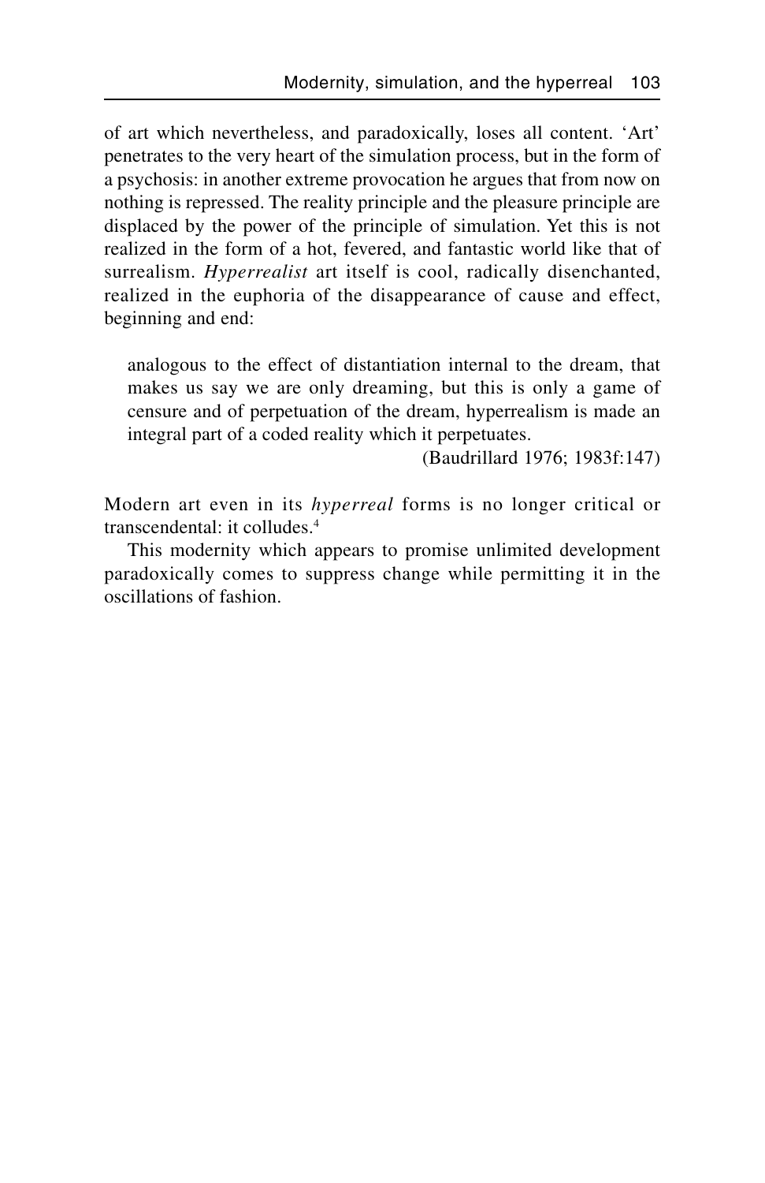of art which nevertheless, and paradoxically, loses all content. 'Art' penetrates to the very heart of the simulation process, but in the form of a psychosis: in another extreme provocation he argues that from now on nothing is repressed. The reality principle and the pleasure principle are displaced by the power of the principle of simulation. Yet this is not realized in the form of a hot, fevered, and fantastic world like that of surrealism. *Hyperrealist* art itself is cool, radically disenchanted, realized in the euphoria of the disappearance of cause and effect, beginning and end:

> analogous to the effect of distantiation internal to the dream, that makes us say we are only dreaming, but this is only a game of censure and of perpetuation of the dream, hyperrealism is made an integral part of a coded reality which it perpetuates.
>
> (Baudrillard 1976; 1983f:147)

Modern art even in its *hyperreal* forms is no longer critical or transcendental: it colludes.[4]

This modernity which appears to promise unlimited development paradoxically comes to suppress change while permitting it in the oscillations of fashion.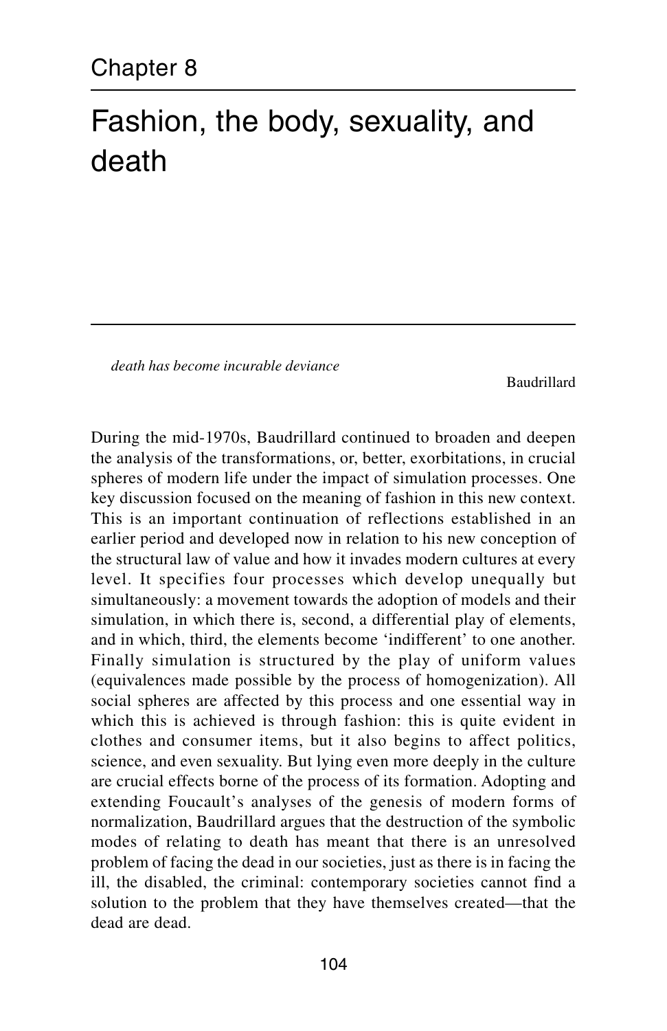# Chapter 8

# Fashion, the body, sexuality, and death

> *death has become incurable deviance*
>
> Baudrillard

During the mid-1970s, Baudrillard continued to broaden and deepen the analysis of the transformations, or, better, exorbitations, in crucial spheres of modern life under the impact of simulation processes. One key discussion focused on the meaning of fashion in this new context. This is an important continuation of reflections established in an earlier period and developed now in relation to his new conception of the structural law of value and how it invades modern cultures at every level. It specifies four processes which develop unequally but simultaneously: a movement towards the adoption of models and their simulation, in which there is, second, a differential play of elements, and in which, third, the elements become 'indifferent' to one another. Finally simulation is structured by the play of uniform values (equivalences made possible by the process of homogenization). All social spheres are affected by this process and one essential way in which this is achieved is through fashion: this is quite evident in clothes and consumer items, but it also begins to affect politics, science, and even sexuality. But lying even more deeply in the culture are crucial effects borne of the process of its formation. Adopting and extending Foucault's analyses of the genesis of modern forms of normalization, Baudrillard argues that the destruction of the symbolic modes of relating to death has meant that there is an unresolved problem of facing the dead in our societies, just as there is in facing the ill, the disabled, the criminal: contemporary societies cannot find a solution to the problem that they have themselves created—that the dead are dead.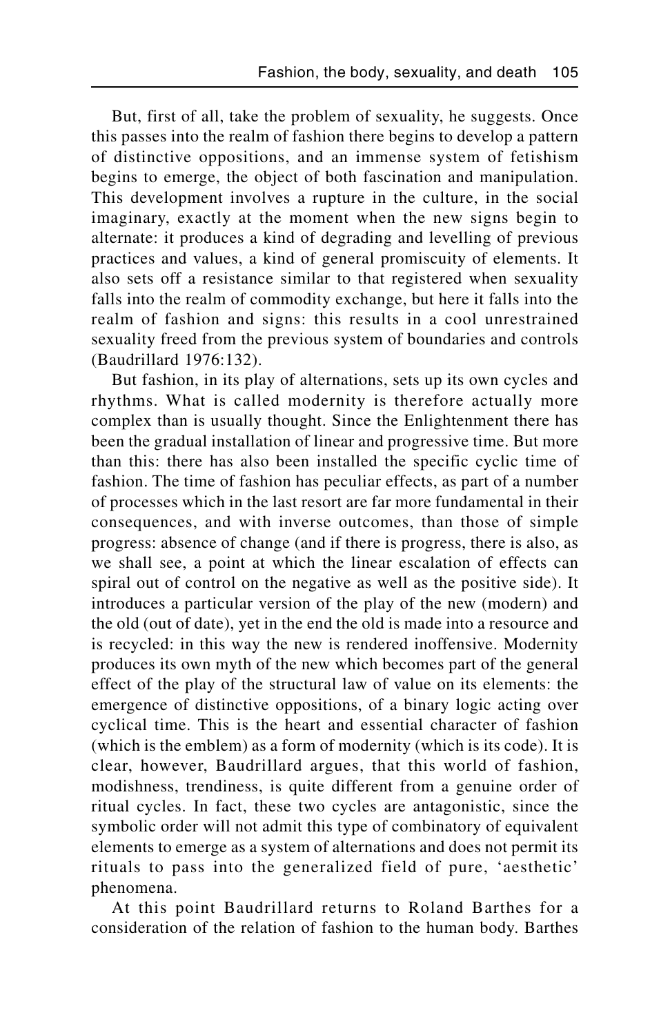But, first of all, take the problem of sexuality, he suggests. Once this passes into the realm of fashion there begins to develop a pattern of distinctive oppositions, and an immense system of fetishism begins to emerge, the object of both fascination and manipulation. This development involves a rupture in the culture, in the social imaginary, exactly at the moment when the new signs begin to alternate: it produces a kind of degrading and levelling of previous practices and values, a kind of general promiscuity of elements. It also sets off a resistance similar to that registered when sexuality falls into the realm of commodity exchange, but here it falls into the realm of fashion and signs: this results in a cool unrestrained sexuality freed from the previous system of boundaries and controls (Baudrillard 1976:132).

But fashion, in its play of alternations, sets up its own cycles and rhythms. What is called modernity is therefore actually more complex than is usually thought. Since the Enlightenment there has been the gradual installation of linear and progressive time. But more than this: there has also been installed the specific cyclic time of fashion. The time of fashion has peculiar effects, as part of a number of processes which in the last resort are far more fundamental in their consequences, and with inverse outcomes, than those of simple progress: absence of change (and if there is progress, there is also, as we shall see, a point at which the linear escalation of effects can spiral out of control on the negative as well as the positive side). It introduces a particular version of the play of the new (modern) and the old (out of date), yet in the end the old is made into a resource and is recycled: in this way the new is rendered inoffensive. Modernity produces its own myth of the new which becomes part of the general effect of the play of the structural law of value on its elements: the emergence of distinctive oppositions, of a binary logic acting over cyclical time. This is the heart and essential character of fashion (which is the emblem) as a form of modernity (which is its code). It is clear, however, Baudrillard argues, that this world of fashion, modishness, trendiness, is quite different from a genuine order of ritual cycles. In fact, these two cycles are antagonistic, since the symbolic order will not admit this type of combinatory of equivalent elements to emerge as a system of alternations and does not permit its rituals to pass into the generalized field of pure, 'aesthetic' phenomena.

At this point Baudrillard returns to Roland Barthes for a consideration of the relation of fashion to the human body. Barthes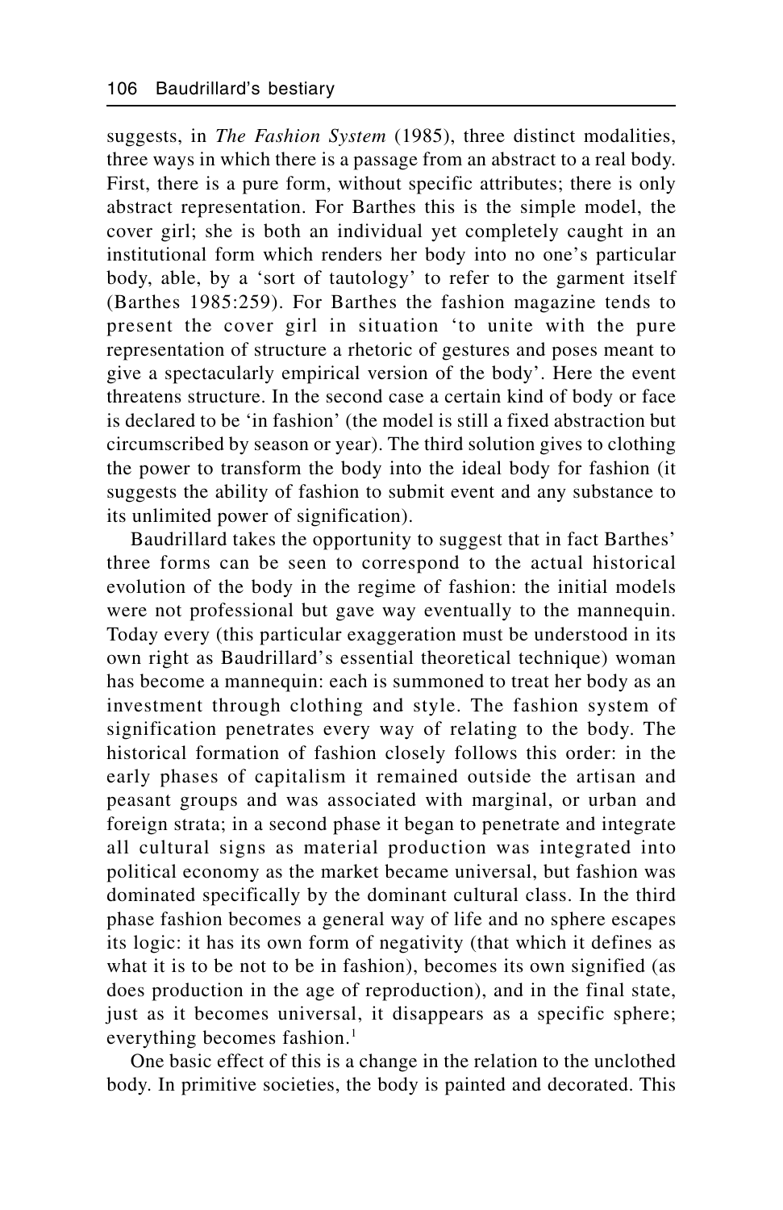suggests, in *The Fashion System* (1985), three distinct modalities, three ways in which there is a passage from an abstract to a real body. First, there is a pure form, without specific attributes; there is only abstract representation. For Barthes this is the simple model, the cover girl; she is both an individual yet completely caught in an institutional form which renders her body into no one's particular body, able, by a 'sort of tautology' to refer to the garment itself (Barthes 1985:259). For Barthes the fashion magazine tends to present the cover girl in situation 'to unite with the pure representation of structure a rhetoric of gestures and poses meant to give a spectacularly empirical version of the body'. Here the event threatens structure. In the second case a certain kind of body or face is declared to be 'in fashion' (the model is still a fixed abstraction but circumscribed by season or year). The third solution gives to clothing the power to transform the body into the ideal body for fashion (it suggests the ability of fashion to submit event and any substance to its unlimited power of signification).

Baudrillard takes the opportunity to suggest that in fact Barthes' three forms can be seen to correspond to the actual historical evolution of the body in the regime of fashion: the initial models were not professional but gave way eventually to the mannequin. Today every (this particular exaggeration must be understood in its own right as Baudrillard's essential theoretical technique) woman has become a mannequin: each is summoned to treat her body as an investment through clothing and style. The fashion system of signification penetrates every way of relating to the body. The historical formation of fashion closely follows this order: in the early phases of capitalism it remained outside the artisan and peasant groups and was associated with marginal, or urban and foreign strata; in a second phase it began to penetrate and integrate all cultural signs as material production was integrated into political economy as the market became universal, but fashion was dominated specifically by the dominant cultural class. In the third phase fashion becomes a general way of life and no sphere escapes its logic: it has its own form of negativity (that which it defines as what it is to be not to be in fashion), becomes its own signified (as does production in the age of reproduction), and in the final state, just as it becomes universal, it disappears as a specific sphere; everything becomes fashion.[1]

One basic effect of this is a change in the relation to the unclothed body. In primitive societies, the body is painted and decorated. This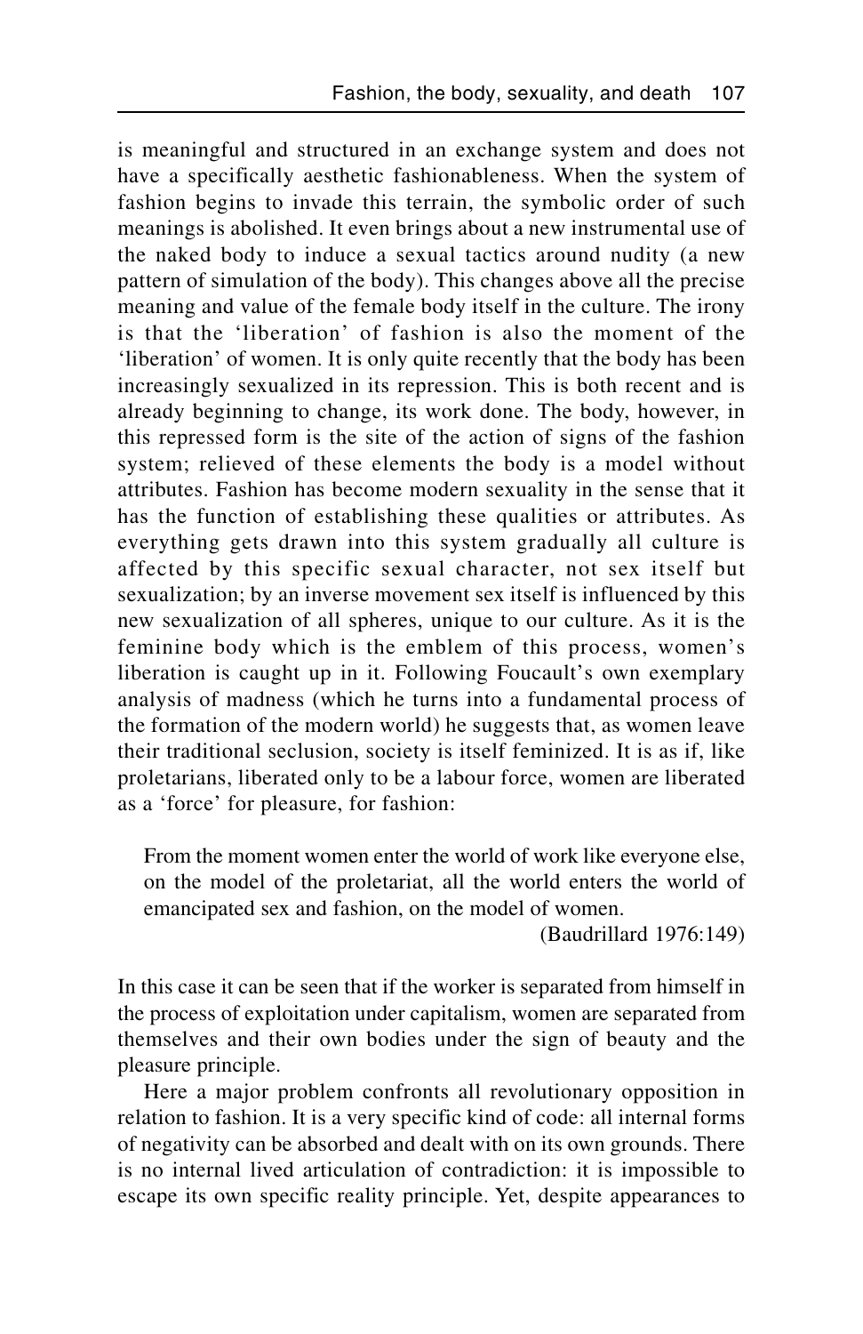is meaningful and structured in an exchange system and does not have a specifically aesthetic fashionableness. When the system of fashion begins to invade this terrain, the symbolic order of such meanings is abolished. It even brings about a new instrumental use of the naked body to induce a sexual tactics around nudity (a new pattern of simulation of the body). This changes above all the precise meaning and value of the female body itself in the culture. The irony is that the 'liberation' of fashion is also the moment of the 'liberation' of women. It is only quite recently that the body has been increasingly sexualized in its repression. This is both recent and is already beginning to change, its work done. The body, however, in this repressed form is the site of the action of signs of the fashion system; relieved of these elements the body is a model without attributes. Fashion has become modern sexuality in the sense that it has the function of establishing these qualities or attributes. As everything gets drawn into this system gradually all culture is affected by this specific sexual character, not sex itself but sexualization; by an inverse movement sex itself is influenced by this new sexualization of all spheres, unique to our culture. As it is the feminine body which is the emblem of this process, women's liberation is caught up in it. Following Foucault's own exemplary analysis of madness (which he turns into a fundamental process of the formation of the modern world) he suggests that, as women leave their traditional seclusion, society is itself feminized. It is as if, like proletarians, liberated only to be a labour force, women are liberated as a 'force' for pleasure, for fashion:

> From the moment women enter the world of work like everyone else, on the model of the proletariat, all the world enters the world of emancipated sex and fashion, on the model of women.
>
> (Baudrillard 1976:149)

In this case it can be seen that if the worker is separated from himself in the process of exploitation under capitalism, women are separated from themselves and their own bodies under the sign of beauty and the pleasure principle.

Here a major problem confronts all revolutionary opposition in relation to fashion. It is a very specific kind of code: all internal forms of negativity can be absorbed and dealt with on its own grounds. There is no internal lived articulation of contradiction: it is impossible to escape its own specific reality principle. Yet, despite appearances to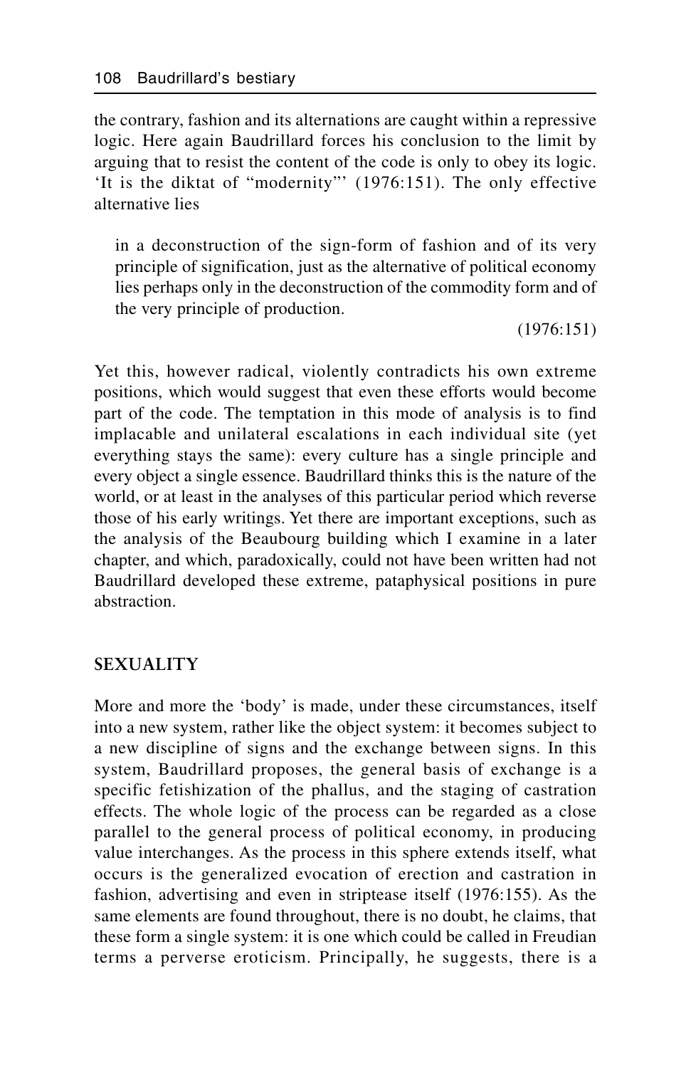the contrary, fashion and its alternations are caught within a repressive logic. Here again Baudrillard forces his conclusion to the limit by arguing that to resist the content of the code is only to obey its logic. 'It is the diktat of "modernity"' (1976:151). The only effective alternative lies

> in a deconstruction of the sign-form of fashion and of its very principle of signification, just as the alternative of political economy lies perhaps only in the deconstruction of the commodity form and of the very principle of production.
>
> (1976:151)

Yet this, however radical, violently contradicts his own extreme positions, which would suggest that even these efforts would become part of the code. The temptation in this mode of analysis is to find implacable and unilateral escalations in each individual site (yet everything stays the same): every culture has a single principle and every object a single essence. Baudrillard thinks this is the nature of the world, or at least in the analyses of this particular period which reverse those of his early writings. Yet there are important exceptions, such as the analysis of the Beaubourg building which I examine in a later chapter, and which, paradoxically, could not have been written had not Baudrillard developed these extreme, pataphysical positions in pure abstraction.

## SEXUALITY

More and more the 'body' is made, under these circumstances, itself into a new system, rather like the object system: it becomes subject to a new discipline of signs and the exchange between signs. In this system, Baudrillard proposes, the general basis of exchange is a specific fetishization of the phallus, and the staging of castration effects. The whole logic of the process can be regarded as a close parallel to the general process of political economy, in producing value interchanges. As the process in this sphere extends itself, what occurs is the generalized evocation of erection and castration in fashion, advertising and even in striptease itself (1976:155). As the same elements are found throughout, there is no doubt, he claims, that these form a single system: it is one which could be called in Freudian terms a perverse eroticism. Principally, he suggests, there is a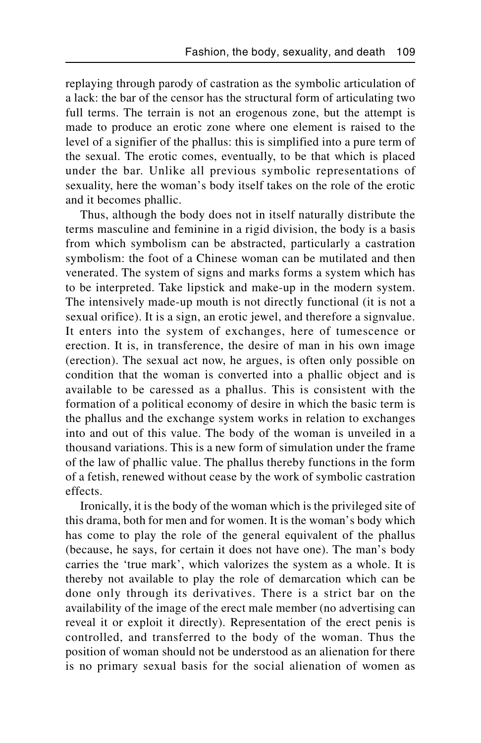replaying through parody of castration as the symbolic articulation of a lack: the bar of the censor has the structural form of articulating two full terms. The terrain is not an erogenous zone, but the attempt is made to produce an erotic zone where one element is raised to the level of a signifier of the phallus: this is simplified into a pure term of the sexual. The erotic comes, eventually, to be that which is placed under the bar. Unlike all previous symbolic representations of sexuality, here the woman's body itself takes on the role of the erotic and it becomes phallic.

Thus, although the body does not in itself naturally distribute the terms masculine and feminine in a rigid division, the body is a basis from which symbolism can be abstracted, particularly a castration symbolism: the foot of a Chinese woman can be mutilated and then venerated. The system of signs and marks forms a system which has to be interpreted. Take lipstick and make-up in the modern system. The intensively made-up mouth is not directly functional (it is not a sexual orifice). It is a sign, an erotic jewel, and therefore a signvalue. It enters into the system of exchanges, here of tumescence or erection. It is, in transference, the desire of man in his own image (erection). The sexual act now, he argues, is often only possible on condition that the woman is converted into a phallic object and is available to be caressed as a phallus. This is consistent with the formation of a political economy of desire in which the basic term is the phallus and the exchange system works in relation to exchanges into and out of this value. The body of the woman is unveiled in a thousand variations. This is a new form of simulation under the frame of the law of phallic value. The phallus thereby functions in the form of a fetish, renewed without cease by the work of symbolic castration effects.

Ironically, it is the body of the woman which is the privileged site of this drama, both for men and for women. It is the woman's body which has come to play the role of the general equivalent of the phallus (because, he says, for certain it does not have one). The man's body carries the 'true mark', which valorizes the system as a whole. It is thereby not available to play the role of demarcation which can be done only through its derivatives. There is a strict bar on the availability of the image of the erect male member (no advertising can reveal it or exploit it directly). Representation of the erect penis is controlled, and transferred to the body of the woman. Thus the position of woman should not be understood as an alienation for there is no primary sexual basis for the social alienation of women as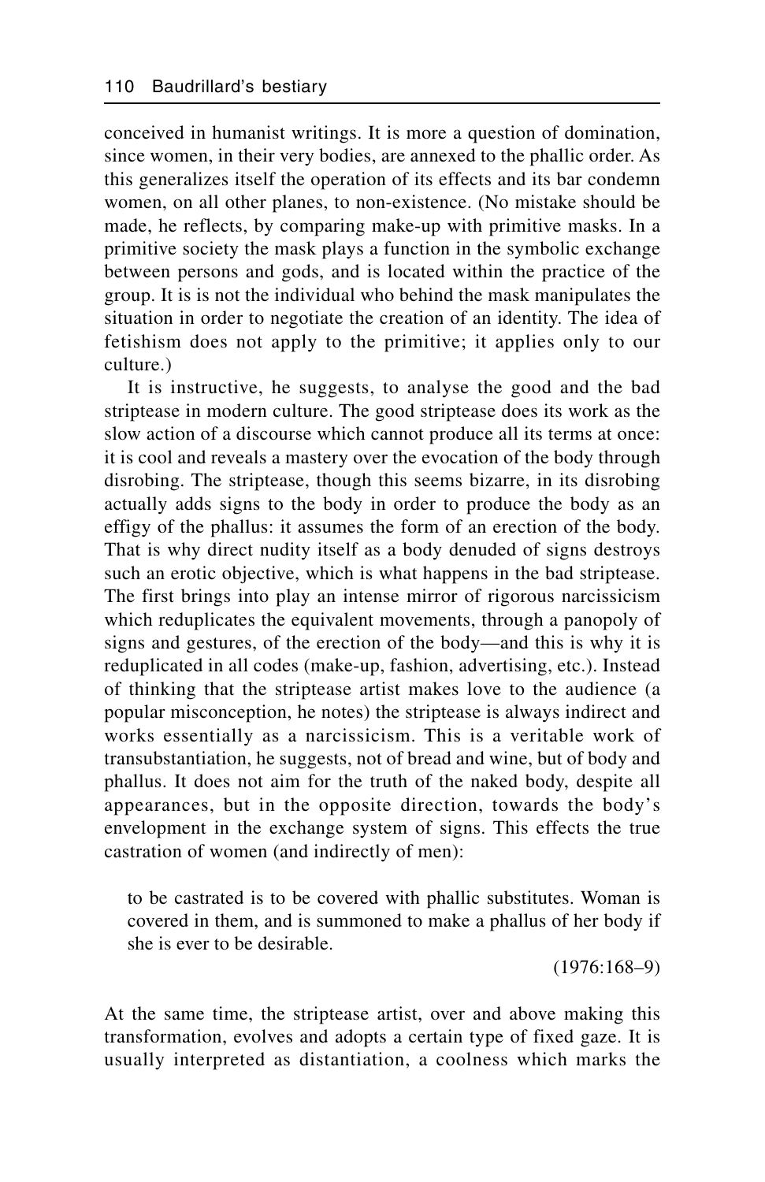conceived in humanist writings. It is more a question of domination, since women, in their very bodies, are annexed to the phallic order. As this generalizes itself the operation of its effects and its bar condemn women, on all other planes, to non-existence. (No mistake should be made, he reflects, by comparing make-up with primitive masks. In a primitive society the mask plays a function in the symbolic exchange between persons and gods, and is located within the practice of the group. It is is not the individual who behind the mask manipulates the situation in order to negotiate the creation of an identity. The idea of fetishism does not apply to the primitive; it applies only to our culture.)

It is instructive, he suggests, to analyse the good and the bad striptease in modern culture. The good striptease does its work as the slow action of a discourse which cannot produce all its terms at once: it is cool and reveals a mastery over the evocation of the body through disrobing. The striptease, though this seems bizarre, in its disrobing actually adds signs to the body in order to produce the body as an effigy of the phallus: it assumes the form of an erection of the body. That is why direct nudity itself as a body denuded of signs destroys such an erotic objective, which is what happens in the bad striptease. The first brings into play an intense mirror of rigorous narcissicism which reduplicates the equivalent movements, through a panopoly of signs and gestures, of the erection of the body—and this is why it is reduplicated in all codes (make-up, fashion, advertising, etc.). Instead of thinking that the striptease artist makes love to the audience (a popular misconception, he notes) the striptease is always indirect and works essentially as a narcissicism. This is a veritable work of transubstantiation, he suggests, not of bread and wine, but of body and phallus. It does not aim for the truth of the naked body, despite all appearances, but in the opposite direction, towards the body's envelopment in the exchange system of signs. This effects the true castration of women (and indirectly of men):

> to be castrated is to be covered with phallic substitutes. Woman is covered in them, and is summoned to make a phallus of her body if she is ever to be desirable.
>
> (1976:168–9)

At the same time, the striptease artist, over and above making this transformation, evolves and adopts a certain type of fixed gaze. It is usually interpreted as distantiation, a coolness which marks the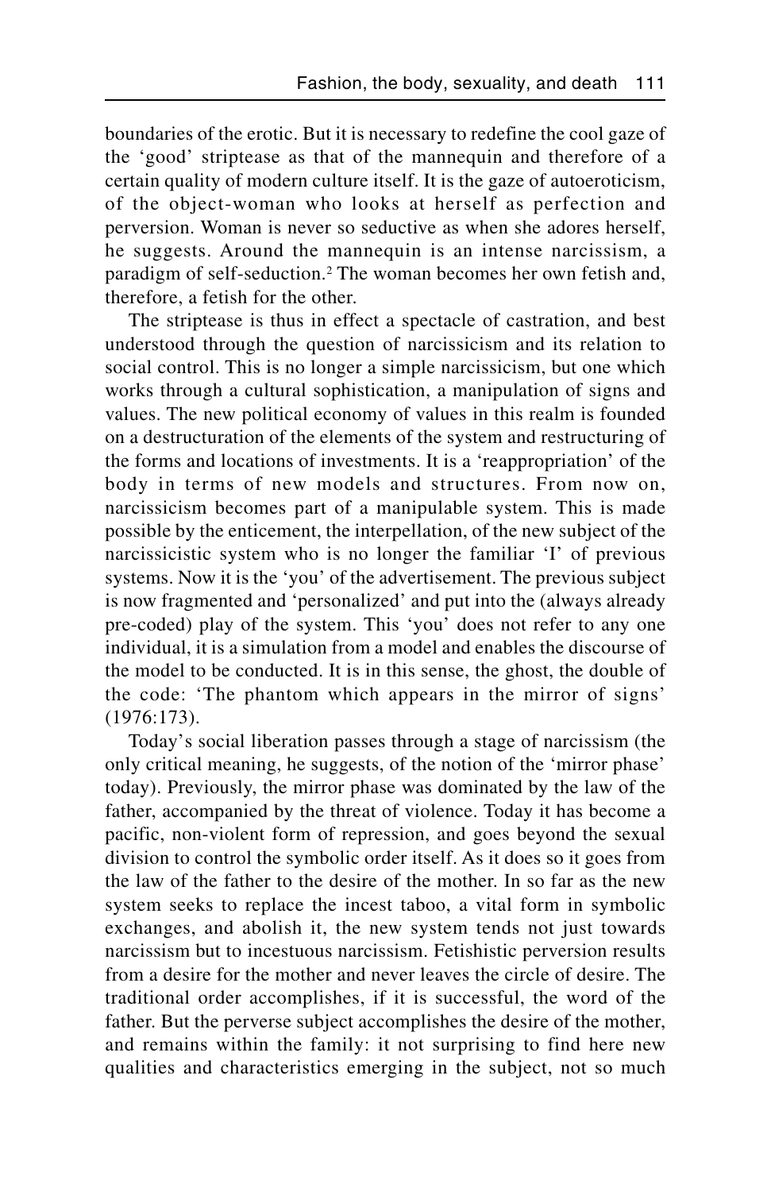boundaries of the erotic. But it is necessary to redefine the cool gaze of the 'good' striptease as that of the mannequin and therefore of a certain quality of modern culture itself. It is the gaze of autoeroticism, of the object-woman who looks at herself as perfection and perversion. Woman is never so seductive as when she adores herself, he suggests. Around the mannequin is an intense narcissism, a paradigm of self-seduction.[2] The woman becomes her own fetish and, therefore, a fetish for the other.

The striptease is thus in effect a spectacle of castration, and best understood through the question of narcissicism and its relation to social control. This is no longer a simple narcissicism, but one which works through a cultural sophistication, a manipulation of signs and values. The new political economy of values in this realm is founded on a destructuration of the elements of the system and restructuring of the forms and locations of investments. It is a 'reappropriation' of the body in terms of new models and structures. From now on, narcissicism becomes part of a manipulable system. This is made possible by the enticement, the interpellation, of the new subject of the narcissicistic system who is no longer the familiar 'I' of previous systems. Now it is the 'you' of the advertisement. The previous subject is now fragmented and 'personalized' and put into the (always already pre-coded) play of the system. This 'you' does not refer to any one individual, it is a simulation from a model and enables the discourse of the model to be conducted. It is in this sense, the ghost, the double of the code: 'The phantom which appears in the mirror of signs' (1976:173).

Today's social liberation passes through a stage of narcissism (the only critical meaning, he suggests, of the notion of the 'mirror phase' today). Previously, the mirror phase was dominated by the law of the father, accompanied by the threat of violence. Today it has become a pacific, non-violent form of repression, and goes beyond the sexual division to control the symbolic order itself. As it does so it goes from the law of the father to the desire of the mother. In so far as the new system seeks to replace the incest taboo, a vital form in symbolic exchanges, and abolish it, the new system tends not just towards narcissism but to incestuous narcissism. Fetishistic perversion results from a desire for the mother and never leaves the circle of desire. The traditional order accomplishes, if it is successful, the word of the father. But the perverse subject accomplishes the desire of the mother, and remains within the family: it not surprising to find here new qualities and characteristics emerging in the subject, not so much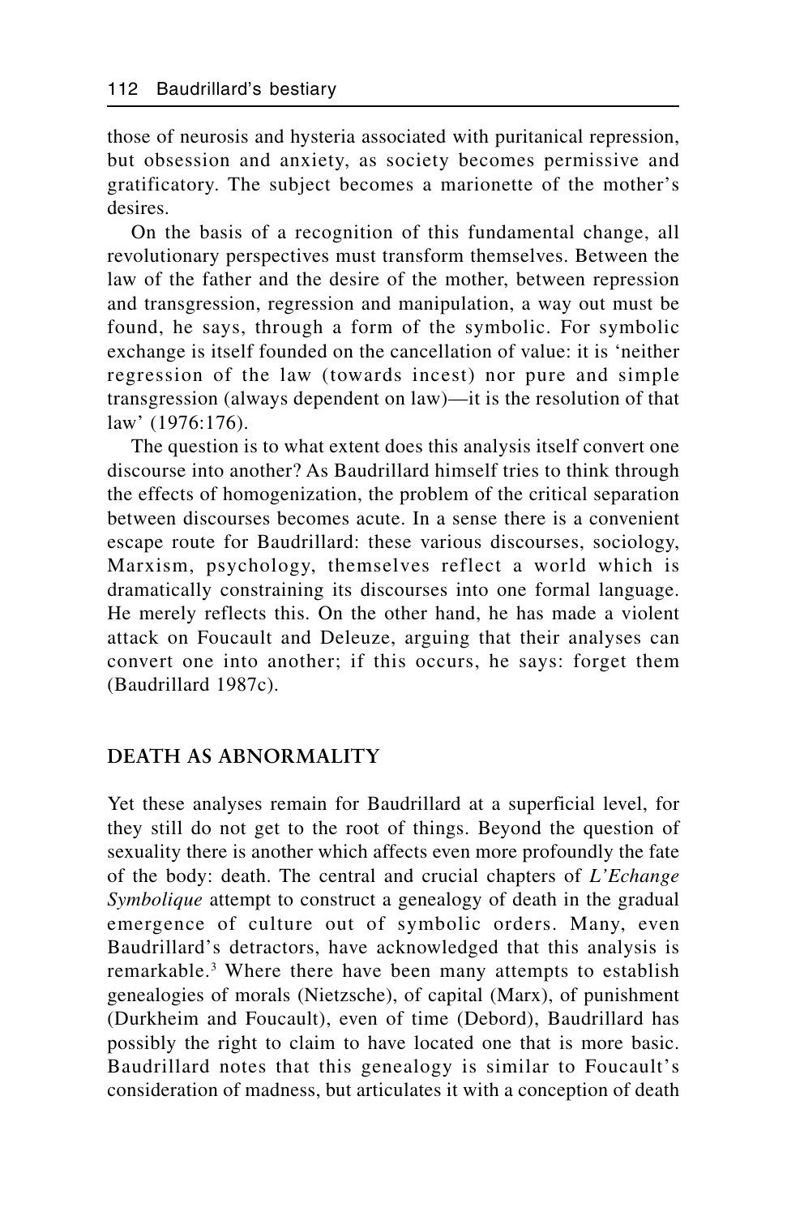those of neurosis and hysteria associated with puritanical repression, but obsession and anxiety, as society becomes permissive and gratificatory. The subject becomes a marionette of the mother's desires.

On the basis of a recognition of this fundamental change, all revolutionary perspectives must transform themselves. Between the law of the father and the desire of the mother, between repression and transgression, regression and manipulation, a way out must be found, he says, through a form of the symbolic. For symbolic exchange is itself founded on the cancellation of value: it is 'neither regression of the law (towards incest) nor pure and simple transgression (always dependent on law)—it is the resolution of that law' (1976:176).

The question is to what extent does this analysis itself convert one discourse into another? As Baudrillard himself tries to think through the effects of homogenization, the problem of the critical separation between discourses becomes acute. In a sense there is a convenient escape route for Baudrillard: these various discourses, sociology, Marxism, psychology, themselves reflect a world which is dramatically constraining its discourses into one formal language. He merely reflects this. On the other hand, he has made a violent attack on Foucault and Deleuze, arguing that their analyses can convert one into another; if this occurs, he says: forget them (Baudrillard 1987c).

## DEATH AS ABNORMALITY

Yet these analyses remain for Baudrillard at a superficial level, for they still do not get to the root of things. Beyond the question of sexuality there is another which affects even more profoundly the fate of the body: death. The central and crucial chapters of *L'Echange Symbolique* attempt to construct a genealogy of death in the gradual emergence of culture out of symbolic orders. Many, even Baudrillard's detractors, have acknowledged that this analysis is remarkable.[3] Where there have been many attempts to establish genealogies of morals (Nietzsche), of capital (Marx), of punishment (Durkheim and Foucault), even of time (Debord), Baudrillard has possibly the right to claim to have located one that is more basic. Baudrillard notes that this genealogy is similar to Foucault's consideration of madness, but articulates it with a conception of death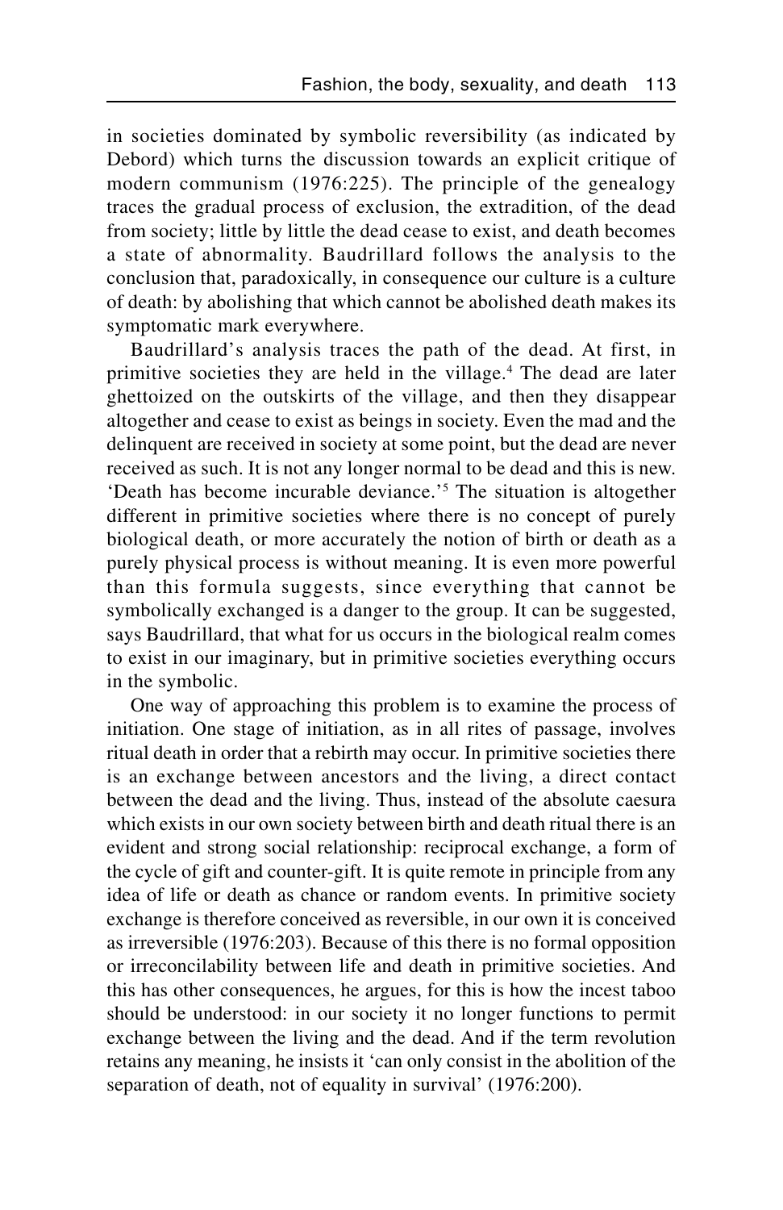in societies dominated by symbolic reversibility (as indicated by Debord) which turns the discussion towards an explicit critique of modern communism (1976:225). The principle of the genealogy traces the gradual process of exclusion, the extradition, of the dead from society; little by little the dead cease to exist, and death becomes a state of abnormality. Baudrillard follows the analysis to the conclusion that, paradoxically, in consequence our culture is a culture of death: by abolishing that which cannot be abolished death makes its symptomatic mark everywhere.

Baudrillard's analysis traces the path of the dead. At first, in primitive societies they are held in the village.[4] The dead are later ghettoized on the outskirts of the village, and then they disappear altogether and cease to exist as beings in society. Even the mad and the delinquent are received in society at some point, but the dead are never received as such. It is not any longer normal to be dead and this is new. 'Death has become incurable deviance.'[5] The situation is altogether different in primitive societies where there is no concept of purely biological death, or more accurately the notion of birth or death as a purely physical process is without meaning. It is even more powerful than this formula suggests, since everything that cannot be symbolically exchanged is a danger to the group. It can be suggested, says Baudrillard, that what for us occurs in the biological realm comes to exist in our imaginary, but in primitive societies everything occurs in the symbolic.

One way of approaching this problem is to examine the process of initiation. One stage of initiation, as in all rites of passage, involves ritual death in order that a rebirth may occur. In primitive societies there is an exchange between ancestors and the living, a direct contact between the dead and the living. Thus, instead of the absolute caesura which exists in our own society between birth and death ritual there is an evident and strong social relationship: reciprocal exchange, a form of the cycle of gift and counter-gift. It is quite remote in principle from any idea of life or death as chance or random events. In primitive society exchange is therefore conceived as reversible, in our own it is conceived as irreversible (1976:203). Because of this there is no formal opposition or irreconcilability between life and death in primitive societies. And this has other consequences, he argues, for this is how the incest taboo should be understood: in our society it no longer functions to permit exchange between the living and the dead. And if the term revolution retains any meaning, he insists it 'can only consist in the abolition of the separation of death, not of equality in survival' (1976:200).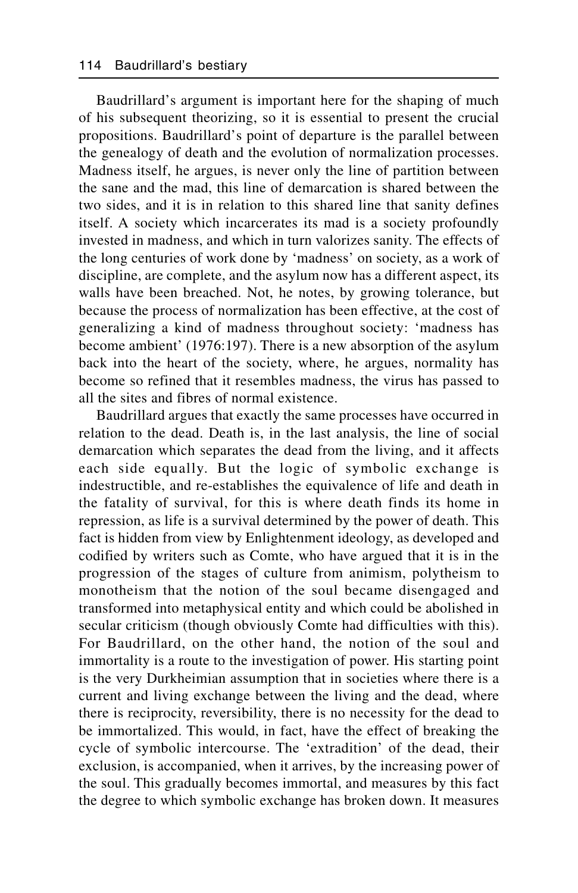Baudrillard's argument is important here for the shaping of much of his subsequent theorizing, so it is essential to present the crucial propositions. Baudrillard's point of departure is the parallel between the genealogy of death and the evolution of normalization processes. Madness itself, he argues, is never only the line of partition between the sane and the mad, this line of demarcation is shared between the two sides, and it is in relation to this shared line that sanity defines itself. A society which incarcerates its mad is a society profoundly invested in madness, and which in turn valorizes sanity. The effects of the long centuries of work done by 'madness' on society, as a work of discipline, are complete, and the asylum now has a different aspect, its walls have been breached. Not, he notes, by growing tolerance, but because the process of normalization has been effective, at the cost of generalizing a kind of madness throughout society: 'madness has become ambient' (1976:197). There is a new absorption of the asylum back into the heart of the society, where, he argues, normality has become so refined that it resembles madness, the virus has passed to all the sites and fibres of normal existence.

Baudrillard argues that exactly the same processes have occurred in relation to the dead. Death is, in the last analysis, the line of social demarcation which separates the dead from the living, and it affects each side equally. But the logic of symbolic exchange is indestructible, and re-establishes the equivalence of life and death in the fatality of survival, for this is where death finds its home in repression, as life is a survival determined by the power of death. This fact is hidden from view by Enlightenment ideology, as developed and codified by writers such as Comte, who have argued that it is in the progression of the stages of culture from animism, polytheism to monotheism that the notion of the soul became disengaged and transformed into metaphysical entity and which could be abolished in secular criticism (though obviously Comte had difficulties with this). For Baudrillard, on the other hand, the notion of the soul and immortality is a route to the investigation of power. His starting point is the very Durkheimian assumption that in societies where there is a current and living exchange between the living and the dead, where there is reciprocity, reversibility, there is no necessity for the dead to be immortalized. This would, in fact, have the effect of breaking the cycle of symbolic intercourse. The 'extradition' of the dead, their exclusion, is accompanied, when it arrives, by the increasing power of the soul. This gradually becomes immortal, and measures by this fact the degree to which symbolic exchange has broken down. It measures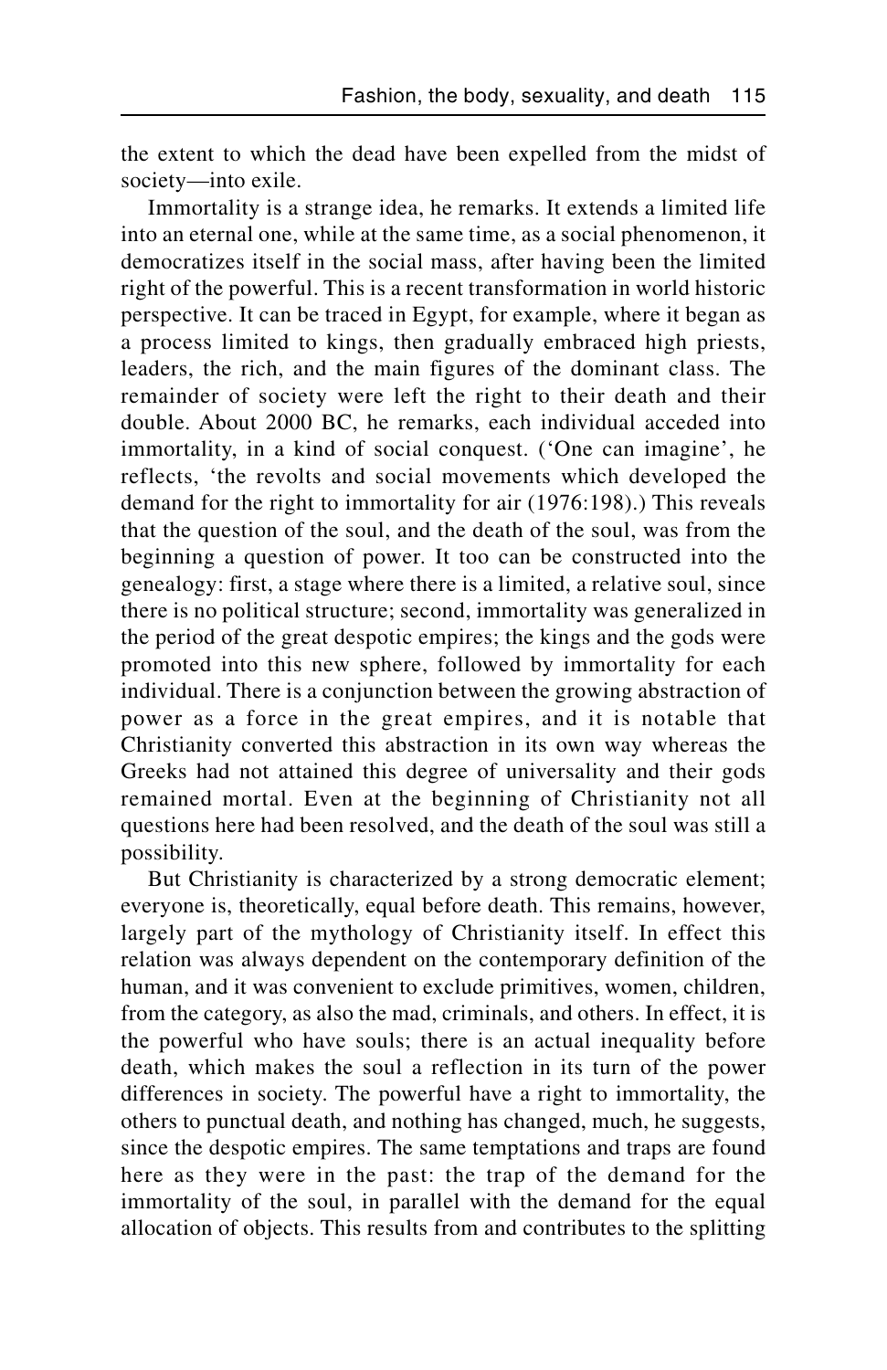the extent to which the dead have been expelled from the midst of society—into exile.

Immortality is a strange idea, he remarks. It extends a limited life into an eternal one, while at the same time, as a social phenomenon, it democratizes itself in the social mass, after having been the limited right of the powerful. This is a recent transformation in world historic perspective. It can be traced in Egypt, for example, where it began as a process limited to kings, then gradually embraced high priests, leaders, the rich, and the main figures of the dominant class. The remainder of society were left the right to their death and their double. About 2000 BC, he remarks, each individual acceded into immortality, in a kind of social conquest. ('One can imagine', he reflects, 'the revolts and social movements which developed the demand for the right to immortality for air (1976:198).) This reveals that the question of the soul, and the death of the soul, was from the beginning a question of power. It too can be constructed into the genealogy: first, a stage where there is a limited, a relative soul, since there is no political structure; second, immortality was generalized in the period of the great despotic empires; the kings and the gods were promoted into this new sphere, followed by immortality for each individual. There is a conjunction between the growing abstraction of power as a force in the great empires, and it is notable that Christianity converted this abstraction in its own way whereas the Greeks had not attained this degree of universality and their gods remained mortal. Even at the beginning of Christianity not all questions here had been resolved, and the death of the soul was still a possibility.

But Christianity is characterized by a strong democratic element; everyone is, theoretically, equal before death. This remains, however, largely part of the mythology of Christianity itself. In effect this relation was always dependent on the contemporary definition of the human, and it was convenient to exclude primitives, women, children, from the category, as also the mad, criminals, and others. In effect, it is the powerful who have souls; there is an actual inequality before death, which makes the soul a reflection in its turn of the power differences in society. The powerful have a right to immortality, the others to punctual death, and nothing has changed, much, he suggests, since the despotic empires. The same temptations and traps are found here as they were in the past: the trap of the demand for the immortality of the soul, in parallel with the demand for the equal allocation of objects. This results from and contributes to the splitting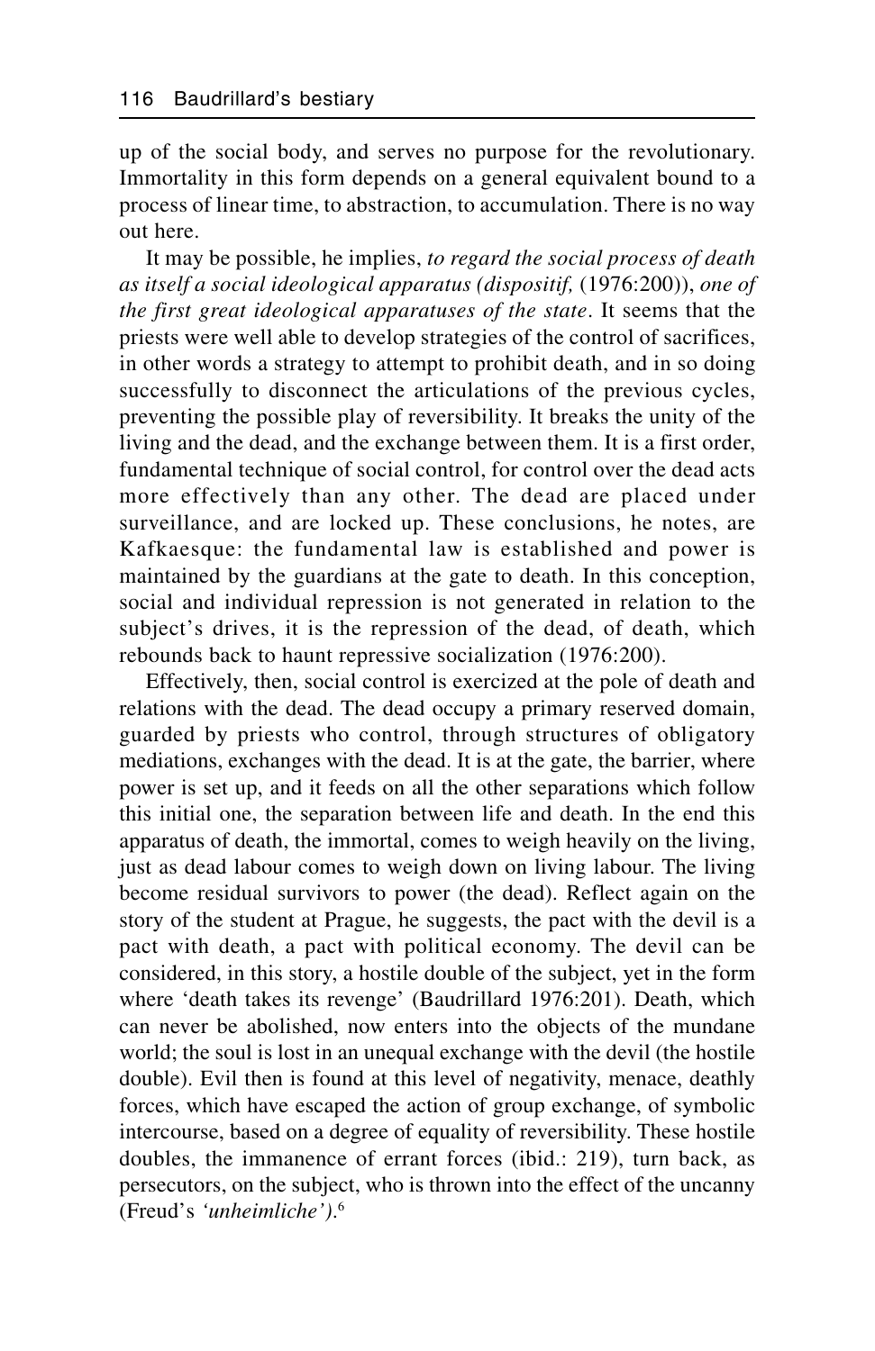up of the social body, and serves no purpose for the revolutionary. Immortality in this form depends on a general equivalent bound to a process of linear time, to abstraction, to accumulation. There is no way out here.

It may be possible, he implies, *to regard the social process of death as itself a social ideological apparatus (dispositif,* (1976:200)), *one of the first great ideological apparatuses of the state*. It seems that the priests were well able to develop strategies of the control of sacrifices, in other words a strategy to attempt to prohibit death, and in so doing successfully to disconnect the articulations of the previous cycles, preventing the possible play of reversibility. It breaks the unity of the living and the dead, and the exchange between them. It is a first order, fundamental technique of social control, for control over the dead acts more effectively than any other. The dead are placed under surveillance, and are locked up. These conclusions, he notes, are Kafkaesque: the fundamental law is established and power is maintained by the guardians at the gate to death. In this conception, social and individual repression is not generated in relation to the subject's drives, it is the repression of the dead, of death, which rebounds back to haunt repressive socialization (1976:200).

Effectively, then, social control is exercized at the pole of death and relations with the dead. The dead occupy a primary reserved domain, guarded by priests who control, through structures of obligatory mediations, exchanges with the dead. It is at the gate, the barrier, where power is set up, and it feeds on all the other separations which follow this initial one, the separation between life and death. In the end this apparatus of death, the immortal, comes to weigh heavily on the living, just as dead labour comes to weigh down on living labour. The living become residual survivors to power (the dead). Reflect again on the story of the student at Prague, he suggests, the pact with the devil is a pact with death, a pact with political economy. The devil can be considered, in this story, a hostile double of the subject, yet in the form where 'death takes its revenge' (Baudrillard 1976:201). Death, which can never be abolished, now enters into the objects of the mundane world; the soul is lost in an unequal exchange with the devil (the hostile double). Evil then is found at this level of negativity, menace, deathly forces, which have escaped the action of group exchange, of symbolic intercourse, based on a degree of equality of reversibility. These hostile doubles, the immanence of errant forces (ibid.: 219), turn back, as persecutors, on the subject, who is thrown into the effect of the uncanny (Freud's *'unheimliche')*.[6]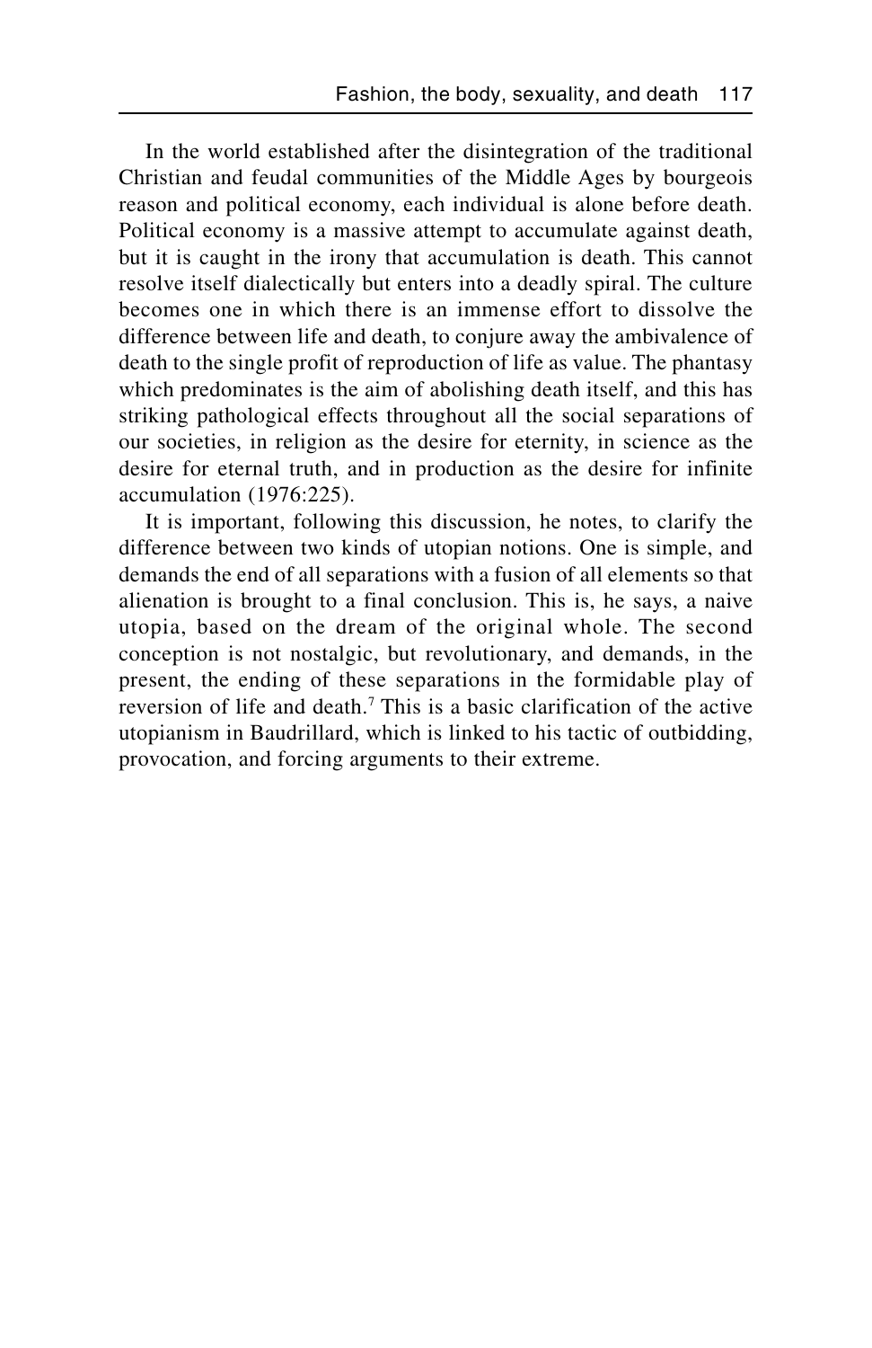In the world established after the disintegration of the traditional Christian and feudal communities of the Middle Ages by bourgeois reason and political economy, each individual is alone before death. Political economy is a massive attempt to accumulate against death, but it is caught in the irony that accumulation is death. This cannot resolve itself dialectically but enters into a deadly spiral. The culture becomes one in which there is an immense effort to dissolve the difference between life and death, to conjure away the ambivalence of death to the single profit of reproduction of life as value. The phantasy which predominates is the aim of abolishing death itself, and this has striking pathological effects throughout all the social separations of our societies, in religion as the desire for eternity, in science as the desire for eternal truth, and in production as the desire for infinite accumulation (1976:225).

It is important, following this discussion, he notes, to clarify the difference between two kinds of utopian notions. One is simple, and demands the end of all separations with a fusion of all elements so that alienation is brought to a final conclusion. This is, he says, a naive utopia, based on the dream of the original whole. The second conception is not nostalgic, but revolutionary, and demands, in the present, the ending of these separations in the formidable play of reversion of life and death.[7] This is a basic clarification of the active utopianism in Baudrillard, which is linked to his tactic of outbidding, provocation, and forcing arguments to their extreme.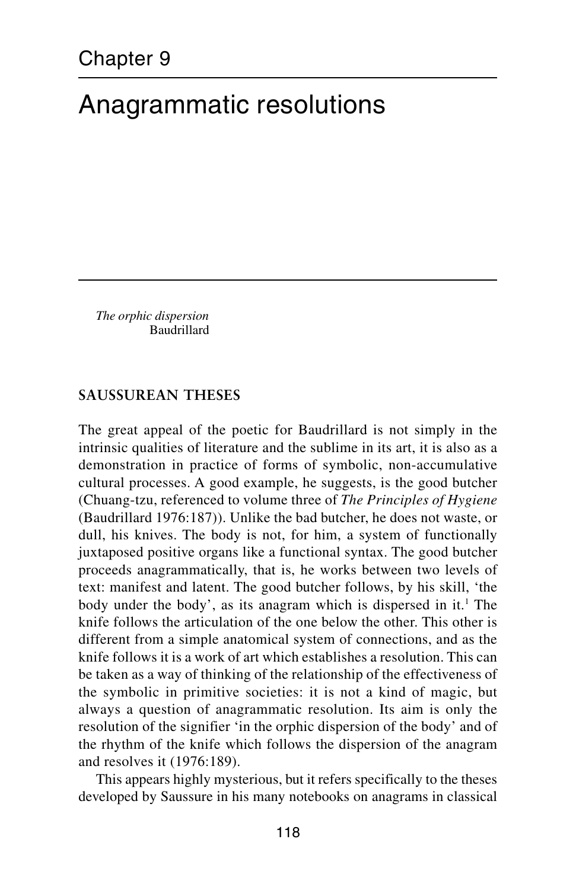Chapter 9

# Anagrammatic resolutions

*The orphic dispersion*
Baudrillard

## SAUSSUREAN THESES

The great appeal of the poetic for Baudrillard is not simply in the intrinsic qualities of literature and the sublime in its art, it is also as a demonstration in practice of forms of symbolic, non-accumulative cultural processes. A good example, he suggests, is the good butcher (Chuang-tzu, referenced to volume three of *The Principles of Hygiene* (Baudrillard 1976:187)). Unlike the bad butcher, he does not waste, or dull, his knives. The body is not, for him, a system of functionally juxtaposed positive organs like a functional syntax. The good butcher proceeds anagrammatically, that is, he works between two levels of text: manifest and latent. The good butcher follows, by his skill, 'the body under the body', as its anagram which is dispersed in it.[1] The knife follows the articulation of the one below the other. This other is different from a simple anatomical system of connections, and as the knife follows it is a work of art which establishes a resolution. This can be taken as a way of thinking of the relationship of the effectiveness of the symbolic in primitive societies: it is not a kind of magic, but always a question of anagrammatic resolution. Its aim is only the resolution of the signifier 'in the orphic dispersion of the body' and of the rhythm of the knife which follows the dispersion of the anagram and resolves it (1976:189).

This appears highly mysterious, but it refers specifically to the theses developed by Saussure in his many notebooks on anagrams in classical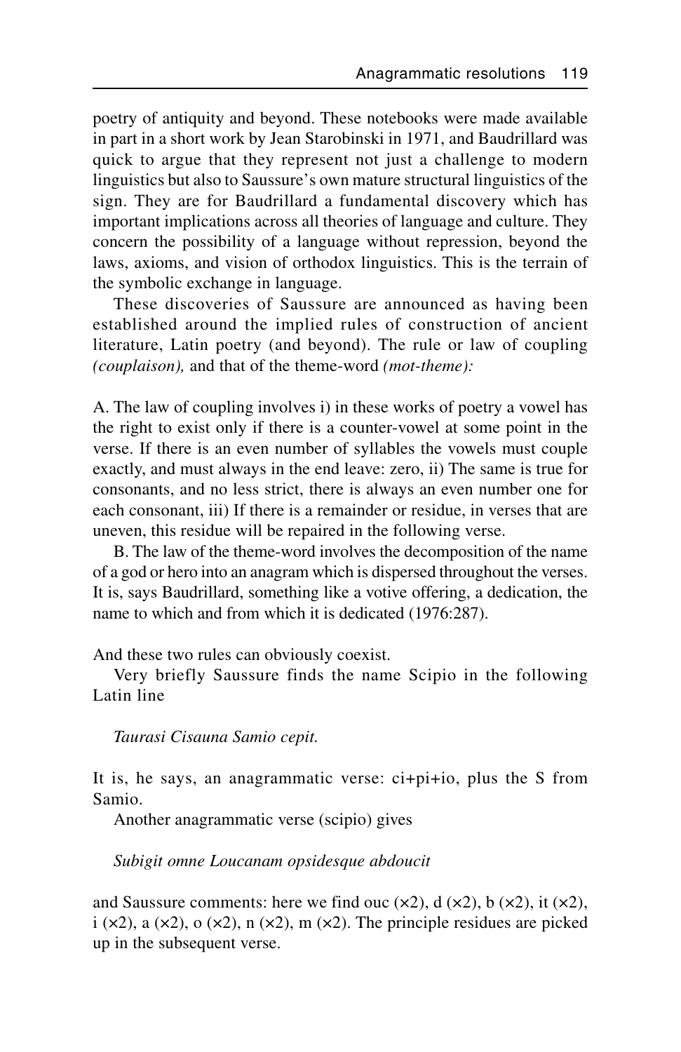poetry of antiquity and beyond. These notebooks were made available in part in a short work by Jean Starobinski in 1971, and Baudrillard was quick to argue that they represent not just a challenge to modern linguistics but also to Saussure's own mature structural linguistics of the sign. They are for Baudrillard a fundamental discovery which has important implications across all theories of language and culture. They concern the possibility of a language without repression, beyond the laws, axioms, and vision of orthodox linguistics. This is the terrain of the symbolic exchange in language.

These discoveries of Saussure are announced as having been established around the implied rules of construction of ancient literature, Latin poetry (and beyond). The rule or law of coupling *(couplaison),* and that of the theme-word *(mot-theme):*

A. The law of coupling involves i) in these works of poetry a vowel has the right to exist only if there is a counter-vowel at some point in the verse. If there is an even number of syllables the vowels must couple exactly, and must always in the end leave: zero, ii) The same is true for consonants, and no less strict, there is always an even number one for each consonant, iii) If there is a remainder or residue, in verses that are uneven, this residue will be repaired in the following verse.

B. The law of the theme-word involves the decomposition of the name of a god or hero into an anagram which is dispersed throughout the verses. It is, says Baudrillard, something like a votive offering, a dedication, the name to which and from which it is dedicated (1976:287).

And these two rules can obviously coexist.

Very briefly Saussure finds the name Scipio in the following Latin line

*Taurasi Cisauna Samio cepit.*

It is, he says, an anagrammatic verse: ci+pi+io, plus the S from Samio.

Another anagrammatic verse (scipio) gives

*Subigit omne Loucanam opsidesque abdoucit*

and Saussure comments: here we find ouc (×2), d (×2), b (×2), it (×2), i (×2), a (×2), o (×2), n (×2), m (×2). The principle residues are picked up in the subsequent verse.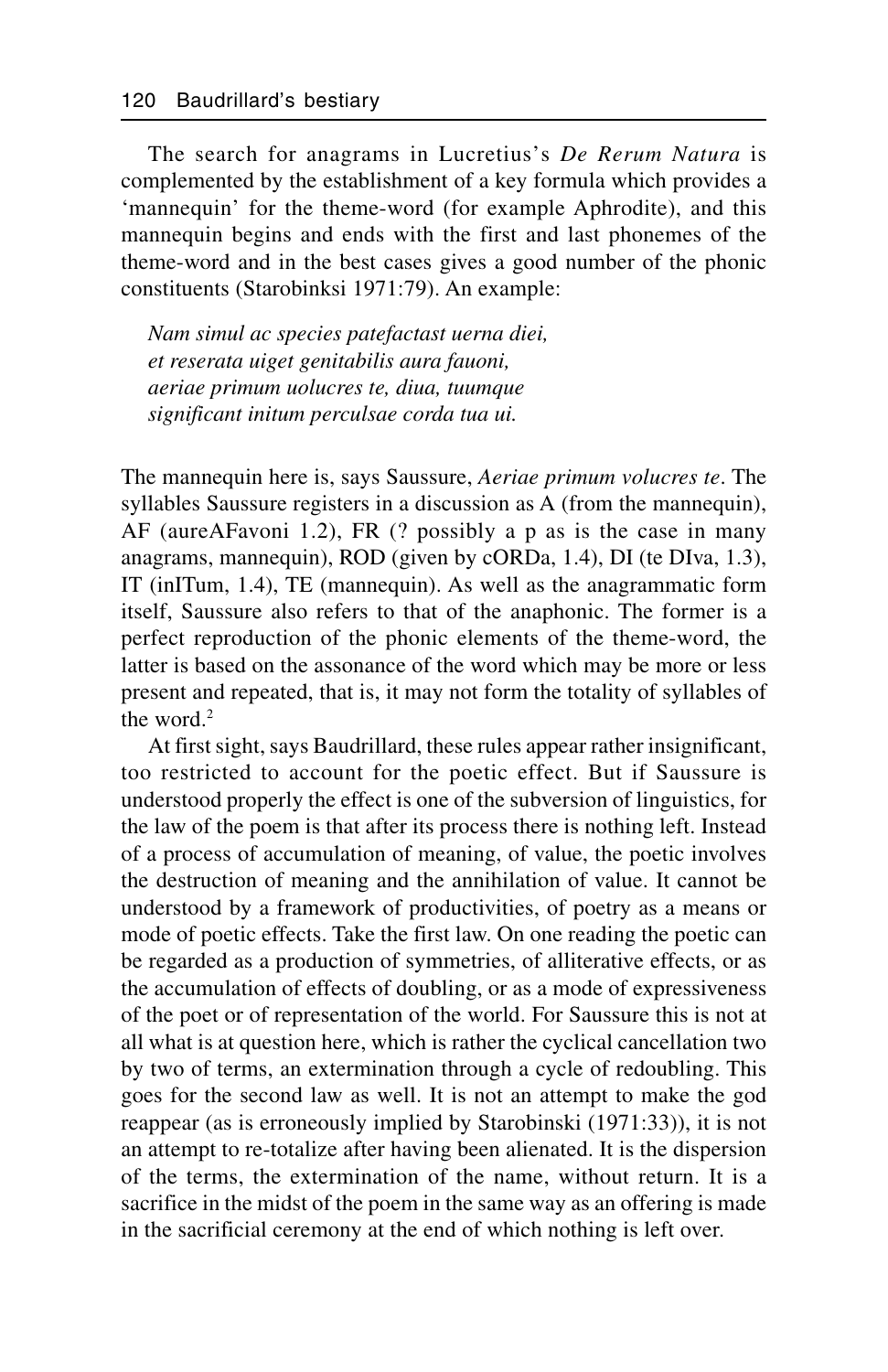The search for anagrams in Lucretius's *De Rerum Natura* is complemented by the establishment of a key formula which provides a 'mannequin' for the theme-word (for example Aphrodite), and this mannequin begins and ends with the first and last phonemes of the theme-word and in the best cases gives a good number of the phonic constituents (Starobinksi 1971:79). An example:

> *Nam simul ac species patefactast uerna diei,*
> *et reserata uiget genitabilis aura fauoni,*
> *aeriae primum uolucres te, diua, tuumque*
> *significant initum perculsae corda tua ui.*

The mannequin here is, says Saussure, *Aeriae primum volucres te*. The syllables Saussure registers in a discussion as A (from the mannequin), AF (aureAFavoni 1.2), FR (? possibly a p as is the case in many anagrams, mannequin), ROD (given by cORDa, 1.4), DI (te DIva, 1.3), IT (inITum, 1.4), TE (mannequin). As well as the anagrammatic form itself, Saussure also refers to that of the anaphonic. The former is a perfect reproduction of the phonic elements of the theme-word, the latter is based on the assonance of the word which may be more or less present and repeated, that is, it may not form the totality of syllables of the word.[2]

At first sight, says Baudrillard, these rules appear rather insignificant, too restricted to account for the poetic effect. But if Saussure is understood properly the effect is one of the subversion of linguistics, for the law of the poem is that after its process there is nothing left. Instead of a process of accumulation of meaning, of value, the poetic involves the destruction of meaning and the annihilation of value. It cannot be understood by a framework of productivities, of poetry as a means or mode of poetic effects. Take the first law. On one reading the poetic can be regarded as a production of symmetries, of alliterative effects, or as the accumulation of effects of doubling, or as a mode of expressiveness of the poet or of representation of the world. For Saussure this is not at all what is at question here, which is rather the cyclical cancellation two by two of terms, an extermination through a cycle of redoubling. This goes for the second law as well. It is not an attempt to make the god reappear (as is erroneously implied by Starobinski (1971:33)), it is not an attempt to re-totalize after having been alienated. It is the dispersion of the terms, the extermination of the name, without return. It is a sacrifice in the midst of the poem in the same way as an offering is made in the sacrificial ceremony at the end of which nothing is left over.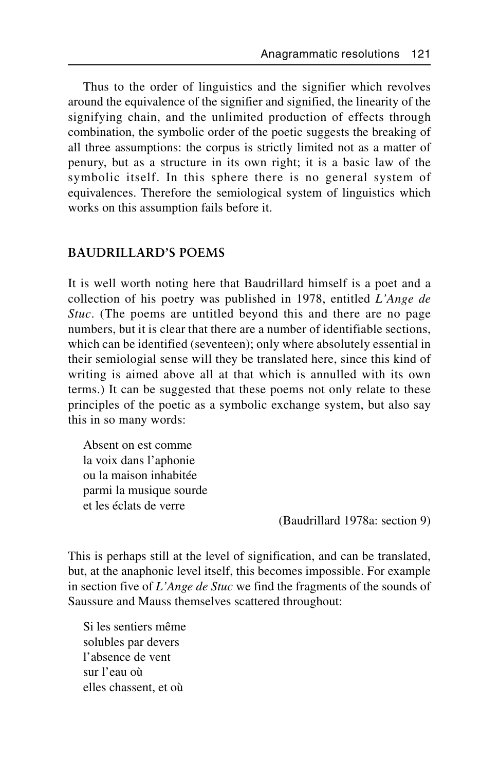Thus to the order of linguistics and the signifier which revolves around the equivalence of the signifier and signified, the linearity of the signifying chain, and the unlimited production of effects through combination, the symbolic order of the poetic suggests the breaking of all three assumptions: the corpus is strictly limited not as a matter of penury, but as a structure in its own right; it is a basic law of the symbolic itself. In this sphere there is no general system of equivalences. Therefore the semiological system of linguistics which works on this assumption fails before it.

## BAUDRILLARD'S POEMS

It is well worth noting here that Baudrillard himself is a poet and a collection of his poetry was published in 1978, entitled *L'Ange de Stuc*. (The poems are untitled beyond this and there are no page numbers, but it is clear that there are a number of identifiable sections, which can be identified (seventeen); only where absolutely essential in their semiologial sense will they be translated here, since this kind of writing is aimed above all at that which is annulled with its own terms.) It can be suggested that these poems not only relate to these principles of the poetic as a symbolic exchange system, but also say this in so many words:

> Absent on est comme
> la voix dans l'aphonie
> ou la maison inhabitée
> parmi la musique sourde
> et les éclats de verre
>
> (Baudrillard 1978a: section 9)

This is perhaps still at the level of signification, and can be translated, but, at the anaphonic level itself, this becomes impossible. For example in section five of *L'Ange de Stuc* we find the fragments of the sounds of Saussure and Mauss themselves scattered throughout:

> Si les sentiers même
> solubles par devers
> l'absence de vent
> sur l'eau où
> elles chassent, et où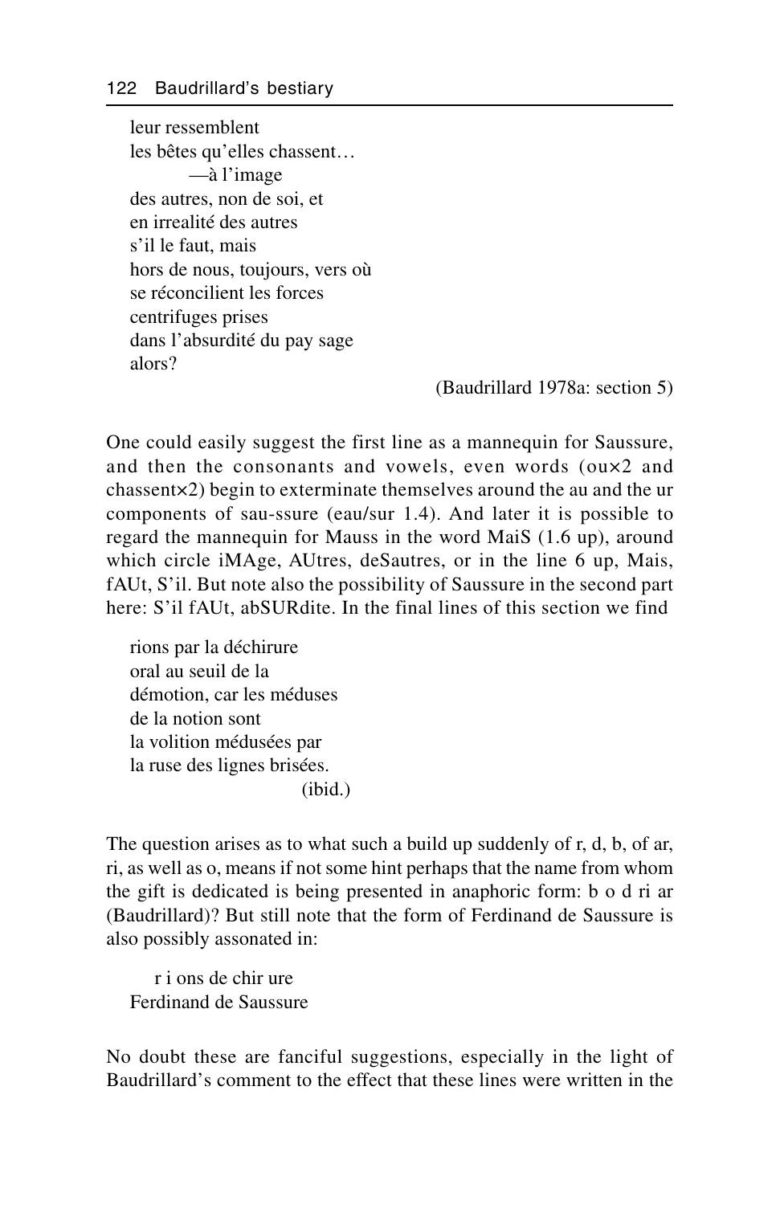leur ressemblent  
les bêtes qu'elles chassent…  
        —à l'image  
des autres, non de soi, et  
en irrealité des autres  
s'il le faut, mais  
hors de nous, toujours, vers où  
se réconcilient les forces  
centrifuges prises  
dans l'absurdité du pay sage  
alors?

(Baudrillard 1978a: section 5)

One could easily suggest the first line as a mannequin for Saussure, and then the consonants and vowels, even words (ou×2 and chassent×2) begin to exterminate themselves around the au and the ur components of sau-ssure (eau/sur 1.4). And later it is possible to regard the mannequin for Mauss in the word MaiS (1.6 up), around which circle iMAge, AUtres, deSautres, or in the line 6 up, Mais, fAUt, S'il. But note also the possibility of Saussure in the second part here: S'il fAUt, abSURdite. In the final lines of this section we find

rions par la déchirure  
oral au seuil de la  
démotion, car les méduses  
de la notion sont  
la volition médusées par  
la ruse des lignes brisées.

(ibid.)

The question arises as to what such a build up suddenly of r, d, b, of ar, ri, as well as o, means if not some hint perhaps that the name from whom the gift is dedicated is being presented in anaphoric form: b o d ri ar (Baudrillard)? But still note that the form of Ferdinand de Saussure is also possibly assonated in:

    r i ons de chir ure  
Ferdinand de Saussure

No doubt these are fanciful suggestions, especially in the light of Baudrillard's comment to the effect that these lines were written in the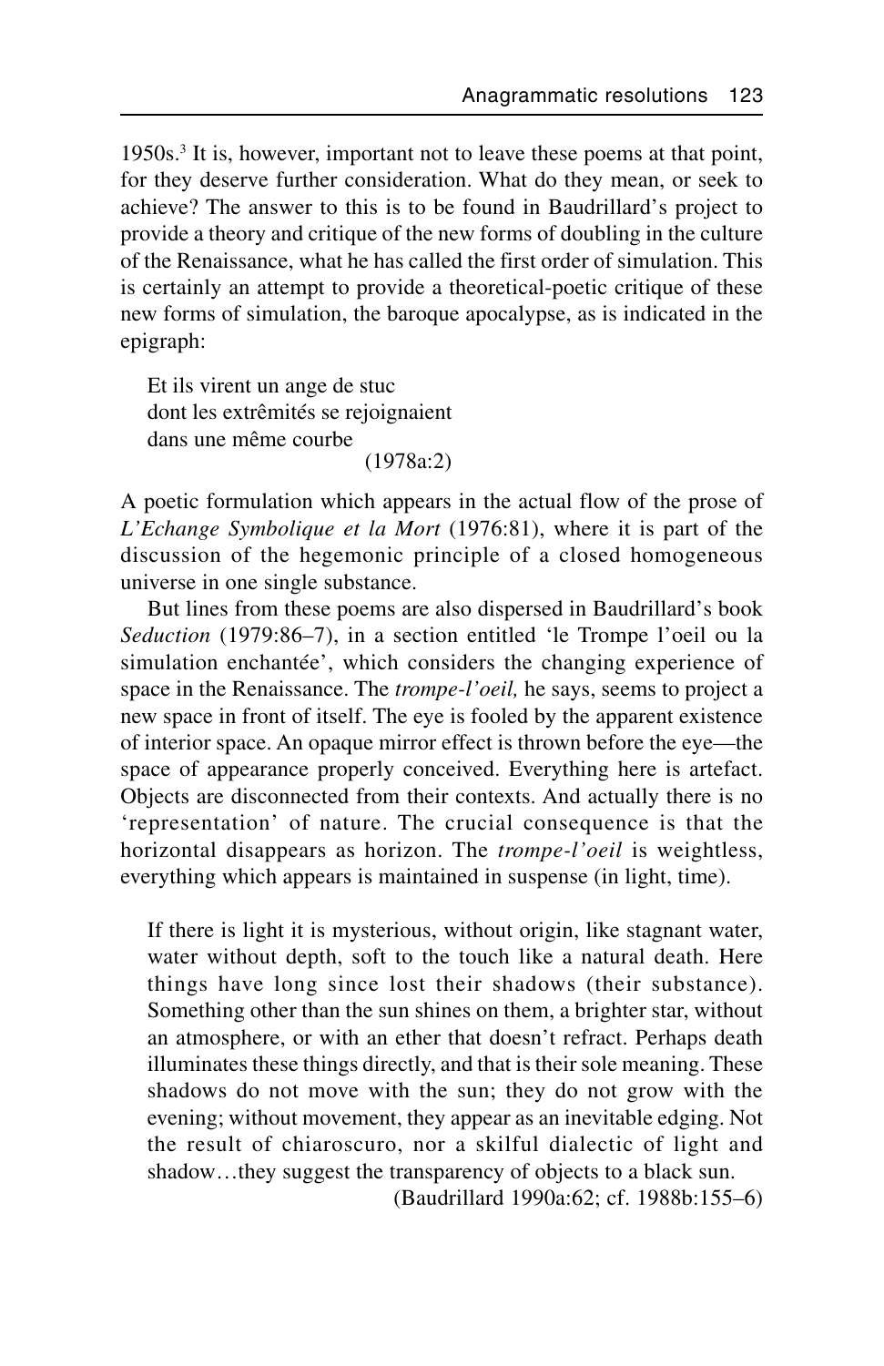1950s.[3] It is, however, important not to leave these poems at that point, for they deserve further consideration. What do they mean, or seek to achieve? The answer to this is to be found in Baudrillard's project to provide a theory and critique of the new forms of doubling in the culture of the Renaissance, what he has called the first order of simulation. This is certainly an attempt to provide a theoretical-poetic critique of these new forms of simulation, the baroque apocalypse, as is indicated in the epigraph:

> Et ils virent un ange de stuc
> dont les extrêmités se rejoignaient
> dans une même courbe
>
> (1978a:2)

A poetic formulation which appears in the actual flow of the prose of *L'Echange Symbolique et la Mort* (1976:81), where it is part of the discussion of the hegemonic principle of a closed homogeneous universe in one single substance.

But lines from these poems are also dispersed in Baudrillard's book *Seduction* (1979:86–7), in a section entitled 'le Trompe l'oeil ou la simulation enchantée', which considers the changing experience of space in the Renaissance. The *trompe-l'oeil,* he says, seems to project a new space in front of itself. The eye is fooled by the apparent existence of interior space. An opaque mirror effect is thrown before the eye—the space of appearance properly conceived. Everything here is artefact. Objects are disconnected from their contexts. And actually there is no 'representation' of nature. The crucial consequence is that the horizontal disappears as horizon. The *trompe-l'oeil* is weightless, everything which appears is maintained in suspense (in light, time).

> If there is light it is mysterious, without origin, like stagnant water, water without depth, soft to the touch like a natural death. Here things have long since lost their shadows (their substance). Something other than the sun shines on them, a brighter star, without an atmosphere, or with an ether that doesn't refract. Perhaps death illuminates these things directly, and that is their sole meaning. These shadows do not move with the sun; they do not grow with the evening; without movement, they appear as an inevitable edging. Not the result of chiaroscuro, nor a skilful dialectic of light and shadow…they suggest the transparency of objects to a black sun.
>
> (Baudrillard 1990a:62; cf. 1988b:155–6)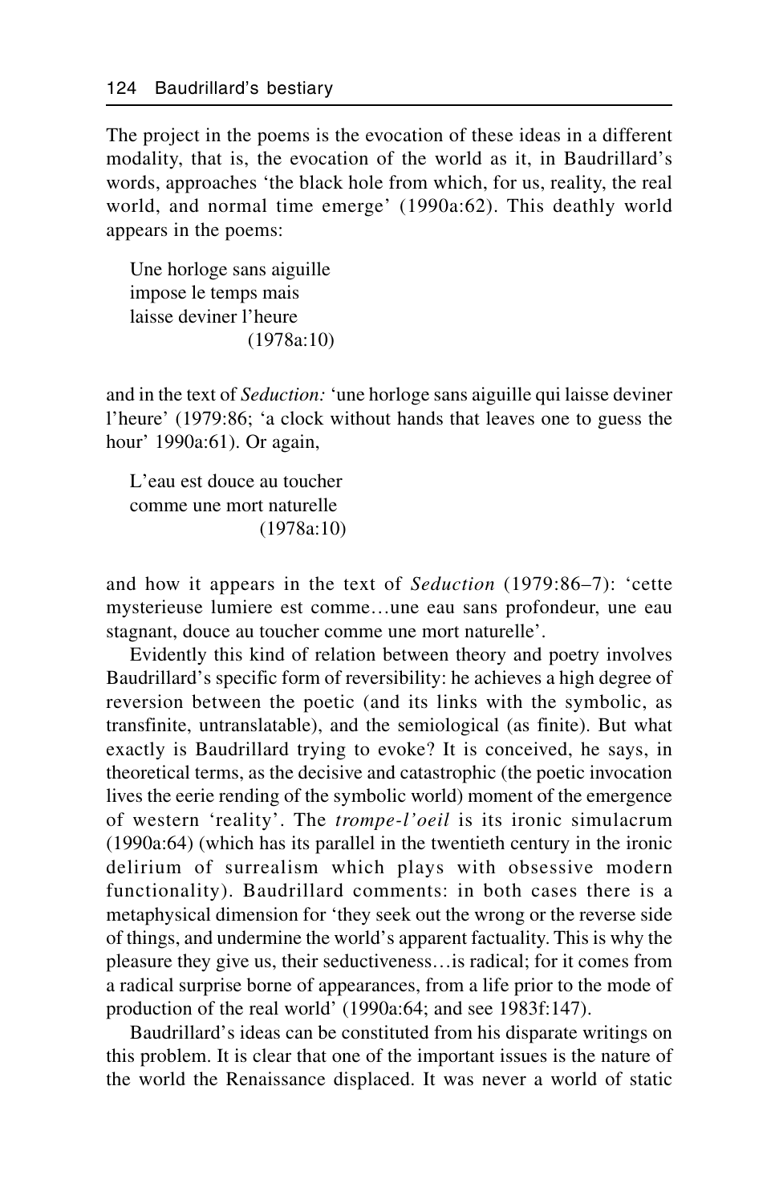The project in the poems is the evocation of these ideas in a different modality, that is, the evocation of the world as it, in Baudrillard's words, approaches 'the black hole from which, for us, reality, the real world, and normal time emerge' (1990a:62). This deathly world appears in the poems:

> Une horloge sans aiguille
> impose le temps mais
> laisse deviner l'heure
> (1978a:10)

and in the text of *Seduction:* 'une horloge sans aiguille qui laisse deviner l'heure' (1979:86; 'a clock without hands that leaves one to guess the hour' 1990a:61). Or again,

> L'eau est douce au toucher
> comme une mort naturelle
> (1978a:10)

and how it appears in the text of *Seduction* (1979:86–7): 'cette mysterieuse lumiere est comme…une eau sans profondeur, une eau stagnant, douce au toucher comme une mort naturelle'.

Evidently this kind of relation between theory and poetry involves Baudrillard's specific form of reversibility: he achieves a high degree of reversion between the poetic (and its links with the symbolic, as transfinite, untranslatable), and the semiological (as finite). But what exactly is Baudrillard trying to evoke? It is conceived, he says, in theoretical terms, as the decisive and catastrophic (the poetic invocation lives the eerie rending of the symbolic world) moment of the emergence of western 'reality'. The *trompe-l'oeil* is its ironic simulacrum (1990a:64) (which has its parallel in the twentieth century in the ironic delirium of surrealism which plays with obsessive modern functionality). Baudrillard comments: in both cases there is a metaphysical dimension for 'they seek out the wrong or the reverse side of things, and undermine the world's apparent factuality. This is why the pleasure they give us, their seductiveness…is radical; for it comes from a radical surprise borne of appearances, from a life prior to the mode of production of the real world' (1990a:64; and see 1983f:147).

Baudrillard's ideas can be constituted from his disparate writings on this problem. It is clear that one of the important issues is the nature of the world the Renaissance displaced. It was never a world of static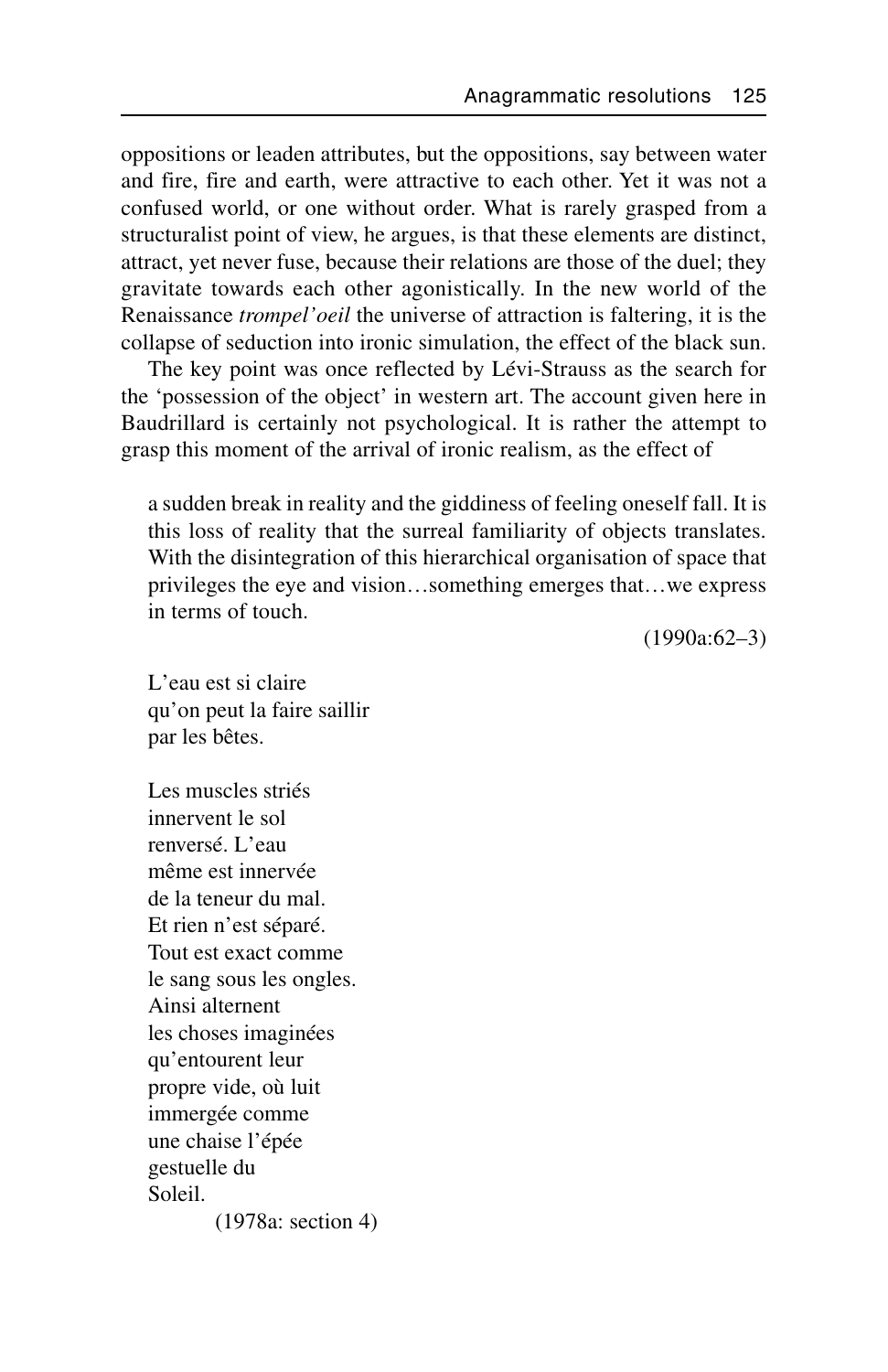oppositions or leaden attributes, but the oppositions, say between water and fire, fire and earth, were attractive to each other. Yet it was not a confused world, or one without order. What is rarely grasped from a structuralist point of view, he argues, is that these elements are distinct, attract, yet never fuse, because their relations are those of the duel; they gravitate towards each other agonistically. In the new world of the Renaissance *trompel'oeil* the universe of attraction is faltering, it is the collapse of seduction into ironic simulation, the effect of the black sun.

The key point was once reflected by Lévi-Strauss as the search for the 'possession of the object' in western art. The account given here in Baudrillard is certainly not psychological. It is rather the attempt to grasp this moment of the arrival of ironic realism, as the effect of

> a sudden break in reality and the giddiness of feeling oneself fall. It is this loss of reality that the surreal familiarity of objects translates. With the disintegration of this hierarchical organisation of space that privileges the eye and vision…something emerges that…we express in terms of touch.
>
> (1990a:62–3)

> L'eau est si claire
> qu'on peut la faire saillir
> par les bêtes.
>
> Les muscles striés
> innervent le sol
> renversé. L'eau
> même est innervée
> de la teneur du mal.
> Et rien n'est séparé.
> Tout est exact comme
> le sang sous les ongles.
> Ainsi alternent
> les choses imaginées
> qu'entourent leur
> propre vide, où luit
> immergée comme
> une chaise l'épée
> gestuelle du
> Soleil.
>
> (1978a: section 4)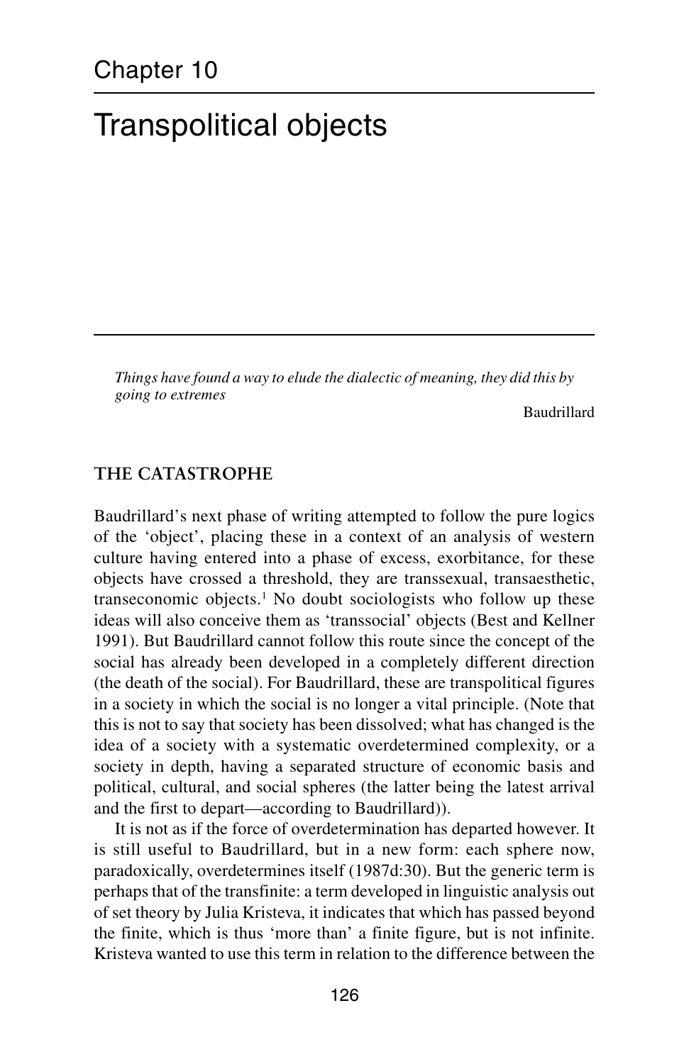# Chapter 10

# Transpolitical objects

> *Things have found a way to elude the dialectic of meaning, they did this by going to extremes*
>
> Baudrillard

## THE CATASTROPHE

Baudrillard's next phase of writing attempted to follow the pure logics of the 'object', placing these in a context of an analysis of western culture having entered into a phase of excess, exorbitance, for these objects have crossed a threshold, they are transsexual, transaesthetic, transeconomic objects.[1] No doubt sociologists who follow up these ideas will also conceive them as 'transsocial' objects (Best and Kellner 1991). But Baudrillard cannot follow this route since the concept of the social has already been developed in a completely different direction (the death of the social). For Baudrillard, these are transpolitical figures in a society in which the social is no longer a vital principle. (Note that this is not to say that society has been dissolved; what has changed is the idea of a society with a systematic overdetermined complexity, or a society in depth, having a separated structure of economic basis and political, cultural, and social spheres (the latter being the latest arrival and the first to depart—according to Baudrillard)).

It is not as if the force of overdetermination has departed however. It is still useful to Baudrillard, but in a new form: each sphere now, paradoxically, overdetermines itself (1987d:30). But the generic term is perhaps that of the transfinite: a term developed in linguistic analysis out of set theory by Julia Kristeva, it indicates that which has passed beyond the finite, which is thus 'more than' a finite figure, but is not infinite. Kristeva wanted to use this term in relation to the difference between the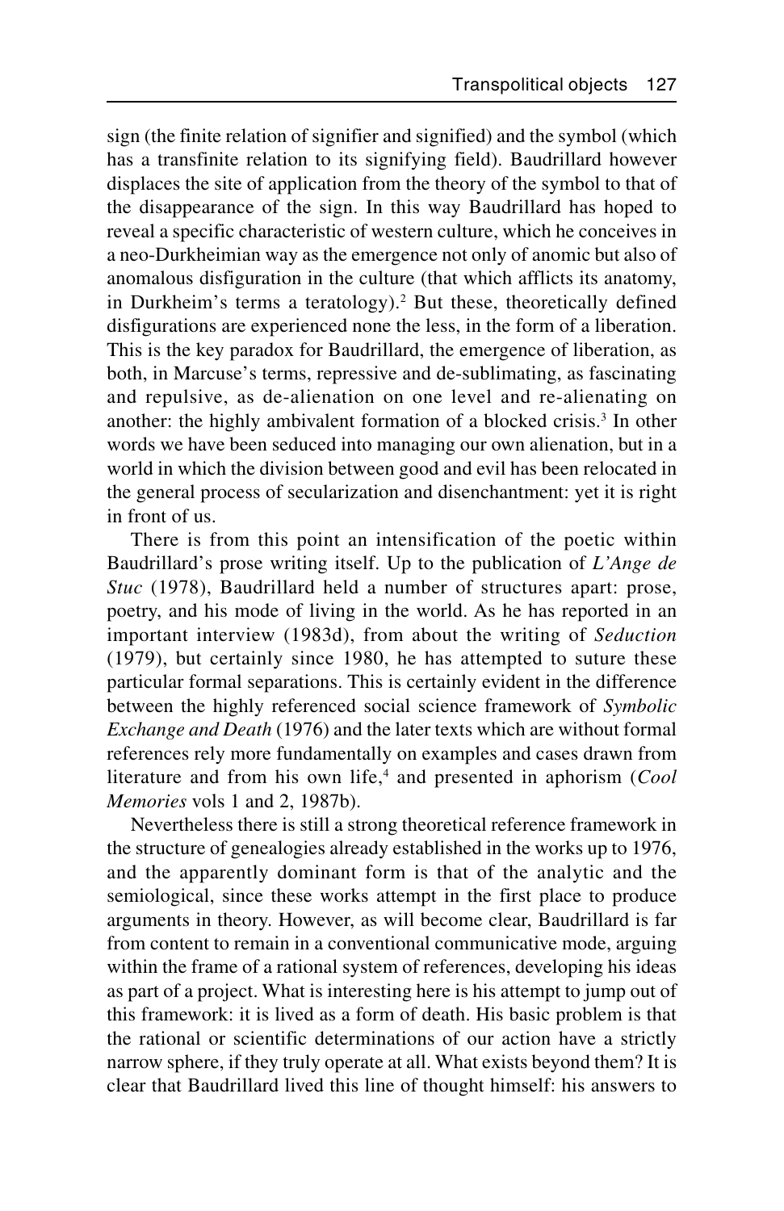sign (the finite relation of signifier and signified) and the symbol (which has a transfinite relation to its signifying field). Baudrillard however displaces the site of application from the theory of the symbol to that of the disappearance of the sign. In this way Baudrillard has hoped to reveal a specific characteristic of western culture, which he conceives in a neo-Durkheimian way as the emergence not only of anomic but also of anomalous disfiguration in the culture (that which afflicts its anatomy, in Durkheim's terms a teratology).[2] But these, theoretically defined disfigurations are experienced none the less, in the form of a liberation. This is the key paradox for Baudrillard, the emergence of liberation, as both, in Marcuse's terms, repressive and de-sublimating, as fascinating and repulsive, as de-alienation on one level and re-alienating on another: the highly ambivalent formation of a blocked crisis.[3] In other words we have been seduced into managing our own alienation, but in a world in which the division between good and evil has been relocated in the general process of secularization and disenchantment: yet it is right in front of us.

There is from this point an intensification of the poetic within Baudrillard's prose writing itself. Up to the publication of *L'Ange de Stuc* (1978), Baudrillard held a number of structures apart: prose, poetry, and his mode of living in the world. As he has reported in an important interview (1983d), from about the writing of *Seduction* (1979), but certainly since 1980, he has attempted to suture these particular formal separations. This is certainly evident in the difference between the highly referenced social science framework of *Symbolic Exchange and Death* (1976) and the later texts which are without formal references rely more fundamentally on examples and cases drawn from literature and from his own life,[4] and presented in aphorism (*Cool Memories* vols 1 and 2, 1987b).

Nevertheless there is still a strong theoretical reference framework in the structure of genealogies already established in the works up to 1976, and the apparently dominant form is that of the analytic and the semiological, since these works attempt in the first place to produce arguments in theory. However, as will become clear, Baudrillard is far from content to remain in a conventional communicative mode, arguing within the frame of a rational system of references, developing his ideas as part of a project. What is interesting here is his attempt to jump out of this framework: it is lived as a form of death. His basic problem is that the rational or scientific determinations of our action have a strictly narrow sphere, if they truly operate at all. What exists beyond them? It is clear that Baudrillard lived this line of thought himself: his answers to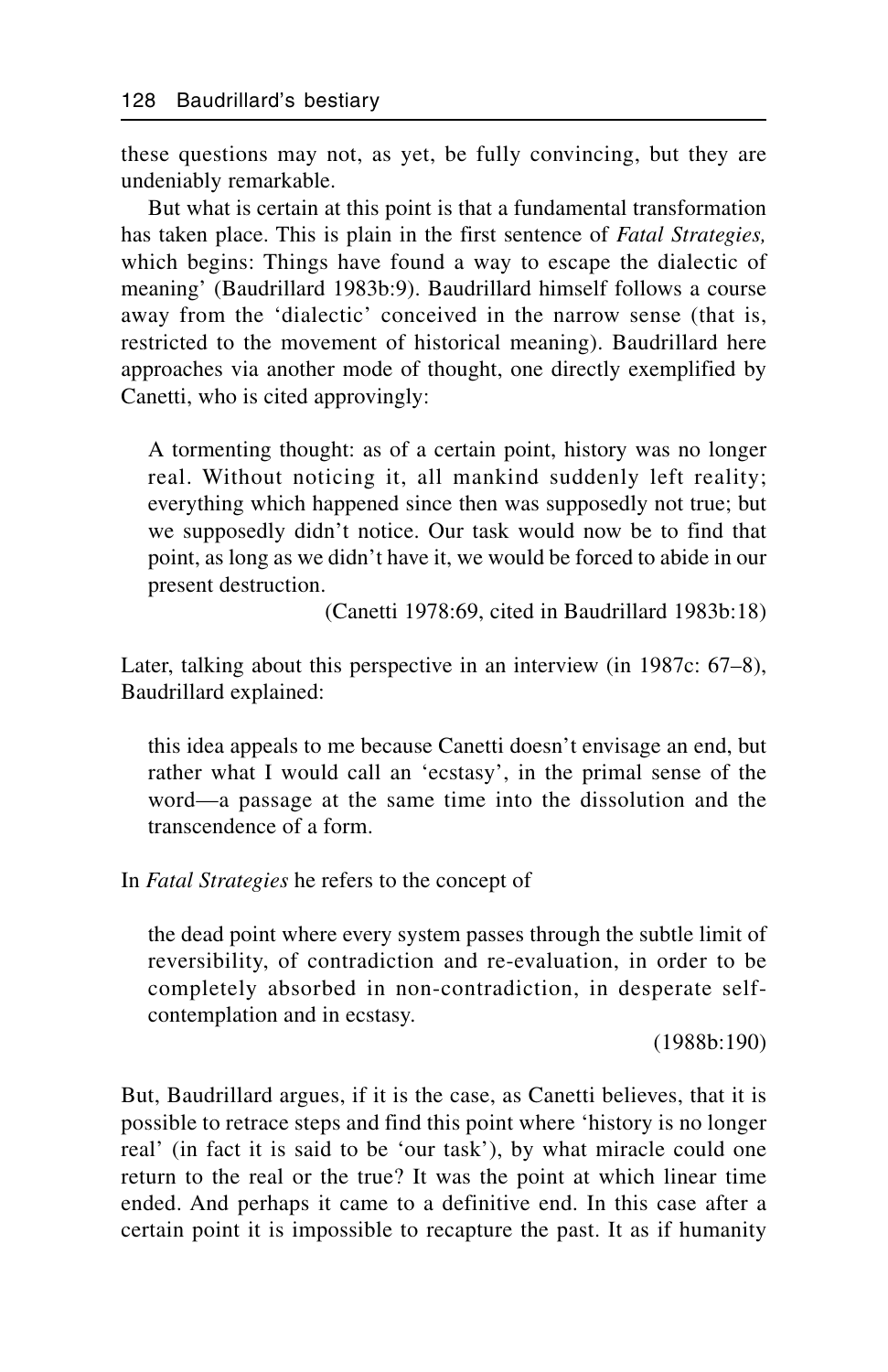these questions may not, as yet, be fully convincing, but they are undeniably remarkable.

But what is certain at this point is that a fundamental transformation has taken place. This is plain in the first sentence of *Fatal Strategies,* which begins: Things have found a way to escape the dialectic of meaning' (Baudrillard 1983b:9). Baudrillard himself follows a course away from the 'dialectic' conceived in the narrow sense (that is, restricted to the movement of historical meaning). Baudrillard here approaches via another mode of thought, one directly exemplified by Canetti, who is cited approvingly:

> A tormenting thought: as of a certain point, history was no longer real. Without noticing it, all mankind suddenly left reality; everything which happened since then was supposedly not true; but we supposedly didn't notice. Our task would now be to find that point, as long as we didn't have it, we would be forced to abide in our present destruction.
>
> (Canetti 1978:69, cited in Baudrillard 1983b:18)

Later, talking about this perspective in an interview (in 1987c: 67–8), Baudrillard explained:

> this idea appeals to me because Canetti doesn't envisage an end, but rather what I would call an 'ecstasy', in the primal sense of the word—a passage at the same time into the dissolution and the transcendence of a form.

In *Fatal Strategies* he refers to the concept of

> the dead point where every system passes through the subtle limit of reversibility, of contradiction and re-evaluation, in order to be completely absorbed in non-contradiction, in desperate self-contemplation and in ecstasy.
>
> (1988b:190)

But, Baudrillard argues, if it is the case, as Canetti believes, that it is possible to retrace steps and find this point where 'history is no longer real' (in fact it is said to be 'our task'), by what miracle could one return to the real or the true? It was the point at which linear time ended. And perhaps it came to a definitive end. In this case after a certain point it is impossible to recapture the past. It as if humanity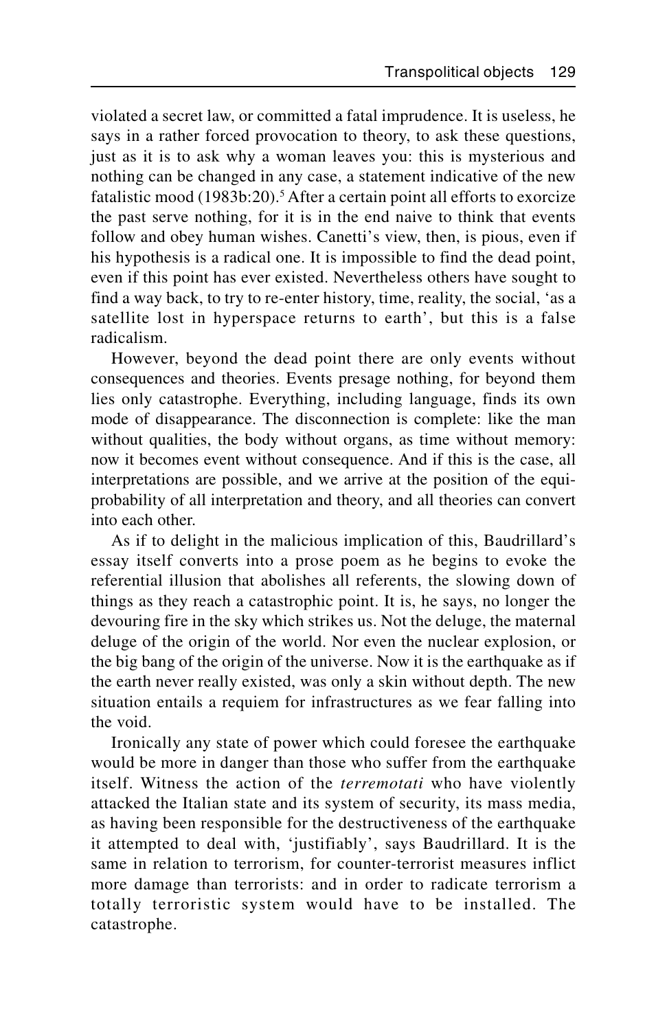violated a secret law, or committed a fatal imprudence. It is useless, he says in a rather forced provocation to theory, to ask these questions, just as it is to ask why a woman leaves you: this is mysterious and nothing can be changed in any case, a statement indicative of the new fatalistic mood (1983b:20).[5] After a certain point all efforts to exorcize the past serve nothing, for it is in the end naive to think that events follow and obey human wishes. Canetti's view, then, is pious, even if his hypothesis is a radical one. It is impossible to find the dead point, even if this point has ever existed. Nevertheless others have sought to find a way back, to try to re-enter history, time, reality, the social, 'as a satellite lost in hyperspace returns to earth', but this is a false radicalism.

However, beyond the dead point there are only events without consequences and theories. Events presage nothing, for beyond them lies only catastrophe. Everything, including language, finds its own mode of disappearance. The disconnection is complete: like the man without qualities, the body without organs, as time without memory: now it becomes event without consequence. And if this is the case, all interpretations are possible, and we arrive at the position of the equi-probability of all interpretation and theory, and all theories can convert into each other.

As if to delight in the malicious implication of this, Baudrillard's essay itself converts into a prose poem as he begins to evoke the referential illusion that abolishes all referents, the slowing down of things as they reach a catastrophic point. It is, he says, no longer the devouring fire in the sky which strikes us. Not the deluge, the maternal deluge of the origin of the world. Nor even the nuclear explosion, or the big bang of the origin of the universe. Now it is the earthquake as if the earth never really existed, was only a skin without depth. The new situation entails a requiem for infrastructures as we fear falling into the void.

Ironically any state of power which could foresee the earthquake would be more in danger than those who suffer from the earthquake itself. Witness the action of the *terremotati* who have violently attacked the Italian state and its system of security, its mass media, as having been responsible for the destructiveness of the earthquake it attempted to deal with, 'justifiably', says Baudrillard. It is the same in relation to terrorism, for counter-terrorist measures inflict more damage than terrorists: and in order to radicate terrorism a totally terroristic system would have to be installed. The catastrophe.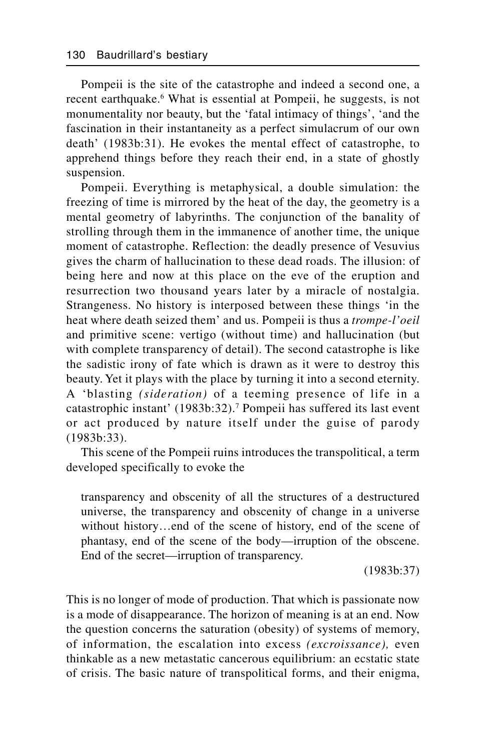Pompeii is the site of the catastrophe and indeed a second one, a recent earthquake.[6] What is essential at Pompeii, he suggests, is not monumentality nor beauty, but the 'fatal intimacy of things', 'and the fascination in their instantaneity as a perfect simulacrum of our own death' (1983b:31). He evokes the mental effect of catastrophe, to apprehend things before they reach their end, in a state of ghostly suspension.

Pompeii. Everything is metaphysical, a double simulation: the freezing of time is mirrored by the heat of the day, the geometry is a mental geometry of labyrinths. The conjunction of the banality of strolling through them in the immanence of another time, the unique moment of catastrophe. Reflection: the deadly presence of Vesuvius gives the charm of hallucination to these dead roads. The illusion: of being here and now at this place on the eve of the eruption and resurrection two thousand years later by a miracle of nostalgia. Strangeness. No history is interposed between these things 'in the heat where death seized them' and us. Pompeii is thus a *trompe-l'oeil* and primitive scene: vertigo (without time) and hallucination (but with complete transparency of detail). The second catastrophe is like the sadistic irony of fate which is drawn as it were to destroy this beauty. Yet it plays with the place by turning it into a second eternity. A 'blasting *(sideration)* of a teeming presence of life in a catastrophic instant' (1983b:32).[7] Pompeii has suffered its last event or act produced by nature itself under the guise of parody (1983b:33).

This scene of the Pompeii ruins introduces the transpolitical, a term developed specifically to evoke the

> transparency and obscenity of all the structures of a destructured universe, the transparency and obscenity of change in a universe without history…end of the scene of history, end of the scene of phantasy, end of the scene of the body—irruption of the obscene. End of the secret—irruption of transparency.
>
> (1983b:37)

This is no longer of mode of production. That which is passionate now is a mode of disappearance. The horizon of meaning is at an end. Now the question concerns the saturation (obesity) of systems of memory, of information, the escalation into excess *(excroissance),* even thinkable as a new metastatic cancerous equilibrium: an ecstatic state of crisis. The basic nature of transpolitical forms, and their enigma,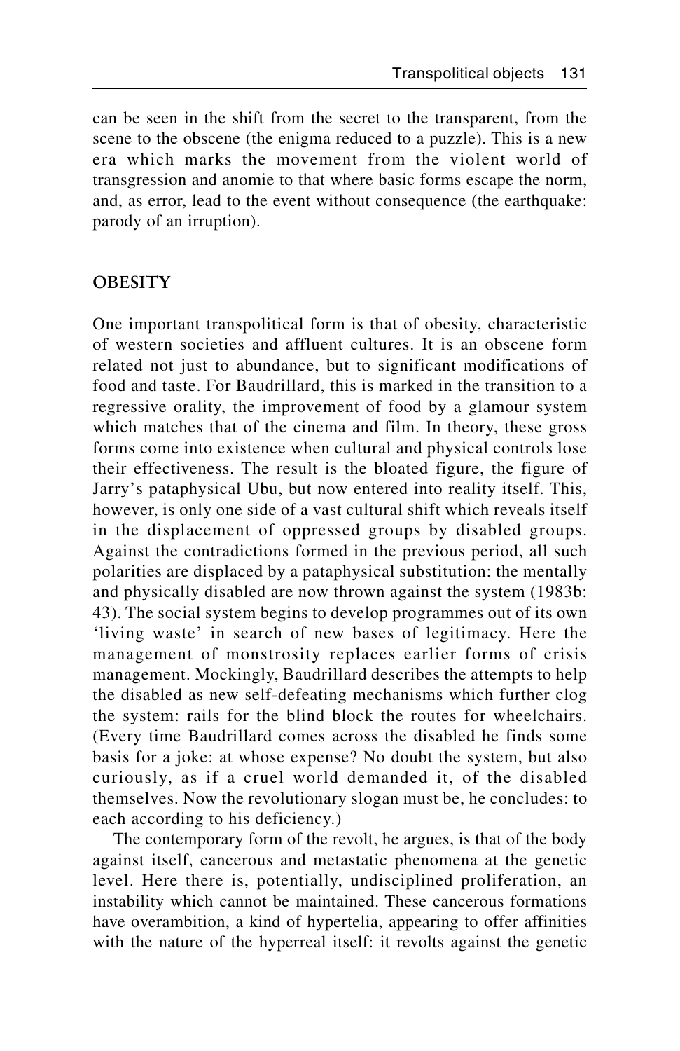can be seen in the shift from the secret to the transparent, from the scene to the obscene (the enigma reduced to a puzzle). This is a new era which marks the movement from the violent world of transgression and anomie to that where basic forms escape the norm, and, as error, lead to the event without consequence (the earthquake: parody of an irruption).

## OBESITY

One important transpolitical form is that of obesity, characteristic of western societies and affluent cultures. It is an obscene form related not just to abundance, but to significant modifications of food and taste. For Baudrillard, this is marked in the transition to a regressive orality, the improvement of food by a glamour system which matches that of the cinema and film. In theory, these gross forms come into existence when cultural and physical controls lose their effectiveness. The result is the bloated figure, the figure of Jarry's pataphysical Ubu, but now entered into reality itself. This, however, is only one side of a vast cultural shift which reveals itself in the displacement of oppressed groups by disabled groups. Against the contradictions formed in the previous period, all such polarities are displaced by a pataphysical substitution: the mentally and physically disabled are now thrown against the system (1983b: 43). The social system begins to develop programmes out of its own 'living waste' in search of new bases of legitimacy. Here the management of monstrosity replaces earlier forms of crisis management. Mockingly, Baudrillard describes the attempts to help the disabled as new self-defeating mechanisms which further clog the system: rails for the blind block the routes for wheelchairs. (Every time Baudrillard comes across the disabled he finds some basis for a joke: at whose expense? No doubt the system, but also curiously, as if a cruel world demanded it, of the disabled themselves. Now the revolutionary slogan must be, he concludes: to each according to his deficiency.)

The contemporary form of the revolt, he argues, is that of the body against itself, cancerous and metastatic phenomena at the genetic level. Here there is, potentially, undisciplined proliferation, an instability which cannot be maintained. These cancerous formations have overambition, a kind of hypertelia, appearing to offer affinities with the nature of the hyperreal itself: it revolts against the genetic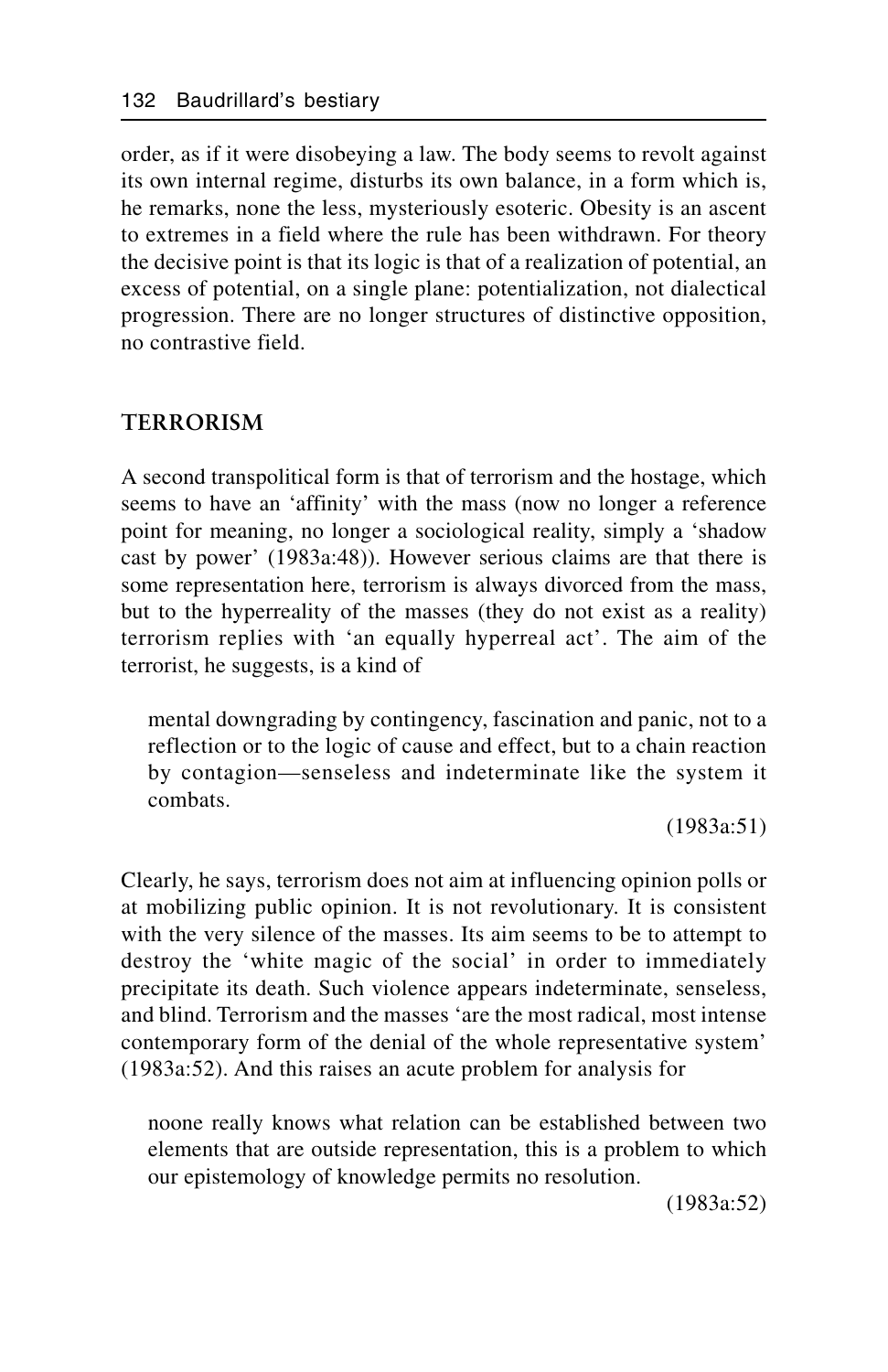order, as if it were disobeying a law. The body seems to revolt against its own internal regime, disturbs its own balance, in a form which is, he remarks, none the less, mysteriously esoteric. Obesity is an ascent to extremes in a field where the rule has been withdrawn. For theory the decisive point is that its logic is that of a realization of potential, an excess of potential, on a single plane: potentialization, not dialectical progression. There are no longer structures of distinctive opposition, no contrastive field.

## TERRORISM

A second transpolitical form is that of terrorism and the hostage, which seems to have an 'affinity' with the mass (now no longer a reference point for meaning, no longer a sociological reality, simply a 'shadow cast by power' (1983a:48)). However serious claims are that there is some representation here, terrorism is always divorced from the mass, but to the hyperreality of the masses (they do not exist as a reality) terrorism replies with 'an equally hyperreal act'. The aim of the terrorist, he suggests, is a kind of

> mental downgrading by contingency, fascination and panic, not to a reflection or to the logic of cause and effect, but to a chain reaction by contagion—senseless and indeterminate like the system it combats.
>
> (1983a:51)

Clearly, he says, terrorism does not aim at influencing opinion polls or at mobilizing public opinion. It is not revolutionary. It is consistent with the very silence of the masses. Its aim seems to be to attempt to destroy the 'white magic of the social' in order to immediately precipitate its death. Such violence appears indeterminate, senseless, and blind. Terrorism and the masses 'are the most radical, most intense contemporary form of the denial of the whole representative system' (1983a:52). And this raises an acute problem for analysis for

> noone really knows what relation can be established between two elements that are outside representation, this is a problem to which our epistemology of knowledge permits no resolution.
>
> (1983a:52)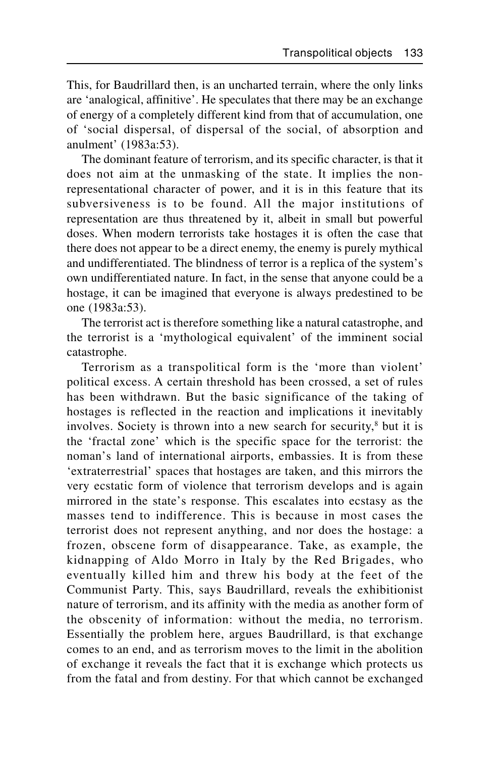This, for Baudrillard then, is an uncharted terrain, where the only links are 'analogical, affinitive'. He speculates that there may be an exchange of energy of a completely different kind from that of accumulation, one of 'social dispersal, of dispersal of the social, of absorption and anulment' (1983a:53).

The dominant feature of terrorism, and its specific character, is that it does not aim at the unmasking of the state. It implies the non-representational character of power, and it is in this feature that its subversiveness is to be found. All the major institutions of representation are thus threatened by it, albeit in small but powerful doses. When modern terrorists take hostages it is often the case that there does not appear to be a direct enemy, the enemy is purely mythical and undifferentiated. The blindness of terror is a replica of the system's own undifferentiated nature. In fact, in the sense that anyone could be a hostage, it can be imagined that everyone is always predestined to be one (1983a:53).

The terrorist act is therefore something like a natural catastrophe, and the terrorist is a 'mythological equivalent' of the imminent social catastrophe.

Terrorism as a transpolitical form is the 'more than violent' political excess. A certain threshold has been crossed, a set of rules has been withdrawn. But the basic significance of the taking of hostages is reflected in the reaction and implications it inevitably involves. Society is thrown into a new search for security,[8] but it is the 'fractal zone' which is the specific space for the terrorist: the noman's land of international airports, embassies. It is from these 'extraterrestrial' spaces that hostages are taken, and this mirrors the very ecstatic form of violence that terrorism develops and is again mirrored in the state's response. This escalates into ecstasy as the masses tend to indifference. This is because in most cases the terrorist does not represent anything, and nor does the hostage: a frozen, obscene form of disappearance. Take, as example, the kidnapping of Aldo Morro in Italy by the Red Brigades, who eventually killed him and threw his body at the feet of the Communist Party. This, says Baudrillard, reveals the exhibitionist nature of terrorism, and its affinity with the media as another form of the obscenity of information: without the media, no terrorism. Essentially the problem here, argues Baudrillard, is that exchange comes to an end, and as terrorism moves to the limit in the abolition of exchange it reveals the fact that it is exchange which protects us from the fatal and from destiny. For that which cannot be exchanged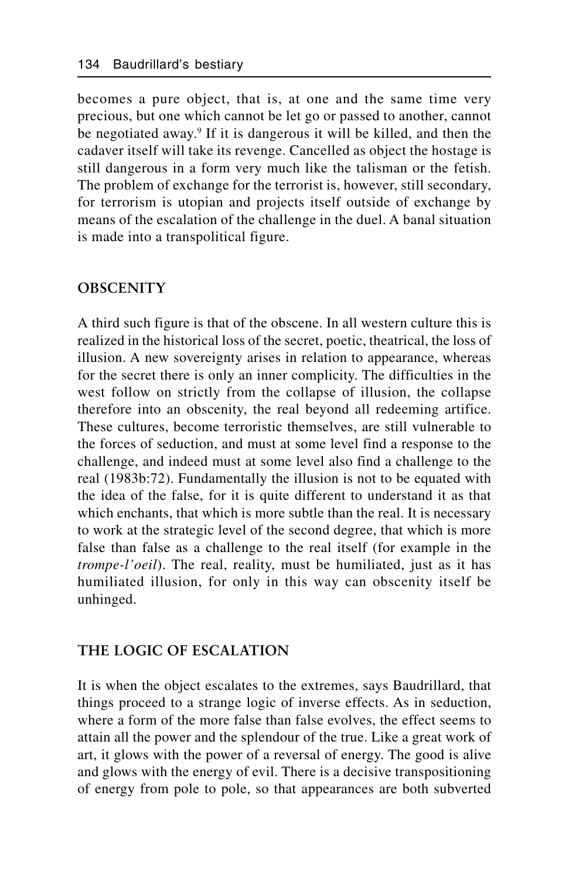becomes a pure object, that is, at one and the same time very precious, but one which cannot be let go or passed to another, cannot be negotiated away.[9] If it is dangerous it will be killed, and then the cadaver itself will take its revenge. Cancelled as object the hostage is still dangerous in a form very much like the talisman or the fetish. The problem of exchange for the terrorist is, however, still secondary, for terrorism is utopian and projects itself outside of exchange by means of the escalation of the challenge in the duel. A banal situation is made into a transpolitical figure.

## OBSCENITY

A third such figure is that of the obscene. In all western culture this is realized in the historical loss of the secret, poetic, theatrical, the loss of illusion. A new sovereignty arises in relation to appearance, whereas for the secret there is only an inner complicity. The difficulties in the west follow on strictly from the collapse of illusion, the collapse therefore into an obscenity, the real beyond all redeeming artifice. These cultures, become terroristic themselves, are still vulnerable to the forces of seduction, and must at some level find a response to the challenge, and indeed must at some level also find a challenge to the real (1983b:72). Fundamentally the illusion is not to be equated with the idea of the false, for it is quite different to understand it as that which enchants, that which is more subtle than the real. It is necessary to work at the strategic level of the second degree, that which is more false than false as a challenge to the real itself (for example in the *trompe-l'oeil*). The real, reality, must be humiliated, just as it has humiliated illusion, for only in this way can obscenity itself be unhinged.

## THE LOGIC OF ESCALATION

It is when the object escalates to the extremes, says Baudrillard, that things proceed to a strange logic of inverse effects. As in seduction, where a form of the more false than false evolves, the effect seems to attain all the power and the splendour of the true. Like a great work of art, it glows with the power of a reversal of energy. The good is alive and glows with the energy of evil. There is a decisive transpositioning of energy from pole to pole, so that appearances are both subverted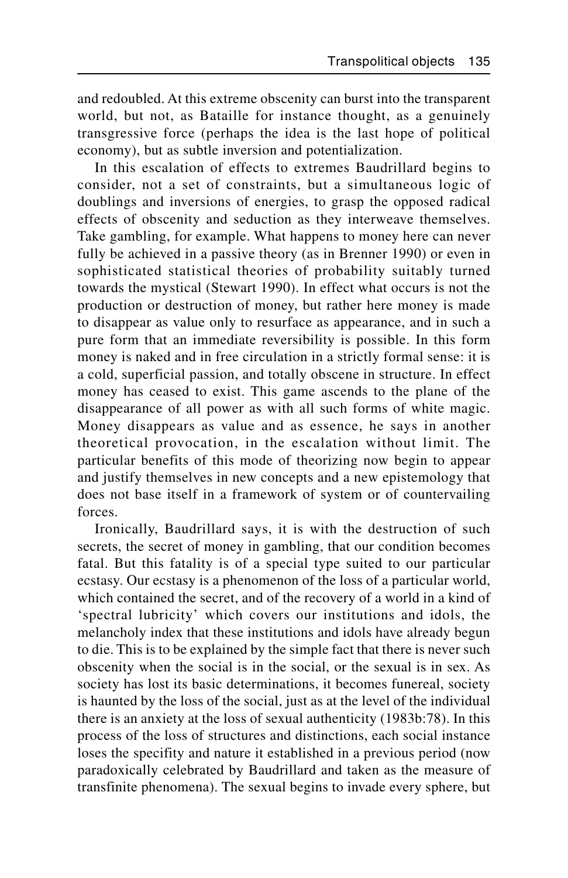and redoubled. At this extreme obscenity can burst into the transparent world, but not, as Bataille for instance thought, as a genuinely transgressive force (perhaps the idea is the last hope of political economy), but as subtle inversion and potentialization.

In this escalation of effects to extremes Baudrillard begins to consider, not a set of constraints, but a simultaneous logic of doublings and inversions of energies, to grasp the opposed radical effects of obscenity and seduction as they interweave themselves. Take gambling, for example. What happens to money here can never fully be achieved in a passive theory (as in Brenner 1990) or even in sophisticated statistical theories of probability suitably turned towards the mystical (Stewart 1990). In effect what occurs is not the production or destruction of money, but rather here money is made to disappear as value only to resurface as appearance, and in such a pure form that an immediate reversibility is possible. In this form money is naked and in free circulation in a strictly formal sense: it is a cold, superficial passion, and totally obscene in structure. In effect money has ceased to exist. This game ascends to the plane of the disappearance of all power as with all such forms of white magic. Money disappears as value and as essence, he says in another theoretical provocation, in the escalation without limit. The particular benefits of this mode of theorizing now begin to appear and justify themselves in new concepts and a new epistemology that does not base itself in a framework of system or of countervailing forces.

Ironically, Baudrillard says, it is with the destruction of such secrets, the secret of money in gambling, that our condition becomes fatal. But this fatality is of a special type suited to our particular ecstasy. Our ecstasy is a phenomenon of the loss of a particular world, which contained the secret, and of the recovery of a world in a kind of 'spectral lubricity' which covers our institutions and idols, the melancholy index that these institutions and idols have already begun to die. This is to be explained by the simple fact that there is never such obscenity when the social is in the social, or the sexual is in sex. As society has lost its basic determinations, it becomes funereal, society is haunted by the loss of the social, just as at the level of the individual there is an anxiety at the loss of sexual authenticity (1983b:78). In this process of the loss of structures and distinctions, each social instance loses the specifity and nature it established in a previous period (now paradoxically celebrated by Baudrillard and taken as the measure of transfinite phenomena). The sexual begins to invade every sphere, but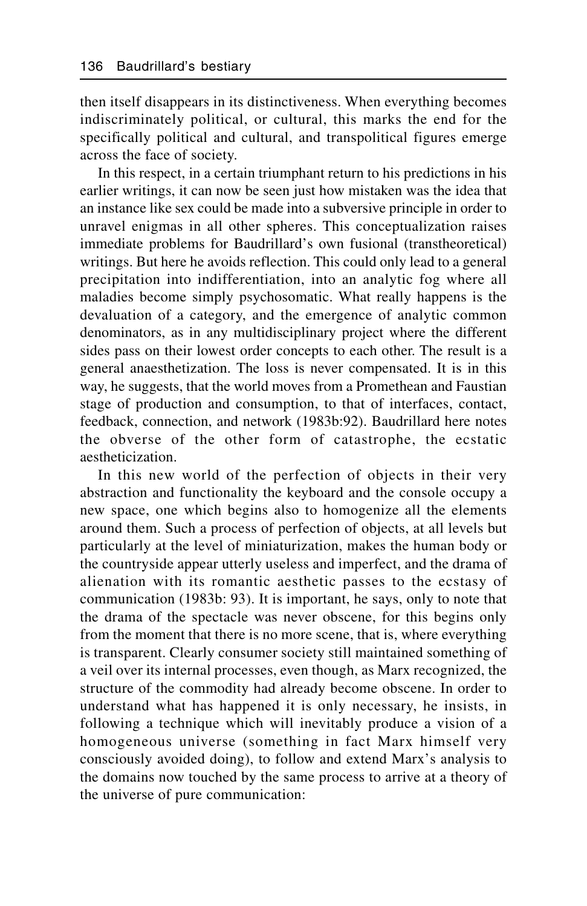then itself disappears in its distinctiveness. When everything becomes indiscriminately political, or cultural, this marks the end for the specifically political and cultural, and transpolitical figures emerge across the face of society.

In this respect, in a certain triumphant return to his predictions in his earlier writings, it can now be seen just how mistaken was the idea that an instance like sex could be made into a subversive principle in order to unravel enigmas in all other spheres. This conceptualization raises immediate problems for Baudrillard's own fusional (transtheoretical) writings. But here he avoids reflection. This could only lead to a general precipitation into indifferentiation, into an analytic fog where all maladies become simply psychosomatic. What really happens is the devaluation of a category, and the emergence of analytic common denominators, as in any multidisciplinary project where the different sides pass on their lowest order concepts to each other. The result is a general anaesthetization. The loss is never compensated. It is in this way, he suggests, that the world moves from a Promethean and Faustian stage of production and consumption, to that of interfaces, contact, feedback, connection, and network (1983b:92). Baudrillard here notes the obverse of the other form of catastrophe, the ecstatic aestheticization.

In this new world of the perfection of objects in their very abstraction and functionality the keyboard and the console occupy a new space, one which begins also to homogenize all the elements around them. Such a process of perfection of objects, at all levels but particularly at the level of miniaturization, makes the human body or the countryside appear utterly useless and imperfect, and the drama of alienation with its romantic aesthetic passes to the ecstasy of communication (1983b: 93). It is important, he says, only to note that the drama of the spectacle was never obscene, for this begins only from the moment that there is no more scene, that is, where everything is transparent. Clearly consumer society still maintained something of a veil over its internal processes, even though, as Marx recognized, the structure of the commodity had already become obscene. In order to understand what has happened it is only necessary, he insists, in following a technique which will inevitably produce a vision of a homogeneous universe (something in fact Marx himself very consciously avoided doing), to follow and extend Marx's analysis to the domains now touched by the same process to arrive at a theory of the universe of pure communication: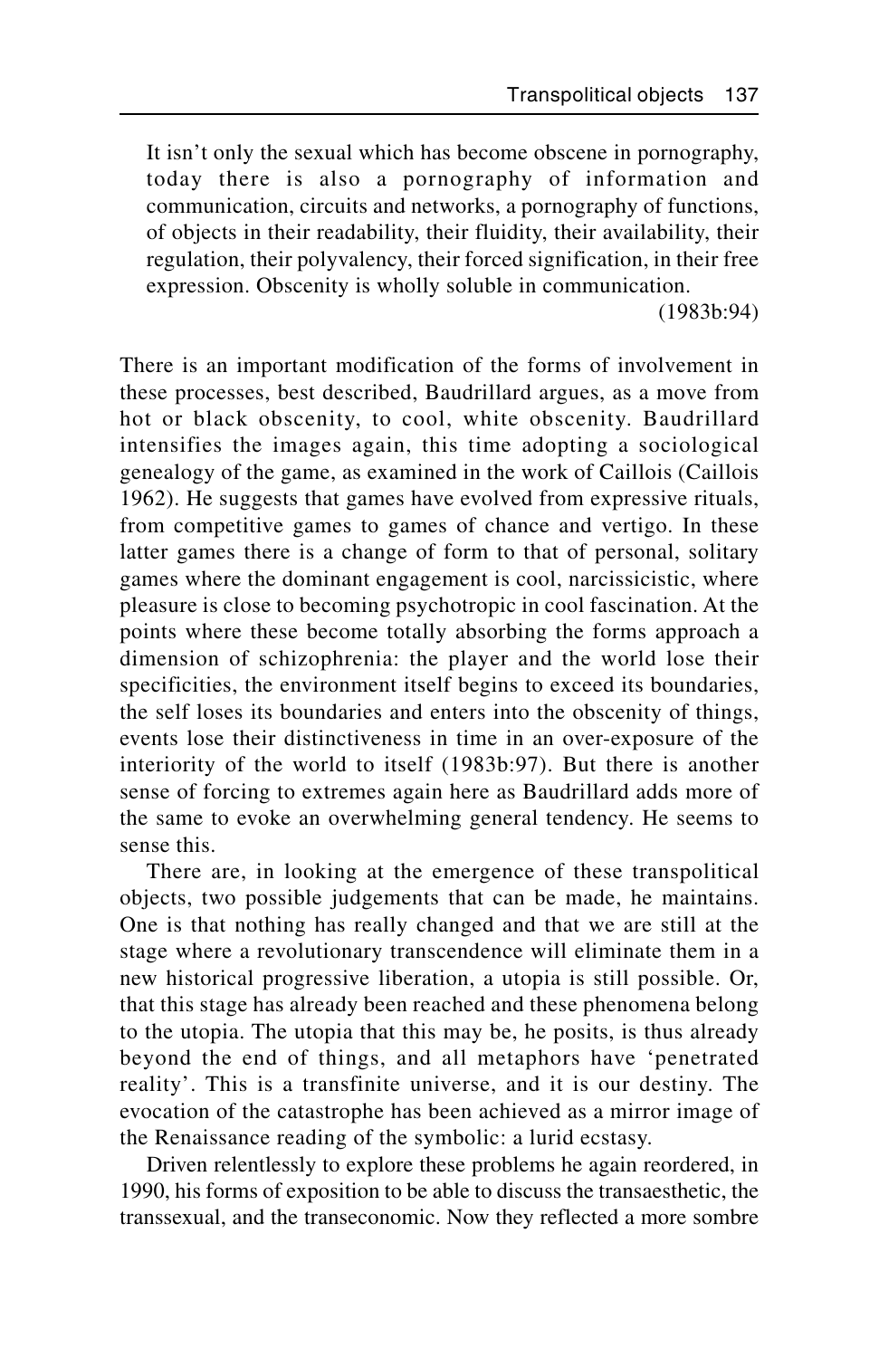> It isn't only the sexual which has become obscene in pornography, today there is also a pornography of information and communication, circuits and networks, a pornography of functions, of objects in their readability, their fluidity, their availability, their regulation, their polyvalency, their forced signification, in their free expression. Obscenity is wholly soluble in communication.
>
> (1983b:94)

There is an important modification of the forms of involvement in these processes, best described, Baudrillard argues, as a move from hot or black obscenity, to cool, white obscenity. Baudrillard intensifies the images again, this time adopting a sociological genealogy of the game, as examined in the work of Caillois (Caillois 1962). He suggests that games have evolved from expressive rituals, from competitive games to games of chance and vertigo. In these latter games there is a change of form to that of personal, solitary games where the dominant engagement is cool, narcissicistic, where pleasure is close to becoming psychotropic in cool fascination. At the points where these become totally absorbing the forms approach a dimension of schizophrenia: the player and the world lose their specificities, the environment itself begins to exceed its boundaries, the self loses its boundaries and enters into the obscenity of things, events lose their distinctiveness in time in an over-exposure of the interiority of the world to itself (1983b:97). But there is another sense of forcing to extremes again here as Baudrillard adds more of the same to evoke an overwhelming general tendency. He seems to sense this.

There are, in looking at the emergence of these transpolitical objects, two possible judgements that can be made, he maintains. One is that nothing has really changed and that we are still at the stage where a revolutionary transcendence will eliminate them in a new historical progressive liberation, a utopia is still possible. Or, that this stage has already been reached and these phenomena belong to the utopia. The utopia that this may be, he posits, is thus already beyond the end of things, and all metaphors have 'penetrated reality'. This is a transfinite universe, and it is our destiny. The evocation of the catastrophe has been achieved as a mirror image of the Renaissance reading of the symbolic: a lurid ecstasy.

Driven relentlessly to explore these problems he again reordered, in 1990, his forms of exposition to be able to discuss the transaesthetic, the transsexual, and the transeconomic. Now they reflected a more sombre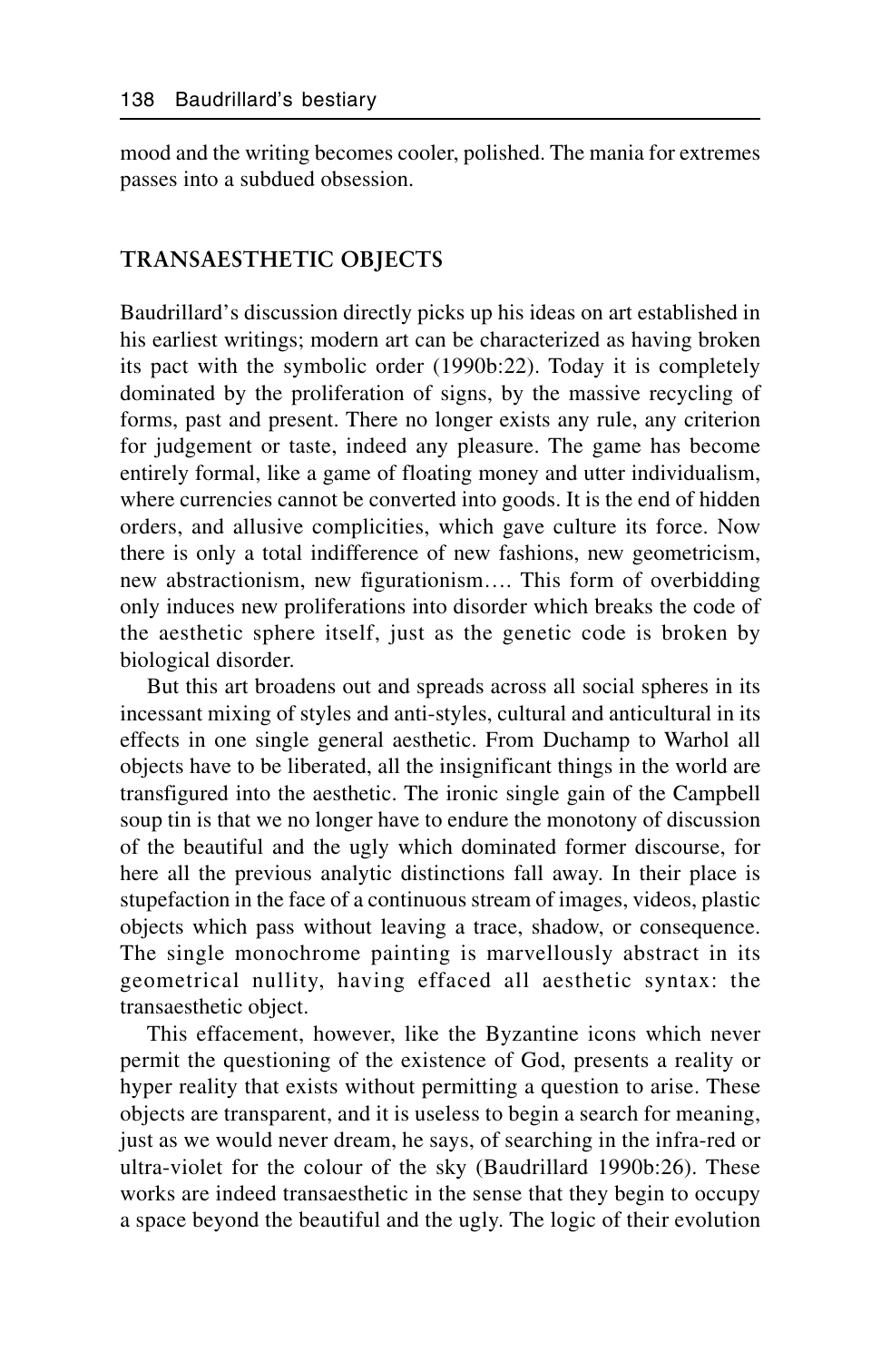mood and the writing becomes cooler, polished. The mania for extremes passes into a subdued obsession.

## TRANSAESTHETIC OBJECTS

Baudrillard's discussion directly picks up his ideas on art established in his earliest writings; modern art can be characterized as having broken its pact with the symbolic order (1990b:22). Today it is completely dominated by the proliferation of signs, by the massive recycling of forms, past and present. There no longer exists any rule, any criterion for judgement or taste, indeed any pleasure. The game has become entirely formal, like a game of floating money and utter individualism, where currencies cannot be converted into goods. It is the end of hidden orders, and allusive complicities, which gave culture its force. Now there is only a total indifference of new fashions, new geometricism, new abstractionism, new figurationism…. This form of overbidding only induces new proliferations into disorder which breaks the code of the aesthetic sphere itself, just as the genetic code is broken by biological disorder.

But this art broadens out and spreads across all social spheres in its incessant mixing of styles and anti-styles, cultural and anticultural in its effects in one single general aesthetic. From Duchamp to Warhol all objects have to be liberated, all the insignificant things in the world are transfigured into the aesthetic. The ironic single gain of the Campbell soup tin is that we no longer have to endure the monotony of discussion of the beautiful and the ugly which dominated former discourse, for here all the previous analytic distinctions fall away. In their place is stupefaction in the face of a continuous stream of images, videos, plastic objects which pass without leaving a trace, shadow, or consequence. The single monochrome painting is marvellously abstract in its geometrical nullity, having effaced all aesthetic syntax: the transaesthetic object.

This effacement, however, like the Byzantine icons which never permit the questioning of the existence of God, presents a reality or hyper reality that exists without permitting a question to arise. These objects are transparent, and it is useless to begin a search for meaning, just as we would never dream, he says, of searching in the infra-red or ultra-violet for the colour of the sky (Baudrillard 1990b:26). These works are indeed transaesthetic in the sense that they begin to occupy a space beyond the beautiful and the ugly. The logic of their evolution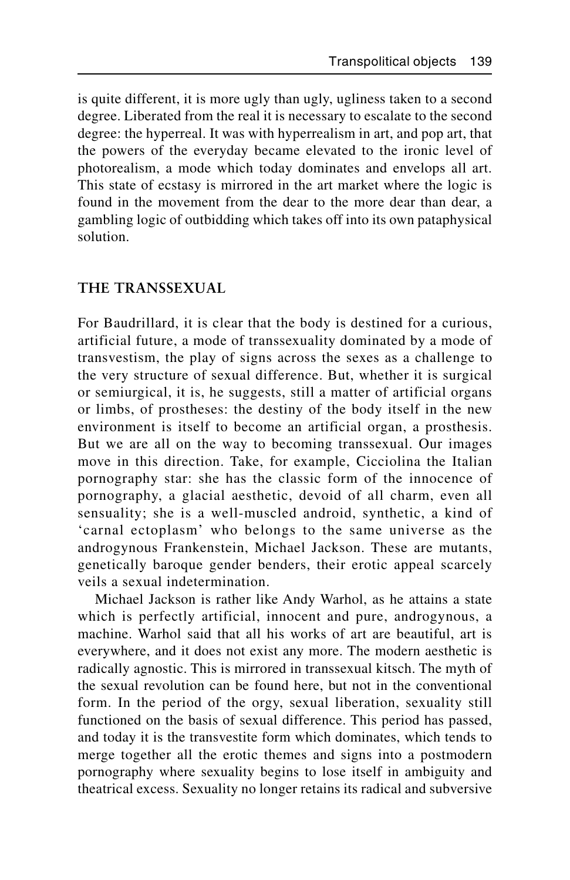is quite different, it is more ugly than ugly, ugliness taken to a second degree. Liberated from the real it is necessary to escalate to the second degree: the hyperreal. It was with hyperrealism in art, and pop art, that the powers of the everyday became elevated to the ironic level of photorealism, a mode which today dominates and envelops all art. This state of ecstasy is mirrored in the art market where the logic is found in the movement from the dear to the more dear than dear, a gambling logic of outbidding which takes off into its own pataphysical solution.

## THE TRANSSEXUAL

For Baudrillard, it is clear that the body is destined for a curious, artificial future, a mode of transsexuality dominated by a mode of transvestism, the play of signs across the sexes as a challenge to the very structure of sexual difference. But, whether it is surgical or semiurgical, it is, he suggests, still a matter of artificial organs or limbs, of prostheses: the destiny of the body itself in the new environment is itself to become an artificial organ, a prosthesis. But we are all on the way to becoming transsexual. Our images move in this direction. Take, for example, Cicciolina the Italian pornography star: she has the classic form of the innocence of pornography, a glacial aesthetic, devoid of all charm, even all sensuality; she is a well-muscled android, synthetic, a kind of 'carnal ectoplasm' who belongs to the same universe as the androgynous Frankenstein, Michael Jackson. These are mutants, genetically baroque gender benders, their erotic appeal scarcely veils a sexual indetermination.

Michael Jackson is rather like Andy Warhol, as he attains a state which is perfectly artificial, innocent and pure, androgynous, a machine. Warhol said that all his works of art are beautiful, art is everywhere, and it does not exist any more. The modern aesthetic is radically agnostic. This is mirrored in transsexual kitsch. The myth of the sexual revolution can be found here, but not in the conventional form. In the period of the orgy, sexual liberation, sexuality still functioned on the basis of sexual difference. This period has passed, and today it is the transvestite form which dominates, which tends to merge together all the erotic themes and signs into a postmodern pornography where sexuality begins to lose itself in ambiguity and theatrical excess. Sexuality no longer retains its radical and subversive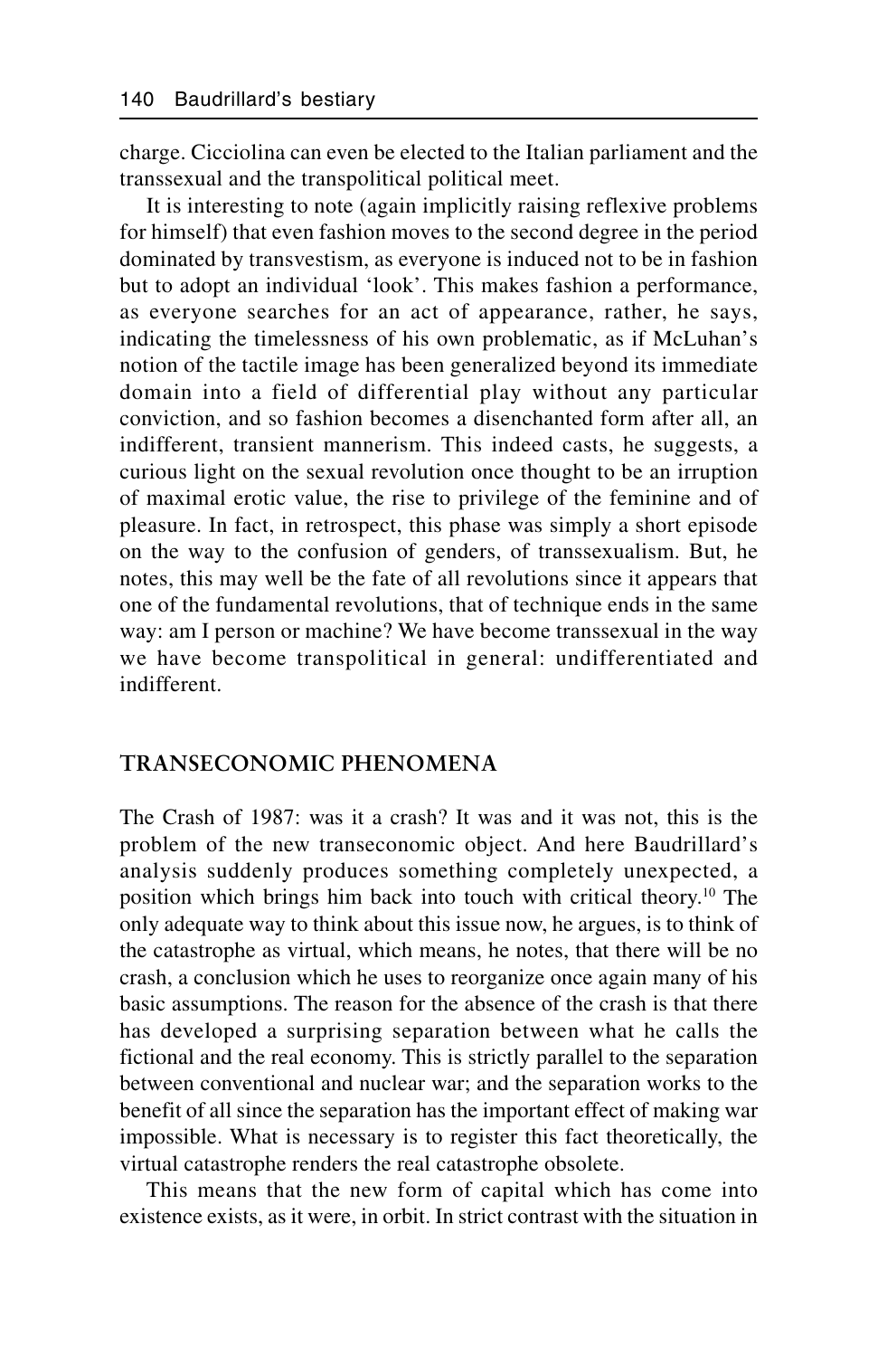charge. Cicciolina can even be elected to the Italian parliament and the transsexual and the transpolitical political meet.

It is interesting to note (again implicitly raising reflexive problems for himself) that even fashion moves to the second degree in the period dominated by transvestism, as everyone is induced not to be in fashion but to adopt an individual 'look'. This makes fashion a performance, as everyone searches for an act of appearance, rather, he says, indicating the timelessness of his own problematic, as if McLuhan's notion of the tactile image has been generalized beyond its immediate domain into a field of differential play without any particular conviction, and so fashion becomes a disenchanted form after all, an indifferent, transient mannerism. This indeed casts, he suggests, a curious light on the sexual revolution once thought to be an irruption of maximal erotic value, the rise to privilege of the feminine and of pleasure. In fact, in retrospect, this phase was simply a short episode on the way to the confusion of genders, of transsexualism. But, he notes, this may well be the fate of all revolutions since it appears that one of the fundamental revolutions, that of technique ends in the same way: am I person or machine? We have become transsexual in the way we have become transpolitical in general: undifferentiated and indifferent.

## TRANSECONOMIC PHENOMENA

The Crash of 1987: was it a crash? It was and it was not, this is the problem of the new transeconomic object. And here Baudrillard's analysis suddenly produces something completely unexpected, a position which brings him back into touch with critical theory.[10] The only adequate way to think about this issue now, he argues, is to think of the catastrophe as virtual, which means, he notes, that there will be no crash, a conclusion which he uses to reorganize once again many of his basic assumptions. The reason for the absence of the crash is that there has developed a surprising separation between what he calls the fictional and the real economy. This is strictly parallel to the separation between conventional and nuclear war; and the separation works to the benefit of all since the separation has the important effect of making war impossible. What is necessary is to register this fact theoretically, the virtual catastrophe renders the real catastrophe obsolete.

This means that the new form of capital which has come into existence exists, as it were, in orbit. In strict contrast with the situation in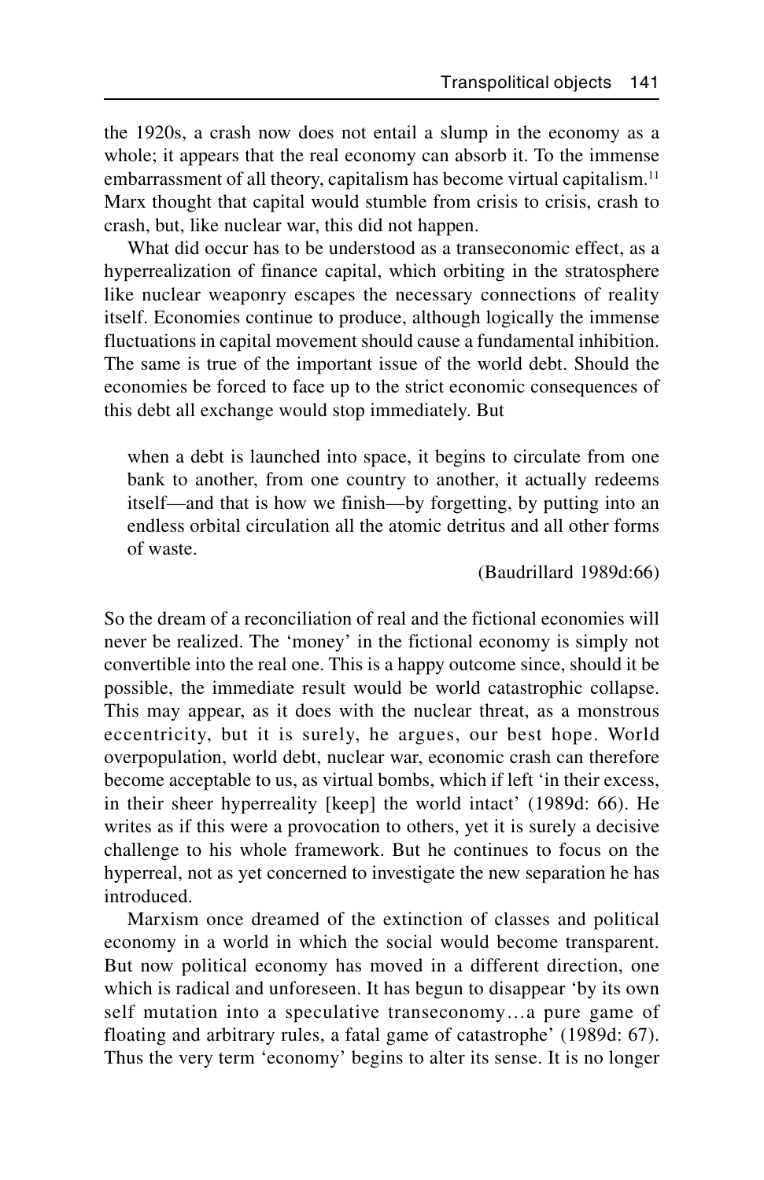the 1920s, a crash now does not entail a slump in the economy as a whole; it appears that the real economy can absorb it. To the immense embarrassment of all theory, capitalism has become virtual capitalism.[11] Marx thought that capital would stumble from crisis to crisis, crash to crash, but, like nuclear war, this did not happen.

What did occur has to be understood as a transeconomic effect, as a hyperrealization of finance capital, which orbiting in the stratosphere like nuclear weaponry escapes the necessary connections of reality itself. Economies continue to produce, although logically the immense fluctuations in capital movement should cause a fundamental inhibition. The same is true of the important issue of the world debt. Should the economies be forced to face up to the strict economic consequences of this debt all exchange would stop immediately. But

> when a debt is launched into space, it begins to circulate from one bank to another, from one country to another, it actually redeems itself—and that is how we finish—by forgetting, by putting into an endless orbital circulation all the atomic detritus and all other forms of waste.
>
> (Baudrillard 1989d:66)

So the dream of a reconciliation of real and the fictional economies will never be realized. The 'money' in the fictional economy is simply not convertible into the real one. This is a happy outcome since, should it be possible, the immediate result would be world catastrophic collapse. This may appear, as it does with the nuclear threat, as a monstrous eccentricity, but it is surely, he argues, our best hope. World overpopulation, world debt, nuclear war, economic crash can therefore become acceptable to us, as virtual bombs, which if left 'in their excess, in their sheer hyperreality [keep] the world intact' (1989d: 66). He writes as if this were a provocation to others, yet it is surely a decisive challenge to his whole framework. But he continues to focus on the hyperreal, not as yet concerned to investigate the new separation he has introduced.

Marxism once dreamed of the extinction of classes and political economy in a world in which the social would become transparent. But now political economy has moved in a different direction, one which is radical and unforeseen. It has begun to disappear 'by its own self mutation into a speculative transeconomy…a pure game of floating and arbitrary rules, a fatal game of catastrophe' (1989d: 67). Thus the very term 'economy' begins to alter its sense. It is no longer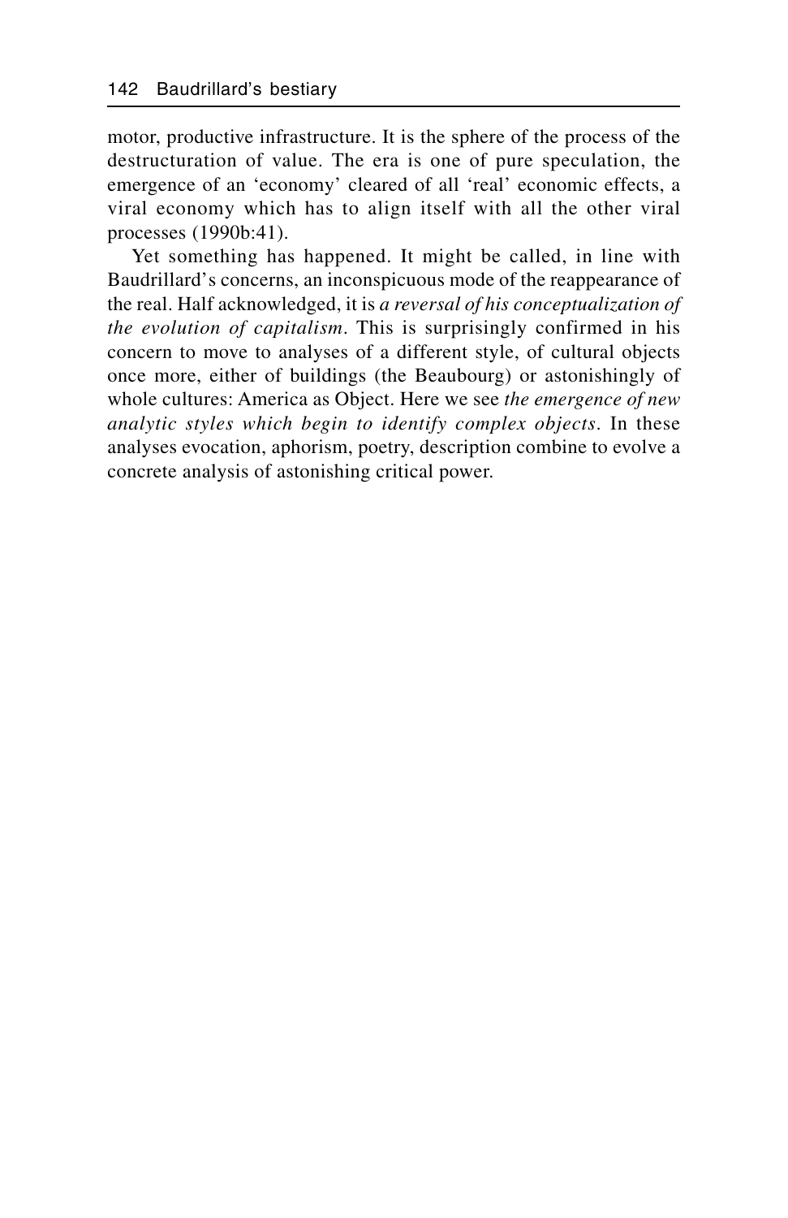motor, productive infrastructure. It is the sphere of the process of the destructuration of value. The era is one of pure speculation, the emergence of an 'economy' cleared of all 'real' economic effects, a viral economy which has to align itself with all the other viral processes (1990b:41).

Yet something has happened. It might be called, in line with Baudrillard's concerns, an inconspicuous mode of the reappearance of the real. Half acknowledged, it is *a reversal of his conceptualization of the evolution of capitalism*. This is surprisingly confirmed in his concern to move to analyses of a different style, of cultural objects once more, either of buildings (the Beaubourg) or astonishingly of whole cultures: America as Object. Here we see *the emergence of new analytic styles which begin to identify complex objects*. In these analyses evocation, aphorism, poetry, description combine to evolve a concrete analysis of astonishing critical power.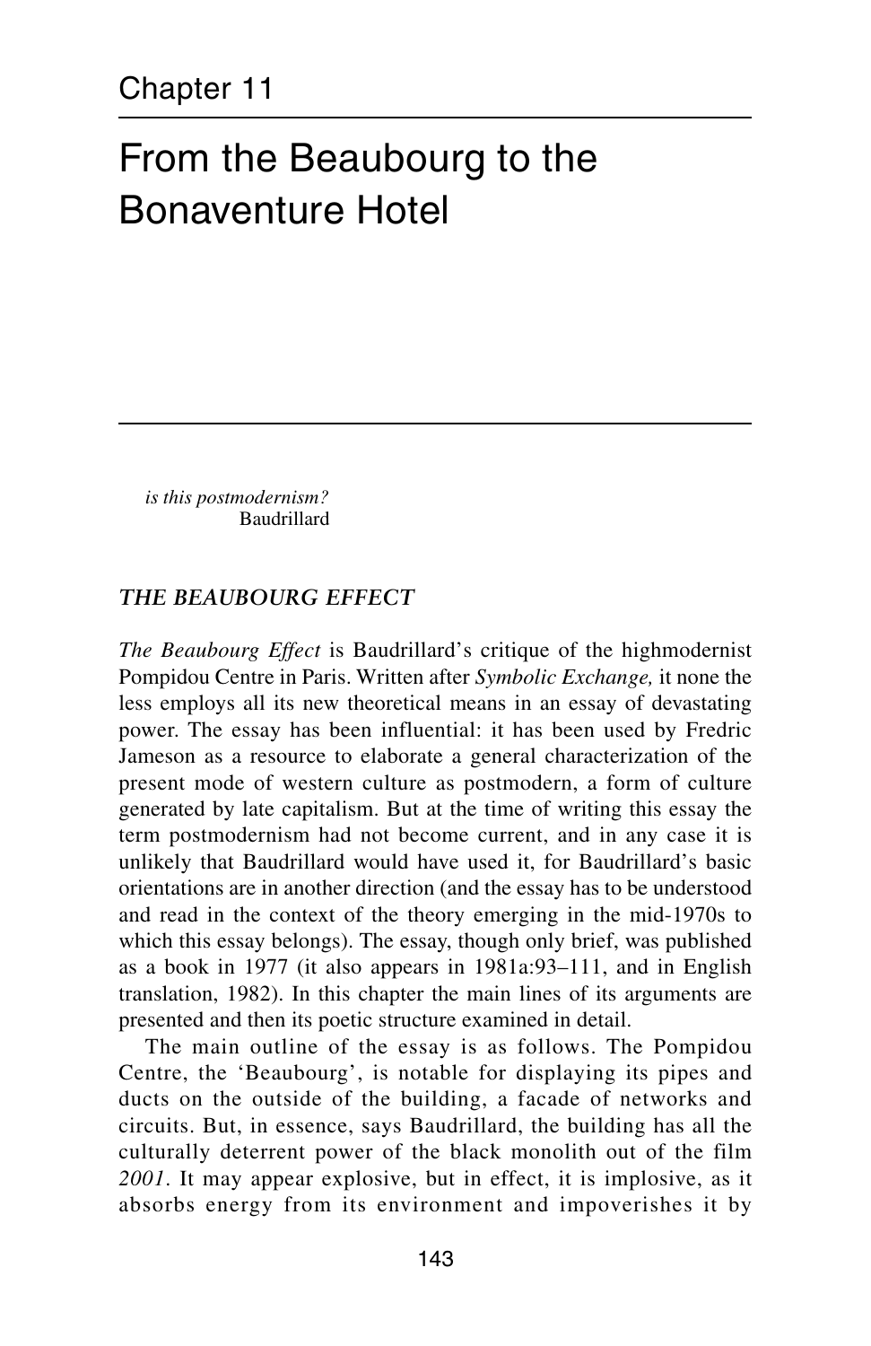Chapter 11

# From the Beaubourg to the Bonaventure Hotel

*is this postmodernism?*
Baudrillard

## *THE BEAUBOURG EFFECT*

*The Beaubourg Effect* is Baudrillard's critique of the highmodernist Pompidou Centre in Paris. Written after *Symbolic Exchange,* it none the less employs all its new theoretical means in an essay of devastating power. The essay has been influential: it has been used by Fredric Jameson as a resource to elaborate a general characterization of the present mode of western culture as postmodern, a form of culture generated by late capitalism. But at the time of writing this essay the term postmodernism had not become current, and in any case it is unlikely that Baudrillard would have used it, for Baudrillard's basic orientations are in another direction (and the essay has to be understood and read in the context of the theory emerging in the mid-1970s to which this essay belongs). The essay, though only brief, was published as a book in 1977 (it also appears in 1981a:93–111, and in English translation, 1982). In this chapter the main lines of its arguments are presented and then its poetic structure examined in detail.

The main outline of the essay is as follows. The Pompidou Centre, the 'Beaubourg', is notable for displaying its pipes and ducts on the outside of the building, a facade of networks and circuits. But, in essence, says Baudrillard, the building has all the culturally deterrent power of the black monolith out of the film *2001*. It may appear explosive, but in effect, it is implosive, as it absorbs energy from its environment and impoverishes it by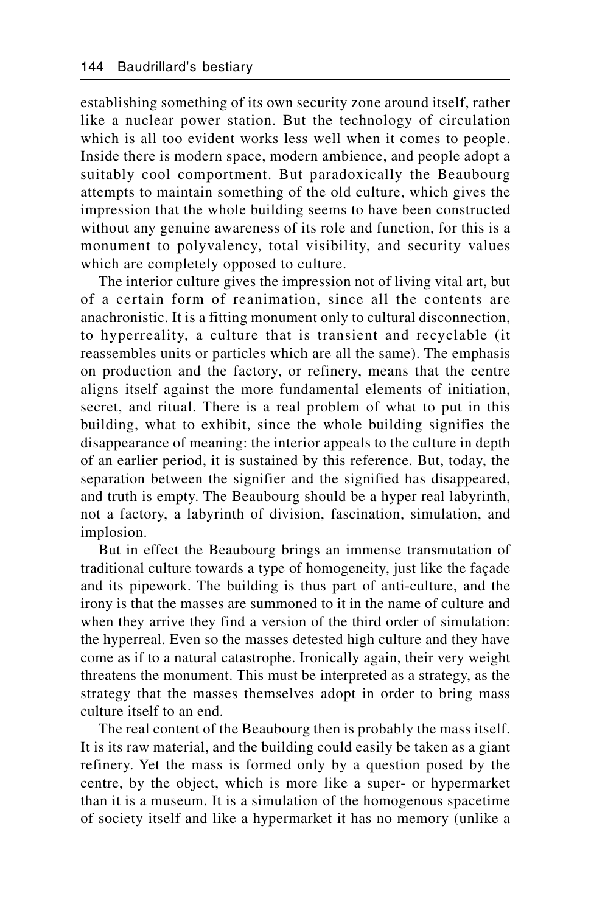establishing something of its own security zone around itself, rather like a nuclear power station. But the technology of circulation which is all too evident works less well when it comes to people. Inside there is modern space, modern ambience, and people adopt a suitably cool comportment. But paradoxically the Beaubourg attempts to maintain something of the old culture, which gives the impression that the whole building seems to have been constructed without any genuine awareness of its role and function, for this is a monument to polyvalency, total visibility, and security values which are completely opposed to culture.

The interior culture gives the impression not of living vital art, but of a certain form of reanimation, since all the contents are anachronistic. It is a fitting monument only to cultural disconnection, to hyperreality, a culture that is transient and recyclable (it reassembles units or particles which are all the same). The emphasis on production and the factory, or refinery, means that the centre aligns itself against the more fundamental elements of initiation, secret, and ritual. There is a real problem of what to put in this building, what to exhibit, since the whole building signifies the disappearance of meaning: the interior appeals to the culture in depth of an earlier period, it is sustained by this reference. But, today, the separation between the signifier and the signified has disappeared, and truth is empty. The Beaubourg should be a hyper real labyrinth, not a factory, a labyrinth of division, fascination, simulation, and implosion.

But in effect the Beaubourg brings an immense transmutation of traditional culture towards a type of homogeneity, just like the façade and its pipework. The building is thus part of anti-culture, and the irony is that the masses are summoned to it in the name of culture and when they arrive they find a version of the third order of simulation: the hyperreal. Even so the masses detested high culture and they have come as if to a natural catastrophe. Ironically again, their very weight threatens the monument. This must be interpreted as a strategy, as the strategy that the masses themselves adopt in order to bring mass culture itself to an end.

The real content of the Beaubourg then is probably the mass itself. It is its raw material, and the building could easily be taken as a giant refinery. Yet the mass is formed only by a question posed by the centre, by the object, which is more like a super- or hypermarket than it is a museum. It is a simulation of the homogenous spacetime of society itself and like a hypermarket it has no memory (unlike a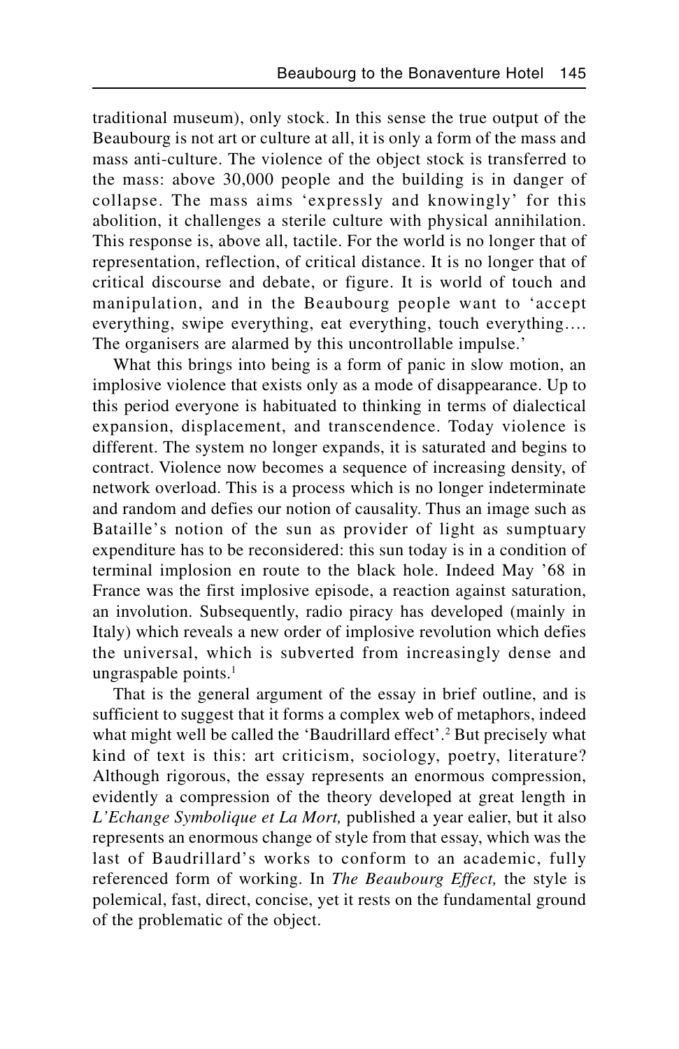traditional museum), only stock. In this sense the true output of the Beaubourg is not art or culture at all, it is only a form of the mass and mass anti-culture. The violence of the object stock is transferred to the mass: above 30,000 people and the building is in danger of collapse. The mass aims 'expressly and knowingly' for this abolition, it challenges a sterile culture with physical annihilation. This response is, above all, tactile. For the world is no longer that of representation, reflection, of critical distance. It is no longer that of critical discourse and debate, or figure. It is world of touch and manipulation, and in the Beaubourg people want to 'accept everything, swipe everything, eat everything, touch everything…. The organisers are alarmed by this uncontrollable impulse.'

What this brings into being is a form of panic in slow motion, an implosive violence that exists only as a mode of disappearance. Up to this period everyone is habituated to thinking in terms of dialectical expansion, displacement, and transcendence. Today violence is different. The system no longer expands, it is saturated and begins to contract. Violence now becomes a sequence of increasing density, of network overload. This is a process which is no longer indeterminate and random and defies our notion of causality. Thus an image such as Bataille's notion of the sun as provider of light as sumptuary expenditure has to be reconsidered: this sun today is in a condition of terminal implosion en route to the black hole. Indeed May '68 in France was the first implosive episode, a reaction against saturation, an involution. Subsequently, radio piracy has developed (mainly in Italy) which reveals a new order of implosive revolution which defies the universal, which is subverted from increasingly dense and ungraspable points.[1]

That is the general argument of the essay in brief outline, and is sufficient to suggest that it forms a complex web of metaphors, indeed what might well be called the 'Baudrillard effect'.[2] But precisely what kind of text is this: art criticism, sociology, poetry, literature? Although rigorous, the essay represents an enormous compression, evidently a compression of the theory developed at great length in *L'Echange Symbolique et La Mort,* published a year ealier, but it also represents an enormous change of style from that essay, which was the last of Baudrillard's works to conform to an academic, fully referenced form of working. In *The Beaubourg Effect,* the style is polemical, fast, direct, concise, yet it rests on the fundamental ground of the problematic of the object.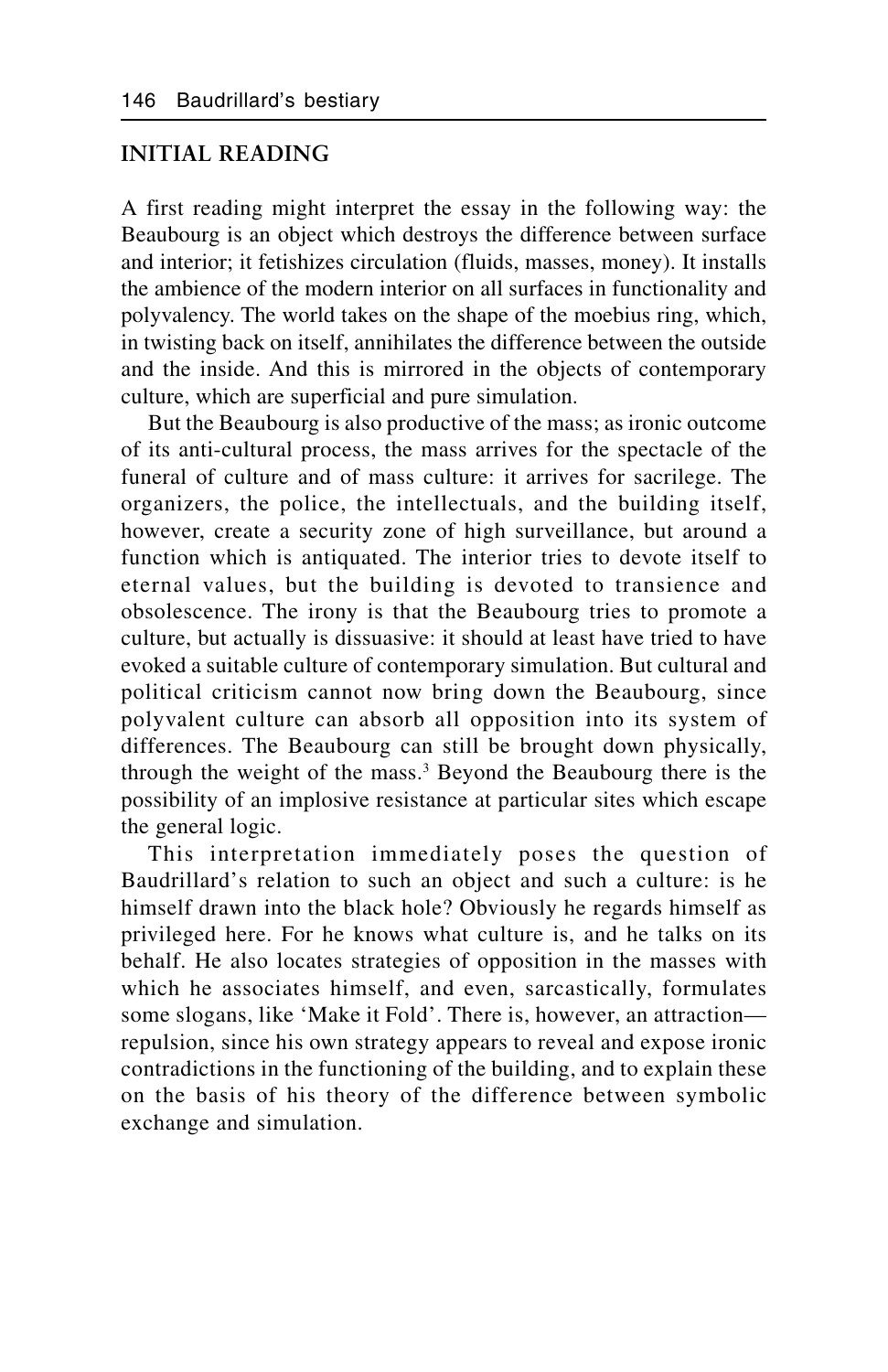## INITIAL READING

A first reading might interpret the essay in the following way: the Beaubourg is an object which destroys the difference between surface and interior; it fetishizes circulation (fluids, masses, money). It installs the ambience of the modern interior on all surfaces in functionality and polyvalency. The world takes on the shape of the moebius ring, which, in twisting back on itself, annihilates the difference between the outside and the inside. And this is mirrored in the objects of contemporary culture, which are superficial and pure simulation.

But the Beaubourg is also productive of the mass; as ironic outcome of its anti-cultural process, the mass arrives for the spectacle of the funeral of culture and of mass culture: it arrives for sacrilege. The organizers, the police, the intellectuals, and the building itself, however, create a security zone of high surveillance, but around a function which is antiquated. The interior tries to devote itself to eternal values, but the building is devoted to transience and obsolescence. The irony is that the Beaubourg tries to promote a culture, but actually is dissuasive: it should at least have tried to have evoked a suitable culture of contemporary simulation. But cultural and political criticism cannot now bring down the Beaubourg, since polyvalent culture can absorb all opposition into its system of differences. The Beaubourg can still be brought down physically, through the weight of the mass.[3] Beyond the Beaubourg there is the possibility of an implosive resistance at particular sites which escape the general logic.

This interpretation immediately poses the question of Baudrillard's relation to such an object and such a culture: is he himself drawn into the black hole? Obviously he regards himself as privileged here. For he knows what culture is, and he talks on its behalf. He also locates strategies of opposition in the masses with which he associates himself, and even, sarcastically, formulates some slogans, like 'Make it Fold'. There is, however, an attraction—repulsion, since his own strategy appears to reveal and expose ironic contradictions in the functioning of the building, and to explain these on the basis of his theory of the difference between symbolic exchange and simulation.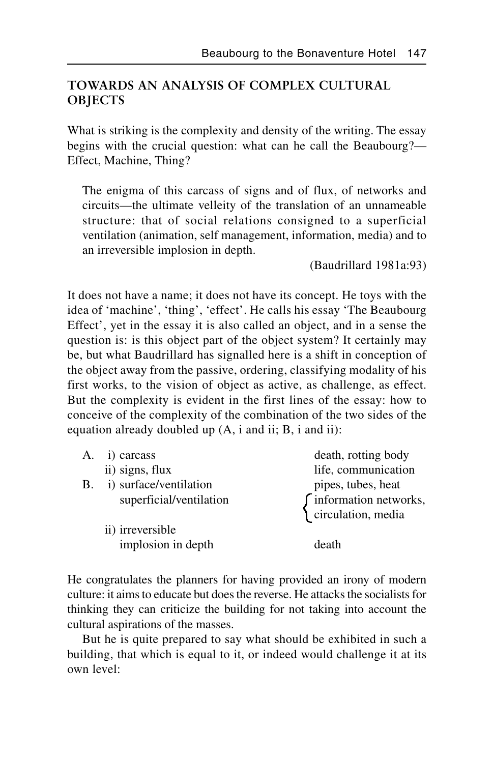## TOWARDS AN ANALYSIS OF COMPLEX CULTURAL OBJECTS

What is striking is the complexity and density of the writing. The essay begins with the crucial question: what can he call the Beaubourg?—Effect, Machine, Thing?

> The enigma of this carcass of signs and of flux, of networks and circuits—the ultimate velleity of the translation of an unnameable structure: that of social relations consigned to a superficial ventilation (animation, self management, information, media) and to an irreversible implosion in depth.
>
> (Baudrillard 1981a:93)

It does not have a name; it does not have its concept. He toys with the idea of 'machine', 'thing', 'effect'. He calls his essay 'The Beaubourg Effect', yet in the essay it is also called an object, and in a sense the question is: is this object part of the object system? It certainly may be, but what Baudrillard has signalled here is a shift in conception of the object away from the passive, ordering, classifying modality of his first works, to the vision of object as active, as challenge, as effect. But the complexity is evident in the first lines of the essay: how to conceive of the complexity of the combination of the two sides of the equation already doubled up (A, i and ii; B, i and ii):

| | | |
|---|---|---|
| A. | i) carcass | death, rotting body |
| | ii) signs, flux | life, communication |
| B. | i) surface/ventilation | pipes, tubes, heat |
| | superficial/ventilation | information networks, circulation, media |
| | ii) irreversible implosion in depth | death |

He congratulates the planners for having provided an irony of modern culture: it aims to educate but does the reverse. He attacks the socialists for thinking they can criticize the building for not taking into account the cultural aspirations of the masses.

But he is quite prepared to say what should be exhibited in such a building, that which is equal to it, or indeed would challenge it at its own level: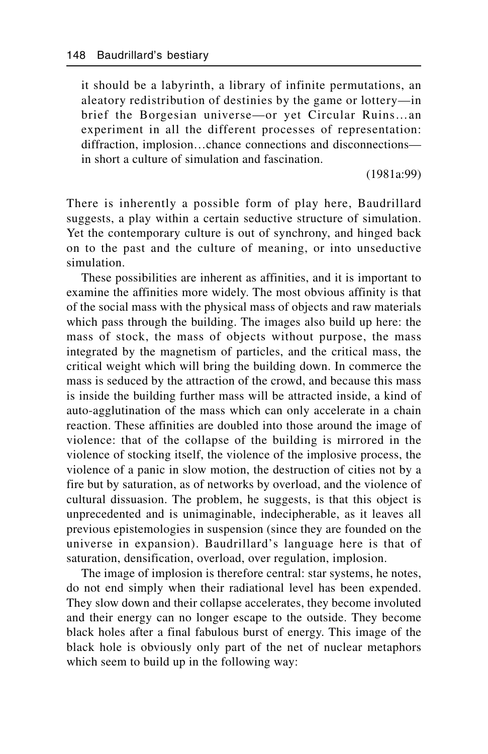> it should be a labyrinth, a library of infinite permutations, an aleatory redistribution of destinies by the game or lottery—in brief the Borgesian universe—or yet Circular Ruins…an experiment in all the different processes of representation: diffraction, implosion…chance connections and disconnections—in short a culture of simulation and fascination.
>
> (1981a:99)

There is inherently a possible form of play here, Baudrillard suggests, a play within a certain seductive structure of simulation. Yet the contemporary culture is out of synchrony, and hinged back on to the past and the culture of meaning, or into unseductive simulation.

These possibilities are inherent as affinities, and it is important to examine the affinities more widely. The most obvious affinity is that of the social mass with the physical mass of objects and raw materials which pass through the building. The images also build up here: the mass of stock, the mass of objects without purpose, the mass integrated by the magnetism of particles, and the critical mass, the critical weight which will bring the building down. In commerce the mass is seduced by the attraction of the crowd, and because this mass is inside the building further mass will be attracted inside, a kind of auto-agglutination of the mass which can only accelerate in a chain reaction. These affinities are doubled into those around the image of violence: that of the collapse of the building is mirrored in the violence of stocking itself, the violence of the implosive process, the violence of a panic in slow motion, the destruction of cities not by a fire but by saturation, as of networks by overload, and the violence of cultural dissuasion. The problem, he suggests, is that this object is unprecedented and is unimaginable, indecipherable, as it leaves all previous epistemologies in suspension (since they are founded on the universe in expansion). Baudrillard's language here is that of saturation, densification, overload, over regulation, implosion.

The image of implosion is therefore central: star systems, he notes, do not end simply when their radiational level has been expended. They slow down and their collapse accelerates, they become involuted and their energy can no longer escape to the outside. They become black holes after a final fabulous burst of energy. This image of the black hole is obviously only part of the net of nuclear metaphors which seem to build up in the following way: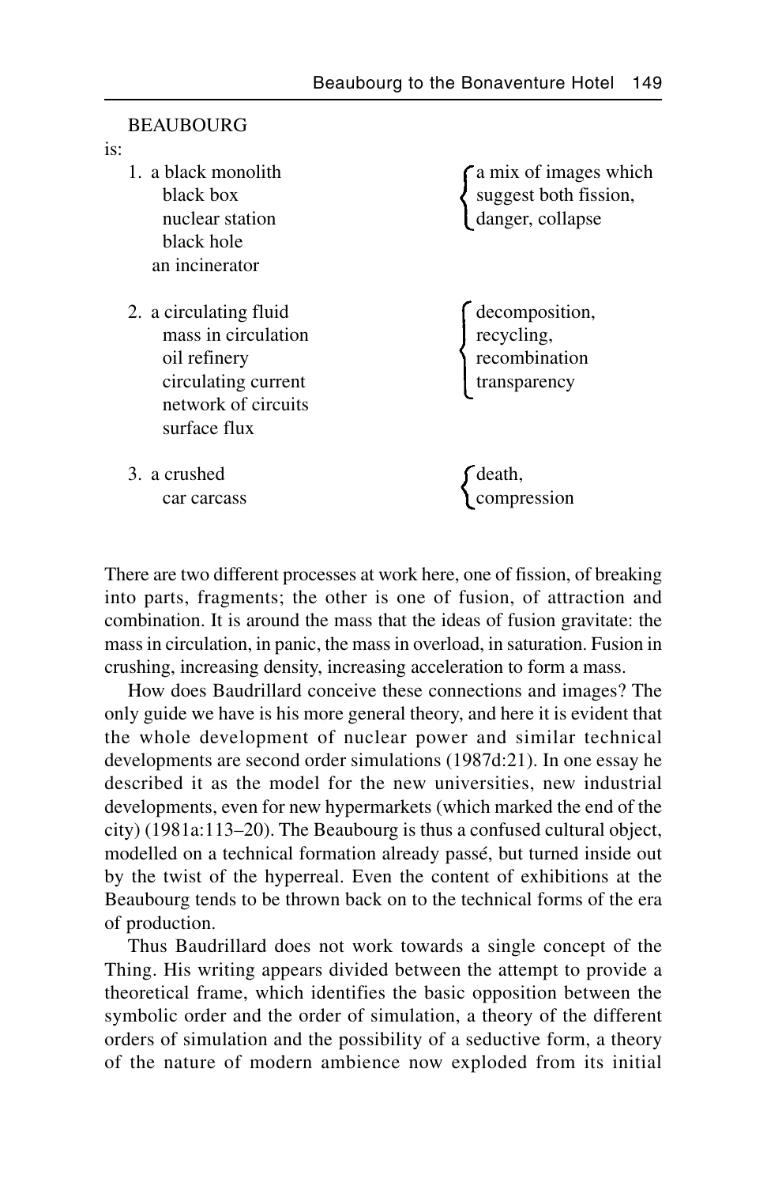BEAUBOURG

is:

| | |
|---|---|
| 1. a black monolith<br>black box<br>nuclear station<br>black hole<br>an incinerator | a mix of images which suggest both fission, danger, collapse |
| 2. a circulating fluid<br>mass in circulation<br>oil refinery<br>circulating current<br>network of circuits<br>surface flux | decomposition, recycling, recombination transparency |
| 3. a crushed<br>car carcass | death, compression |

There are two different processes at work here, one of fission, of breaking into parts, fragments; the other is one of fusion, of attraction and combination. It is around the mass that the ideas of fusion gravitate: the mass in circulation, in panic, the mass in overload, in saturation. Fusion in crushing, increasing density, increasing acceleration to form a mass.

How does Baudrillard conceive these connections and images? The only guide we have is his more general theory, and here it is evident that the whole development of nuclear power and similar technical developments are second order simulations (1987d:21). In one essay he described it as the model for the new universities, new industrial developments, even for new hypermarkets (which marked the end of the city) (1981a:113–20). The Beaubourg is thus a confused cultural object, modelled on a technical formation already passé, but turned inside out by the twist of the hyperreal. Even the content of exhibitions at the Beaubourg tends to be thrown back on to the technical forms of the era of production.

Thus Baudrillard does not work towards a single concept of the Thing. His writing appears divided between the attempt to provide a theoretical frame, which identifies the basic opposition between the symbolic order and the order of simulation, a theory of the different orders of simulation and the possibility of a seductive form, a theory of the nature of modern ambience now exploded from its initial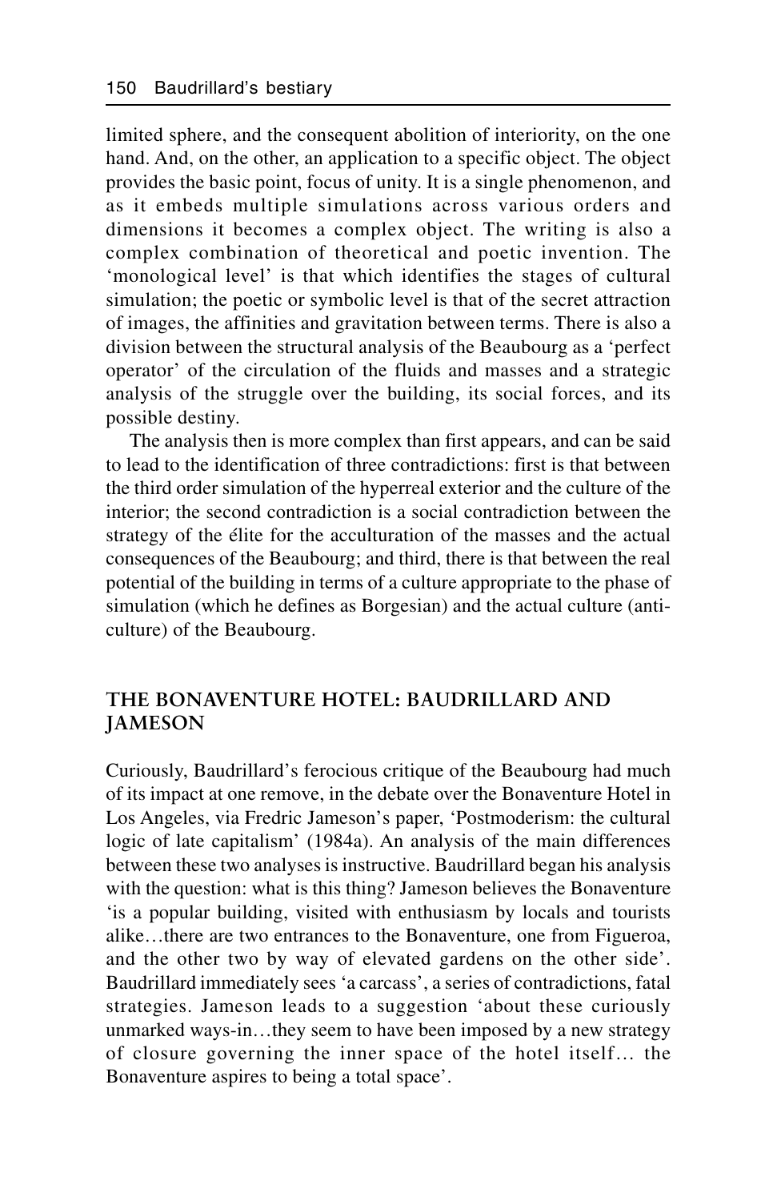limited sphere, and the consequent abolition of interiority, on the one hand. And, on the other, an application to a specific object. The object provides the basic point, focus of unity. It is a single phenomenon, and as it embeds multiple simulations across various orders and dimensions it becomes a complex object. The writing is also a complex combination of theoretical and poetic invention. The 'monological level' is that which identifies the stages of cultural simulation; the poetic or symbolic level is that of the secret attraction of images, the affinities and gravitation between terms. There is also a division between the structural analysis of the Beaubourg as a 'perfect operator' of the circulation of the fluids and masses and a strategic analysis of the struggle over the building, its social forces, and its possible destiny.

The analysis then is more complex than first appears, and can be said to lead to the identification of three contradictions: first is that between the third order simulation of the hyperreal exterior and the culture of the interior; the second contradiction is a social contradiction between the strategy of the élite for the acculturation of the masses and the actual consequences of the Beaubourg; and third, there is that between the real potential of the building in terms of a culture appropriate to the phase of simulation (which he defines as Borgesian) and the actual culture (anti-culture) of the Beaubourg.

## THE BONAVENTURE HOTEL: BAUDRILLARD AND JAMESON

Curiously, Baudrillard's ferocious critique of the Beaubourg had much of its impact at one remove, in the debate over the Bonaventure Hotel in Los Angeles, via Fredric Jameson's paper, 'Postmoderism: the cultural logic of late capitalism' (1984a). An analysis of the main differences between these two analyses is instructive. Baudrillard began his analysis with the question: what is this thing? Jameson believes the Bonaventure 'is a popular building, visited with enthusiasm by locals and tourists alike…there are two entrances to the Bonaventure, one from Figueroa, and the other two by way of elevated gardens on the other side'. Baudrillard immediately sees 'a carcass', a series of contradictions, fatal strategies. Jameson leads to a suggestion 'about these curiously unmarked ways-in…they seem to have been imposed by a new strategy of closure governing the inner space of the hotel itself… the Bonaventure aspires to being a total space'.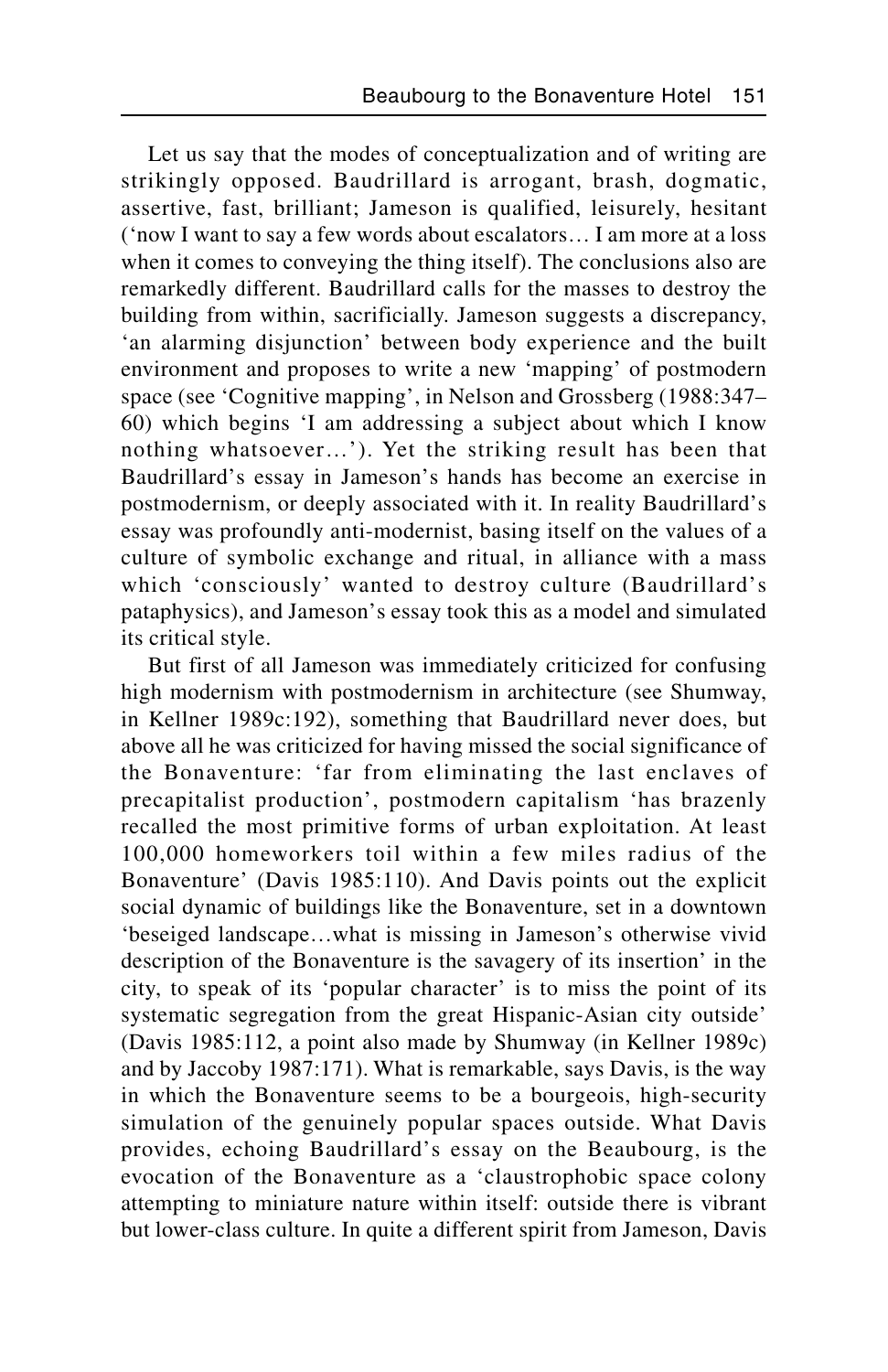Let us say that the modes of conceptualization and of writing are strikingly opposed. Baudrillard is arrogant, brash, dogmatic, assertive, fast, brilliant; Jameson is qualified, leisurely, hesitant ('now I want to say a few words about escalators… I am more at a loss when it comes to conveying the thing itself). The conclusions also are remarkedly different. Baudrillard calls for the masses to destroy the building from within, sacrificially. Jameson suggests a discrepancy, 'an alarming disjunction' between body experience and the built environment and proposes to write a new 'mapping' of postmodern space (see 'Cognitive mapping', in Nelson and Grossberg (1988:347–60) which begins 'I am addressing a subject about which I know nothing whatsoever…'). Yet the striking result has been that Baudrillard's essay in Jameson's hands has become an exercise in postmodernism, or deeply associated with it. In reality Baudrillard's essay was profoundly anti-modernist, basing itself on the values of a culture of symbolic exchange and ritual, in alliance with a mass which 'consciously' wanted to destroy culture (Baudrillard's pataphysics), and Jameson's essay took this as a model and simulated its critical style.

But first of all Jameson was immediately criticized for confusing high modernism with postmodernism in architecture (see Shumway, in Kellner 1989c:192), something that Baudrillard never does, but above all he was criticized for having missed the social significance of the Bonaventure: 'far from eliminating the last enclaves of precapitalist production', postmodern capitalism 'has brazenly recalled the most primitive forms of urban exploitation. At least 100,000 homeworkers toil within a few miles radius of the Bonaventure' (Davis 1985:110). And Davis points out the explicit social dynamic of buildings like the Bonaventure, set in a downtown 'beseiged landscape…what is missing in Jameson's otherwise vivid description of the Bonaventure is the savagery of its insertion' in the city, to speak of its 'popular character' is to miss the point of its systematic segregation from the great Hispanic-Asian city outside' (Davis 1985:112, a point also made by Shumway (in Kellner 1989c) and by Jaccoby 1987:171). What is remarkable, says Davis, is the way in which the Bonaventure seems to be a bourgeois, high-security simulation of the genuinely popular spaces outside. What Davis provides, echoing Baudrillard's essay on the Beaubourg, is the evocation of the Bonaventure as a 'claustrophobic space colony attempting to miniature nature within itself: outside there is vibrant but lower-class culture. In quite a different spirit from Jameson, Davis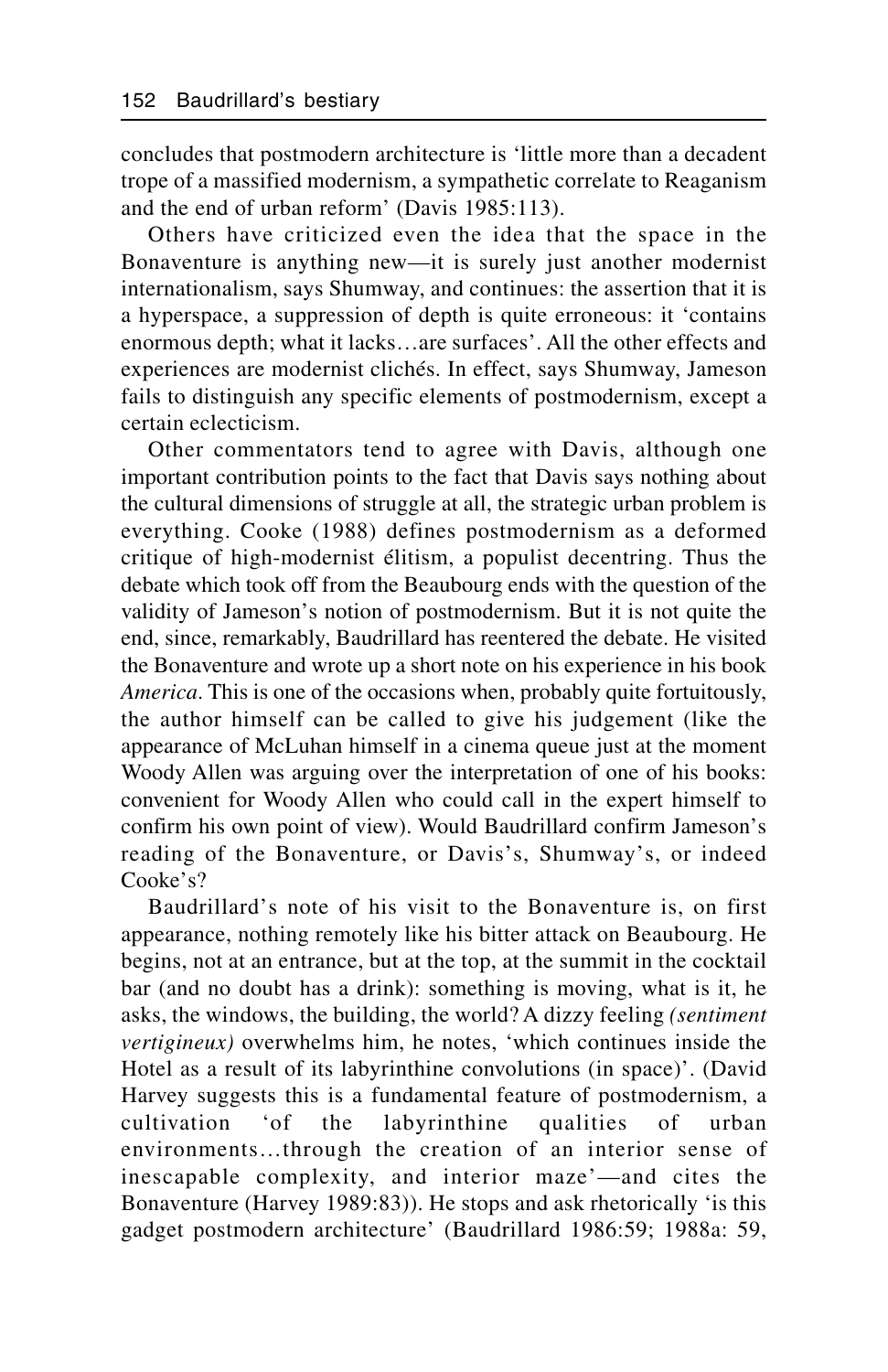concludes that postmodern architecture is 'little more than a decadent trope of a massified modernism, a sympathetic correlate to Reaganism and the end of urban reform' (Davis 1985:113).

Others have criticized even the idea that the space in the Bonaventure is anything new—it is surely just another modernist internationalism, says Shumway, and continues: the assertion that it is a hyperspace, a suppression of depth is quite erroneous: it 'contains enormous depth; what it lacks…are surfaces'. All the other effects and experiences are modernist clichés. In effect, says Shumway, Jameson fails to distinguish any specific elements of postmodernism, except a certain eclecticism.

Other commentators tend to agree with Davis, although one important contribution points to the fact that Davis says nothing about the cultural dimensions of struggle at all, the strategic urban problem is everything. Cooke (1988) defines postmodernism as a deformed critique of high-modernist élitism, a populist decentring. Thus the debate which took off from the Beaubourg ends with the question of the validity of Jameson's notion of postmodernism. But it is not quite the end, since, remarkably, Baudrillard has reentered the debate. He visited the Bonaventure and wrote up a short note on his experience in his book *America*. This is one of the occasions when, probably quite fortuitously, the author himself can be called to give his judgement (like the appearance of McLuhan himself in a cinema queue just at the moment Woody Allen was arguing over the interpretation of one of his books: convenient for Woody Allen who could call in the expert himself to confirm his own point of view). Would Baudrillard confirm Jameson's reading of the Bonaventure, or Davis's, Shumway's, or indeed Cooke's?

Baudrillard's note of his visit to the Bonaventure is, on first appearance, nothing remotely like his bitter attack on Beaubourg. He begins, not at an entrance, but at the top, at the summit in the cocktail bar (and no doubt has a drink): something is moving, what is it, he asks, the windows, the building, the world? A dizzy feeling *(sentiment vertigineux)* overwhelms him, he notes, 'which continues inside the Hotel as a result of its labyrinthine convolutions (in space)'. (David Harvey suggests this is a fundamental feature of postmodernism, a cultivation 'of the labyrinthine qualities of urban environments…through the creation of an interior sense of inescapable complexity, and interior maze'—and cites the Bonaventure (Harvey 1989:83)). He stops and ask rhetorically 'is this gadget postmodern architecture' (Baudrillard 1986:59; 1988a: 59,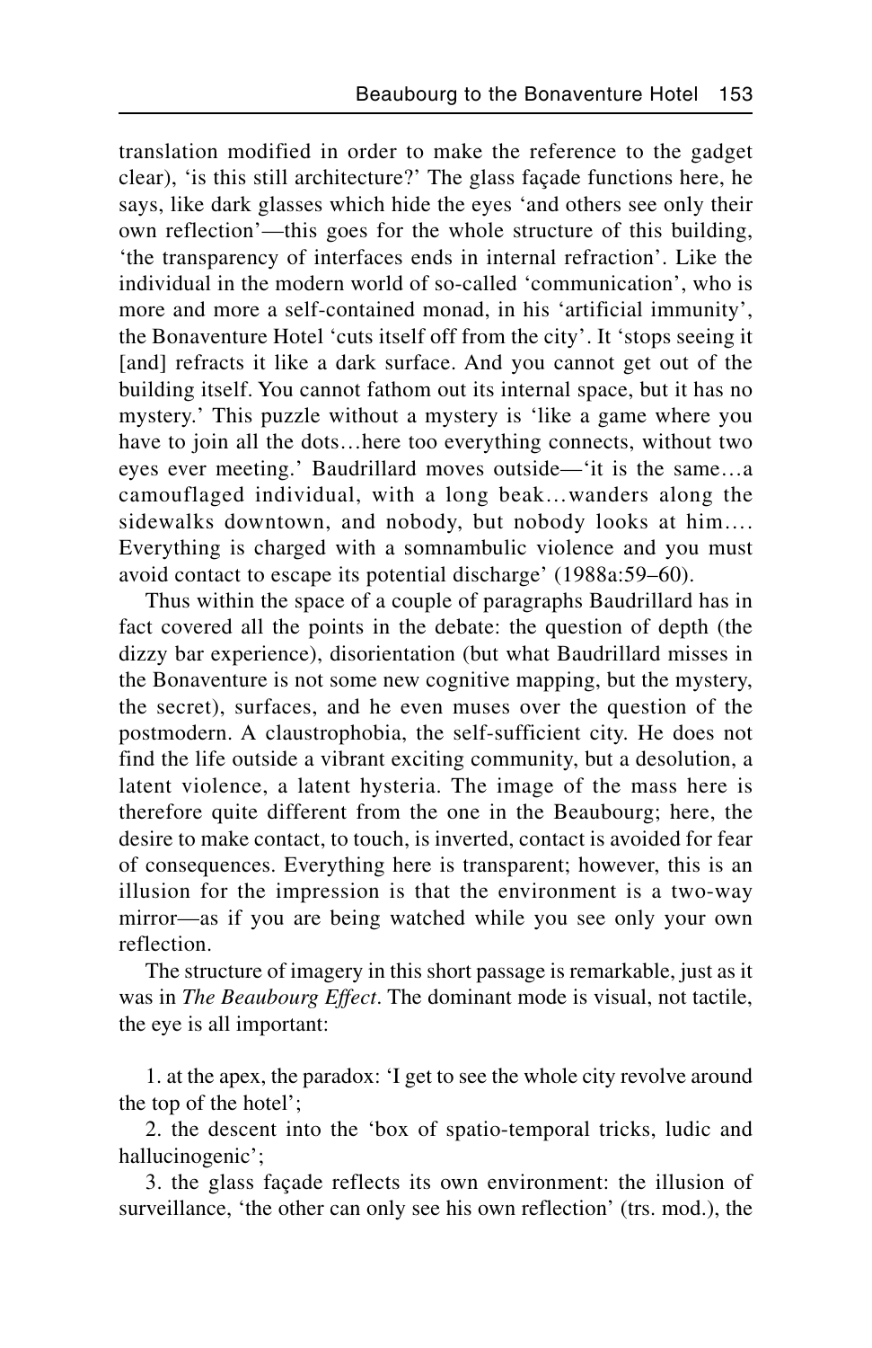translation modified in order to make the reference to the gadget clear), 'is this still architecture?' The glass façade functions here, he says, like dark glasses which hide the eyes 'and others see only their own reflection'—this goes for the whole structure of this building, 'the transparency of interfaces ends in internal refraction'. Like the individual in the modern world of so-called 'communication', who is more and more a self-contained monad, in his 'artificial immunity', the Bonaventure Hotel 'cuts itself off from the city'. It 'stops seeing it [and] refracts it like a dark surface. And you cannot get out of the building itself. You cannot fathom out its internal space, but it has no mystery.' This puzzle without a mystery is 'like a game where you have to join all the dots…here too everything connects, without two eyes ever meeting.' Baudrillard moves outside—'it is the same…a camouflaged individual, with a long beak…wanders along the sidewalks downtown, and nobody, but nobody looks at him…. Everything is charged with a somnambulic violence and you must avoid contact to escape its potential discharge' (1988a:59–60).

Thus within the space of a couple of paragraphs Baudrillard has in fact covered all the points in the debate: the question of depth (the dizzy bar experience), disorientation (but what Baudrillard misses in the Bonaventure is not some new cognitive mapping, but the mystery, the secret), surfaces, and he even muses over the question of the postmodern. A claustrophobia, the self-sufficient city. He does not find the life outside a vibrant exciting community, but a desolution, a latent violence, a latent hysteria. The image of the mass here is therefore quite different from the one in the Beaubourg; here, the desire to make contact, to touch, is inverted, contact is avoided for fear of consequences. Everything here is transparent; however, this is an illusion for the impression is that the environment is a two-way mirror—as if you are being watched while you see only your own reflection.

The structure of imagery in this short passage is remarkable, just as it was in *The Beaubourg Effect*. The dominant mode is visual, not tactile, the eye is all important:

1. at the apex, the paradox: 'I get to see the whole city revolve around the top of the hotel';
2. the descent into the 'box of spatio-temporal tricks, ludic and hallucinogenic';
3. the glass façade reflects its own environment: the illusion of surveillance, 'the other can only see his own reflection' (trs. mod.), the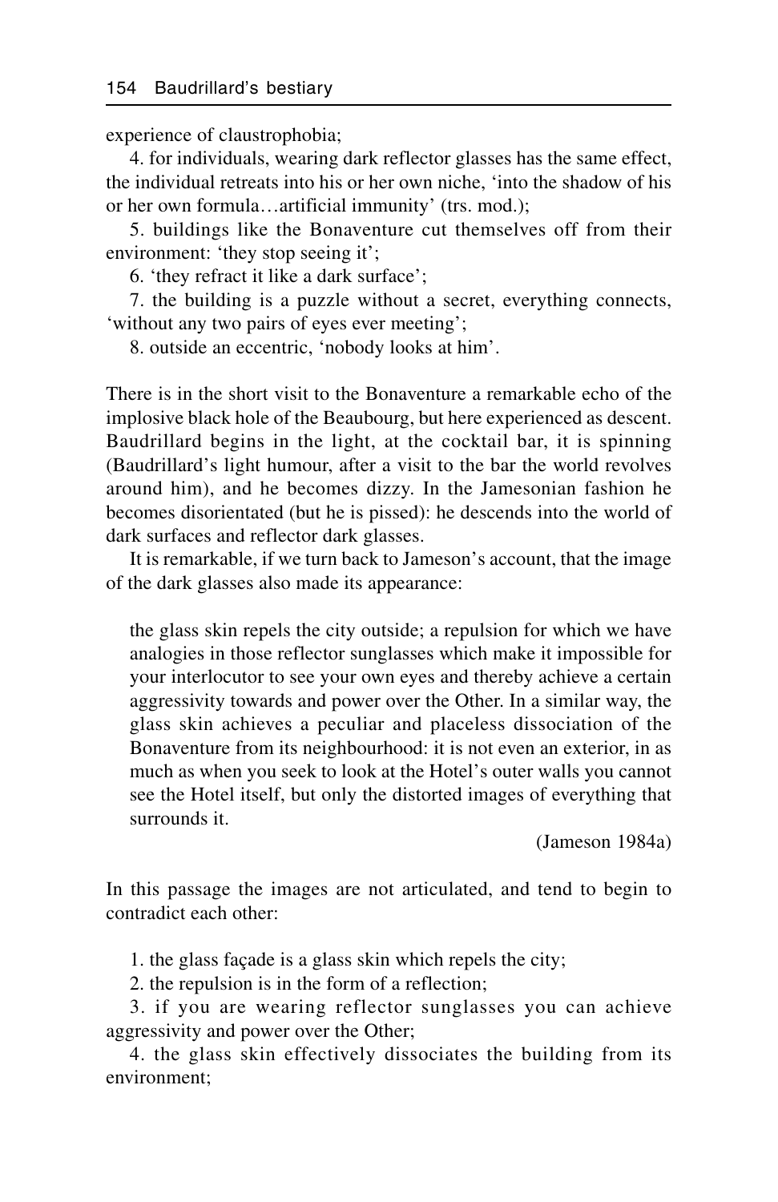experience of claustrophobia;

4. for individuals, wearing dark reflector glasses has the same effect, the individual retreats into his or her own niche, 'into the shadow of his or her own formula…artificial immunity' (trs. mod.);

5. buildings like the Bonaventure cut themselves off from their environment: 'they stop seeing it';

6. 'they refract it like a dark surface';

7. the building is a puzzle without a secret, everything connects, 'without any two pairs of eyes ever meeting';

8. outside an eccentric, 'nobody looks at him'.

There is in the short visit to the Bonaventure a remarkable echo of the implosive black hole of the Beaubourg, but here experienced as descent. Baudrillard begins in the light, at the cocktail bar, it is spinning (Baudrillard's light humour, after a visit to the bar the world revolves around him), and he becomes dizzy. In the Jamesonian fashion he becomes disorientated (but he is pissed): he descends into the world of dark surfaces and reflector dark glasses.

It is remarkable, if we turn back to Jameson's account, that the image of the dark glasses also made its appearance:

> the glass skin repels the city outside; a repulsion for which we have analogies in those reflector sunglasses which make it impossible for your interlocutor to see your own eyes and thereby achieve a certain aggressivity towards and power over the Other. In a similar way, the glass skin achieves a peculiar and placeless dissociation of the Bonaventure from its neighbourhood: it is not even an exterior, in as much as when you seek to look at the Hotel's outer walls you cannot see the Hotel itself, but only the distorted images of everything that surrounds it.
>
> (Jameson 1984a)

In this passage the images are not articulated, and tend to begin to contradict each other:

1. the glass façade is a glass skin which repels the city;

2. the repulsion is in the form of a reflection;

3. if you are wearing reflector sunglasses you can achieve aggressivity and power over the Other;

4. the glass skin effectively dissociates the building from its environment;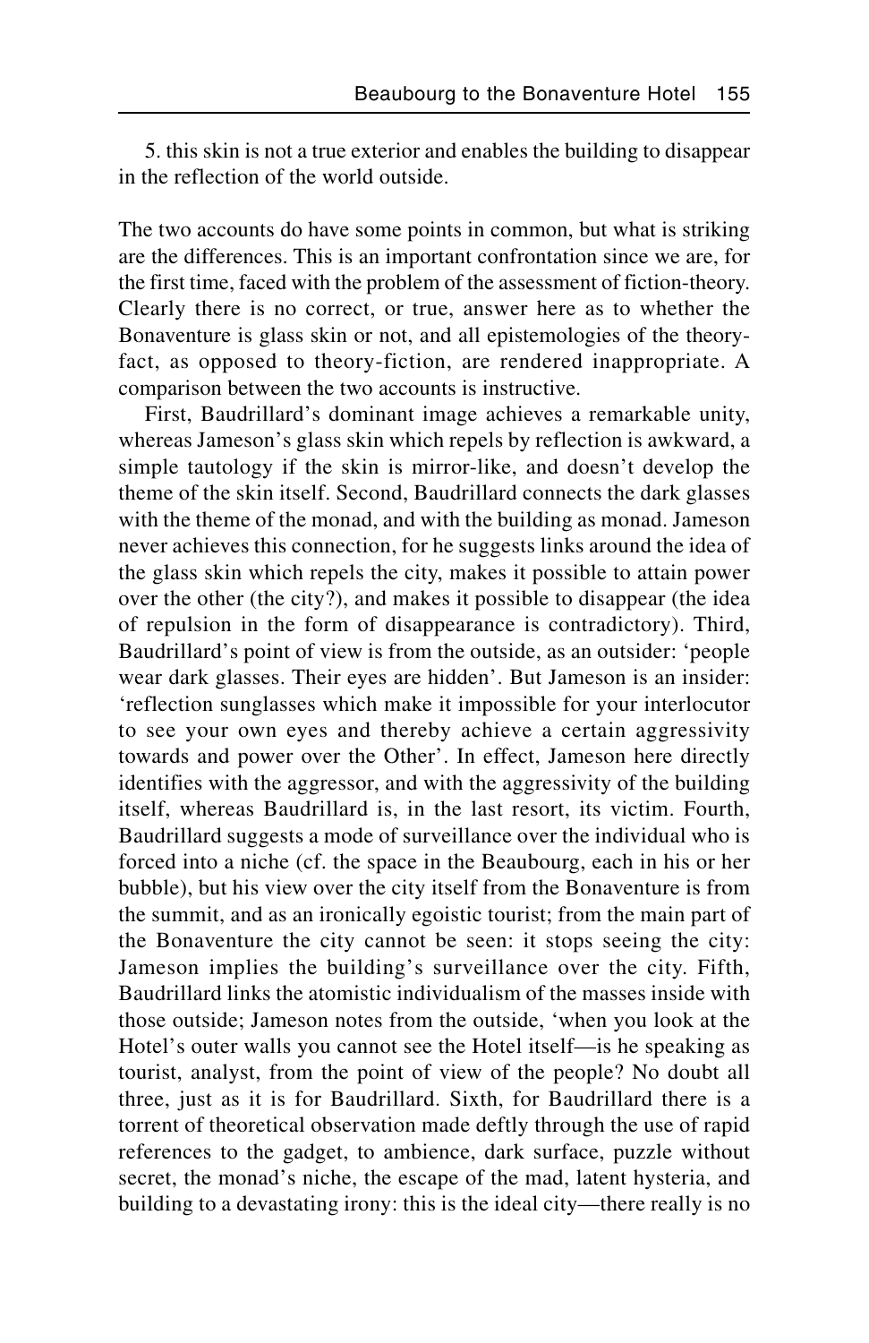5. this skin is not a true exterior and enables the building to disappear in the reflection of the world outside.

The two accounts do have some points in common, but what is striking are the differences. This is an important confrontation since we are, for the first time, faced with the problem of the assessment of fiction-theory. Clearly there is no correct, or true, answer here as to whether the Bonaventure is glass skin or not, and all epistemologies of the theory-fact, as opposed to theory-fiction, are rendered inappropriate. A comparison between the two accounts is instructive.

First, Baudrillard's dominant image achieves a remarkable unity, whereas Jameson's glass skin which repels by reflection is awkward, a simple tautology if the skin is mirror-like, and doesn't develop the theme of the skin itself. Second, Baudrillard connects the dark glasses with the theme of the monad, and with the building as monad. Jameson never achieves this connection, for he suggests links around the idea of the glass skin which repels the city, makes it possible to attain power over the other (the city?), and makes it possible to disappear (the idea of repulsion in the form of disappearance is contradictory). Third, Baudrillard's point of view is from the outside, as an outsider: 'people wear dark glasses. Their eyes are hidden'. But Jameson is an insider: 'reflection sunglasses which make it impossible for your interlocutor to see your own eyes and thereby achieve a certain aggressivity towards and power over the Other'. In effect, Jameson here directly identifies with the aggressor, and with the aggressivity of the building itself, whereas Baudrillard is, in the last resort, its victim. Fourth, Baudrillard suggests a mode of surveillance over the individual who is forced into a niche (cf. the space in the Beaubourg, each in his or her bubble), but his view over the city itself from the Bonaventure is from the summit, and as an ironically egoistic tourist; from the main part of the Bonaventure the city cannot be seen: it stops seeing the city: Jameson implies the building's surveillance over the city. Fifth, Baudrillard links the atomistic individualism of the masses inside with those outside; Jameson notes from the outside, 'when you look at the Hotel's outer walls you cannot see the Hotel itself—is he speaking as tourist, analyst, from the point of view of the people? No doubt all three, just as it is for Baudrillard. Sixth, for Baudrillard there is a torrent of theoretical observation made deftly through the use of rapid references to the gadget, to ambience, dark surface, puzzle without secret, the monad's niche, the escape of the mad, latent hysteria, and building to a devastating irony: this is the ideal city—there really is no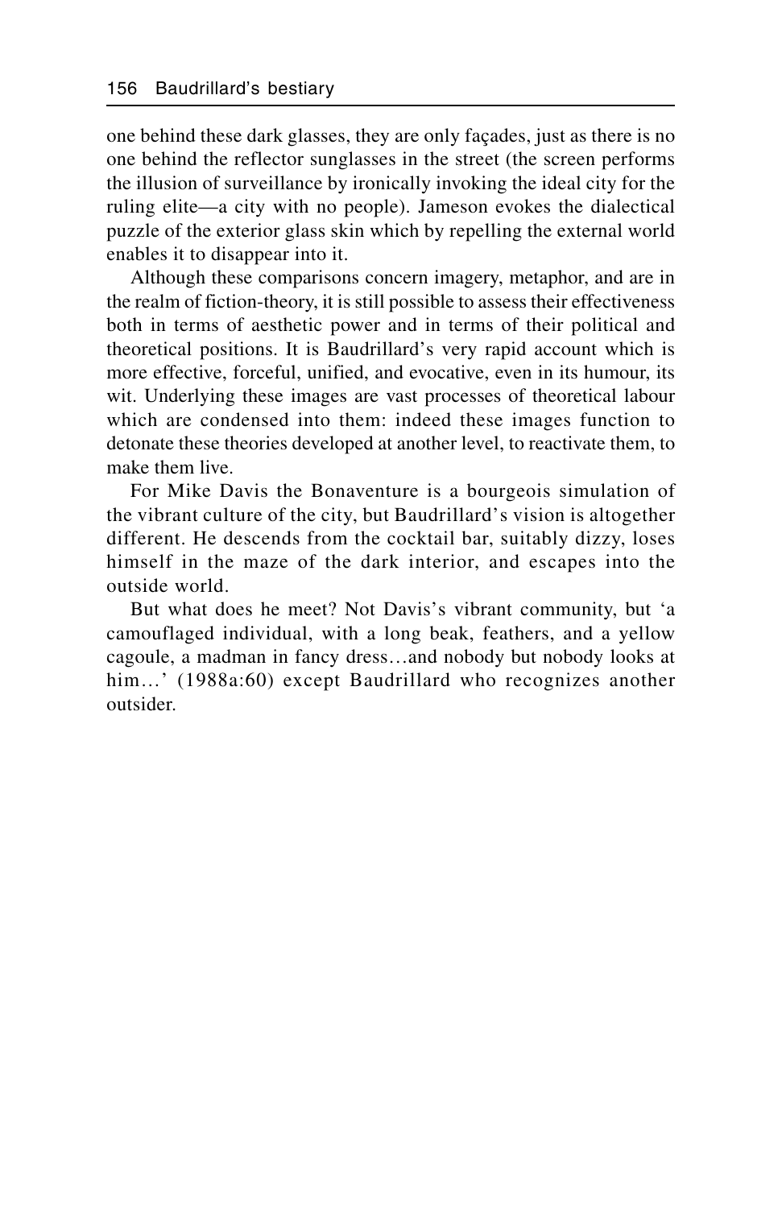one behind these dark glasses, they are only façades, just as there is no one behind the reflector sunglasses in the street (the screen performs the illusion of surveillance by ironically invoking the ideal city for the ruling elite—a city with no people). Jameson evokes the dialectical puzzle of the exterior glass skin which by repelling the external world enables it to disappear into it.

Although these comparisons concern imagery, metaphor, and are in the realm of fiction-theory, it is still possible to assess their effectiveness both in terms of aesthetic power and in terms of their political and theoretical positions. It is Baudrillard's very rapid account which is more effective, forceful, unified, and evocative, even in its humour, its wit. Underlying these images are vast processes of theoretical labour which are condensed into them: indeed these images function to detonate these theories developed at another level, to reactivate them, to make them live.

For Mike Davis the Bonaventure is a bourgeois simulation of the vibrant culture of the city, but Baudrillard's vision is altogether different. He descends from the cocktail bar, suitably dizzy, loses himself in the maze of the dark interior, and escapes into the outside world.

But what does he meet? Not Davis's vibrant community, but 'a camouflaged individual, with a long beak, feathers, and a yellow cagoule, a madman in fancy dress…and nobody but nobody looks at him…' (1988a:60) except Baudrillard who recognizes another outsider.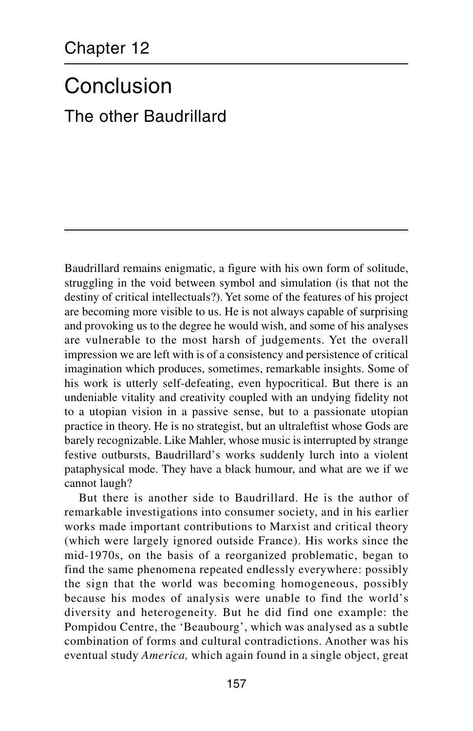Chapter 12

# Conclusion

## The other Baudrillard

Baudrillard remains enigmatic, a figure with his own form of solitude, struggling in the void between symbol and simulation (is that not the destiny of critical intellectuals?). Yet some of the features of his project are becoming more visible to us. He is not always capable of surprising and provoking us to the degree he would wish, and some of his analyses are vulnerable to the most harsh of judgements. Yet the overall impression we are left with is of a consistency and persistence of critical imagination which produces, sometimes, remarkable insights. Some of his work is utterly self-defeating, even hypocritical. But there is an undeniable vitality and creativity coupled with an undying fidelity not to a utopian vision in a passive sense, but to a passionate utopian practice in theory. He is no strategist, but an ultraleftist whose Gods are barely recognizable. Like Mahler, whose music is interrupted by strange festive outbursts, Baudrillard's works suddenly lurch into a violent pataphysical mode. They have a black humour, and what are we if we cannot laugh?

But there is another side to Baudrillard. He is the author of remarkable investigations into consumer society, and in his earlier works made important contributions to Marxist and critical theory (which were largely ignored outside France). His works since the mid-1970s, on the basis of a reorganized problematic, began to find the same phenomena repeated endlessly everywhere: possibly the sign that the world was becoming homogeneous, possibly because his modes of analysis were unable to find the world's diversity and heterogeneity. But he did find one example: the Pompidou Centre, the 'Beaubourg', which was analysed as a subtle combination of forms and cultural contradictions. Another was his eventual study *America,* which again found in a single object, great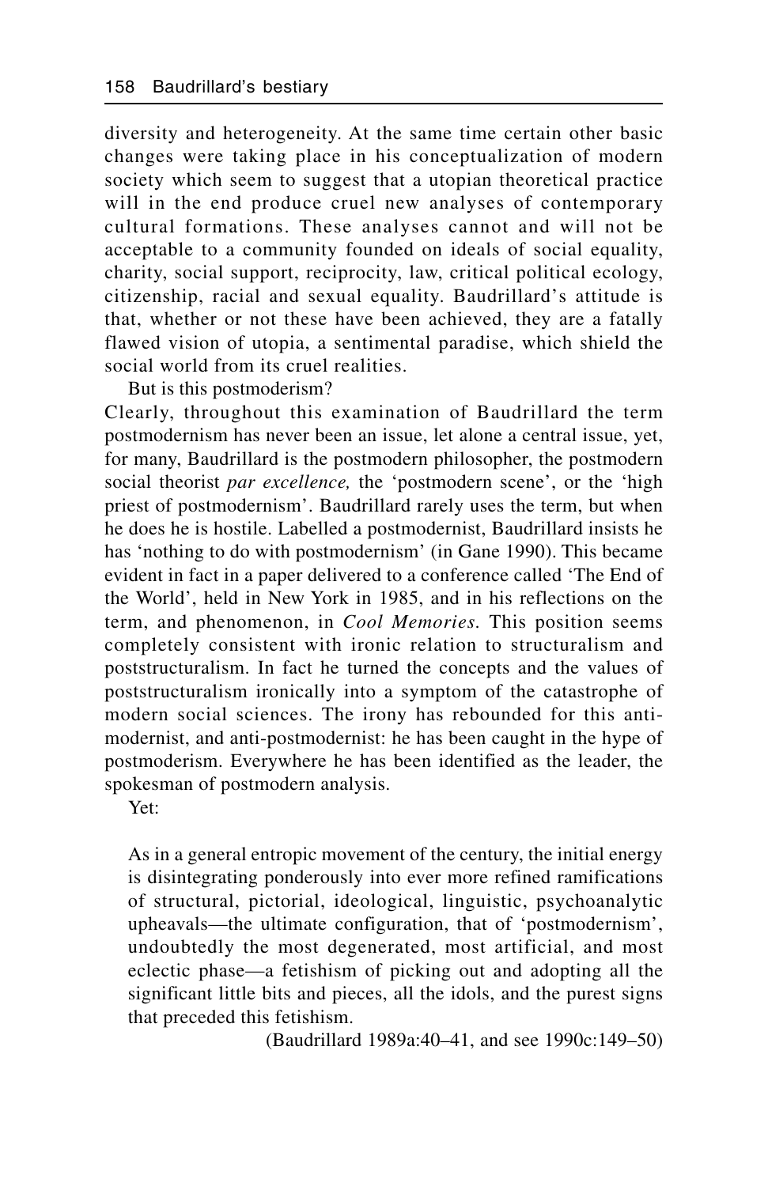diversity and heterogeneity. At the same time certain other basic changes were taking place in his conceptualization of modern society which seem to suggest that a utopian theoretical practice will in the end produce cruel new analyses of contemporary cultural formations. These analyses cannot and will not be acceptable to a community founded on ideals of social equality, charity, social support, reciprocity, law, critical political ecology, citizenship, racial and sexual equality. Baudrillard's attitude is that, whether or not these have been achieved, they are a fatally flawed vision of utopia, a sentimental paradise, which shield the social world from its cruel realities.

But is this postmoderism?

Clearly, throughout this examination of Baudrillard the term postmodernism has never been an issue, let alone a central issue, yet, for many, Baudrillard is the postmodern philosopher, the postmodern social theorist *par excellence,* the 'postmodern scene', or the 'high priest of postmodernism'. Baudrillard rarely uses the term, but when he does he is hostile. Labelled a postmodernist, Baudrillard insists he has 'nothing to do with postmodernism' (in Gane 1990). This became evident in fact in a paper delivered to a conference called 'The End of the World', held in New York in 1985, and in his reflections on the term, and phenomenon, in *Cool Memories*. This position seems completely consistent with ironic relation to structuralism and poststructuralism. In fact he turned the concepts and the values of poststructuralism ironically into a symptom of the catastrophe of modern social sciences. The irony has rebounded for this anti-modernist, and anti-postmodernist: he has been caught in the hype of postmoderism. Everywhere he has been identified as the leader, the spokesman of postmodern analysis.

Yet:

> As in a general entropic movement of the century, the initial energy is disintegrating ponderously into ever more refined ramifications of structural, pictorial, ideological, linguistic, psychoanalytic upheavals—the ultimate configuration, that of 'postmodernism', undoubtedly the most degenerated, most artificial, and most eclectic phase—a fetishism of picking out and adopting all the significant little bits and pieces, all the idols, and the purest signs that preceded this fetishism.
>
> (Baudrillard 1989a:40–41, and see 1990c:149–50)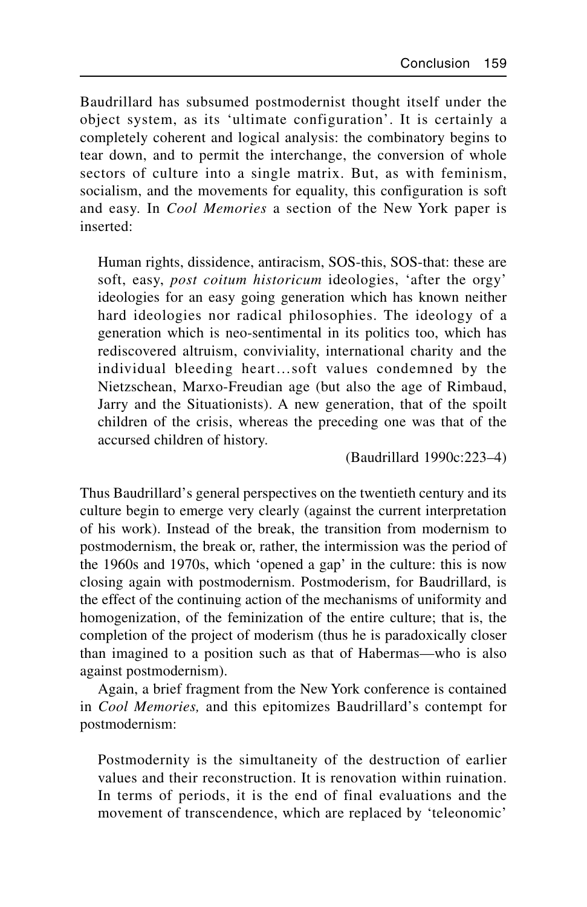Baudrillard has subsumed postmodernist thought itself under the object system, as its 'ultimate configuration'. It is certainly a completely coherent and logical analysis: the combinatory begins to tear down, and to permit the interchange, the conversion of whole sectors of culture into a single matrix. But, as with feminism, socialism, and the movements for equality, this configuration is soft and easy. In *Cool Memories* a section of the New York paper is inserted:

> Human rights, dissidence, antiracism, SOS-this, SOS-that: these are soft, easy, *post coitum historicum* ideologies, 'after the orgy' ideologies for an easy going generation which has known neither hard ideologies nor radical philosophies. The ideology of a generation which is neo-sentimental in its politics too, which has rediscovered altruism, conviviality, international charity and the individual bleeding heart…soft values condemned by the Nietzschean, Marxo-Freudian age (but also the age of Rimbaud, Jarry and the Situationists). A new generation, that of the spoilt children of the crisis, whereas the preceding one was that of the accursed children of history.
>
> (Baudrillard 1990c:223–4)

Thus Baudrillard's general perspectives on the twentieth century and its culture begin to emerge very clearly (against the current interpretation of his work). Instead of the break, the transition from modernism to postmodernism, the break or, rather, the intermission was the period of the 1960s and 1970s, which 'opened a gap' in the culture: this is now closing again with postmodernism. Postmoderism, for Baudrillard, is the effect of the continuing action of the mechanisms of uniformity and homogenization, of the feminization of the entire culture; that is, the completion of the project of moderism (thus he is paradoxically closer than imagined to a position such as that of Habermas—who is also against postmodernism).

Again, a brief fragment from the New York conference is contained in *Cool Memories,* and this epitomizes Baudrillard's contempt for postmodernism:

> Postmodernity is the simultaneity of the destruction of earlier values and their reconstruction. It is renovation within ruination. In terms of periods, it is the end of final evaluations and the movement of transcendence, which are replaced by 'teleonomic'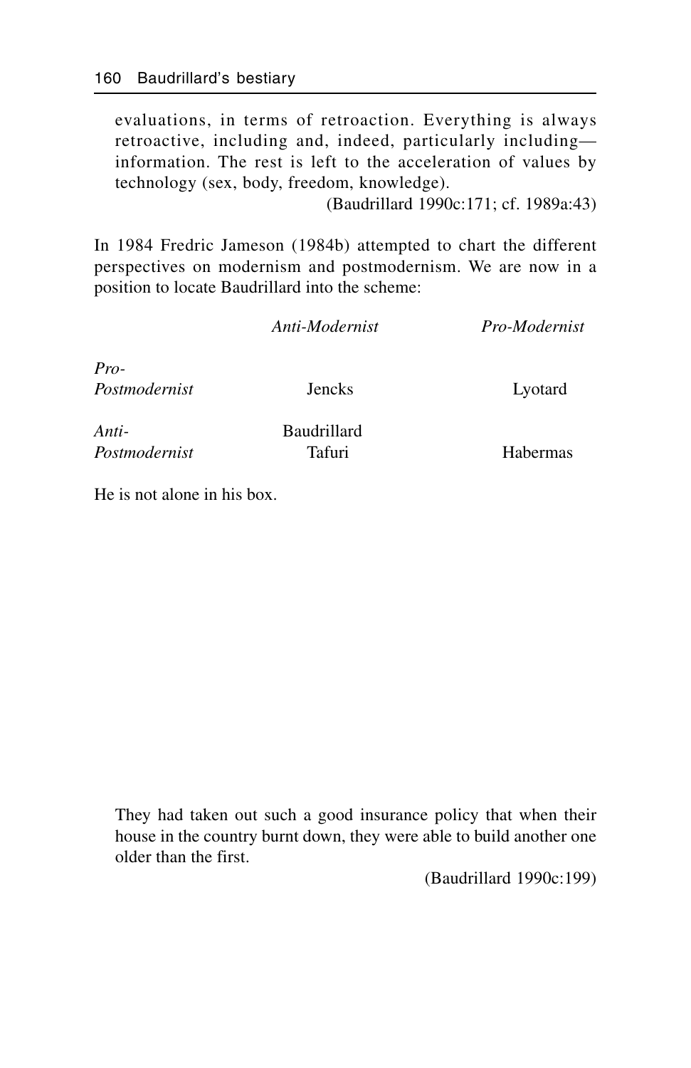> evaluations, in terms of retroaction. Everything is always retroactive, including and, indeed, particularly including—information. The rest is left to the acceleration of values by technology (sex, body, freedom, knowledge).
>
> (Baudrillard 1990c:171; cf. 1989a:43)

In 1984 Fredric Jameson (1984b) attempted to chart the different perspectives on modernism and postmodernism. We are now in a position to locate Baudrillard into the scheme:

| | *Anti-Modernist* | *Pro-Modernist* |
|---|---|---|
| *Pro-Postmodernist* | Jencks | Lyotard |
| *Anti-Postmodernist* | Baudrillard<br>Tafuri | Habermas |

He is not alone in his box.

> They had taken out such a good insurance policy that when their house in the country burnt down, they were able to build another one older than the first.
>
> (Baudrillard 1990c:199)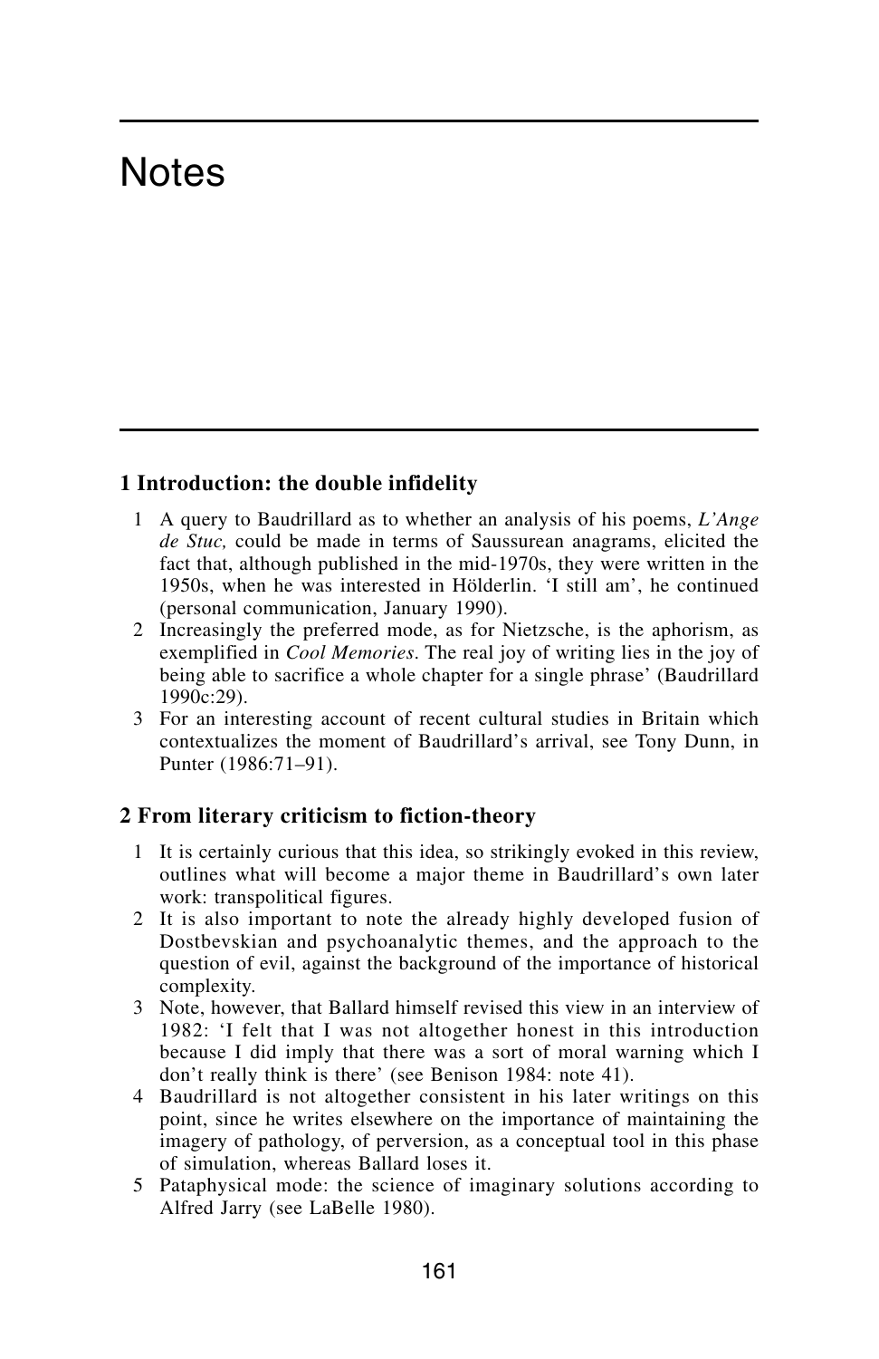# Notes

## 1 Introduction: the double infidelity

1. A query to Baudrillard as to whether an analysis of his poems, *L'Ange de Stuc,* could be made in terms of Saussurean anagrams, elicited the fact that, although published in the mid-1970s, they were written in the 1950s, when he was interested in Hölderlin. 'I still am', he continued (personal communication, January 1990).
2. Increasingly the preferred mode, as for Nietzsche, is the aphorism, as exemplified in *Cool Memories*. The real joy of writing lies in the joy of being able to sacrifice a whole chapter for a single phrase' (Baudrillard 1990c:29).
3. For an interesting account of recent cultural studies in Britain which contextualizes the moment of Baudrillard's arrival, see Tony Dunn, in Punter (1986:71–91).

## 2 From literary criticism to fiction-theory

1. It is certainly curious that this idea, so strikingly evoked in this review, outlines what will become a major theme in Baudrillard's own later work: transpolitical figures.
2. It is also important to note the already highly developed fusion of Dostbevskian and psychoanalytic themes, and the approach to the question of evil, against the background of the importance of historical complexity.
3. Note, however, that Ballard himself revised this view in an interview of 1982: 'I felt that I was not altogether honest in this introduction because I did imply that there was a sort of moral warning which I don't really think is there' (see Benison 1984: note 41).
4. Baudrillard is not altogether consistent in his later writings on this point, since he writes elsewhere on the importance of maintaining the imagery of pathology, of perversion, as a conceptual tool in this phase of simulation, whereas Ballard loses it.
5. Pataphysical mode: the science of imaginary solutions according to Alfred Jarry (see LaBelle 1980).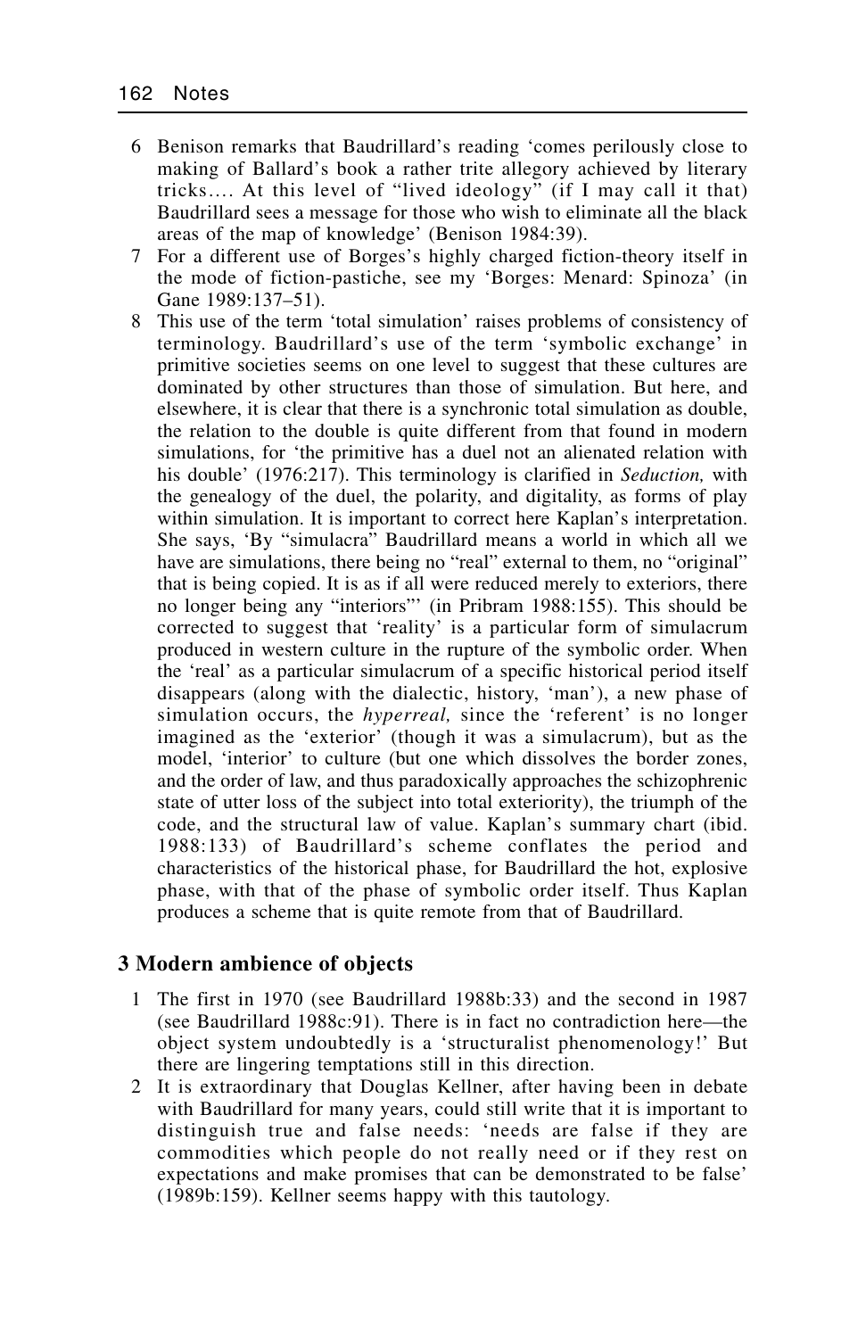6 Benison remarks that Baudrillard's reading 'comes perilously close to making of Ballard's book a rather trite allegory achieved by literary tricks…. At this level of "lived ideology" (if I may call it that) Baudrillard sees a message for those who wish to eliminate all the black areas of the map of knowledge' (Benison 1984:39).

7 For a different use of Borges's highly charged fiction-theory itself in the mode of fiction-pastiche, see my 'Borges: Menard: Spinoza' (in Gane 1989:137–51).

8 This use of the term 'total simulation' raises problems of consistency of terminology. Baudrillard's use of the term 'symbolic exchange' in primitive societies seems on one level to suggest that these cultures are dominated by other structures than those of simulation. But here, and elsewhere, it is clear that there is a synchronic total simulation as double, the relation to the double is quite different from that found in modern simulations, for 'the primitive has a duel not an alienated relation with his double' (1976:217). This terminology is clarified in *Seduction,* with the genealogy of the duel, the polarity, and digitality, as forms of play within simulation. It is important to correct here Kaplan's interpretation. She says, 'By "simulacra" Baudrillard means a world in which all we have are simulations, there being no "real" external to them, no "original" that is being copied. It is as if all were reduced merely to exteriors, there no longer being any "interiors"' (in Pribram 1988:155). This should be corrected to suggest that 'reality' is a particular form of simulacrum produced in western culture in the rupture of the symbolic order. When the 'real' as a particular simulacrum of a specific historical period itself disappears (along with the dialectic, history, 'man'), a new phase of simulation occurs, the *hyperreal,* since the 'referent' is no longer imagined as the 'exterior' (though it was a simulacrum), but as the model, 'interior' to culture (but one which dissolves the border zones, and the order of law, and thus paradoxically approaches the schizophrenic state of utter loss of the subject into total exteriority), the triumph of the code, and the structural law of value. Kaplan's summary chart (ibid. 1988:133) of Baudrillard's scheme conflates the period and characteristics of the historical phase, for Baudrillard the hot, explosive phase, with that of the phase of symbolic order itself. Thus Kaplan produces a scheme that is quite remote from that of Baudrillard.

### 3 Modern ambience of objects

1 The first in 1970 (see Baudrillard 1988b:33) and the second in 1987 (see Baudrillard 1988c:91). There is in fact no contradiction here—the object system undoubtedly is a 'structuralist phenomenology!' But there are lingering temptations still in this direction.

2 It is extraordinary that Douglas Kellner, after having been in debate with Baudrillard for many years, could still write that it is important to distinguish true and false needs: 'needs are false if they are commodities which people do not really need or if they rest on expectations and make promises that can be demonstrated to be false' (1989b:159). Kellner seems happy with this tautology.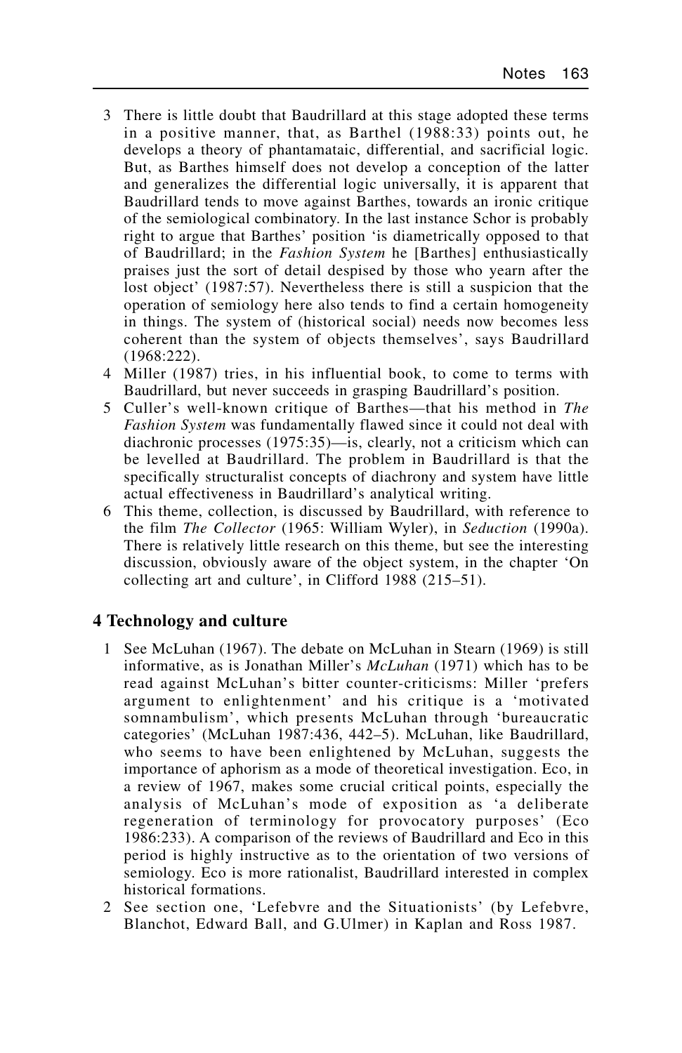3 There is little doubt that Baudrillard at this stage adopted these terms in a positive manner, that, as Barthel (1988:33) points out, he develops a theory of phantamataic, differential, and sacrificial logic. But, as Barthes himself does not develop a conception of the latter and generalizes the differential logic universally, it is apparent that Baudrillard tends to move against Barthes, towards an ironic critique of the semiological combinatory. In the last instance Schor is probably right to argue that Barthes' position 'is diametrically opposed to that of Baudrillard; in the *Fashion System* he [Barthes] enthusiastically praises just the sort of detail despised by those who yearn after the lost object' (1987:57). Nevertheless there is still a suspicion that the operation of semiology here also tends to find a certain homogeneity in things. The system of (historical social) needs now becomes less coherent than the system of objects themselves', says Baudrillard (1968:222).

4 Miller (1987) tries, in his influential book, to come to terms with Baudrillard, but never succeeds in grasping Baudrillard's position.

5 Culler's well-known critique of Barthes—that his method in *The Fashion System* was fundamentally flawed since it could not deal with diachronic processes (1975:35)—is, clearly, not a criticism which can be levelled at Baudrillard. The problem in Baudrillard is that the specifically structuralist concepts of diachrony and system have little actual effectiveness in Baudrillard's analytical writing.

6 This theme, collection, is discussed by Baudrillard, with reference to the film *The Collector* (1965: William Wyler), in *Seduction* (1990a). There is relatively little research on this theme, but see the interesting discussion, obviously aware of the object system, in the chapter 'On collecting art and culture', in Clifford 1988 (215–51).

## 4 Technology and culture

1 See McLuhan (1967). The debate on McLuhan in Stearn (1969) is still informative, as is Jonathan Miller's *McLuhan* (1971) which has to be read against McLuhan's bitter counter-criticisms: Miller 'prefers argument to enlightenment' and his critique is a 'motivated somnambulism', which presents McLuhan through 'bureaucratic categories' (McLuhan 1987:436, 442–5). McLuhan, like Baudrillard, who seems to have been enlightened by McLuhan, suggests the importance of aphorism as a mode of theoretical investigation. Eco, in a review of 1967, makes some crucial critical points, especially the analysis of McLuhan's mode of exposition as 'a deliberate regeneration of terminology for provocatory purposes' (Eco 1986:233). A comparison of the reviews of Baudrillard and Eco in this period is highly instructive as to the orientation of two versions of semiology. Eco is more rationalist, Baudrillard interested in complex historical formations.

2 See section one, 'Lefebvre and the Situationists' (by Lefebvre, Blanchot, Edward Ball, and G.Ulmer) in Kaplan and Ross 1987.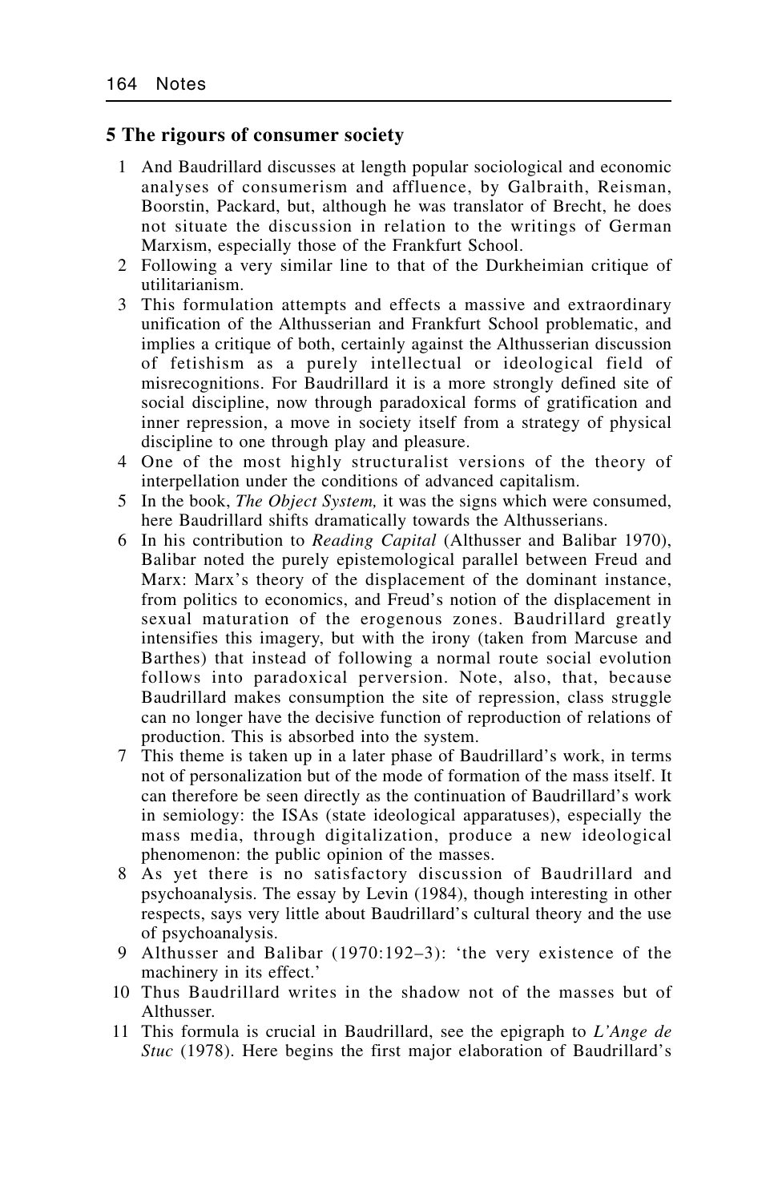## 5 The rigours of consumer society

1. And Baudrillard discusses at length popular sociological and economic analyses of consumerism and affluence, by Galbraith, Reisman, Boorstin, Packard, but, although he was translator of Brecht, he does not situate the discussion in relation to the writings of German Marxism, especially those of the Frankfurt School.
2. Following a very similar line to that of the Durkheimian critique of utilitarianism.
3. This formulation attempts and effects a massive and extraordinary unification of the Althusserian and Frankfurt School problematic, and implies a critique of both, certainly against the Althusserian discussion of fetishism as a purely intellectual or ideological field of misrecognitions. For Baudrillard it is a more strongly defined site of social discipline, now through paradoxical forms of gratification and inner repression, a move in society itself from a strategy of physical discipline to one through play and pleasure.
4. One of the most highly structuralist versions of the theory of interpellation under the conditions of advanced capitalism.
5. In the book, *The Object System,* it was the signs which were consumed, here Baudrillard shifts dramatically towards the Althusserians.
6. In his contribution to *Reading Capital* (Althusser and Balibar 1970), Balibar noted the purely epistemological parallel between Freud and Marx: Marx's theory of the displacement of the dominant instance, from politics to economics, and Freud's notion of the displacement in sexual maturation of the erogenous zones. Baudrillard greatly intensifies this imagery, but with the irony (taken from Marcuse and Barthes) that instead of following a normal route social evolution follows into paradoxical perversion. Note, also, that, because Baudrillard makes consumption the site of repression, class struggle can no longer have the decisive function of reproduction of relations of production. This is absorbed into the system.
7. This theme is taken up in a later phase of Baudrillard's work, in terms not of personalization but of the mode of formation of the mass itself. It can therefore be seen directly as the continuation of Baudrillard's work in semiology: the ISAs (state ideological apparatuses), especially the mass media, through digitalization, produce a new ideological phenomenon: the public opinion of the masses.
8. As yet there is no satisfactory discussion of Baudrillard and psychoanalysis. The essay by Levin (1984), though interesting in other respects, says very little about Baudrillard's cultural theory and the use of psychoanalysis.
9. Althusser and Balibar (1970:192–3): 'the very existence of the machinery in its effect.'
10. Thus Baudrillard writes in the shadow not of the masses but of Althusser.
11. This formula is crucial in Baudrillard, see the epigraph to *L'Ange de Stuc* (1978). Here begins the first major elaboration of Baudrillard's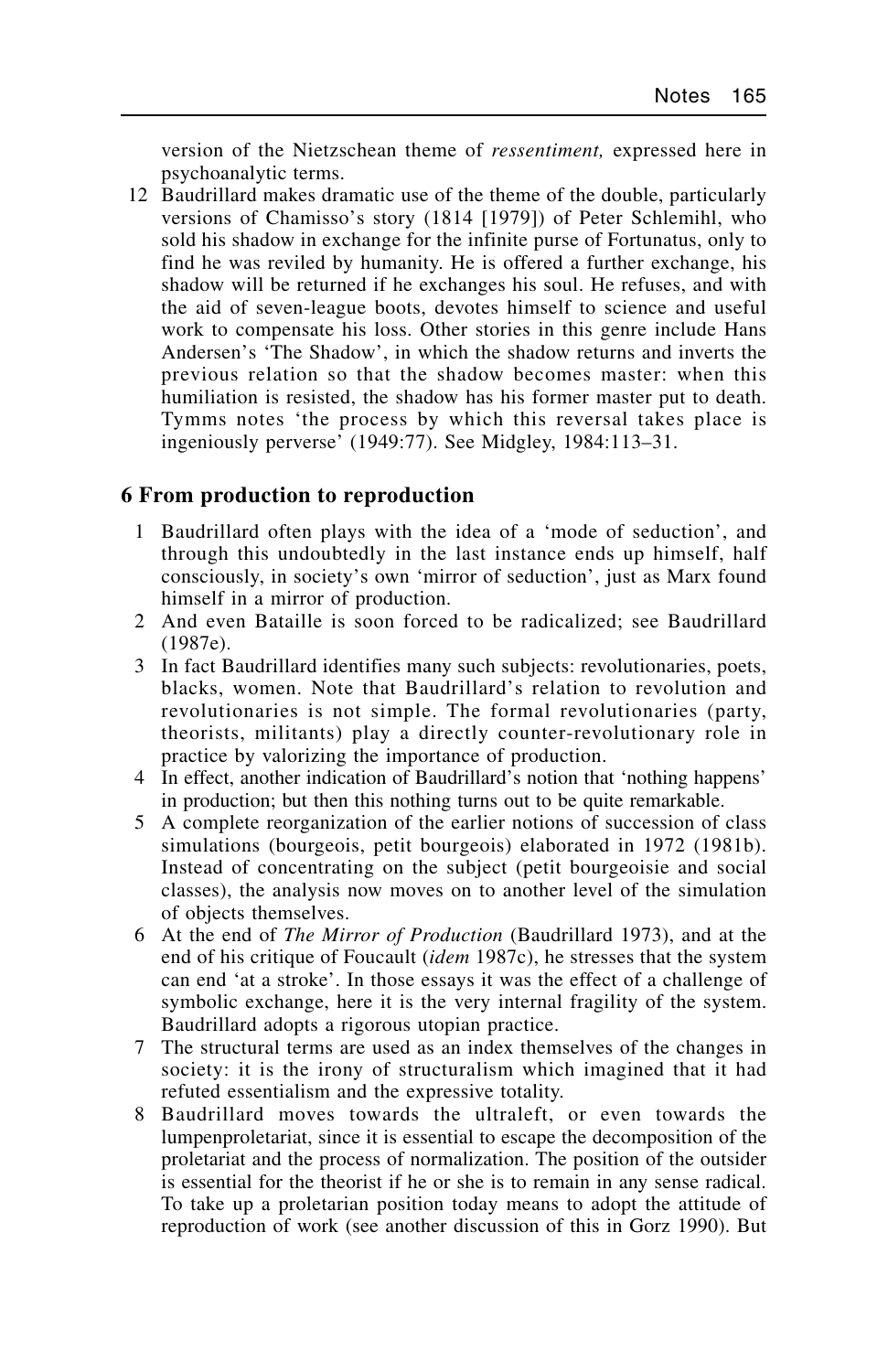version of the Nietzschean theme of *ressentiment,* expressed here in psychoanalytic terms.

12 Baudrillard makes dramatic use of the theme of the double, particularly versions of Chamisso's story (1814 [1979]) of Peter Schlemihl, who sold his shadow in exchange for the infinite purse of Fortunatus, only to find he was reviled by humanity. He is offered a further exchange, his shadow will be returned if he exchanges his soul. He refuses, and with the aid of seven-league boots, devotes himself to science and useful work to compensate his loss. Other stories in this genre include Hans Andersen's 'The Shadow', in which the shadow returns and inverts the previous relation so that the shadow becomes master: when this humiliation is resisted, the shadow has his former master put to death. Tymms notes 'the process by which this reversal takes place is ingeniously perverse' (1949:77). See Midgley, 1984:113–31.

## 6 From production to reproduction

1 Baudrillard often plays with the idea of a 'mode of seduction', and through this undoubtedly in the last instance ends up himself, half consciously, in society's own 'mirror of seduction', just as Marx found himself in a mirror of production.

2 And even Bataille is soon forced to be radicalized; see Baudrillard (1987e).

3 In fact Baudrillard identifies many such subjects: revolutionaries, poets, blacks, women. Note that Baudrillard's relation to revolution and revolutionaries is not simple. The formal revolutionaries (party, theorists, militants) play a directly counter-revolutionary role in practice by valorizing the importance of production.

4 In effect, another indication of Baudrillard's notion that 'nothing happens' in production; but then this nothing turns out to be quite remarkable.

5 A complete reorganization of the earlier notions of succession of class simulations (bourgeois, petit bourgeois) elaborated in 1972 (1981b). Instead of concentrating on the subject (petit bourgeoisie and social classes), the analysis now moves on to another level of the simulation of objects themselves.

6 At the end of *The Mirror of Production* (Baudrillard 1973), and at the end of his critique of Foucault (*idem* 1987c), he stresses that the system can end 'at a stroke'. In those essays it was the effect of a challenge of symbolic exchange, here it is the very internal fragility of the system. Baudrillard adopts a rigorous utopian practice.

7 The structural terms are used as an index themselves of the changes in society: it is the irony of structuralism which imagined that it had refuted essentialism and the expressive totality.

8 Baudrillard moves towards the ultraleft, or even towards the lumpenproletariat, since it is essential to escape the decomposition of the proletariat and the process of normalization. The position of the outsider is essential for the theorist if he or she is to remain in any sense radical. To take up a proletarian position today means to adopt the attitude of reproduction of work (see another discussion of this in Gorz 1990). But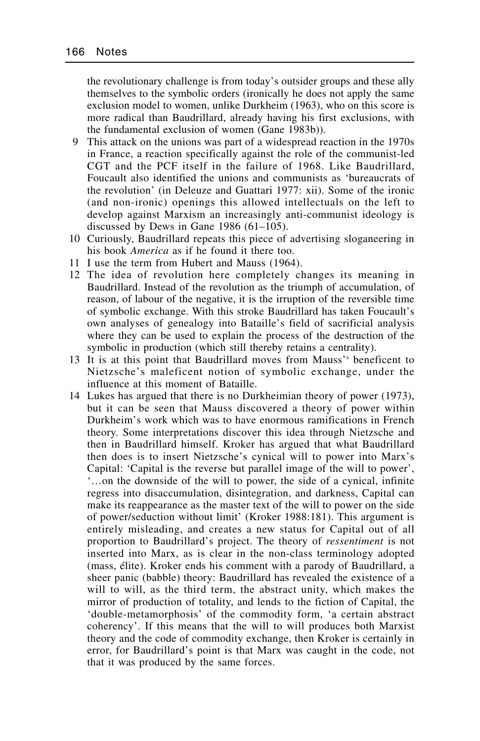the revolutionary challenge is from today's outsider groups and these ally themselves to the symbolic orders (ironically he does not apply the same exclusion model to women, unlike Durkheim (1963), who on this score is more radical than Baudrillard, already having his first exclusions, with the fundamental exclusion of women (Gane 1983b)).

9 This attack on the unions was part of a widespread reaction in the 1970s in France, a reaction specifically against the role of the communist-led CGT and the PCF itself in the failure of 1968. Like Baudrillard, Foucault also identified the unions and communists as 'bureaucrats of the revolution' (in Deleuze and Guattari 1977: xii). Some of the ironic (and non-ironic) openings this allowed intellectuals on the left to develop against Marxism an increasingly anti-communist ideology is discussed by Dews in Gane 1986 (61–105).

10 Curiously, Baudrillard repeats this piece of advertising sloganeering in his book *America* as if he found it there too.

11 I use the term from Hubert and Mauss (1964).

12 The idea of revolution here completely changes its meaning in Baudrillard. Instead of the revolution as the triumph of accumulation, of reason, of labour of the negative, it is the irruption of the reversible time of symbolic exchange. With this stroke Baudrillard has taken Foucault's own analyses of genealogy into Bataille's field of sacrificial analysis where they can be used to explain the process of the destruction of the symbolic in production (which still thereby retains a centrality).

13 It is at this point that Baudrillard moves from Mauss's beneficent to Nietzsche's maleficent notion of symbolic exchange, under the influence at this moment of Bataille.

14 Lukes has argued that there is no Durkheimian theory of power (1973), but it can be seen that Mauss discovered a theory of power within Durkheim's work which was to have enormous ramifications in French theory. Some interpretations discover this idea through Nietzsche and then in Baudrillard himself. Kroker has argued that what Baudrillard then does is to insert Nietzsche's cynical will to power into Marx's Capital: 'Capital is the reverse but parallel image of the will to power', '…on the downside of the will to power, the side of a cynical, infinite regress into disaccumulation, disintegration, and darkness, Capital can make its reappearance as the master text of the will to power on the side of power/seduction without limit' (Kroker 1988:181). This argument is entirely misleading, and creates a new status for Capital out of all proportion to Baudrillard's project. The theory of *ressentiment* is not inserted into Marx, as is clear in the non-class terminology adopted (mass, élite). Kroker ends his comment with a parody of Baudrillard, a sheer panic (babble) theory: Baudrillard has revealed the existence of a will to will, as the third term, the abstract unity, which makes the mirror of production of totality, and lends to the fiction of Capital, the 'double-metamorphosis' of the commodity form, 'a certain abstract coherency'. If this means that the will to will produces both Marxist theory and the code of commodity exchange, then Kroker is certainly in error, for Baudrillard's point is that Marx was caught in the code, not that it was produced by the same forces.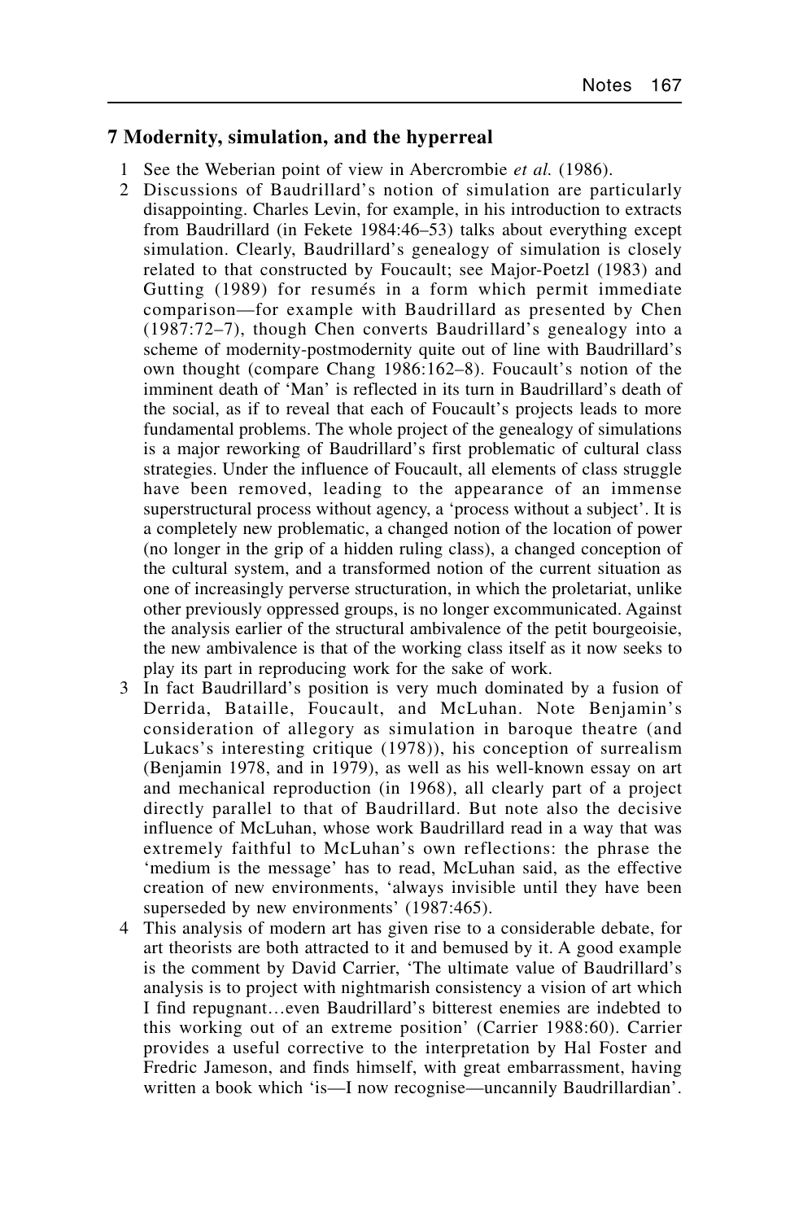## 7 Modernity, simulation, and the hyperreal

1 See the Weberian point of view in Abercrombie *et al.* (1986).

2 Discussions of Baudrillard's notion of simulation are particularly disappointing. Charles Levin, for example, in his introduction to extracts from Baudrillard (in Fekete 1984:46–53) talks about everything except simulation. Clearly, Baudrillard's genealogy of simulation is closely related to that constructed by Foucault; see Major-Poetzl (1983) and Gutting (1989) for resumés in a form which permit immediate comparison—for example with Baudrillard as presented by Chen (1987:72–7), though Chen converts Baudrillard's genealogy into a scheme of modernity-postmodernity quite out of line with Baudrillard's own thought (compare Chang 1986:162–8). Foucault's notion of the imminent death of 'Man' is reflected in its turn in Baudrillard's death of the social, as if to reveal that each of Foucault's projects leads to more fundamental problems. The whole project of the genealogy of simulations is a major reworking of Baudrillard's first problematic of cultural class strategies. Under the influence of Foucault, all elements of class struggle have been removed, leading to the appearance of an immense superstructural process without agency, a 'process without a subject'. It is a completely new problematic, a changed notion of the location of power (no longer in the grip of a hidden ruling class), a changed conception of the cultural system, and a transformed notion of the current situation as one of increasingly perverse structuration, in which the proletariat, unlike other previously oppressed groups, is no longer excommunicated. Against the analysis earlier of the structural ambivalence of the petit bourgeoisie, the new ambivalence is that of the working class itself as it now seeks to play its part in reproducing work for the sake of work.

3 In fact Baudrillard's position is very much dominated by a fusion of Derrida, Bataille, Foucault, and McLuhan. Note Benjamin's consideration of allegory as simulation in baroque theatre (and Lukacs's interesting critique (1978)), his conception of surrealism (Benjamin 1978, and in 1979), as well as his well-known essay on art and mechanical reproduction (in 1968), all clearly part of a project directly parallel to that of Baudrillard. But note also the decisive influence of McLuhan, whose work Baudrillard read in a way that was extremely faithful to McLuhan's own reflections: the phrase the 'medium is the message' has to read, McLuhan said, as the effective creation of new environments, 'always invisible until they have been superseded by new environments' (1987:465).

4 This analysis of modern art has given rise to a considerable debate, for art theorists are both attracted to it and bemused by it. A good example is the comment by David Carrier, 'The ultimate value of Baudrillard's analysis is to project with nightmarish consistency a vision of art which I find repugnant…even Baudrillard's bitterest enemies are indebted to this working out of an extreme position' (Carrier 1988:60). Carrier provides a useful corrective to the interpretation by Hal Foster and Fredric Jameson, and finds himself, with great embarrassment, having written a book which 'is—I now recognise—uncannily Baudrillardian'.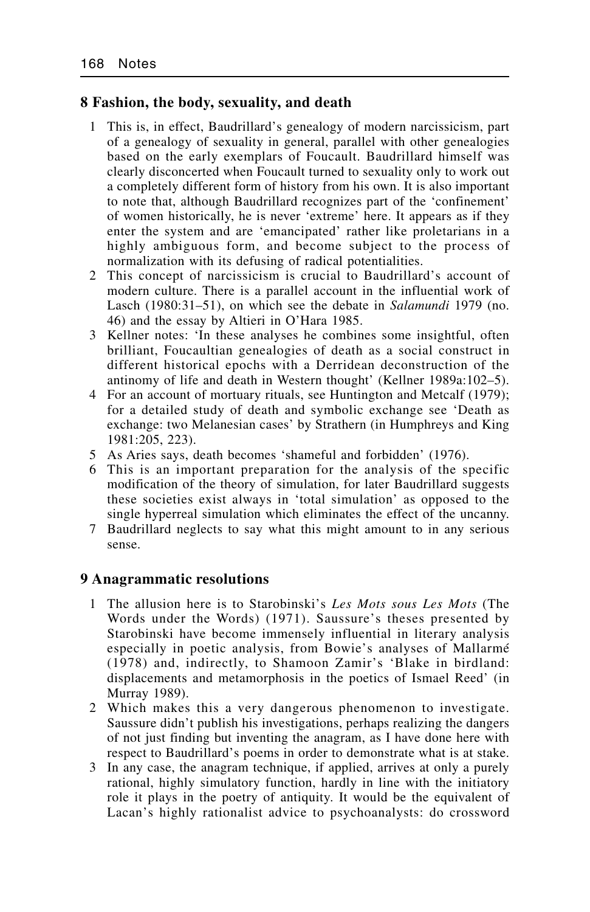## 8 Fashion, the body, sexuality, and death

1. This is, in effect, Baudrillard's genealogy of modern narcissicism, part of a genealogy of sexuality in general, parallel with other genealogies based on the early exemplars of Foucault. Baudrillard himself was clearly disconcerted when Foucault turned to sexuality only to work out a completely different form of history from his own. It is also important to note that, although Baudrillard recognizes part of the 'confinement' of women historically, he is never 'extreme' here. It appears as if they enter the system and are 'emancipated' rather like proletarians in a highly ambiguous form, and become subject to the process of normalization with its defusing of radical potentialities.
2. This concept of narcissicism is crucial to Baudrillard's account of modern culture. There is a parallel account in the influential work of Lasch (1980:31–51), on which see the debate in *Salamundi* 1979 (no. 46) and the essay by Altieri in O'Hara 1985.
3. Kellner notes: 'In these analyses he combines some insightful, often brilliant, Foucaultian genealogies of death as a social construct in different historical epochs with a Derridean deconstruction of the antinomy of life and death in Western thought' (Kellner 1989a:102–5).
4. For an account of mortuary rituals, see Huntington and Metcalf (1979); for a detailed study of death and symbolic exchange see 'Death as exchange: two Melanesian cases' by Strathern (in Humphreys and King 1981:205, 223).
5. As Aries says, death becomes 'shameful and forbidden' (1976).
6. This is an important preparation for the analysis of the specific modification of the theory of simulation, for later Baudrillard suggests these societies exist always in 'total simulation' as opposed to the single hyperreal simulation which eliminates the effect of the uncanny.
7. Baudrillard neglects to say what this might amount to in any serious sense.

## 9 Anagrammatic resolutions

1. The allusion here is to Starobinski's *Les Mots sous Les Mots* (The Words under the Words) (1971). Saussure's theses presented by Starobinski have become immensely influential in literary analysis especially in poetic analysis, from Bowie's analyses of Mallarmé (1978) and, indirectly, to Shamoon Zamir's 'Blake in birdland: displacements and metamorphosis in the poetics of Ismael Reed' (in Murray 1989).
2. Which makes this a very dangerous phenomenon to investigate. Saussure didn't publish his investigations, perhaps realizing the dangers of not just finding but inventing the anagram, as I have done here with respect to Baudrillard's poems in order to demonstrate what is at stake.
3. In any case, the anagram technique, if applied, arrives at only a purely rational, highly simulatory function, hardly in line with the initiatory role it plays in the poetry of antiquity. It would be the equivalent of Lacan's highly rationalist advice to psychoanalysts: do crossword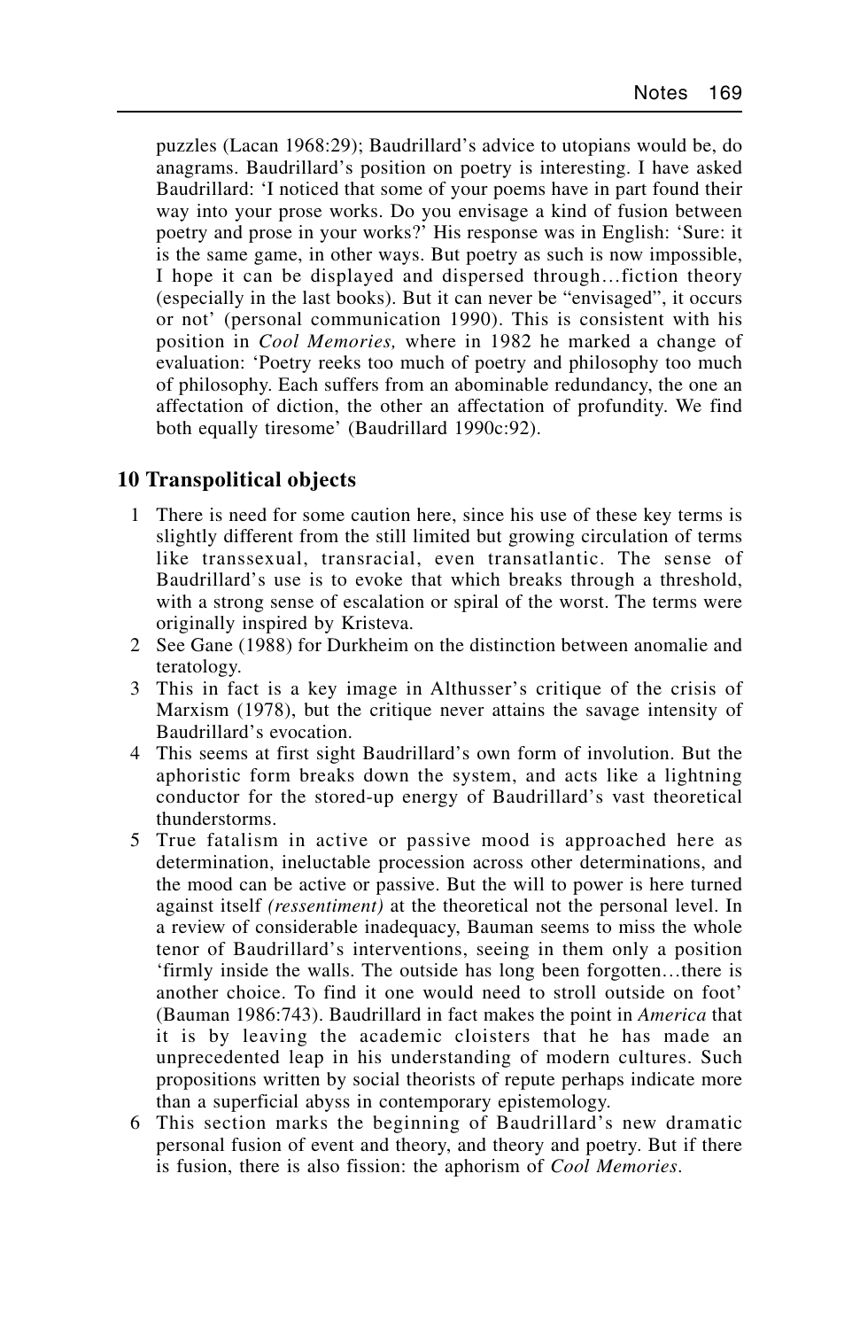puzzles (Lacan 1968:29); Baudrillard's advice to utopians would be, do anagrams. Baudrillard's position on poetry is interesting. I have asked Baudrillard: 'I noticed that some of your poems have in part found their way into your prose works. Do you envisage a kind of fusion between poetry and prose in your works?' His response was in English: 'Sure: it is the same game, in other ways. But poetry as such is now impossible, I hope it can be displayed and dispersed through…fiction theory (especially in the last books). But it can never be "envisaged", it occurs or not' (personal communication 1990). This is consistent with his position in *Cool Memories,* where in 1982 he marked a change of evaluation: 'Poetry reeks too much of poetry and philosophy too much of philosophy. Each suffers from an abominable redundancy, the one an affectation of diction, the other an affectation of profundity. We find both equally tiresome' (Baudrillard 1990c:92).

## 10 Transpolitical objects

1. There is need for some caution here, since his use of these key terms is slightly different from the still limited but growing circulation of terms like transsexual, transracial, even transatlantic. The sense of Baudrillard's use is to evoke that which breaks through a threshold, with a strong sense of escalation or spiral of the worst. The terms were originally inspired by Kristeva.
2. See Gane (1988) for Durkheim on the distinction between anomalie and teratology.
3. This in fact is a key image in Althusser's critique of the crisis of Marxism (1978), but the critique never attains the savage intensity of Baudrillard's evocation.
4. This seems at first sight Baudrillard's own form of involution. But the aphoristic form breaks down the system, and acts like a lightning conductor for the stored-up energy of Baudrillard's vast theoretical thunderstorms.
5. True fatalism in active or passive mood is approached here as determination, ineluctable procession across other determinations, and the mood can be active or passive. But the will to power is here turned against itself *(ressentiment)* at the theoretical not the personal level. In a review of considerable inadequacy, Bauman seems to miss the whole tenor of Baudrillard's interventions, seeing in them only a position 'firmly inside the walls. The outside has long been forgotten…there is another choice. To find it one would need to stroll outside on foot' (Bauman 1986:743). Baudrillard in fact makes the point in *America* that it is by leaving the academic cloisters that he has made an unprecedented leap in his understanding of modern cultures. Such propositions written by social theorists of repute perhaps indicate more than a superficial abyss in contemporary epistemology.
6. This section marks the beginning of Baudrillard's new dramatic personal fusion of event and theory, and theory and poetry. But if there is fusion, there is also fission: the aphorism of *Cool Memories*.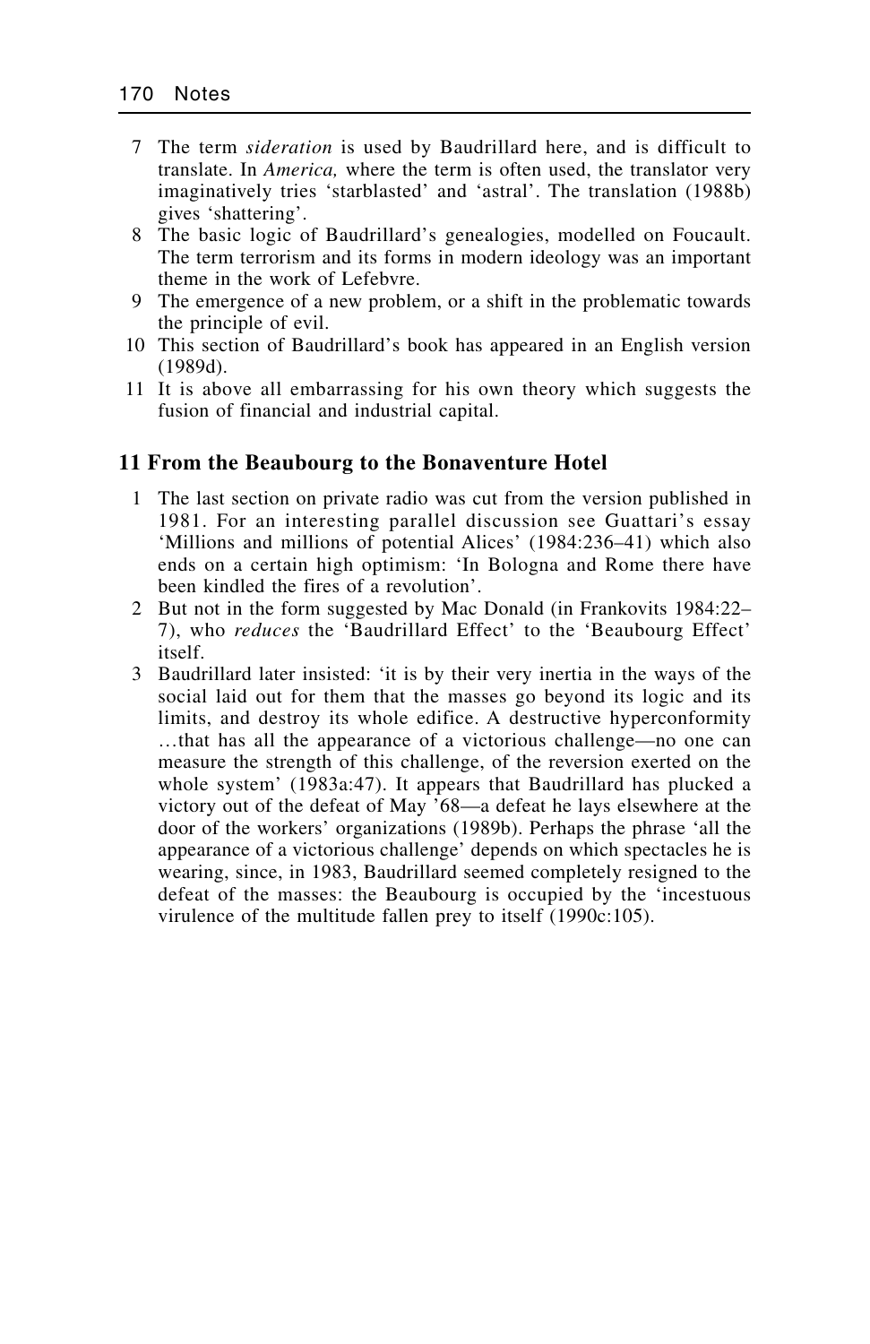7 The term *sideration* is used by Baudrillard here, and is difficult to translate. In *America,* where the term is often used, the translator very imaginatively tries 'starblasted' and 'astral'. The translation (1988b) gives 'shattering'.

8 The basic logic of Baudrillard's genealogies, modelled on Foucault. The term terrorism and its forms in modern ideology was an important theme in the work of Lefebvre.

9 The emergence of a new problem, or a shift in the problematic towards the principle of evil.

10 This section of Baudrillard's book has appeared in an English version (1989d).

11 It is above all embarrassing for his own theory which suggests the fusion of financial and industrial capital.

## 11 From the Beaubourg to the Bonaventure Hotel

1 The last section on private radio was cut from the version published in 1981. For an interesting parallel discussion see Guattari's essay 'Millions and millions of potential Alices' (1984:236–41) which also ends on a certain high optimism: 'In Bologna and Rome there have been kindled the fires of a revolution'.

2 But not in the form suggested by Mac Donald (in Frankovits 1984:22–7), who *reduces* the 'Baudrillard Effect' to the 'Beaubourg Effect' itself.

3 Baudrillard later insisted: 'it is by their very inertia in the ways of the social laid out for them that the masses go beyond its logic and its limits, and destroy its whole edifice. A destructive hyperconformity …that has all the appearance of a victorious challenge—no one can measure the strength of this challenge, of the reversion exerted on the whole system' (1983a:47). It appears that Baudrillard has plucked a victory out of the defeat of May '68—a defeat he lays elsewhere at the door of the workers' organizations (1989b). Perhaps the phrase 'all the appearance of a victorious challenge' depends on which spectacles he is wearing, since, in 1983, Baudrillard seemed completely resigned to the defeat of the masses: the Beaubourg is occupied by the 'incestuous virulence of the multitude fallen prey to itself (1990c:105).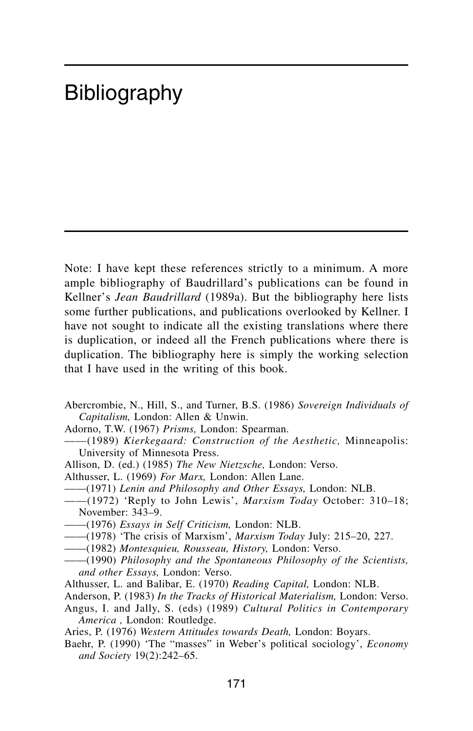# Bibliography

Note: I have kept these references strictly to a minimum. A more ample bibliography of Baudrillard's publications can be found in Kellner's *Jean Baudrillard* (1989a). But the bibliography here lists some further publications, and publications overlooked by Kellner. I have not sought to indicate all the existing translations where there is duplication, or indeed all the French publications where there is duplication. The bibliography here is simply the working selection that I have used in the writing of this book.

Abercrombie, N., Hill, S., and Turner, B.S. (1986) *Sovereign Individuals of Capitalism,* London: Allen & Unwin.

Adorno, T.W. (1967) *Prisms,* London: Spearman.

——(1989) *Kierkegaard: Construction of the Aesthetic,* Minneapolis: University of Minnesota Press.

Allison, D. (ed.) (1985) *The New Nietzsche,* London: Verso.

Althusser, L. (1969) *For Marx,* London: Allen Lane.

——(1971) *Lenin and Philosophy and Other Essays,* London: NLB.

——(1972) 'Reply to John Lewis', *Marxism Today* October: 310–18; November: 343–9.

——(1976) *Essays in Self Criticism,* London: NLB.

——(1978) 'The crisis of Marxism', *Marxism Today* July: 215–20, 227.

——(1982) *Montesquieu, Rousseau, History,* London: Verso.

——(1990) *Philosophy and the Spontaneous Philosophy of the Scientists, and other Essays,* London: Verso.

Althusser, L. and Balibar, E. (1970) *Reading Capital,* London: NLB.

Anderson, P. (1983) *In the Tracks of Historical Materialism,* London: Verso.

Angus, I. and Jally, S. (eds) (1989) *Cultural Politics in Contemporary America ,* London: Routledge.

Aries, P. (1976) *Western Attitudes towards Death,* London: Boyars.

Baehr, P. (1990) 'The "masses" in Weber's political sociology', *Economy and Society* 19(2):242–65.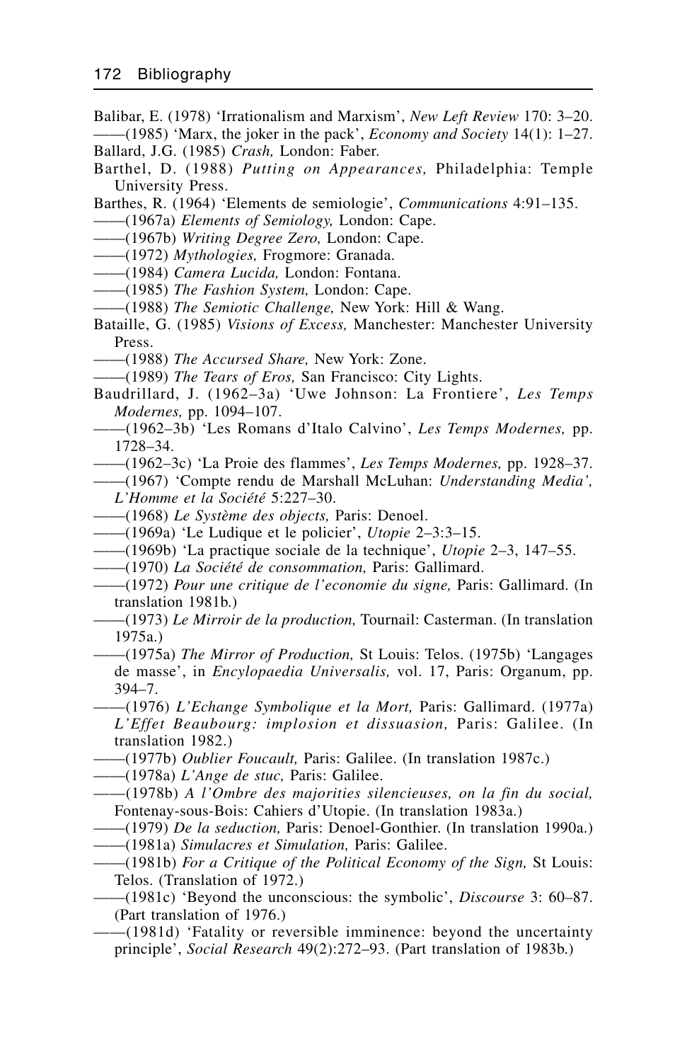Balibar, E. (1978) 'Irrationalism and Marxism', *New Left Review* 170: 3–20.
——(1985) 'Marx, the joker in the pack', *Economy and Society* 14(1): 1–27.
Ballard, J.G. (1985) *Crash,* London: Faber.
Barthel, D. (1988) *Putting on Appearances,* Philadelphia: Temple University Press.
Barthes, R. (1964) 'Elements de semiologie', *Communications* 4:91–135.
——(1967a) *Elements of Semiology,* London: Cape.
——(1967b) *Writing Degree Zero,* London: Cape.
——(1972) *Mythologies,* Frogmore: Granada.
——(1984) *Camera Lucida,* London: Fontana.
——(1985) *The Fashion System,* London: Cape.
——(1988) *The Semiotic Challenge,* New York: Hill & Wang.
Bataille, G. (1985) *Visions of Excess,* Manchester: Manchester University Press.
——(1988) *The Accursed Share,* New York: Zone.
——(1989) *The Tears of Eros,* San Francisco: City Lights.
Baudrillard, J. (1962–3a) 'Uwe Johnson: La Frontiere', *Les Temps Modernes,* pp. 1094–107.
——(1962–3b) 'Les Romans d'Italo Calvino', *Les Temps Modernes,* pp. 1728–34.
——(1962–3c) 'La Proie des flammes', *Les Temps Modernes,* pp. 1928–37.
——(1967) 'Compte rendu de Marshall McLuhan: *Understanding Media', L'Homme et la Société* 5:227–30.
——(1968) *Le Système des objects,* Paris: Denoel.
——(1969a) 'Le Ludique et le policier', *Utopie* 2–3:3–15.
——(1969b) 'La practique sociale de la technique', *Utopie* 2–3, 147–55.
——(1970) *La Société de consommation,* Paris: Gallimard.
——(1972) *Pour une critique de l'economie du signe,* Paris: Gallimard. (In translation 1981b.)
——(1973) *Le Mirroir de la production,* Tournail: Casterman. (In translation 1975a.)
——(1975a) *The Mirror of Production,* St Louis: Telos. (1975b) 'Langages de masse', in *Encylopaedia Universalis,* vol. 17, Paris: Organum, pp. 394–7.
——(1976) *L'Echange Symbolique et la Mort,* Paris: Gallimard. (1977a) *L'Effet Beaubourg: implosion et dissuasion,* Paris: Galilee. (In translation 1982.)
——(1977b) *Oublier Foucault,* Paris: Galilee. (In translation 1987c.)
——(1978a) *L'Ange de stuc,* Paris: Galilee.
——(1978b) *A l'Ombre des majorities silencieuses, on la fin du social,* Fontenay-sous-Bois: Cahiers d'Utopie. (In translation 1983a.)
——(1979) *De la seduction,* Paris: Denoel-Gonthier. (In translation 1990a.)
——(1981a) *Simulacres et Simulation,* Paris: Galilee.
——(1981b) *For a Critique of the Political Economy of the Sign,* St Louis: Telos. (Translation of 1972.)
——(1981c) 'Beyond the unconscious: the symbolic', *Discourse* 3: 60–87. (Part translation of 1976.)
——(1981d) 'Fatality or reversible imminence: beyond the uncertainty principle', *Social Research* 49(2):272–93. (Part translation of 1983b.)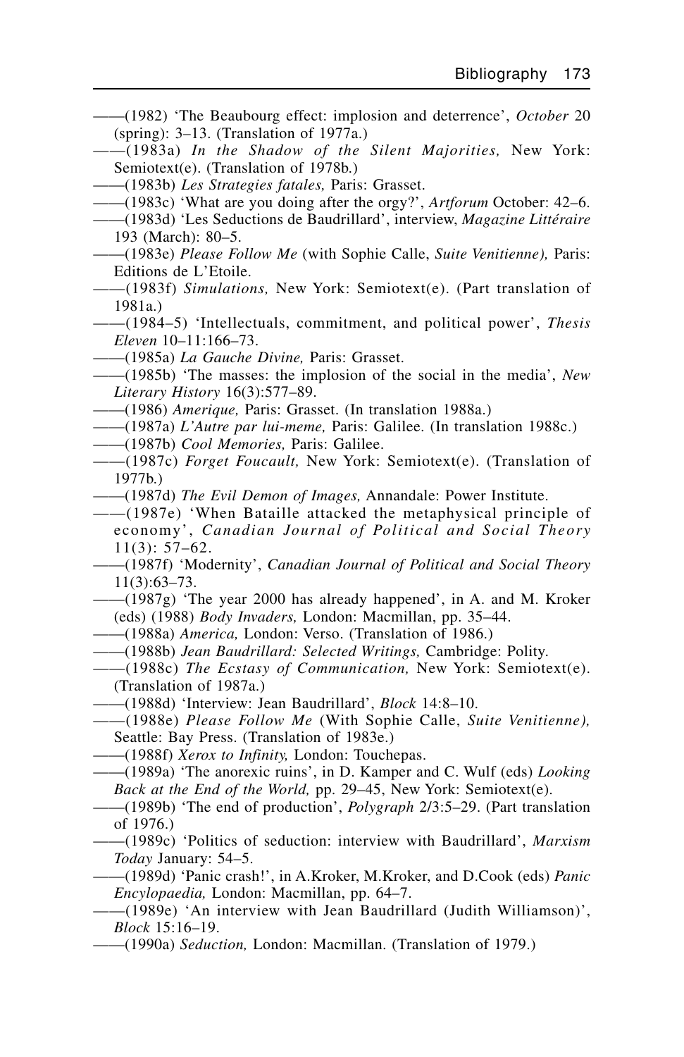——(1982) 'The Beaubourg effect: implosion and deterrence', *October* 20 (spring): 3–13. (Translation of 1977a.)

——(1983a) *In the Shadow of the Silent Majorities,* New York: Semiotext(e). (Translation of 1978b.)

——(1983b) *Les Strategies fatales,* Paris: Grasset.

——(1983c) 'What are you doing after the orgy?', *Artforum* October: 42–6.

——(1983d) 'Les Seductions de Baudrillard', interview, *Magazine Littéraire* 193 (March): 80–5.

——(1983e) *Please Follow Me* (with Sophie Calle, *Suite Venitienne),* Paris: Editions de L'Etoile.

——(1983f) *Simulations,* New York: Semiotext(e). (Part translation of 1981a.)

——(1984–5) 'Intellectuals, commitment, and political power', *Thesis Eleven* 10–11:166–73.

——(1985a) *La Gauche Divine,* Paris: Grasset.

——(1985b) 'The masses: the implosion of the social in the media', *New Literary History* 16(3):577–89.

——(1986) *Amerique,* Paris: Grasset. (In translation 1988a.)

——(1987a) *L'Autre par lui-meme,* Paris: Galilee. (In translation 1988c.)

——(1987b) *Cool Memories,* Paris: Galilee.

——(1987c) *Forget Foucault,* New York: Semiotext(e). (Translation of 1977b.)

——(1987d) *The Evil Demon of Images,* Annandale: Power Institute.

——(1987e) 'When Bataille attacked the metaphysical principle of economy', *Canadian Journal of Political and Social Theory* 11(3): 57–62.

——(1987f) 'Modernity', *Canadian Journal of Political and Social Theory* 11(3):63–73.

——(1987g) 'The year 2000 has already happened', in A. and M. Kroker (eds) (1988) *Body Invaders,* London: Macmillan, pp. 35–44.

——(1988a) *America,* London: Verso. (Translation of 1986.)

——(1988b) *Jean Baudrillard: Selected Writings,* Cambridge: Polity.

——(1988c) *The Ecstasy of Communication,* New York: Semiotext(e). (Translation of 1987a.)

——(1988d) 'Interview: Jean Baudrillard', *Block* 14:8–10.

——(1988e) *Please Follow Me* (With Sophie Calle, *Suite Venitienne),* Seattle: Bay Press. (Translation of 1983e.)

——(1988f) *Xerox to Infinity,* London: Touchepas.

——(1989a) 'The anorexic ruins', in D. Kamper and C. Wulf (eds) *Looking Back at the End of the World,* pp. 29–45, New York: Semiotext(e).

——(1989b) 'The end of production', *Polygraph* 2/3:5–29. (Part translation of 1976.)

——(1989c) 'Politics of seduction: interview with Baudrillard', *Marxism Today* January: 54–5.

——(1989d) 'Panic crash!', in A.Kroker, M.Kroker, and D.Cook (eds) *Panic Encylopaedia,* London: Macmillan, pp. 64–7.

——(1989e) 'An interview with Jean Baudrillard (Judith Williamson)', *Block* 15:16–19.

——(1990a) *Seduction,* London: Macmillan. (Translation of 1979.)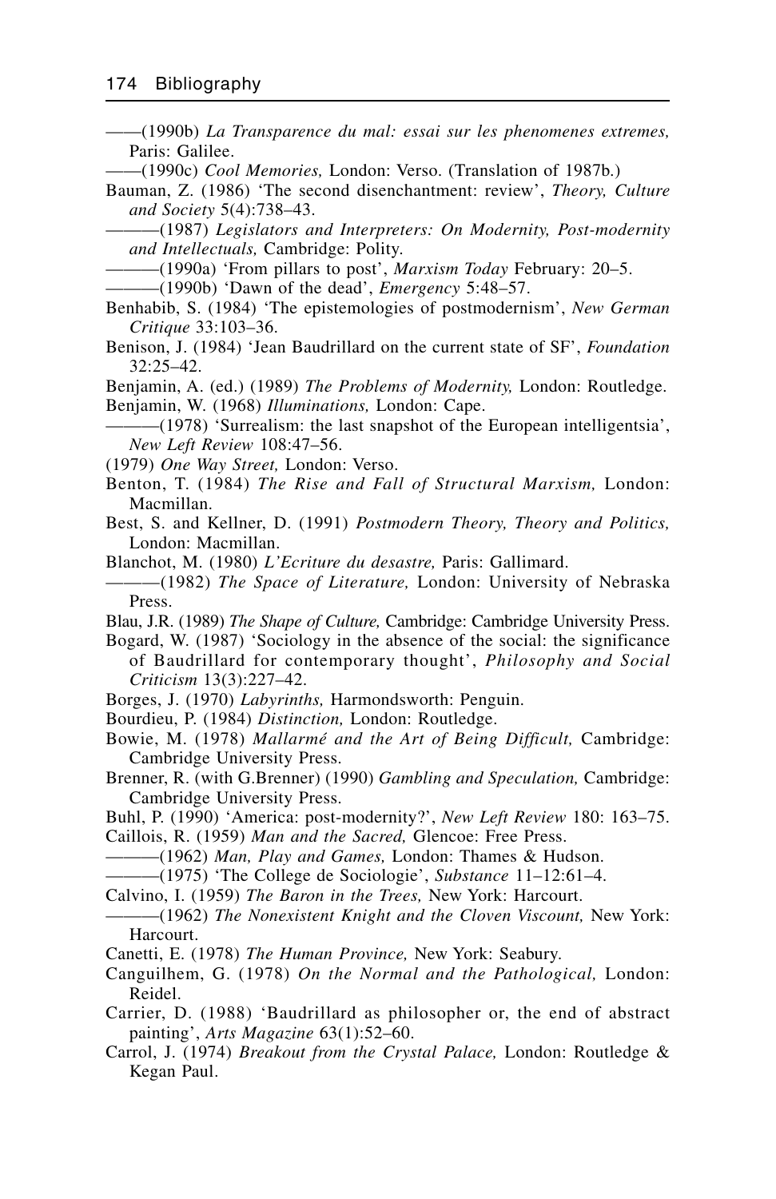——(1990b) *La Transparence du mal: essai sur les phenomenes extremes,* Paris: Galilee.

——(1990c) *Cool Memories,* London: Verso. (Translation of 1987b.)

Bauman, Z. (1986) 'The second disenchantment: review', *Theory, Culture and Society* 5(4):738–43.

———(1987) *Legislators and Interpreters: On Modernity, Post-modernity and Intellectuals,* Cambridge: Polity.

———(1990a) 'From pillars to post', *Marxism Today* February: 20–5.

———(1990b) 'Dawn of the dead', *Emergency* 5:48–57.

Benhabib, S. (1984) 'The epistemologies of postmodernism', *New German Critique* 33:103–36.

Benison, J. (1984) 'Jean Baudrillard on the current state of SF', *Foundation* 32:25–42.

Benjamin, A. (ed.) (1989) *The Problems of Modernity,* London: Routledge.

Benjamin, W. (1968) *Illuminations,* London: Cape.

———(1978) 'Surrealism: the last snapshot of the European intelligentsia', *New Left Review* 108:47–56.

(1979) *One Way Street,* London: Verso.

Benton, T. (1984) *The Rise and Fall of Structural Marxism,* London: Macmillan.

Best, S. and Kellner, D. (1991) *Postmodern Theory, Theory and Politics,* London: Macmillan.

Blanchot, M. (1980) *L'Ecriture du desastre,* Paris: Gallimard.

———(1982) *The Space of Literature,* London: University of Nebraska Press.

Blau, J.R. (1989) *The Shape of Culture,* Cambridge: Cambridge University Press.

Bogard, W. (1987) 'Sociology in the absence of the social: the significance of Baudrillard for contemporary thought', *Philosophy and Social Criticism* 13(3):227–42.

Borges, J. (1970) *Labyrinths,* Harmondsworth: Penguin.

Bourdieu, P. (1984) *Distinction,* London: Routledge.

Bowie, M. (1978) *Mallarmé and the Art of Being Difficult,* Cambridge: Cambridge University Press.

Brenner, R. (with G.Brenner) (1990) *Gambling and Speculation,* Cambridge: Cambridge University Press.

Buhl, P. (1990) 'America: post-modernity?', *New Left Review* 180: 163–75.

Caillois, R. (1959) *Man and the Sacred,* Glencoe: Free Press.

———(1962) *Man, Play and Games,* London: Thames & Hudson.

———(1975) 'The College de Sociologie', *Substance* 11–12:61–4.

Calvino, I. (1959) *The Baron in the Trees,* New York: Harcourt.

———(1962) *The Nonexistent Knight and the Cloven Viscount,* New York: Harcourt.

Canetti, E. (1978) *The Human Province,* New York: Seabury.

Canguilhem, G. (1978) *On the Normal and the Pathological,* London: Reidel.

Carrier, D. (1988) 'Baudrillard as philosopher or, the end of abstract painting', *Arts Magazine* 63(1):52–60.

Carrol, J. (1974) *Breakout from the Crystal Palace,* London: Routledge & Kegan Paul.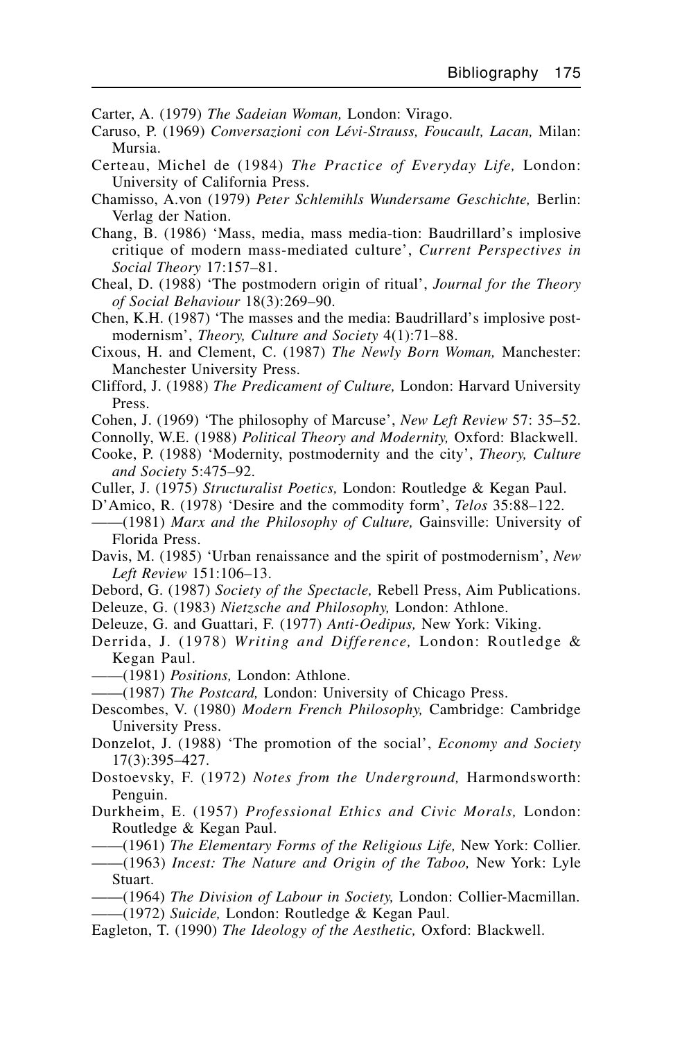Carter, A. (1979) *The Sadeian Woman,* London: Virago.

Caruso, P. (1969) *Conversazioni con Lévi-Strauss, Foucault, Lacan,* Milan: Mursia.

Certeau, Michel de (1984) *The Practice of Everyday Life,* London: University of California Press.

Chamisso, A.von (1979) *Peter Schlemihls Wundersame Geschichte,* Berlin: Verlag der Nation.

Chang, B. (1986) 'Mass, media, mass media-tion: Baudrillard's implosive critique of modern mass-mediated culture', *Current Perspectives in Social Theory* 17:157–81.

Cheal, D. (1988) 'The postmodern origin of ritual', *Journal for the Theory of Social Behaviour* 18(3):269–90.

Chen, K.H. (1987) 'The masses and the media: Baudrillard's implosive post-modernism', *Theory, Culture and Society* 4(1):71–88.

Cixous, H. and Clement, C. (1987) *The Newly Born Woman,* Manchester: Manchester University Press.

Clifford, J. (1988) *The Predicament of Culture,* London: Harvard University Press.

Cohen, J. (1969) 'The philosophy of Marcuse', *New Left Review* 57: 35–52.

Connolly, W.E. (1988) *Political Theory and Modernity,* Oxford: Blackwell.

Cooke, P. (1988) 'Modernity, postmodernity and the city', *Theory, Culture and Society* 5:475–92.

Culler, J. (1975) *Structuralist Poetics,* London: Routledge & Kegan Paul.

D'Amico, R. (1978) 'Desire and the commodity form', *Telos* 35:88–122.

——(1981) *Marx and the Philosophy of Culture,* Gainsville: University of Florida Press.

Davis, M. (1985) 'Urban renaissance and the spirit of postmodernism', *New Left Review* 151:106–13.

Debord, G. (1987) *Society of the Spectacle,* Rebell Press, Aim Publications.

Deleuze, G. (1983) *Nietzsche and Philosophy,* London: Athlone.

Deleuze, G. and Guattari, F. (1977) *Anti-Oedipus,* New York: Viking.

Derrida, J. (1978) *Writing and Difference,* London: Routledge & Kegan Paul.

——(1981) *Positions,* London: Athlone.

——(1987) *The Postcard,* London: University of Chicago Press.

Descombes, V. (1980) *Modern French Philosophy,* Cambridge: Cambridge University Press.

Donzelot, J. (1988) 'The promotion of the social', *Economy and Society* 17(3):395–427.

Dostoevsky, F. (1972) *Notes from the Underground,* Harmondsworth: Penguin.

Durkheim, E. (1957) *Professional Ethics and Civic Morals,* London: Routledge & Kegan Paul.

——(1961) *The Elementary Forms of the Religious Life,* New York: Collier.

——(1963) *Incest: The Nature and Origin of the Taboo,* New York: Lyle Stuart.

——(1964) *The Division of Labour in Society,* London: Collier-Macmillan.

——(1972) *Suicide,* London: Routledge & Kegan Paul.

Eagleton, T. (1990) *The Ideology of the Aesthetic,* Oxford: Blackwell.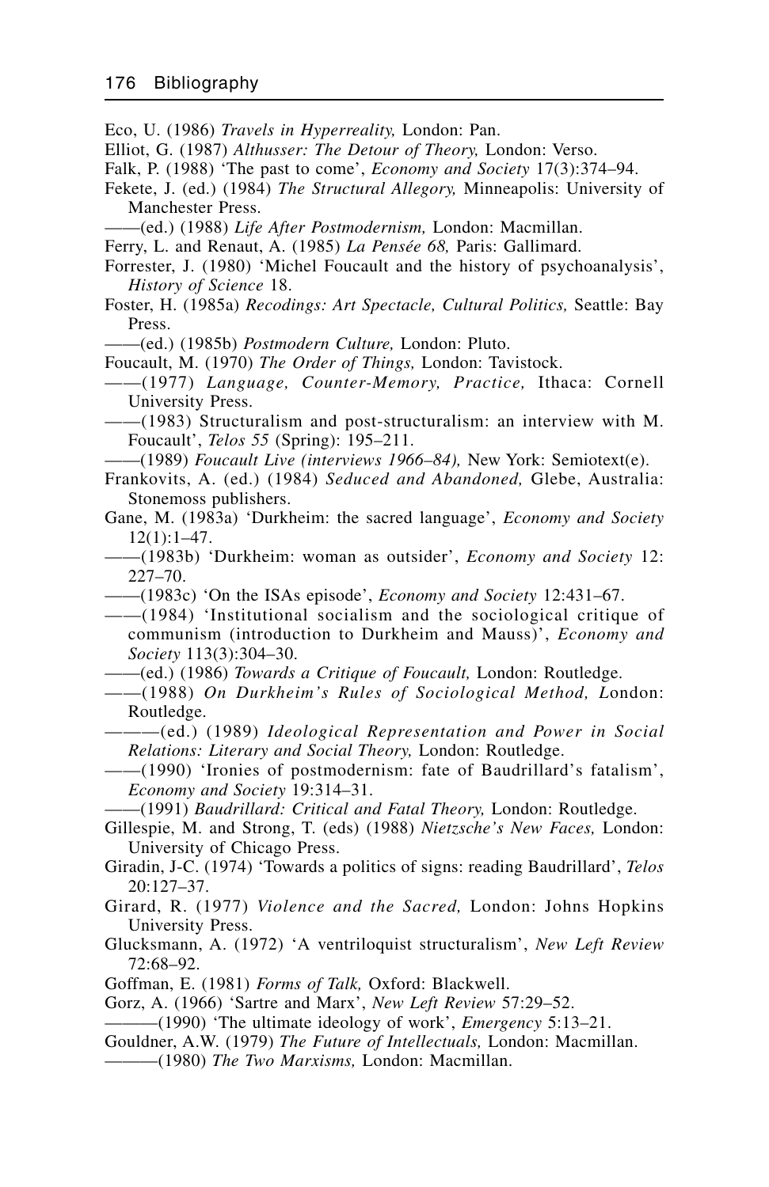Eco, U. (1986) *Travels in Hyperreality,* London: Pan.

Elliot, G. (1987) *Althusser: The Detour of Theory,* London: Verso.

Falk, P. (1988) 'The past to come', *Economy and Society* 17(3):374–94.

Fekete, J. (ed.) (1984) *The Structural Allegory,* Minneapolis: University of Manchester Press.

——(ed.) (1988) *Life After Postmodernism,* London: Macmillan.

Ferry, L. and Renaut, A. (1985) *La Pensée 68,* Paris: Gallimard.

Forrester, J. (1980) 'Michel Foucault and the history of psychoanalysis', *History of Science* 18.

Foster, H. (1985a) *Recodings: Art Spectacle, Cultural Politics,* Seattle: Bay Press.

——(ed.) (1985b) *Postmodern Culture,* London: Pluto.

Foucault, M. (1970) *The Order of Things,* London: Tavistock.

——(1977) *Language, Counter-Memory, Practice,* Ithaca: Cornell University Press.

——(1983) Structuralism and post-structuralism: an interview with M. Foucault', *Telos 55* (Spring): 195–211.

——(1989) *Foucault Live (interviews 1966–84),* New York: Semiotext(e).

Frankovits, A. (ed.) (1984) *Seduced and Abandoned,* Glebe, Australia: Stonemoss publishers.

Gane, M. (1983a) 'Durkheim: the sacred language', *Economy and Society* 12(1):1–47.

——(1983b) 'Durkheim: woman as outsider', *Economy and Society* 12: 227–70.

——(1983c) 'On the ISAs episode', *Economy and Society* 12:431–67.

——(1984) 'Institutional socialism and the sociological critique of communism (introduction to Durkheim and Mauss)', *Economy and Society* 113(3):304–30.

——(ed.) (1986) *Towards a Critique of Foucault,* London: Routledge.

——(1988) *On Durkheim's Rules of Sociological Method,* London: Routledge.

———(ed.) (1989) *Ideological Representation and Power in Social Relations: Literary and Social Theory,* London: Routledge.

——(1990) 'Ironies of postmodernism: fate of Baudrillard's fatalism', *Economy and Society* 19:314–31.

——(1991) *Baudrillard: Critical and Fatal Theory,* London: Routledge.

Gillespie, M. and Strong, T. (eds) (1988) *Nietzsche's New Faces,* London: University of Chicago Press.

Giradin, J-C. (1974) 'Towards a politics of signs: reading Baudrillard', *Telos* 20:127–37.

Girard, R. (1977) *Violence and the Sacred,* London: Johns Hopkins University Press.

Glucksmann, A. (1972) 'A ventriloquist structuralism', *New Left Review* 72:68–92.

Goffman, E. (1981) *Forms of Talk,* Oxford: Blackwell.

Gorz, A. (1966) 'Sartre and Marx', *New Left Review* 57:29–52.

———(1990) 'The ultimate ideology of work', *Emergency* 5:13–21.

Gouldner, A.W. (1979) *The Future of Intellectuals,* London: Macmillan.

———(1980) *The Two Marxisms,* London: Macmillan.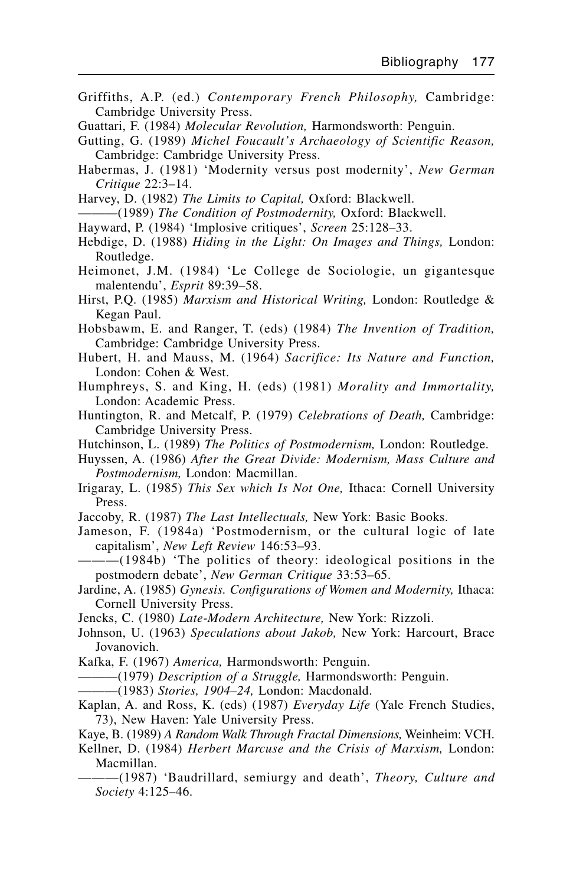Griffiths, A.P. (ed.) *Contemporary French Philosophy,* Cambridge: Cambridge University Press.

Guattari, F. (1984) *Molecular Revolution,* Harmondsworth: Penguin.

Gutting, G. (1989) *Michel Foucault's Archaeology of Scientific Reason,* Cambridge: Cambridge University Press.

Habermas, J. (1981) 'Modernity versus post modernity', *New German Critique* 22:3–14.

Harvey, D. (1982) *The Limits to Capital,* Oxford: Blackwell.

———(1989) *The Condition of Postmodernity,* Oxford: Blackwell.

Hayward, P. (1984) 'Implosive critiques', *Screen* 25:128–33.

Hebdige, D. (1988) *Hiding in the Light: On Images and Things,* London: Routledge.

Heimonet, J.M. (1984) 'Le College de Sociologie, un gigantesque malentendu', *Esprit* 89:39–58.

Hirst, P.Q. (1985) *Marxism and Historical Writing,* London: Routledge & Kegan Paul.

Hobsbawm, E. and Ranger, T. (eds) (1984) *The Invention of Tradition,* Cambridge: Cambridge University Press.

Hubert, H. and Mauss, M. (1964) *Sacrifice: Its Nature and Function,* London: Cohen & West.

Humphreys, S. and King, H. (eds) (1981) *Morality and Immortality,* London: Academic Press.

Huntington, R. and Metcalf, P. (1979) *Celebrations of Death,* Cambridge: Cambridge University Press.

Hutchinson, L. (1989) *The Politics of Postmodernism,* London: Routledge.

Huyssen, A. (1986) *After the Great Divide: Modernism, Mass Culture and Postmodernism,* London: Macmillan.

Irigaray, L. (1985) *This Sex which Is Not One,* Ithaca: Cornell University Press.

Jaccoby, R. (1987) *The Last Intellectuals,* New York: Basic Books.

Jameson, F. (1984a) 'Postmodernism, or the cultural logic of late capitalism', *New Left Review* 146:53–93.

———(1984b) 'The politics of theory: ideological positions in the postmodern debate', *New German Critique* 33:53–65.

Jardine, A. (1985) *Gynesis. Configurations of Women and Modernity,* Ithaca: Cornell University Press.

Jencks, C. (1980) *Late-Modern Architecture,* New York: Rizzoli.

Johnson, U. (1963) *Speculations about Jakob,* New York: Harcourt, Brace Jovanovich.

Kafka, F. (1967) *America,* Harmondsworth: Penguin.

———(1979) *Description of a Struggle,* Harmondsworth: Penguin.

———(1983) *Stories, 1904–24,* London: Macdonald.

Kaplan, A. and Ross, K. (eds) (1987) *Everyday Life* (Yale French Studies, 73), New Haven: Yale University Press.

Kaye, B. (1989) *A Random Walk Through Fractal Dimensions,* Weinheim: VCH.

Kellner, D. (1984) *Herbert Marcuse and the Crisis of Marxism,* London: Macmillan.

———(1987) 'Baudrillard, semiurgy and death', *Theory, Culture and Society* 4:125–46.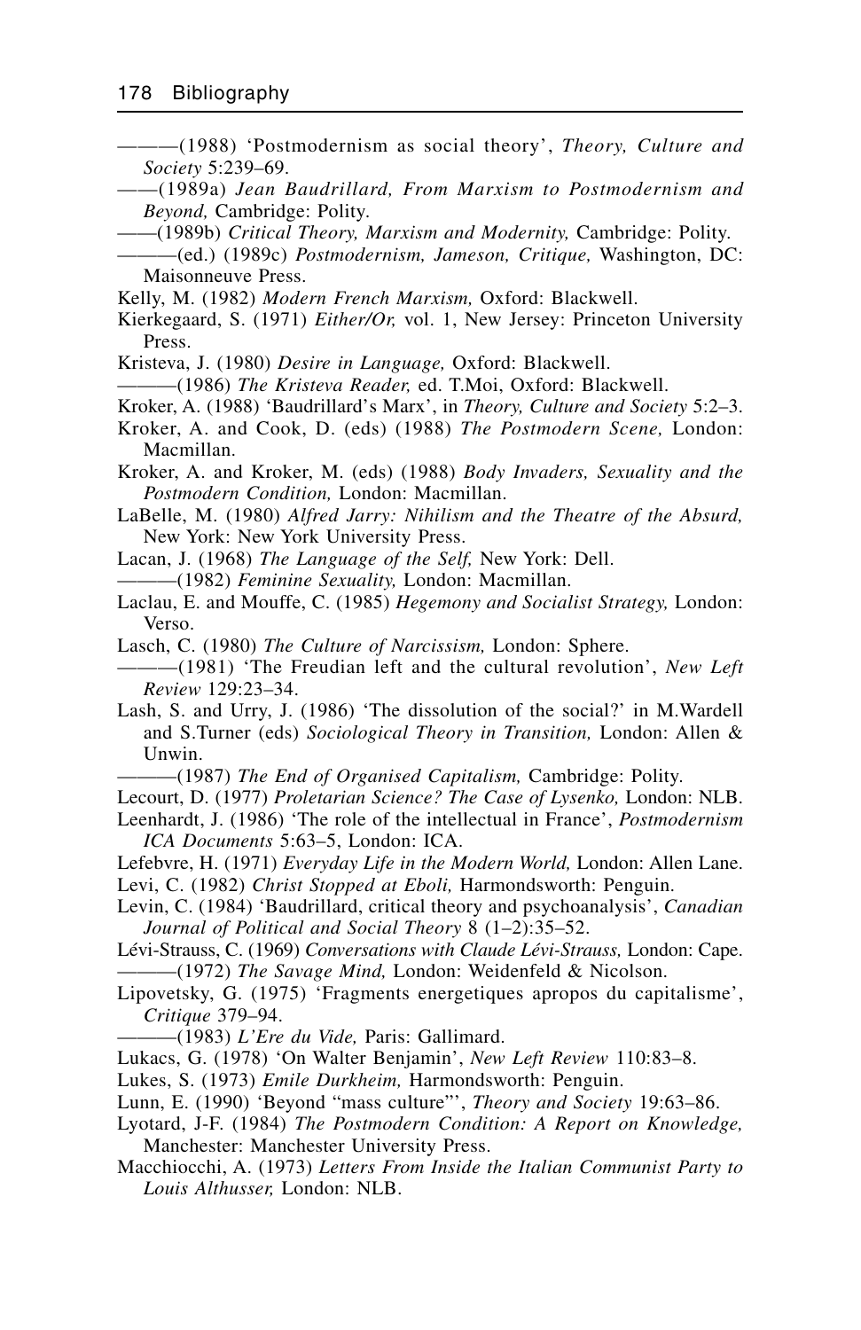———(1988) 'Postmodernism as social theory', *Theory, Culture and Society* 5:239–69.

——(1989a) *Jean Baudrillard, From Marxism to Postmodernism and Beyond,* Cambridge: Polity.

——(1989b) *Critical Theory, Marxism and Modernity,* Cambridge: Polity.

———(ed.) (1989c) *Postmodernism, Jameson, Critique,* Washington, DC: Maisonneuve Press.

Kelly, M. (1982) *Modern French Marxism,* Oxford: Blackwell.

Kierkegaard, S. (1971) *Either/Or,* vol. 1, New Jersey: Princeton University Press.

Kristeva, J. (1980) *Desire in Language,* Oxford: Blackwell.

———(1986) *The Kristeva Reader,* ed. T.Moi, Oxford: Blackwell.

Kroker, A. (1988) 'Baudrillard's Marx', in *Theory, Culture and Society* 5:2–3.

Kroker, A. and Cook, D. (eds) (1988) *The Postmodern Scene,* London: Macmillan.

Kroker, A. and Kroker, M. (eds) (1988) *Body Invaders, Sexuality and the Postmodern Condition,* London: Macmillan.

LaBelle, M. (1980) *Alfred Jarry: Nihilism and the Theatre of the Absurd,* New York: New York University Press.

Lacan, J. (1968) *The Language of the Self,* New York: Dell.

———(1982) *Feminine Sexuality,* London: Macmillan.

Laclau, E. and Mouffe, C. (1985) *Hegemony and Socialist Strategy,* London: Verso.

Lasch, C. (1980) *The Culture of Narcissism,* London: Sphere.

———(1981) 'The Freudian left and the cultural revolution', *New Left Review* 129:23–34.

Lash, S. and Urry, J. (1986) 'The dissolution of the social?' in M.Wardell and S.Turner (eds) *Sociological Theory in Transition,* London: Allen & Unwin.

———(1987) *The End of Organised Capitalism,* Cambridge: Polity.

Lecourt, D. (1977) *Proletarian Science? The Case of Lysenko,* London: NLB.

Leenhardt, J. (1986) 'The role of the intellectual in France', *Postmodernism ICA Documents* 5:63–5, London: ICA.

Lefebvre, H. (1971) *Everyday Life in the Modern World,* London: Allen Lane.

Levi, C. (1982) *Christ Stopped at Eboli,* Harmondsworth: Penguin.

Levin, C. (1984) 'Baudrillard, critical theory and psychoanalysis', *Canadian Journal of Political and Social Theory* 8 (1–2):35–52.

Lévi-Strauss, C. (1969) *Conversations with Claude Lévi-Strauss,* London: Cape.

———(1972) *The Savage Mind,* London: Weidenfeld & Nicolson.

Lipovetsky, G. (1975) 'Fragments energetiques apropos du capitalisme', *Critique* 379–94.

———(1983) *L'Ere du Vide,* Paris: Gallimard.

Lukacs, G. (1978) 'On Walter Benjamin', *New Left Review* 110:83–8.

Lukes, S. (1973) *Emile Durkheim,* Harmondsworth: Penguin.

Lunn, E. (1990) 'Beyond "mass culture"', *Theory and Society* 19:63–86.

Lyotard, J-F. (1984) *The Postmodern Condition: A Report on Knowledge,* Manchester: Manchester University Press.

Macchiocchi, A. (1973) *Letters From Inside the Italian Communist Party to Louis Althusser,* London: NLB.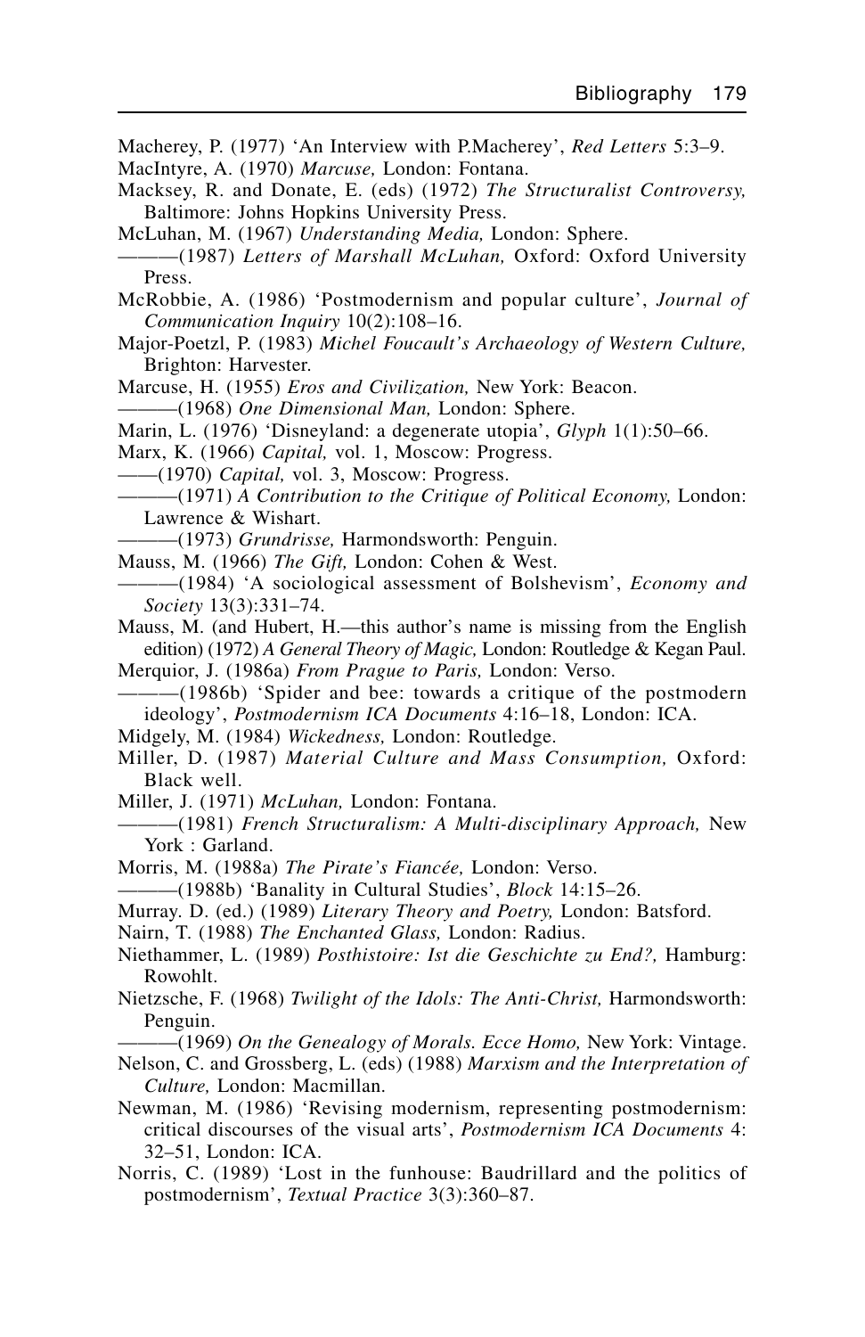Macherey, P. (1977) 'An Interview with P.Macherey', *Red Letters* 5:3–9.

MacIntyre, A. (1970) *Marcuse,* London: Fontana.

Macksey, R. and Donate, E. (eds) (1972) *The Structuralist Controversy,* Baltimore: Johns Hopkins University Press.

McLuhan, M. (1967) *Understanding Media,* London: Sphere.

———(1987) *Letters of Marshall McLuhan,* Oxford: Oxford University Press.

McRobbie, A. (1986) 'Postmodernism and popular culture', *Journal of Communication Inquiry* 10(2):108–16.

Major-Poetzl, P. (1983) *Michel Foucault's Archaeology of Western Culture,* Brighton: Harvester.

Marcuse, H. (1955) *Eros and Civilization,* New York: Beacon.

———(1968) *One Dimensional Man,* London: Sphere.

Marin, L. (1976) 'Disneyland: a degenerate utopia', *Glyph* 1(1):50–66.

Marx, K. (1966) *Capital,* vol. 1, Moscow: Progress.

——(1970) *Capital,* vol. 3, Moscow: Progress.

———(1971) *A Contribution to the Critique of Political Economy,* London: Lawrence & Wishart.

———(1973) *Grundrisse,* Harmondsworth: Penguin.

Mauss, M. (1966) *The Gift,* London: Cohen & West.

———(1984) 'A sociological assessment of Bolshevism', *Economy and Society* 13(3):331–74.

Mauss, M. (and Hubert, H.—this author's name is missing from the English edition) (1972) *A General Theory of Magic,* London: Routledge & Kegan Paul.

Merquior, J. (1986a) *From Prague to Paris,* London: Verso.

———(1986b) 'Spider and bee: towards a critique of the postmodern ideology', *Postmodernism ICA Documents* 4:16–18, London: ICA.

Midgely, M. (1984) *Wickedness,* London: Routledge.

Miller, D. (1987) *Material Culture and Mass Consumption,* Oxford: Black well.

Miller, J. (1971) *McLuhan,* London: Fontana.

———(1981) *French Structuralism: A Multi-disciplinary Approach,* New York : Garland.

Morris, M. (1988a) *The Pirate's Fiancée,* London: Verso.

———(1988b) 'Banality in Cultural Studies', *Block* 14:15–26.

Murray. D. (ed.) (1989) *Literary Theory and Poetry,* London: Batsford.

Nairn, T. (1988) *The Enchanted Glass,* London: Radius.

Niethammer, L. (1989) *Posthistoire: Ist die Geschichte zu End?,* Hamburg: Rowohlt.

Nietzsche, F. (1968) *Twilight of the Idols: The Anti-Christ,* Harmondsworth: Penguin.

———(1969) *On the Genealogy of Morals. Ecce Homo,* New York: Vintage.

Nelson, C. and Grossberg, L. (eds) (1988) *Marxism and the Interpretation of Culture,* London: Macmillan.

Newman, M. (1986) 'Revising modernism, representing postmodernism: critical discourses of the visual arts', *Postmodernism ICA Documents* 4: 32–51, London: ICA.

Norris, C. (1989) 'Lost in the funhouse: Baudrillard and the politics of postmodernism', *Textual Practice* 3(3):360–87.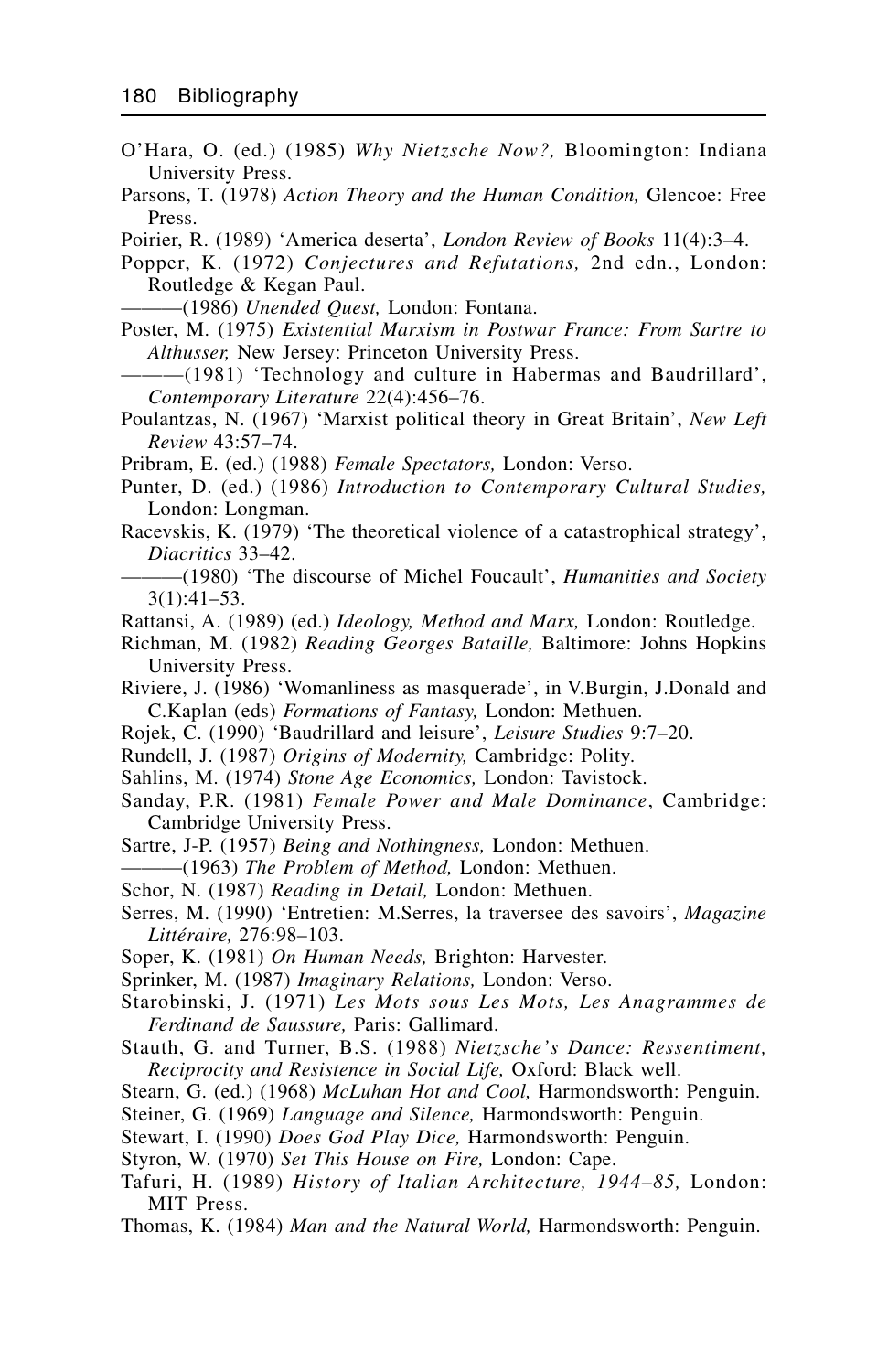O'Hara, O. (ed.) (1985) *Why Nietzsche Now?,* Bloomington: Indiana University Press.

Parsons, T. (1978) *Action Theory and the Human Condition,* Glencoe: Free Press.

Poirier, R. (1989) 'America deserta', *London Review of Books* 11(4):3–4.

Popper, K. (1972) *Conjectures and Refutations,* 2nd edn., London: Routledge & Kegan Paul.

———(1986) *Unended Quest,* London: Fontana.

Poster, M. (1975) *Existential Marxism in Postwar France: From Sartre to Althusser,* New Jersey: Princeton University Press.

———(1981) 'Technology and culture in Habermas and Baudrillard', *Contemporary Literature* 22(4):456–76.

Poulantzas, N. (1967) 'Marxist political theory in Great Britain', *New Left Review* 43:57–74.

Pribram, E. (ed.) (1988) *Female Spectators,* London: Verso.

Punter, D. (ed.) (1986) *Introduction to Contemporary Cultural Studies,* London: Longman.

Racevskis, K. (1979) 'The theoretical violence of a catastrophical strategy', *Diacritics* 33–42.

———(1980) 'The discourse of Michel Foucault', *Humanities and Society* 3(1):41–53.

Rattansi, A. (1989) (ed.) *Ideology, Method and Marx,* London: Routledge.

Richman, M. (1982) *Reading Georges Bataille,* Baltimore: Johns Hopkins University Press.

Riviere, J. (1986) 'Womanliness as masquerade', in V.Burgin, J.Donald and C.Kaplan (eds) *Formations of Fantasy,* London: Methuen.

Rojek, C. (1990) 'Baudrillard and leisure', *Leisure Studies* 9:7–20.

Rundell, J. (1987) *Origins of Modernity,* Cambridge: Polity.

Sahlins, M. (1974) *Stone Age Economics,* London: Tavistock.

Sanday, P.R. (1981) *Female Power and Male Dominance*, Cambridge: Cambridge University Press.

Sartre, J-P. (1957) *Being and Nothingness,* London: Methuen.

———(1963) *The Problem of Method,* London: Methuen.

Schor, N. (1987) *Reading in Detail,* London: Methuen.

Serres, M. (1990) 'Entretien: M.Serres, la traversee des savoirs', *Magazine Littéraire,* 276:98–103.

Soper, K. (1981) *On Human Needs,* Brighton: Harvester.

Sprinker, M. (1987) *Imaginary Relations,* London: Verso.

Starobinski, J. (1971) *Les Mots sous Les Mots, Les Anagrammes de Ferdinand de Saussure,* Paris: Gallimard.

Stauth, G. and Turner, B.S. (1988) *Nietzsche's Dance: Ressentiment, Reciprocity and Resistence in Social Life,* Oxford: Black well.

Stearn, G. (ed.) (1968) *McLuhan Hot and Cool,* Harmondsworth: Penguin.

Steiner, G. (1969) *Language and Silence,* Harmondsworth: Penguin.

Stewart, I. (1990) *Does God Play Dice,* Harmondsworth: Penguin.

Styron, W. (1970) *Set This House on Fire,* London: Cape.

Tafuri, H. (1989) *History of Italian Architecture, 1944–85,* London: MIT Press.

Thomas, K. (1984) *Man and the Natural World,* Harmondsworth: Penguin.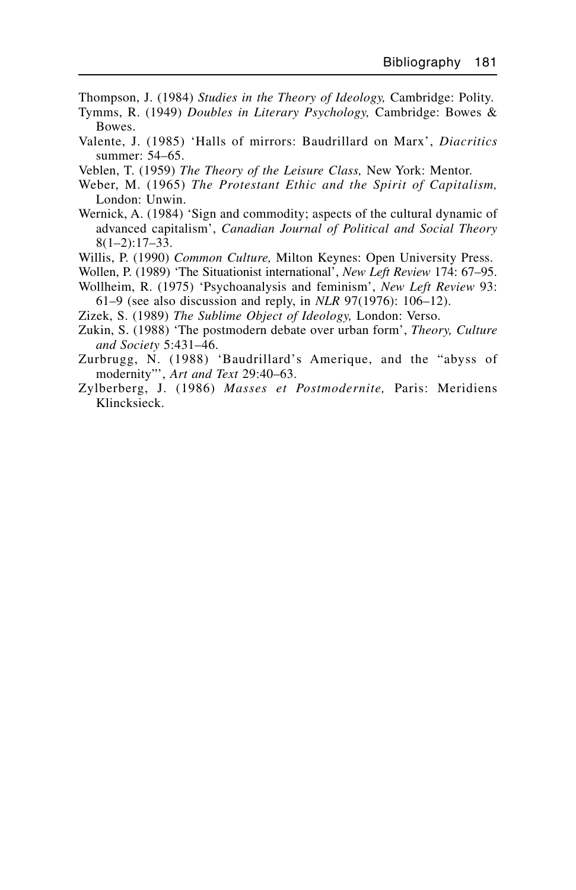Thompson, J. (1984) *Studies in the Theory of Ideology,* Cambridge: Polity.

Tymms, R. (1949) *Doubles in Literary Psychology,* Cambridge: Bowes & Bowes.

Valente, J. (1985) 'Halls of mirrors: Baudrillard on Marx', *Diacritics* summer: 54–65.

Veblen, T. (1959) *The Theory of the Leisure Class,* New York: Mentor.

Weber, M. (1965) *The Protestant Ethic and the Spirit of Capitalism,* London: Unwin.

Wernick, A. (1984) 'Sign and commodity; aspects of the cultural dynamic of advanced capitalism', *Canadian Journal of Political and Social Theory* 8(1–2):17–33.

Willis, P. (1990) *Common Culture,* Milton Keynes: Open University Press.

Wollen, P. (1989) 'The Situationist international', *New Left Review* 174: 67–95.

Wollheim, R. (1975) 'Psychoanalysis and feminism', *New Left Review* 93: 61–9 (see also discussion and reply, in *NLR* 97(1976): 106–12).

Zizek, S. (1989) *The Sublime Object of Ideology,* London: Verso.

Zukin, S. (1988) 'The postmodern debate over urban form', *Theory, Culture and Society* 5:431–46.

Zurbrugg, N. (1988) 'Baudrillard's Amerique, and the "abyss of modernity"', *Art and Text* 29:40–63.

Zylberberg, J. (1986) *Masses et Postmodernite,* Paris: Meridiens Klincksieck.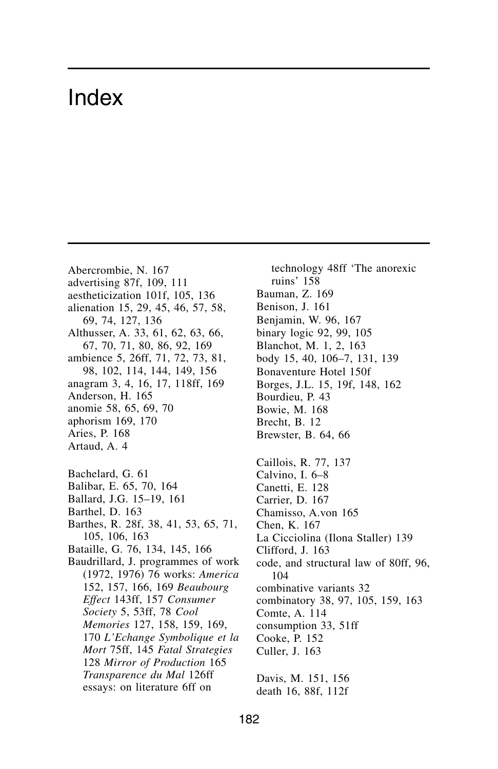# Index

Abercrombie, N. 167
advertising 87f, 109, 111
aestheticization 101f, 105, 136
alienation 15, 29, 45, 46, 57, 58, 69, 74, 127, 136
Althusser, A. 33, 61, 62, 63, 66, 67, 70, 71, 80, 86, 92, 169
ambience 5, 26ff, 71, 72, 73, 81, 98, 102, 114, 144, 149, 156
anagram 3, 4, 16, 17, 118ff, 169
Anderson, H. 165
anomie 58, 65, 69, 70
aphorism 169, 170
Aries, P. 168
Artaud, A. 4

Bachelard, G. 61
Balibar, E. 65, 70, 164
Ballard, J.G. 15–19, 161
Barthel, D. 163
Barthes, R. 28f, 38, 41, 53, 65, 71, 105, 106, 163
Bataille, G. 76, 134, 145, 166
Baudrillard, J. programmes of work (1972, 1976) 76 works: *America* 152, 157, 166, 169 *Beaubourg Effect* 143ff, 157 *Consumer Society* 5, 53ff, 78 *Cool Memories* 127, 158, 159, 169, 170 *L'Echange Symbolique et la Mort* 75ff, 145 *Fatal Strategies* 128 *Mirror of Production* 165 *Transparence du Mal* 126ff essays: on literature 6ff on technology 48ff 'The anorexic ruins' 158
Bauman, Z. 169
Benison, J. 161
Benjamin, W. 96, 167
binary logic 92, 99, 105
Blanchot, M. 1, 2, 163
body 15, 40, 106–7, 131, 139
Bonaventure Hotel 150f
Borges, J.L. 15, 19f, 148, 162
Bourdieu, P. 43
Bowie, M. 168
Brecht, B. 12
Brewster, B. 64, 66

Caillois, R. 77, 137
Calvino, I. 6–8
Canetti, E. 128
Carrier, D. 167
Chamisso, A.von 165
Chen, K. 167
La Cicciolina (Ilona Staller) 139
Clifford, J. 163
code, and structural law of 80ff, 96, 104
combinative variants 32
combinatory 38, 97, 105, 159, 163
Comte, A. 114
consumption 33, 51ff
Cooke, P. 152
Culler, J. 163

Davis, M. 151, 156
death 16, 88f, 112f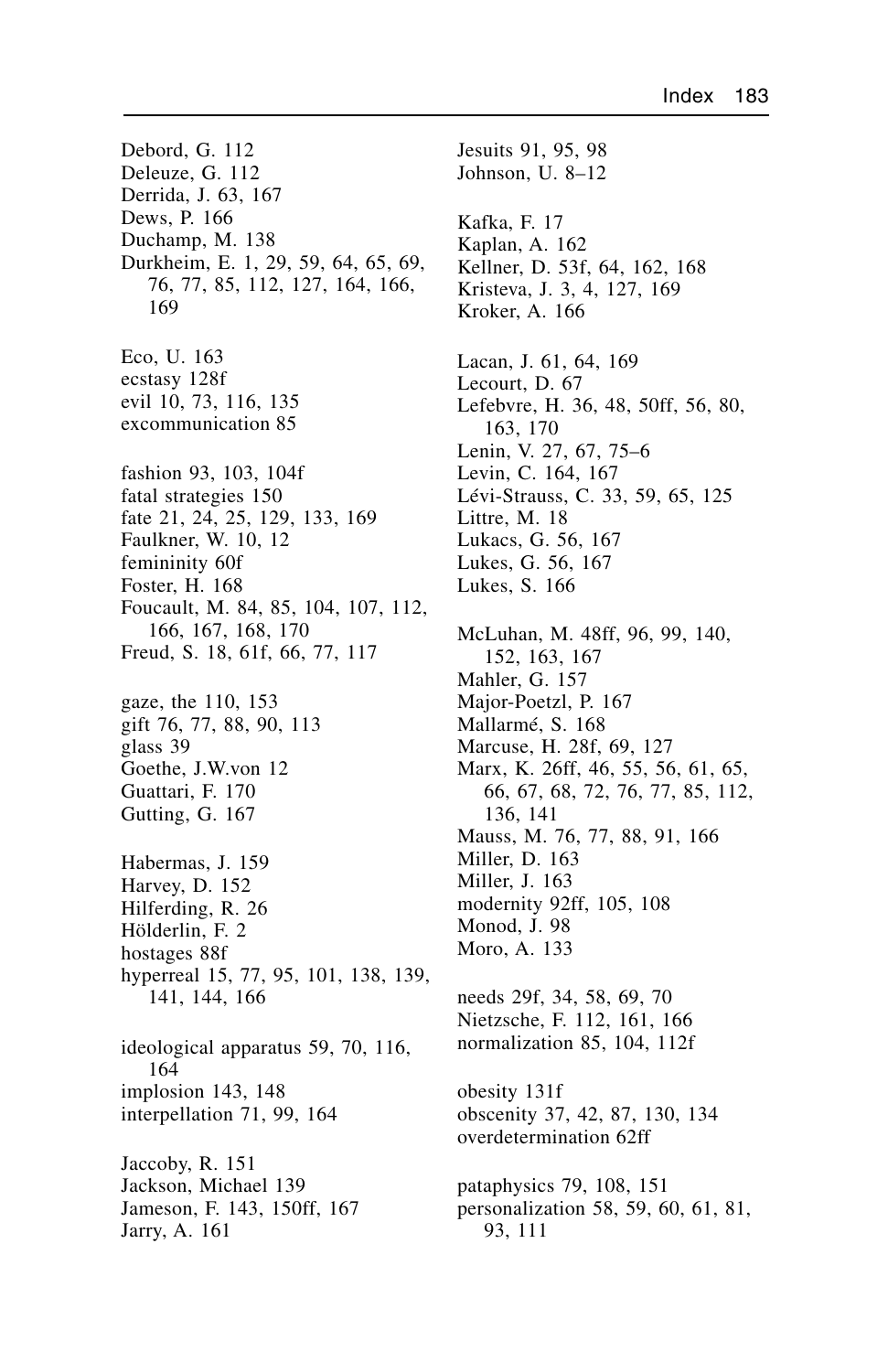Debord, G. 112
Deleuze, G. 112
Derrida, J. 63, 167
Dews, P. 166
Duchamp, M. 138
Durkheim, E. 1, 29, 59, 64, 65, 69, 76, 77, 85, 112, 127, 164, 166, 169

Eco, U. 163
ecstasy 128f
evil 10, 73, 116, 135
excommunication 85

fashion 93, 103, 104f
fatal strategies 150
fate 21, 24, 25, 129, 133, 169
Faulkner, W. 10, 12
femininity 60f
Foster, H. 168
Foucault, M. 84, 85, 104, 107, 112, 166, 167, 168, 170
Freud, S. 18, 61f, 66, 77, 117

gaze, the 110, 153
gift 76, 77, 88, 90, 113
glass 39
Goethe, J.W.von 12
Guattari, F. 170
Gutting, G. 167

Habermas, J. 159
Harvey, D. 152
Hilferding, R. 26
Hölderlin, F. 2
hostages 88f
hyperreal 15, 77, 95, 101, 138, 139, 141, 144, 166

ideological apparatus 59, 70, 116, 164
implosion 143, 148
interpellation 71, 99, 164

Jaccoby, R. 151
Jackson, Michael 139
Jameson, F. 143, 150ff, 167
Jarry, A. 161

Jesuits 91, 95, 98
Johnson, U. 8–12

Kafka, F. 17
Kaplan, A. 162
Kellner, D. 53f, 64, 162, 168
Kristeva, J. 3, 4, 127, 169
Kroker, A. 166

Lacan, J. 61, 64, 169
Lecourt, D. 67
Lefebvre, H. 36, 48, 50ff, 56, 80, 163, 170
Lenin, V. 27, 67, 75–6
Levin, C. 164, 167
Lévi-Strauss, C. 33, 59, 65, 125
Littre, M. 18
Lukacs, G. 56, 167
Lukes, G. 56, 167
Lukes, S. 166

McLuhan, M. 48ff, 96, 99, 140, 152, 163, 167
Mahler, G. 157
Major-Poetzl, P. 167
Mallarmé, S. 168
Marcuse, H. 28f, 69, 127
Marx, K. 26ff, 46, 55, 56, 61, 65, 66, 67, 68, 72, 76, 77, 85, 112, 136, 141
Mauss, M. 76, 77, 88, 91, 166
Miller, D. 163
Miller, J. 163
modernity 92ff, 105, 108
Monod, J. 98
Moro, A. 133

needs 29f, 34, 58, 69, 70
Nietzsche, F. 112, 161, 166
normalization 85, 104, 112f

obesity 131f
obscenity 37, 42, 87, 130, 134
overdetermination 62ff

pataphysics 79, 108, 151
personalization 58, 59, 60, 61, 81, 93, 111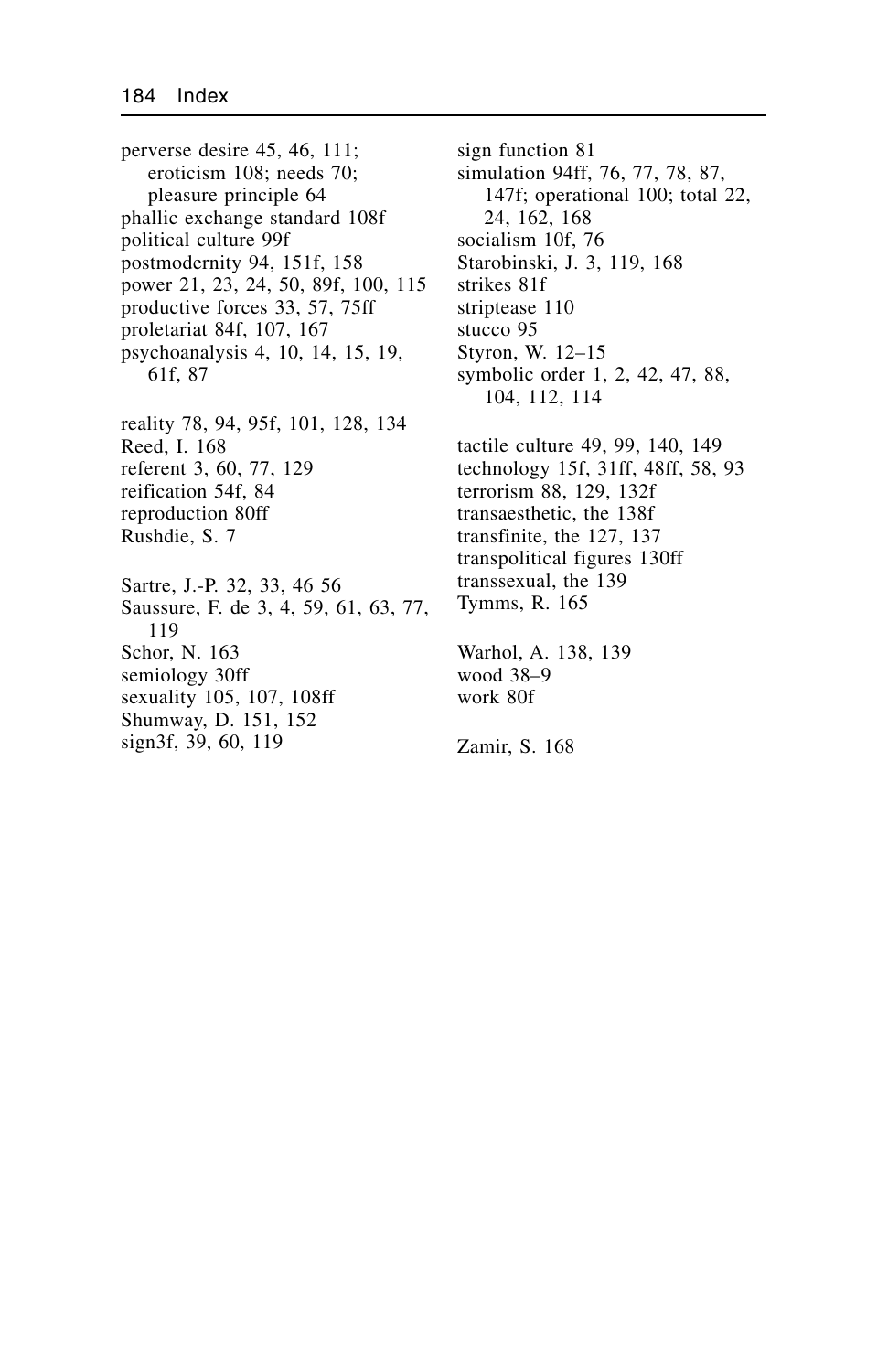perverse desire 45, 46, 111;
  eroticism 108; needs 70;
  pleasure principle 64
phallic exchange standard 108f
political culture 99f
postmodernity 94, 151f, 158
power 21, 23, 24, 50, 89f, 100, 115
productive forces 33, 57, 75ff
proletariat 84f, 107, 167
psychoanalysis 4, 10, 14, 15, 19,
  61f, 87

reality 78, 94, 95f, 101, 128, 134
Reed, I. 168
referent 3, 60, 77, 129
reification 54f, 84
reproduction 80ff
Rushdie, S. 7

Sartre, J.-P. 32, 33, 46 56
Saussure, F. de 3, 4, 59, 61, 63, 77,
  119
Schor, N. 163
semiology 30ff
sexuality 105, 107, 108ff
Shumway, D. 151, 152
sign3f, 39, 60, 119
sign function 81
simulation 94ff, 76, 77, 78, 87,
  147f; operational 100; total 22,
  24, 162, 168
socialism 10f, 76
Starobinski, J. 3, 119, 168
strikes 81f
striptease 110
stucco 95
Styron, W. 12–15
symbolic order 1, 2, 42, 47, 88,
  104, 112, 114

tactile culture 49, 99, 140, 149
technology 15f, 31ff, 48ff, 58, 93
terrorism 88, 129, 132f
transaesthetic, the 138f
transfinite, the 127, 137
transpolitical figures 130ff
transsexual, the 139
Tymms, R. 165

Warhol, A. 138, 139
wood 38–9
work 80f

Zamir, S. 168